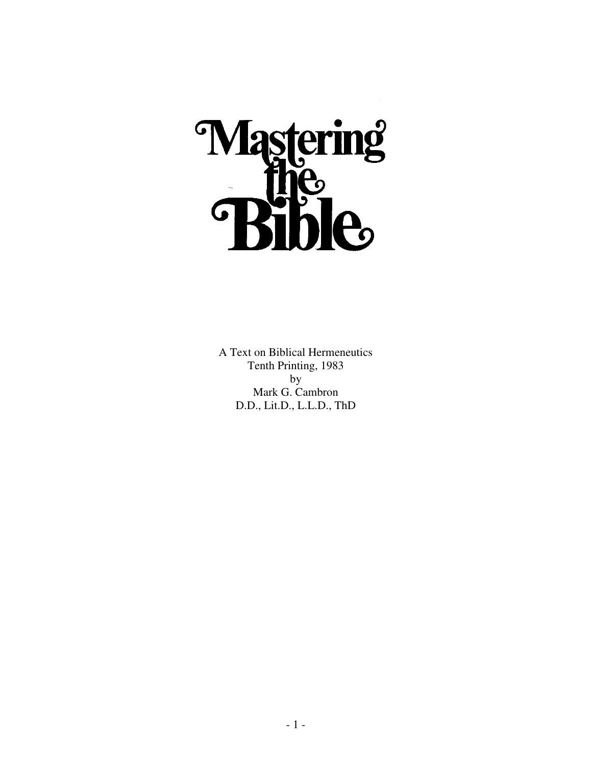# Mastering the Bible

A Text on Biblical Hermeneutics
Tenth Printing, 1983
by
Mark G. Cambron
D.D., Lit.D., L.L.D., ThD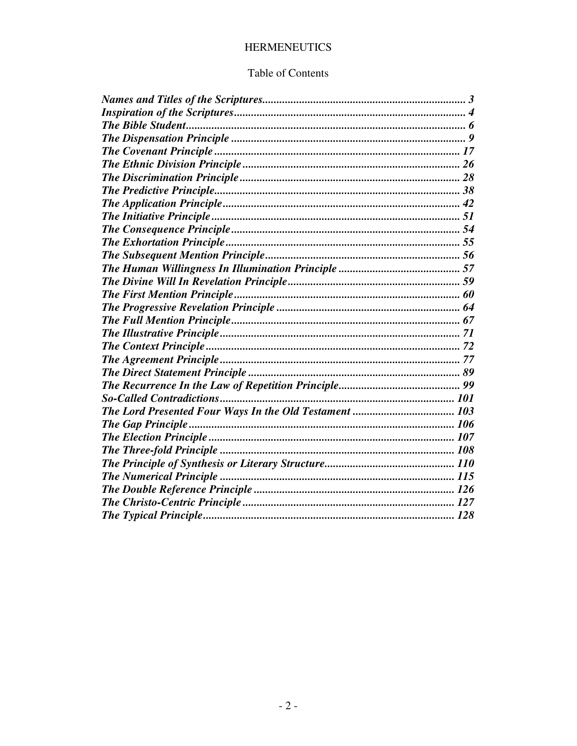# HERMENEUTICS

## Table of Contents

| | |
|---|---|
| *Names and Titles of the Scriptures* | *3* |
| *Inspiration of the Scriptures* | *4* |
| *The Bible Student* | *6* |
| *The Dispensation Principle* | *9* |
| *The Covenant Principle* | *17* |
| *The Ethnic Division Principle* | *26* |
| *The Discrimination Principle* | *28* |
| *The Predictive Principle* | *38* |
| *The Application Principle* | *42* |
| *The Initiative Principle* | *51* |
| *The Consequence Principle* | *54* |
| *The Exhortation Principle* | *55* |
| *The Subsequent Mention Principle* | *56* |
| *The Human Willingness In Illumination Principle* | *57* |
| *The Divine Will In Revelation Principle* | *59* |
| *The First Mention Principle* | *60* |
| *The Progressive Revelation Principle* | *64* |
| *The Full Mention Principle* | *67* |
| *The Illustrative Principle* | *71* |
| *The Context Principle* | *72* |
| *The Agreement Principle* | *77* |
| *The Direct Statement Principle* | *89* |
| *The Recurrence In the Law of Repetition Principle* | *99* |
| *So-Called Contradictions* | *101* |
| *The Lord Presented Four Ways In the Old Testament* | *103* |
| *The Gap Principle* | *106* |
| *The Election Principle* | *107* |
| *The Three-fold Principle* | *108* |
| *The Principle of Synthesis or Literary Structure* | *110* |
| *The Numerical Principle* | *115* |
| *The Double Reference Principle* | *126* |
| *The Christo-Centric Principle* | *127* |
| *The Typical Principle* | *128* |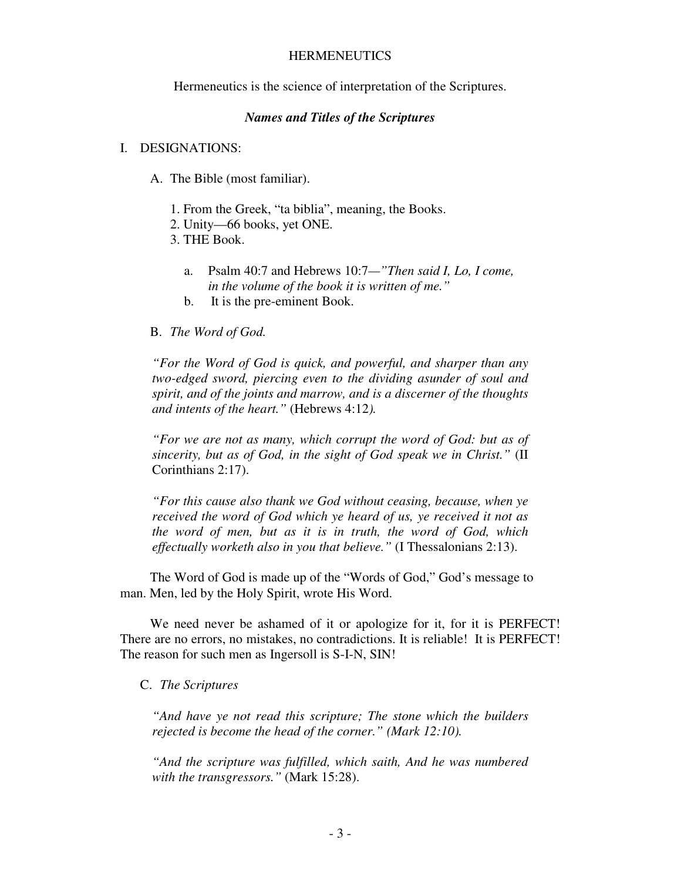# HERMENEUTICS

Hermeneutics is the science of interpretation of the Scriptures.

## *Names and Titles of the Scriptures*

I. DESIGNATIONS:

A. The Bible (most familiar).

1. From the Greek, "ta biblia", meaning, the Books.
2. Unity—66 books, yet ONE.
3. THE Book.

a. Psalm 40:7 and Hebrews 10:7—*"Then said I, Lo, I come, in the volume of the book it is written of me."*

b. It is the pre-eminent Book.

B. *The Word of God.*

*"For the Word of God is quick, and powerful, and sharper than any two-edged sword, piercing even to the dividing asunder of soul and spirit, and of the joints and marrow, and is a discerner of the thoughts and intents of the heart."* (Hebrews 4:12*).*

*"For we are not as many, which corrupt the word of God: but as of sincerity, but as of God, in the sight of God speak we in Christ."* (II Corinthians 2:17).

*"For this cause also thank we God without ceasing, because, when ye received the word of God which ye heard of us, ye received it not as the word of men, but as it is in truth, the word of God, which effectually worketh also in you that believe."* (I Thessalonians 2:13).

The Word of God is made up of the "Words of God," God's message to man. Men, led by the Holy Spirit, wrote His Word.

We need never be ashamed of it or apologize for it, for it is PERFECT! There are no errors, no mistakes, no contradictions. It is reliable! It is PERFECT! The reason for such men as Ingersoll is S-I-N, SIN!

C. *The Scriptures*

*"And have ye not read this scripture; The stone which the builders rejected is become the head of the corner." (Mark 12:10).*

*"And the scripture was fulfilled, which saith, And he was numbered with the transgressors."* (Mark 15:28).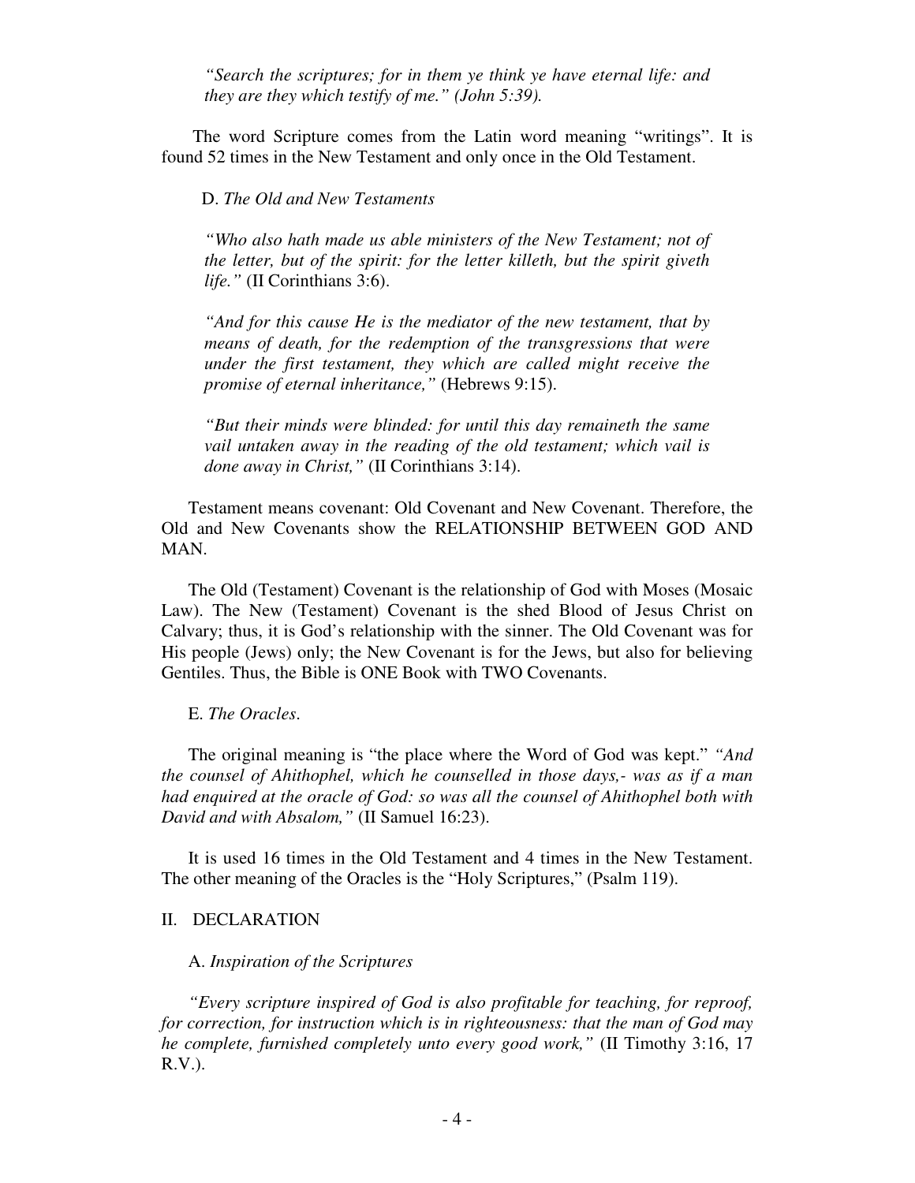*"Search the scriptures; for in them ye think ye have eternal life: and they are they which testify of me." (John 5:39).*

The word Scripture comes from the Latin word meaning "writings". It is found 52 times in the New Testament and only once in the Old Testament.

D. *The Old and New Testaments*

*"Who also hath made us able ministers of the New Testament; not of the letter, but of the spirit: for the letter killeth, but the spirit giveth life."* (II Corinthians 3:6).

*"And for this cause He is the mediator of the new testament, that by means of death, for the redemption of the transgressions that were under the first testament, they which are called might receive the promise of eternal inheritance,"* (Hebrews 9:15).

*"But their minds were blinded: for until this day remaineth the same vail untaken away in the reading of the old testament; which vail is done away in Christ,"* (II Corinthians 3:14).

Testament means covenant: Old Covenant and New Covenant. Therefore, the Old and New Covenants show the RELATIONSHIP BETWEEN GOD AND MAN.

The Old (Testament) Covenant is the relationship of God with Moses (Mosaic Law). The New (Testament) Covenant is the shed Blood of Jesus Christ on Calvary; thus, it is God's relationship with the sinner. The Old Covenant was for His people (Jews) only; the New Covenant is for the Jews, but also for believing Gentiles. Thus, the Bible is ONE Book with TWO Covenants.

E. *The Oracles*.

The original meaning is "the place where the Word of God was kept." *"And the counsel of Ahithophel, which he counselled in those days,- was as if a man had enquired at the oracle of God: so was all the counsel of Ahithophel both with David and with Absalom,"* (II Samuel 16:23).

It is used 16 times in the Old Testament and 4 times in the New Testament. The other meaning of the Oracles is the "Holy Scriptures," (Psalm 119).

## II. DECLARATION

A. *Inspiration of the Scriptures*

*"Every scripture inspired of God is also profitable for teaching, for reproof, for correction, for instruction which is in righteousness: that the man of God may he complete, furnished completely unto every good work,"* (II Timothy 3:16, 17 R.V.).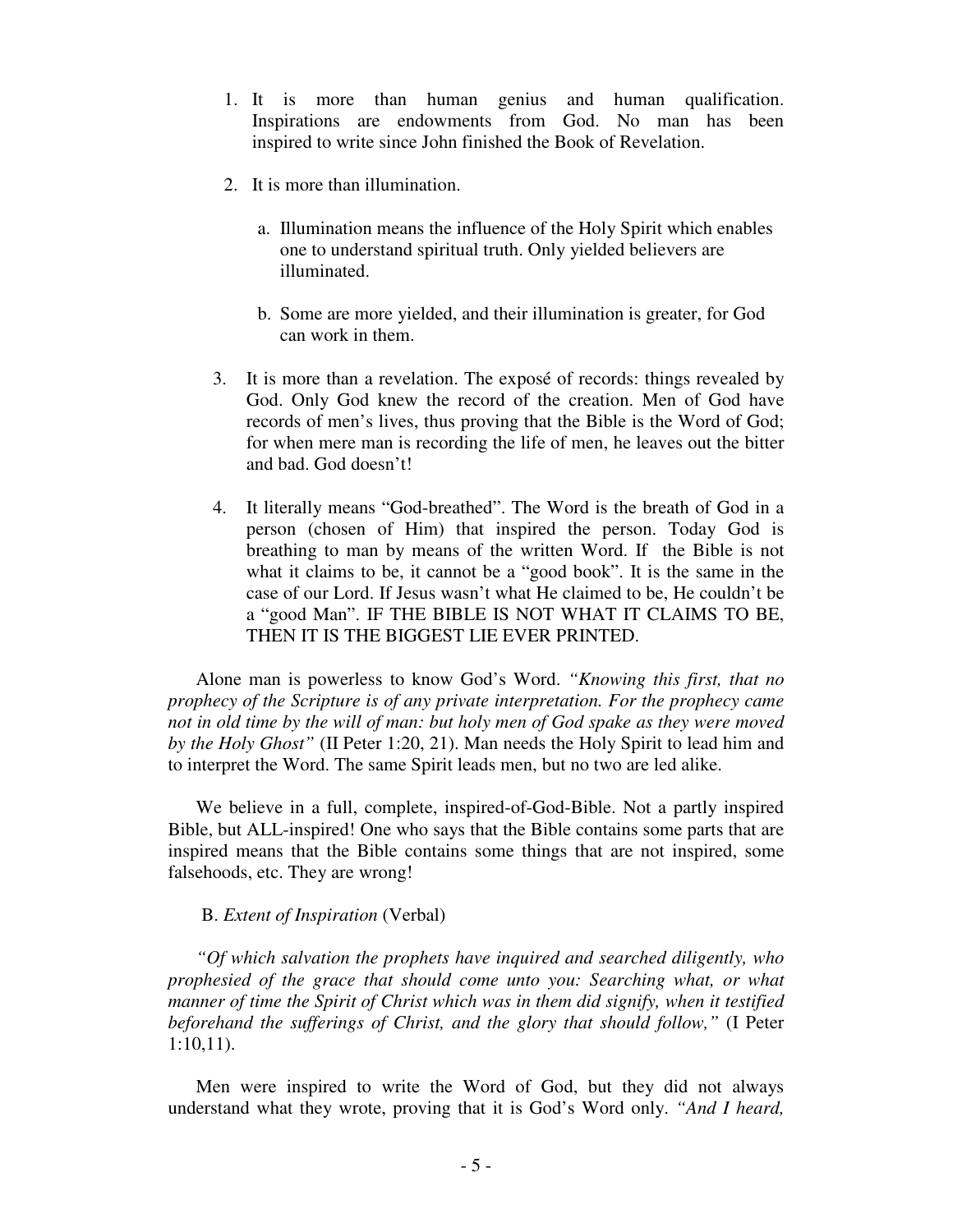1. It is more than human genius and human qualification. Inspirations are endowments from God. No man has been inspired to write since John finished the Book of Revelation.

2. It is more than illumination.

   a. Illumination means the influence of the Holy Spirit which enables one to understand spiritual truth. Only yielded believers are illuminated.

   b. Some are more yielded, and their illumination is greater, for God can work in them.

3. It is more than a revelation. The exposé of records: things revealed by God. Only God knew the record of the creation. Men of God have records of men's lives, thus proving that the Bible is the Word of God; for when mere man is recording the life of men, he leaves out the bitter and bad. God doesn't!

4. It literally means "God-breathed". The Word is the breath of God in a person (chosen of Him) that inspired the person. Today God is breathing to man by means of the written Word. If the Bible is not what it claims to be, it cannot be a "good book". It is the same in the case of our Lord. If Jesus wasn't what He claimed to be, He couldn't be a "good Man". IF THE BIBLE IS NOT WHAT IT CLAIMS TO BE, THEN IT IS THE BIGGEST LIE EVER PRINTED.

Alone man is powerless to know God's Word. *"Knowing this first, that no prophecy of the Scripture is of any private interpretation. For the prophecy came not in old time by the will of man: but holy men of God spake as they were moved by the Holy Ghost"* (II Peter 1:20, 21). Man needs the Holy Spirit to lead him and to interpret the Word. The same Spirit leads men, but no two are led alike.

We believe in a full, complete, inspired-of-God-Bible. Not a partly inspired Bible, but ALL-inspired! One who says that the Bible contains some parts that are inspired means that the Bible contains some things that are not inspired, some falsehoods, etc. They are wrong!

B. *Extent of Inspiration* (Verbal)

*"Of which salvation the prophets have inquired and searched diligently, who prophesied of the grace that should come unto you: Searching what, or what manner of time the Spirit of Christ which was in them did signify, when it testified beforehand the sufferings of Christ, and the glory that should follow,"* (I Peter 1:10,11).

Men were inspired to write the Word of God, but they did not always understand what they wrote, proving that it is God's Word only. *"And I heard,*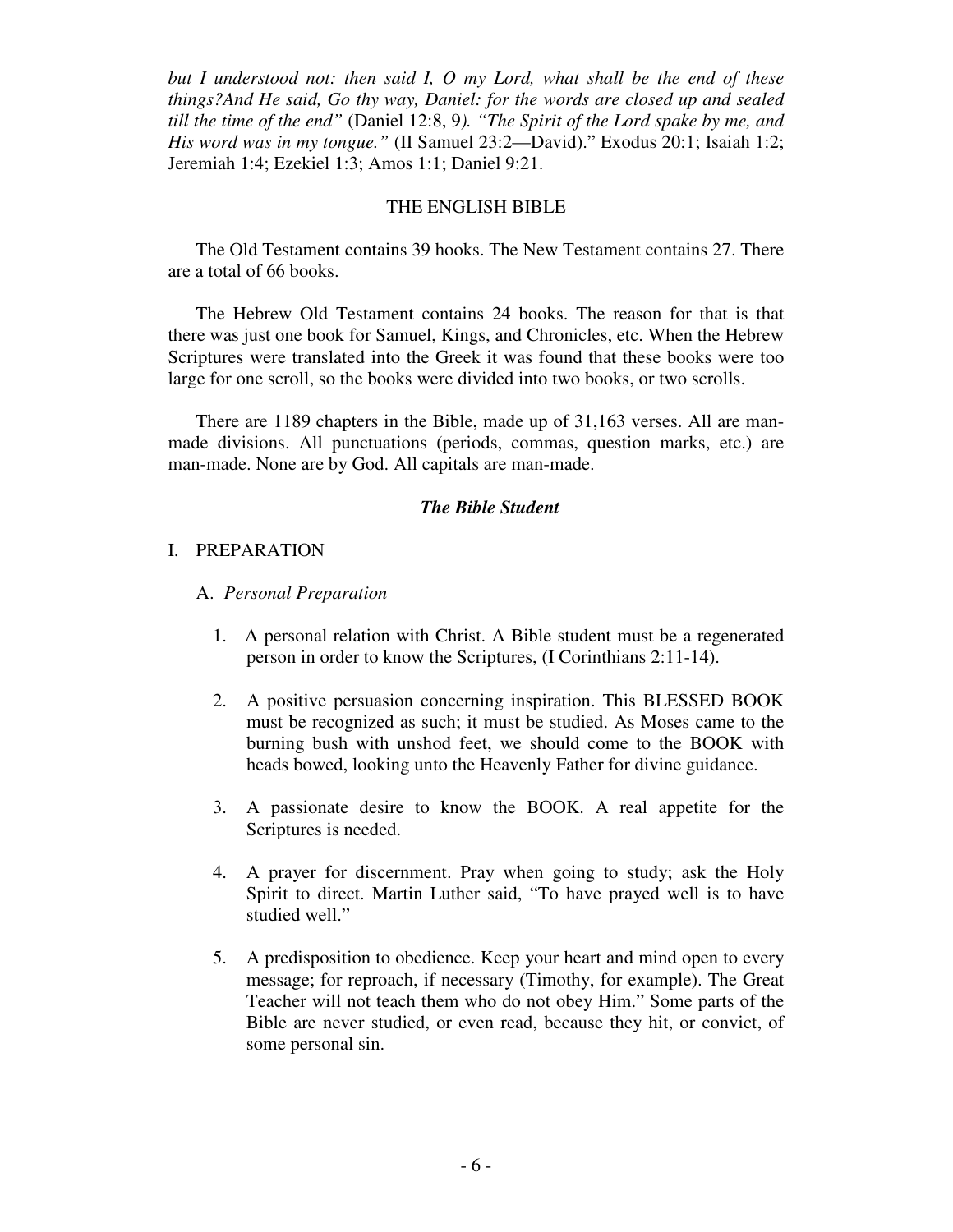*but I understood not: then said I, O my Lord, what shall be the end of these things?And He said, Go thy way, Daniel: for the words are closed up and sealed till the time of the end"* (Daniel 12:8, 9*). "The Spirit of the Lord spake by me, and His word was in my tongue."* (II Samuel 23:2—David)." Exodus 20:1; Isaiah 1:2; Jeremiah 1:4; Ezekiel 1:3; Amos 1:1; Daniel 9:21.

## THE ENGLISH BIBLE

The Old Testament contains 39 hooks. The New Testament contains 27. There are a total of 66 books.

The Hebrew Old Testament contains 24 books. The reason for that is that there was just one book for Samuel, Kings, and Chronicles, etc. When the Hebrew Scriptures were translated into the Greek it was found that these books were too large for one scroll, so the books were divided into two books, or two scrolls.

There are 1189 chapters in the Bible, made up of 31,163 verses. All are man-made divisions. All punctuations (periods, commas, question marks, etc.) are man-made. None are by God. All capitals are man-made.

## *The Bible Student*

### I. PREPARATION

#### A. *Personal Preparation*

1. A personal relation with Christ. A Bible student must be a regenerated person in order to know the Scriptures, (I Corinthians 2:11-14).

2. A positive persuasion concerning inspiration. This BLESSED BOOK must be recognized as such; it must be studied. As Moses came to the burning bush with unshod feet, we should come to the BOOK with heads bowed, looking unto the Heavenly Father for divine guidance.

3. A passionate desire to know the BOOK. A real appetite for the Scriptures is needed.

4. A prayer for discernment. Pray when going to study; ask the Holy Spirit to direct. Martin Luther said, "To have prayed well is to have studied well."

5. A predisposition to obedience. Keep your heart and mind open to every message; for reproach, if necessary (Timothy, for example). The Great Teacher will not teach them who do not obey Him." Some parts of the Bible are never studied, or even read, because they hit, or convict, of some personal sin.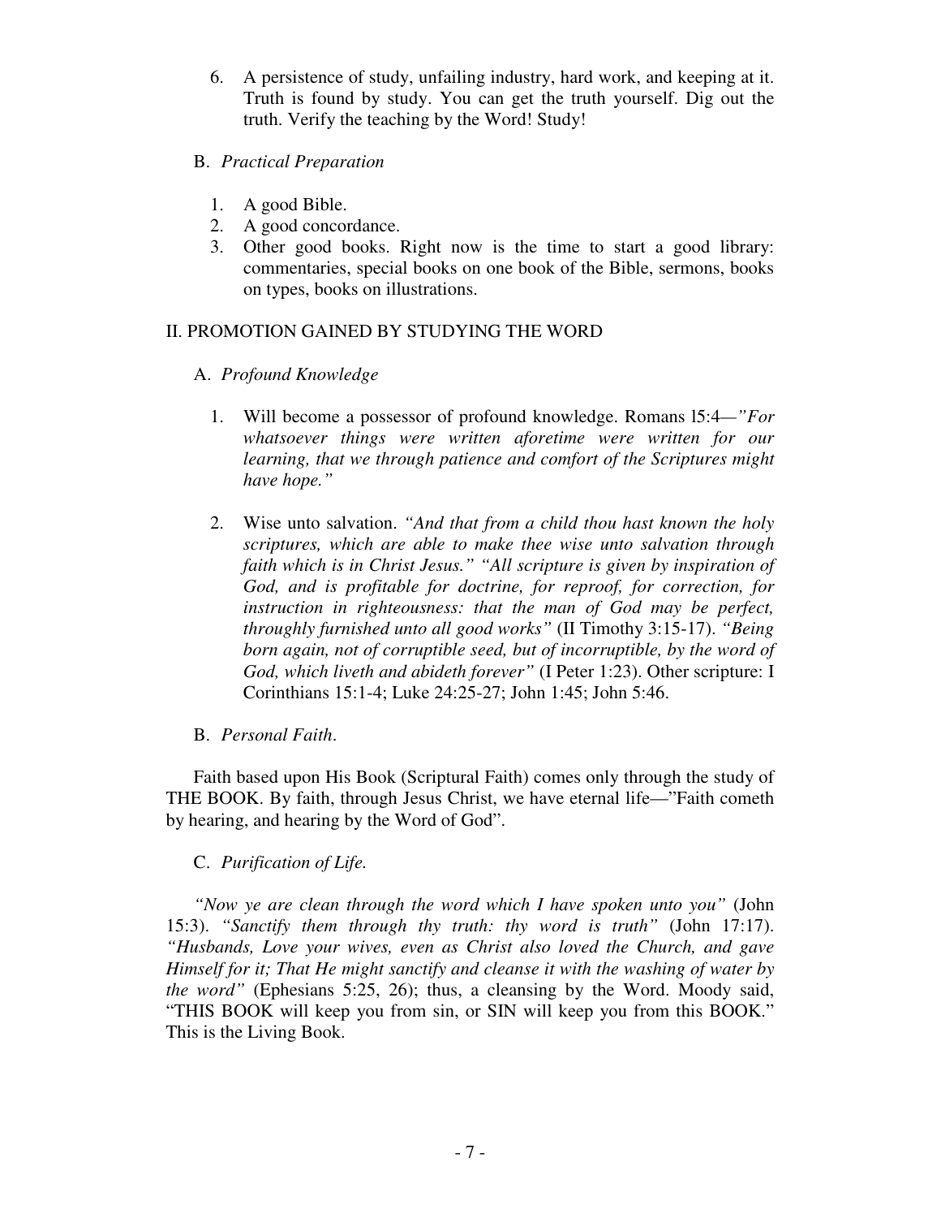6. A persistence of study, unfailing industry, hard work, and keeping at it. Truth is found by study. You can get the truth yourself. Dig out the truth. Verify the teaching by the Word! Study!

B. *Practical Preparation*

1. A good Bible.
2. A good concordance.
3. Other good books. Right now is the time to start a good library: commentaries, special books on one book of the Bible, sermons, books on types, books on illustrations.

## II. PROMOTION GAINED BY STUDYING THE WORD

A. *Profound Knowledge*

1. Will become a possessor of profound knowledge. Romans l5:4—*"For whatsoever things were written aforetime were written for our learning, that we through patience and comfort of the Scriptures might have hope."*

2. Wise unto salvation. *"And that from a child thou hast known the holy scriptures, which are able to make thee wise unto salvation through faith which is in Christ Jesus." "All scripture is given by inspiration of God, and is profitable for doctrine, for reproof, for correction, for instruction in righteousness: that the man of God may be perfect, throughly furnished unto all good works"* (II Timothy 3:15-17). *"Being born again, not of corruptible seed, but of incorruptible, by the word of God, which liveth and abideth forever"* (I Peter 1:23). Other scripture: I Corinthians 15:1-4; Luke 24:25-27; John 1:45; John 5:46.

B. *Personal Faith*.

Faith based upon His Book (Scriptural Faith) comes only through the study of THE BOOK. By faith, through Jesus Christ, we have eternal life—"Faith cometh by hearing, and hearing by the Word of God".

C. *Purification of Life.*

*"Now ye are clean through the word which I have spoken unto you"* (John 15:3). *"Sanctify them through thy truth: thy word is truth"* (John 17:17). *"Husbands, Love your wives, even as Christ also loved the Church, and gave Himself for it; That He might sanctify and cleanse it with the washing of water by the word"* (Ephesians 5:25, 26); thus, a cleansing by the Word. Moody said, "THIS BOOK will keep you from sin, or SIN will keep you from this BOOK." This is the Living Book.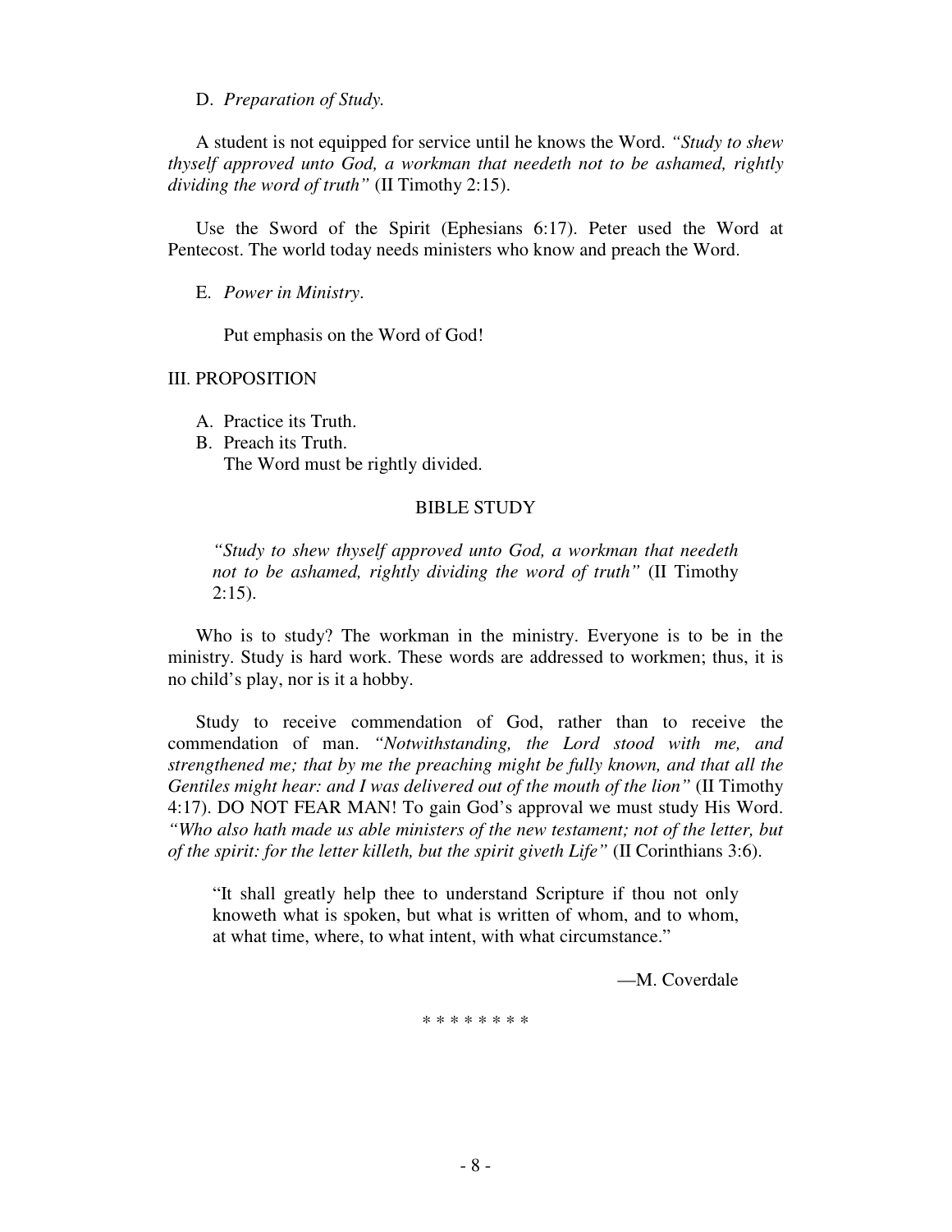D. *Preparation of Study.*

A student is not equipped for service until he knows the Word. *"Study to shew thyself approved unto God, a workman that needeth not to be ashamed, rightly dividing the word of truth"* (II Timothy 2:15).

Use the Sword of the Spirit (Ephesians 6:17). Peter used the Word at Pentecost. The world today needs ministers who know and preach the Word.

E. *Power in Ministry*.

Put emphasis on the Word of God!

III. PROPOSITION

A. Practice its Truth.
B. Preach its Truth.
   The Word must be rightly divided.

## BIBLE STUDY

> *"Study to shew thyself approved unto God, a workman that needeth not to be ashamed, rightly dividing the word of truth"* (II Timothy 2:15).

Who is to study? The workman in the ministry. Everyone is to be in the ministry. Study is hard work. These words are addressed to workmen; thus, it is no child's play, nor is it a hobby.

Study to receive commendation of God, rather than to receive the commendation of man. *"Notwithstanding, the Lord stood with me, and strengthened me; that by me the preaching might be fully known, and that all the Gentiles might hear: and I was delivered out of the mouth of the lion"* (II Timothy 4:17). DO NOT FEAR MAN! To gain God's approval we must study His Word. *"Who also hath made us able ministers of the new testament; not of the letter, but of the spirit: for the letter killeth, but the spirit giveth Life"* (II Corinthians 3:6).

> "It shall greatly help thee to understand Scripture if thou not only knoweth what is spoken, but what is written of whom, and to whom, at what time, where, to what intent, with what circumstance."
>
> —M. Coverdale

\* \* \* \* \* \* \* \*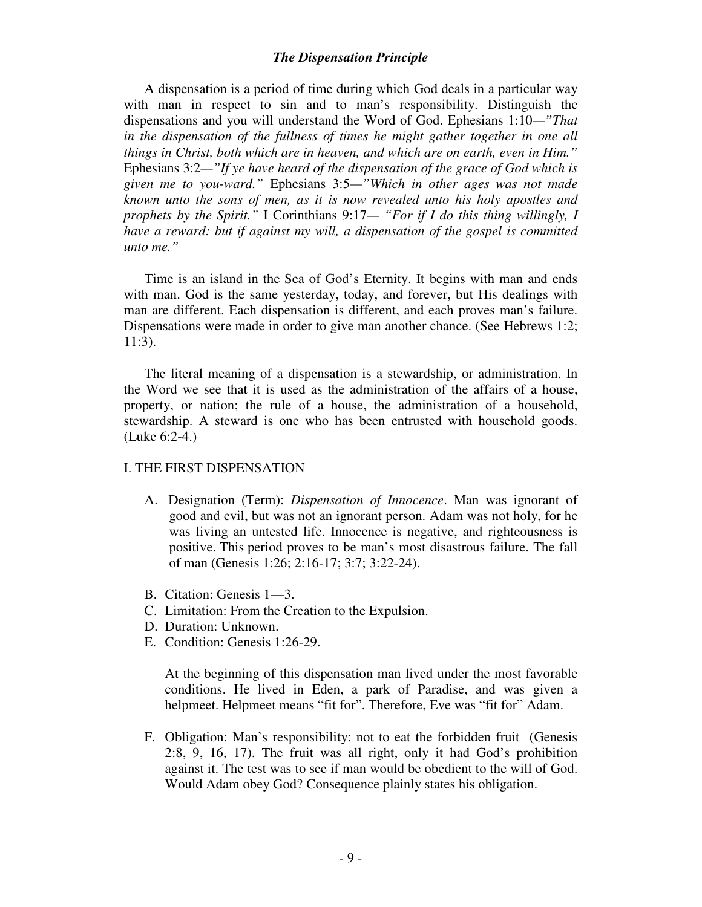## *The Dispensation Principle*

A dispensation is a period of time during which God deals in a particular way with man in respect to sin and to man's responsibility. Distinguish the dispensations and you will understand the Word of God. Ephesians 1:10—*"That in the dispensation of the fullness of times he might gather together in one all things in Christ, both which are in heaven, and which are on earth, even in Him."* Ephesians 3:2—*"If ye have heard of the dispensation of the grace of God which is given me to you-ward."* Ephesians 3:5—*"Which in other ages was not made known unto the sons of men, as it is now revealed unto his holy apostles and prophets by the Spirit."* I Corinthians 9:17— *"For if I do this thing willingly, I have a reward: but if against my will, a dispensation of the gospel is committed unto me."*

Time is an island in the Sea of God's Eternity. It begins with man and ends with man. God is the same yesterday, today, and forever, but His dealings with man are different. Each dispensation is different, and each proves man's failure. Dispensations were made in order to give man another chance. (See Hebrews 1:2; 11:3).

The literal meaning of a dispensation is a stewardship, or administration. In the Word we see that it is used as the administration of the affairs of a house, property, or nation; the rule of a house, the administration of a household, stewardship. A steward is one who has been entrusted with household goods. (Luke 6:2-4.)

I. THE FIRST DISPENSATION

A. Designation (Term): *Dispensation of Innocence*. Man was ignorant of good and evil, but was not an ignorant person. Adam was not holy, for he was living an untested life. Innocence is negative, and righteousness is positive. This period proves to be man's most disastrous failure. The fall of man (Genesis 1:26; 2:16-17; 3:7; 3:22-24).

B. Citation: Genesis 1—3.

C. Limitation: From the Creation to the Expulsion.

D. Duration: Unknown.

E. Condition: Genesis 1:26-29.

   At the beginning of this dispensation man lived under the most favorable conditions. He lived in Eden, a park of Paradise, and was given a helpmeet. Helpmeet means "fit for". Therefore, Eve was "fit for" Adam.

F. Obligation: Man's responsibility: not to eat the forbidden fruit (Genesis 2:8, 9, 16, 17). The fruit was all right, only it had God's prohibition against it. The test was to see if man would be obedient to the will of God. Would Adam obey God? Consequence plainly states his obligation.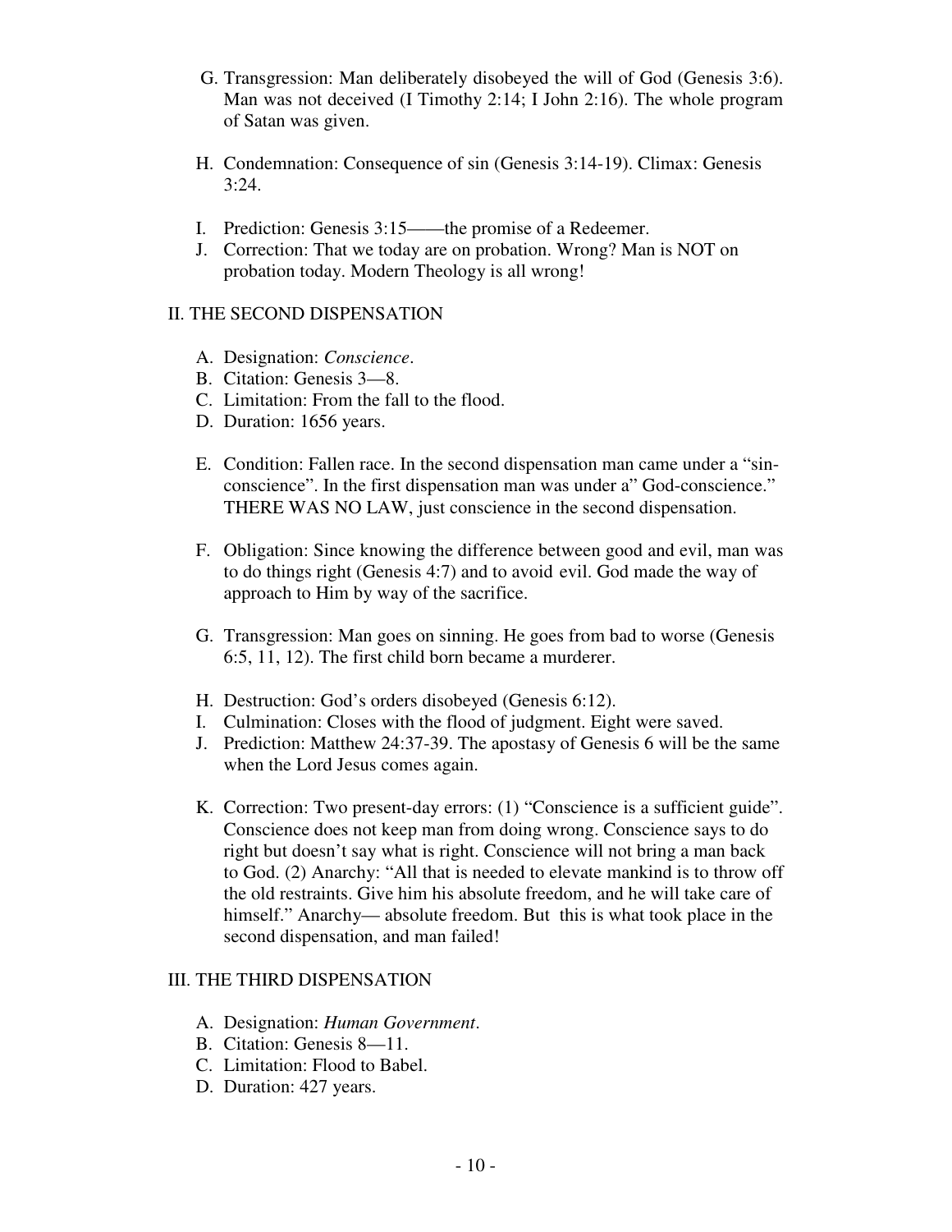G. Transgression: Man deliberately disobeyed the will of God (Genesis 3:6). Man was not deceived (I Timothy 2:14; I John 2:16). The whole program of Satan was given.

H. Condemnation: Consequence of sin (Genesis 3:14-19). Climax: Genesis 3:24.

I. Prediction: Genesis 3:15——the promise of a Redeemer.
J. Correction: That we today are on probation. Wrong? Man is NOT on probation today. Modern Theology is all wrong!

## II. THE SECOND DISPENSATION

A. Designation: *Conscience*.
B. Citation: Genesis 3—8.
C. Limitation: From the fall to the flood.
D. Duration: 1656 years.

E. Condition: Fallen race. In the second dispensation man came under a "sin-conscience". In the first dispensation man was under a" God-conscience." THERE WAS NO LAW, just conscience in the second dispensation.

F. Obligation: Since knowing the difference between good and evil, man was to do things right (Genesis 4:7) and to avoid evil. God made the way of approach to Him by way of the sacrifice.

G. Transgression: Man goes on sinning. He goes from bad to worse (Genesis 6:5, 11, 12). The first child born became a murderer.

H. Destruction: God's orders disobeyed (Genesis 6:12).
I. Culmination: Closes with the flood of judgment. Eight were saved.
J. Prediction: Matthew 24:37-39. The apostasy of Genesis 6 will be the same when the Lord Jesus comes again.

K. Correction: Two present-day errors: (1) "Conscience is a sufficient guide". Conscience does not keep man from doing wrong. Conscience says to do right but doesn't say what is right. Conscience will not bring a man back to God. (2) Anarchy: "All that is needed to elevate mankind is to throw off the old restraints. Give him his absolute freedom, and he will take care of himself." Anarchy— absolute freedom. But this is what took place in the second dispensation, and man failed!

## III. THE THIRD DISPENSATION

A. Designation: *Human Government*.
B. Citation: Genesis 8—11.
C. Limitation: Flood to Babel.
D. Duration: 427 years.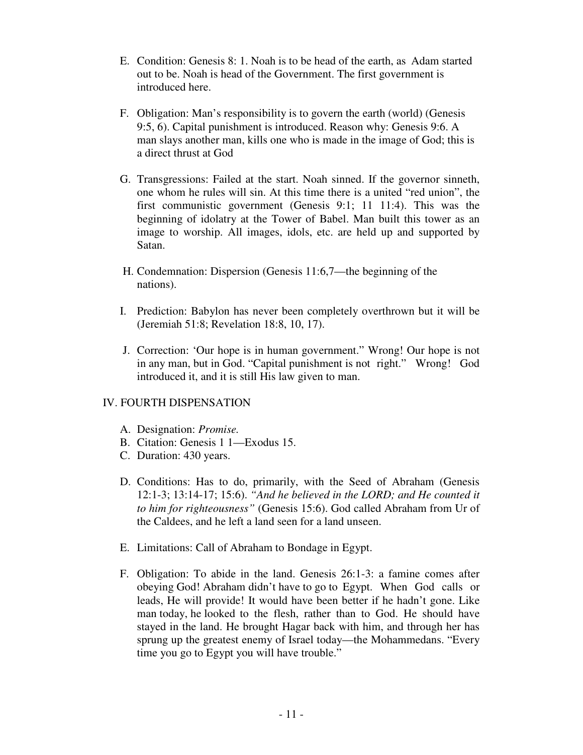E. Condition: Genesis 8: 1. Noah is to be head of the earth, as Adam started out to be. Noah is head of the Government. The first government is introduced here.

F. Obligation: Man's responsibility is to govern the earth (world) (Genesis 9:5, 6). Capital punishment is introduced. Reason why: Genesis 9:6. A man slays another man, kills one who is made in the image of God; this is a direct thrust at God

G. Transgressions: Failed at the start. Noah sinned. If the governor sinneth, one whom he rules will sin. At this time there is a united "red union", the first communistic government (Genesis 9:1; 11 11:4). This was the beginning of idolatry at the Tower of Babel. Man built this tower as an image to worship. All images, idols, etc. are held up and supported by Satan.

H. Condemnation: Dispersion (Genesis 11:6,7—the beginning of the nations).

I. Prediction: Babylon has never been completely overthrown but it will be (Jeremiah 51:8; Revelation 18:8, 10, 17).

J. Correction: 'Our hope is in human government." Wrong! Our hope is not in any man, but in God. "Capital punishment is not right." Wrong! God introduced it, and it is still His law given to man.

## IV. FOURTH DISPENSATION

A. Designation: *Promise.*
B. Citation: Genesis 1 1—Exodus 15.
C. Duration: 430 years.

D. Conditions: Has to do, primarily, with the Seed of Abraham (Genesis 12:1-3; 13:14-17; 15:6). *"And he believed in the LORD; and He counted it to him for righteousness"* (Genesis 15:6). God called Abraham from Ur of the Caldees, and he left a land seen for a land unseen.

E. Limitations: Call of Abraham to Bondage in Egypt.

F. Obligation: To abide in the land. Genesis 26:1-3: a famine comes after obeying God! Abraham didn't have to go to Egypt. When God calls or leads, He will provide! It would have been better if he hadn't gone. Like man today, he looked to the flesh, rather than to God. He should have stayed in the land. He brought Hagar back with him, and through her has sprung up the greatest enemy of Israel today—the Mohammedans. "Every time you go to Egypt you will have trouble."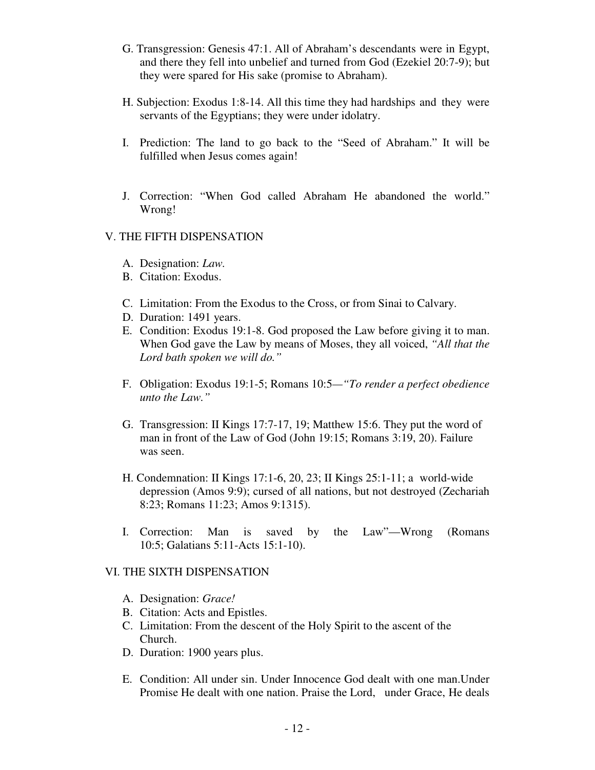G. Transgression: Genesis 47:1. All of Abraham's descendants were in Egypt, and there they fell into unbelief and turned from God (Ezekiel 20:7-9); but they were spared for His sake (promise to Abraham).

H. Subjection: Exodus 1:8-14. All this time they had hardships and they were servants of the Egyptians; they were under idolatry.

I. Prediction: The land to go back to the "Seed of Abraham." It will be fulfilled when Jesus comes again!

J. Correction: "When God called Abraham He abandoned the world." Wrong!

## V. THE FIFTH DISPENSATION

A. Designation: *Law.*
B. Citation: Exodus.
C. Limitation: From the Exodus to the Cross, or from Sinai to Calvary.
D. Duration: 1491 years.
E. Condition: Exodus 19:1-8. God proposed the Law before giving it to man. When God gave the Law by means of Moses, they all voiced, *"All that the Lord bath spoken we will do."*

F. Obligation: Exodus 19:1-5; Romans 10:5—*"To render a perfect obedience unto the Law."*

G. Transgression: II Kings 17:7-17, 19; Matthew 15:6. They put the word of man in front of the Law of God (John 19:15; Romans 3:19, 20). Failure was seen.

H. Condemnation: II Kings 17:1-6, 20, 23; II Kings 25:1-11; a world-wide depression (Amos 9:9); cursed of all nations, but not destroyed (Zechariah 8:23; Romans 11:23; Amos 9:1315).

I. Correction: Man is saved by the Law"—Wrong (Romans 10:5; Galatians 5:11-Acts 15:1-10).

## VI. THE SIXTH DISPENSATION

A. Designation: *Grace!*
B. Citation: Acts and Epistles.
C. Limitation: From the descent of the Holy Spirit to the ascent of the Church.
D. Duration: 1900 years plus.

E. Condition: All under sin. Under Innocence God dealt with one man.Under Promise He dealt with one nation. Praise the Lord, under Grace, He deals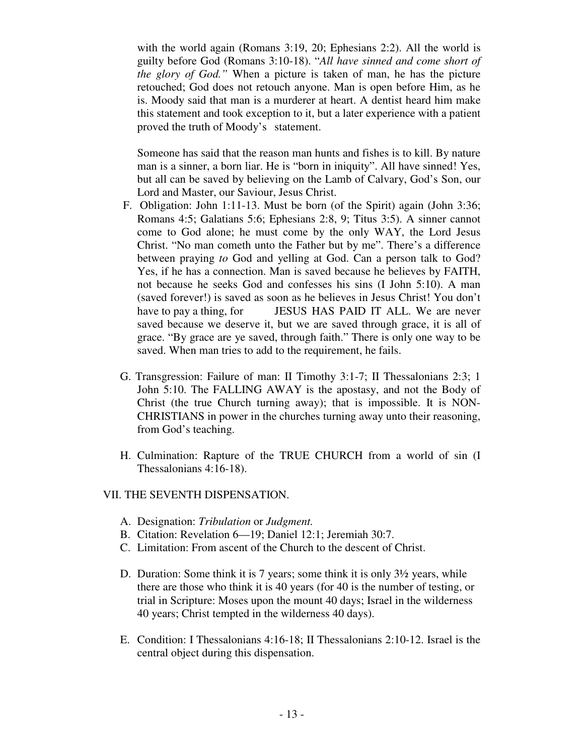with the world again (Romans 3:19, 20; Ephesians 2:2). All the world is guilty before God (Romans 3:10-18). "*All have sinned and come short of the glory of God."* When a picture is taken of man, he has the picture retouched; God does not retouch anyone. Man is open before Him, as he is. Moody said that man is a murderer at heart. A dentist heard him make this statement and took exception to it, but a later experience with a patient proved the truth of Moody's statement.

Someone has said that the reason man hunts and fishes is to kill. By nature man is a sinner, a born liar. He is "born in iniquity". All have sinned! Yes, but all can be saved by believing on the Lamb of Calvary, God's Son, our Lord and Master, our Saviour, Jesus Christ.

F. Obligation: John 1:11-13. Must be born (of the Spirit) again (John 3:36; Romans 4:5; Galatians 5:6; Ephesians 2:8, 9; Titus 3:5). A sinner cannot come to God alone; he must come by the only WAY, the Lord Jesus Christ. "No man cometh unto the Father but by me". There's a difference between praying *to* God and yelling at God. Can a person talk to God? Yes, if he has a connection. Man is saved because he believes by FAITH, not because he seeks God and confesses his sins (I John 5:10). A man (saved forever!) is saved as soon as he believes in Jesus Christ! You don't have to pay a thing, for JESUS HAS PAID IT ALL. We are never saved because we deserve it, but we are saved through grace, it is all of grace. "By grace are ye saved, through faith." There is only one way to be saved. When man tries to add to the requirement, he fails.

G. Transgression: Failure of man: II Timothy 3:1-7; II Thessalonians 2:3; 1 John 5:10. The FALLING AWAY is the apostasy, and not the Body of Christ (the true Church turning away); that is impossible. It is NON-CHRISTIANS in power in the churches turning away unto their reasoning, from God's teaching.

H. Culmination: Rapture of the TRUE CHURCH from a world of sin (I Thessalonians 4:16-18).

VII. THE SEVENTH DISPENSATION.

A. Designation: *Tribulation* or *Judgment.*
B. Citation: Revelation 6—19; Daniel 12:1; Jeremiah 30:7.
C. Limitation: From ascent of the Church to the descent of Christ.

D. Duration: Some think it is 7 years; some think it is only 3½ years, while there are those who think it is 40 years (for 40 is the number of testing, or trial in Scripture: Moses upon the mount 40 days; Israel in the wilderness 40 years; Christ tempted in the wilderness 40 days).

E. Condition: I Thessalonians 4:16-18; II Thessalonians 2:10-12. Israel is the central object during this dispensation.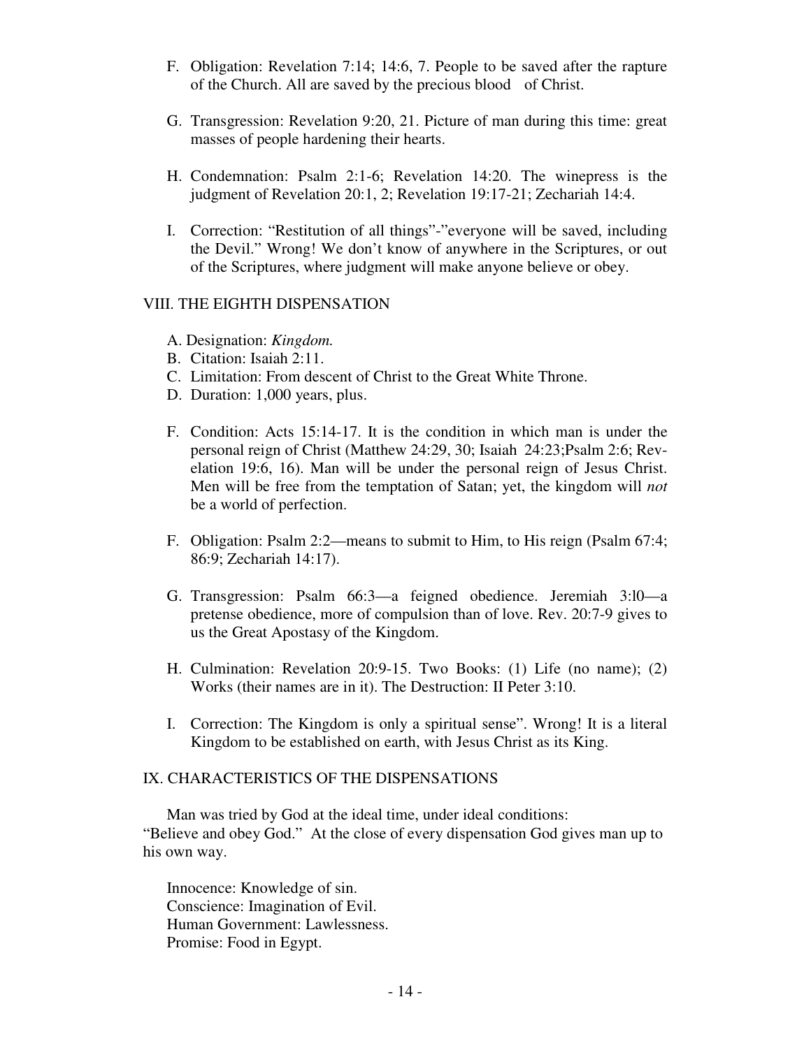F. Obligation: Revelation 7:14; 14:6, 7. People to be saved after the rapture of the Church. All are saved by the precious blood of Christ.

G. Transgression: Revelation 9:20, 21. Picture of man during this time: great masses of people hardening their hearts.

H. Condemnation: Psalm 2:1-6; Revelation 14:20. The winepress is the judgment of Revelation 20:1, 2; Revelation 19:17-21; Zechariah 14:4.

I. Correction: "Restitution of all things"-"everyone will be saved, including the Devil." Wrong! We don't know of anywhere in the Scriptures, or out of the Scriptures, where judgment will make anyone believe or obey.

## VIII. THE EIGHTH DISPENSATION

A. Designation: *Kingdom.*
B. Citation: Isaiah 2:11.
C. Limitation: From descent of Christ to the Great White Throne.
D. Duration: 1,000 years, plus.

F. Condition: Acts 15:14-17. It is the condition in which man is under the personal reign of Christ (Matthew 24:29, 30; Isaiah 24:23;Psalm 2:6; Revelation 19:6, 16). Man will be under the personal reign of Jesus Christ. Men will be free from the temptation of Satan; yet, the kingdom will *not* be a world of perfection.

F. Obligation: Psalm 2:2—means to submit to Him, to His reign (Psalm 67:4; 86:9; Zechariah 14:17).

G. Transgression: Psalm 66:3—a feigned obedience. Jeremiah 3:l0—a pretense obedience, more of compulsion than of love. Rev. 20:7-9 gives to us the Great Apostasy of the Kingdom.

H. Culmination: Revelation 20:9-15. Two Books: (1) Life (no name); (2) Works (their names are in it). The Destruction: II Peter 3:10.

I. Correction: The Kingdom is only a spiritual sense". Wrong! It is a literal Kingdom to be established on earth, with Jesus Christ as its King.

## IX. CHARACTERISTICS OF THE DISPENSATIONS

Man was tried by God at the ideal time, under ideal conditions: "Believe and obey God." At the close of every dispensation God gives man up to his own way.

Innocence: Knowledge of sin.
Conscience: Imagination of Evil.
Human Government: Lawlessness.
Promise: Food in Egypt.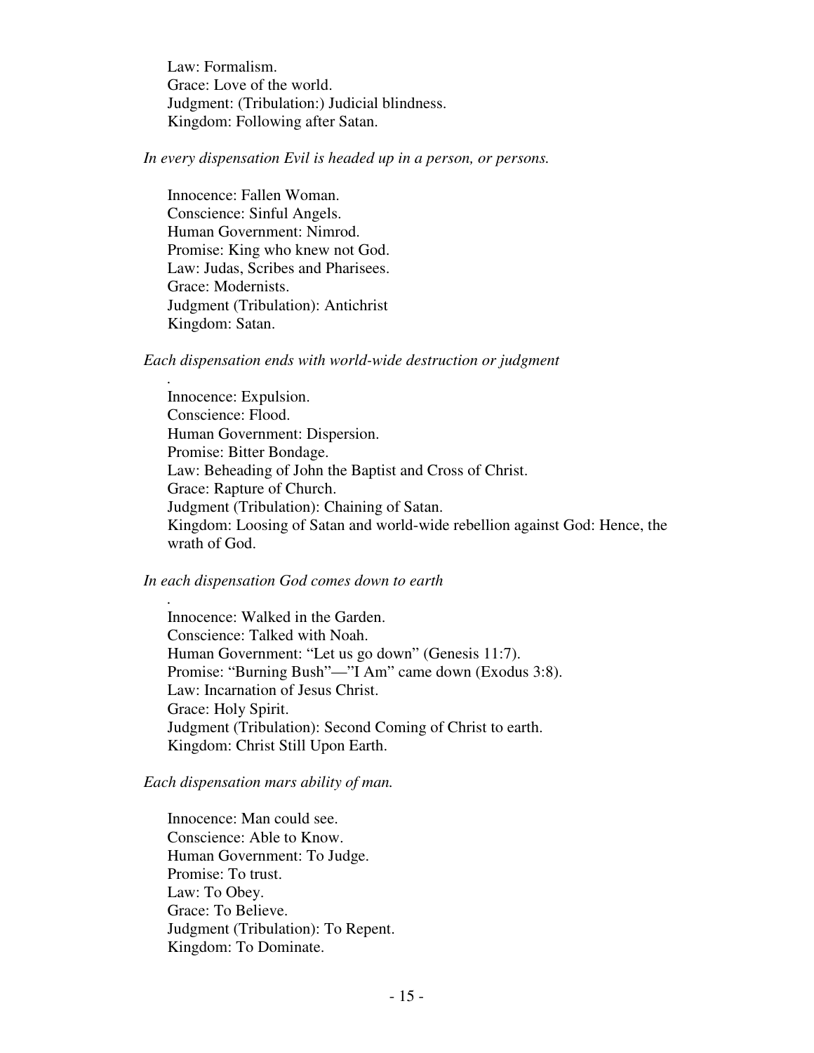Law: Formalism.
Grace: Love of the world.
Judgment: (Tribulation:) Judicial blindness.
Kingdom: Following after Satan.

*In every dispensation Evil is headed up in a person, or persons.*

Innocence: Fallen Woman.
Conscience: Sinful Angels.
Human Government: Nimrod.
Promise: King who knew not God.
Law: Judas, Scribes and Pharisees.
Grace: Modernists.
Judgment (Tribulation): Antichrist
Kingdom: Satan.

*Each dispensation ends with world-wide destruction or judgment*

.
Innocence: Expulsion.
Conscience: Flood.
Human Government: Dispersion.
Promise: Bitter Bondage.
Law: Beheading of John the Baptist and Cross of Christ.
Grace: Rapture of Church.
Judgment (Tribulation): Chaining of Satan.
Kingdom: Loosing of Satan and world-wide rebellion against God: Hence, the wrath of God.

*In each dispensation God comes down to earth*

.
Innocence: Walked in the Garden.
Conscience: Talked with Noah.
Human Government: "Let us go down" (Genesis 11:7).
Promise: "Burning Bush"—"I Am" came down (Exodus 3:8).
Law: Incarnation of Jesus Christ.
Grace: Holy Spirit.
Judgment (Tribulation): Second Coming of Christ to earth.
Kingdom: Christ Still Upon Earth.

*Each dispensation mars ability of man.*

Innocence: Man could see.
Conscience: Able to Know.
Human Government: To Judge.
Promise: To trust.
Law: To Obey.
Grace: To Believe.
Judgment (Tribulation): To Repent.
Kingdom: To Dominate.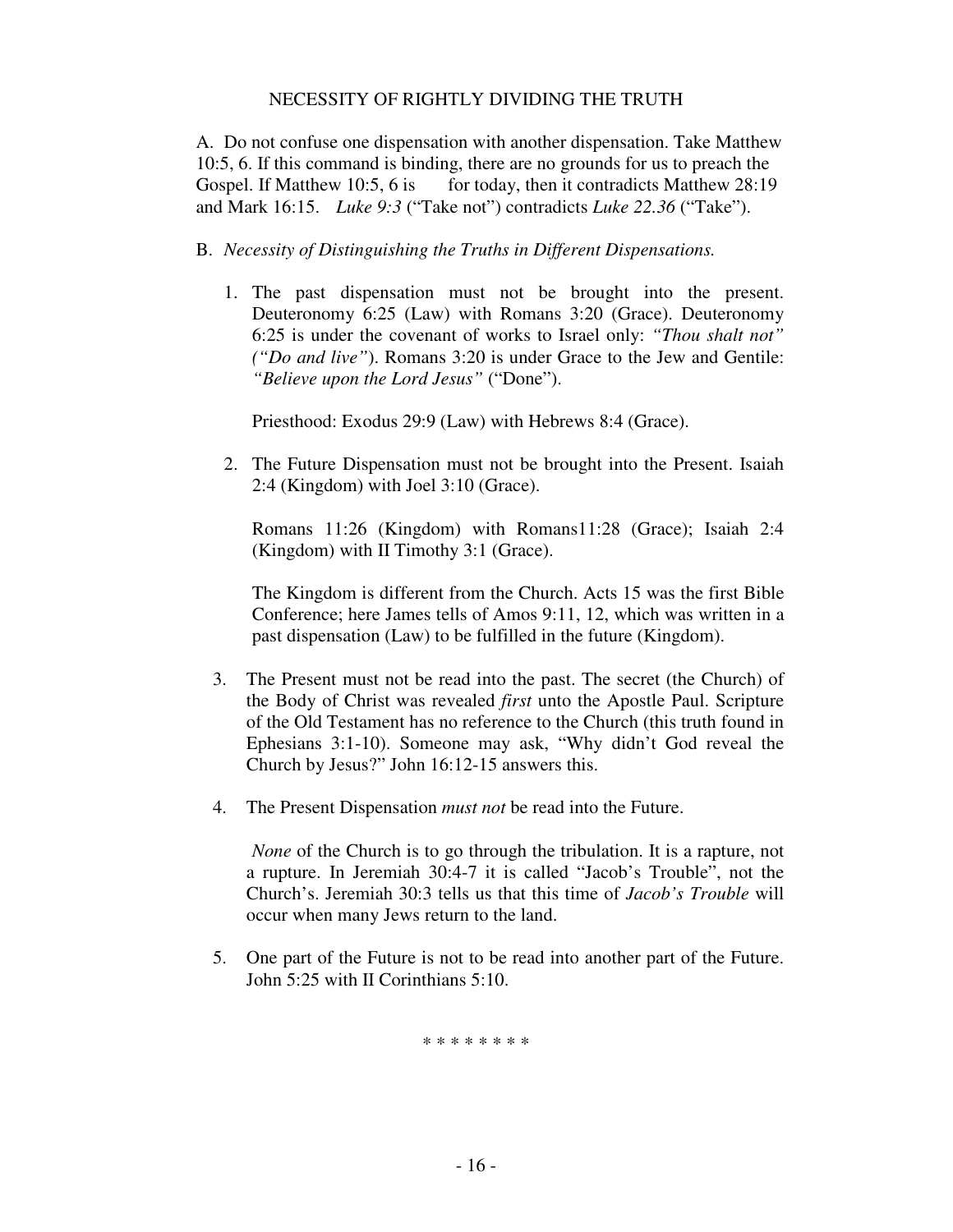## NECESSITY OF RIGHTLY DIVIDING THE TRUTH

A. Do not confuse one dispensation with another dispensation. Take Matthew 10:5, 6. If this command is binding, there are no grounds for us to preach the Gospel. If Matthew 10:5, 6 is for today, then it contradicts Matthew 28:19 and Mark 16:15. *Luke 9:3* ("Take not") contradicts *Luke 22.36* ("Take").

B. *Necessity of Distinguishing the Truths in Different Dispensations.*

1. The past dispensation must not be brought into the present. Deuteronomy 6:25 (Law) with Romans 3:20 (Grace). Deuteronomy 6:25 is under the covenant of works to Israel only: *"Thou shalt not" ("Do and live"*). Romans 3:20 is under Grace to the Jew and Gentile: *"Believe upon the Lord Jesus"* ("Done").

   Priesthood: Exodus 29:9 (Law) with Hebrews 8:4 (Grace).

2. The Future Dispensation must not be brought into the Present. Isaiah 2:4 (Kingdom) with Joel 3:10 (Grace).

   Romans 11:26 (Kingdom) with Romans11:28 (Grace); Isaiah 2:4 (Kingdom) with II Timothy 3:1 (Grace).

   The Kingdom is different from the Church. Acts 15 was the first Bible Conference; here James tells of Amos 9:11, 12, which was written in a past dispensation (Law) to be fulfilled in the future (Kingdom).

3. The Present must not be read into the past. The secret (the Church) of the Body of Christ was revealed *first* unto the Apostle Paul. Scripture of the Old Testament has no reference to the Church (this truth found in Ephesians 3:1-10). Someone may ask, "Why didn't God reveal the Church by Jesus?" John 16:12-15 answers this.

4. The Present Dispensation *must not* be read into the Future.

   *None* of the Church is to go through the tribulation. It is a rapture, not a rupture. In Jeremiah 30:4-7 it is called "Jacob's Trouble", not the Church's. Jeremiah 30:3 tells us that this time of *Jacob's Trouble* will occur when many Jews return to the land.

5. One part of the Future is not to be read into another part of the Future. John 5:25 with II Corinthians 5:10.

\* \* \* \* \* \* \* \*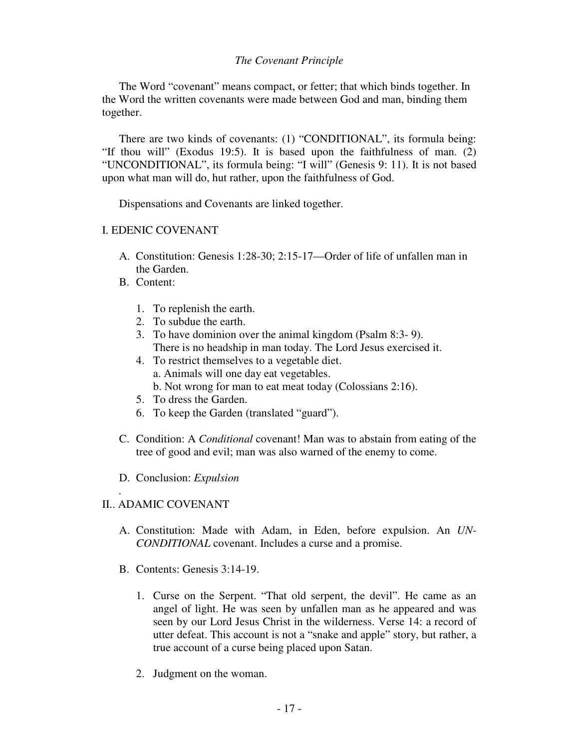*The Covenant Principle*

The Word "covenant" means compact, or fetter; that which binds together. In the Word the written covenants were made between God and man, binding them together.

There are two kinds of covenants: (1) "CONDITIONAL", its formula being: "If thou will" (Exodus 19:5). It is based upon the faithfulness of man. (2) "UNCONDITIONAL", its formula being: "I will" (Genesis 9: 11). It is not based upon what man will do, hut rather, upon the faithfulness of God.

Dispensations and Covenants are linked together.

I. EDENIC COVENANT

A. Constitution: Genesis 1:28-30; 2:15-17—Order of life of unfallen man in the Garden.

B. Content:

1. To replenish the earth.
2. To subdue the earth.
3. To have dominion over the animal kingdom (Psalm 8:3- 9). There is no headship in man today. The Lord Jesus exercised it.
4. To restrict themselves to a vegetable diet.
   a. Animals will one day eat vegetables.
   b. Not wrong for man to eat meat today (Colossians 2:16).
5. To dress the Garden.
6. To keep the Garden (translated "guard").

C. Condition: A *Conditional* covenant! Man was to abstain from eating of the tree of good and evil; man was also warned of the enemy to come.

D. Conclusion: *Expulsion*

.
II.. ADAMIC COVENANT

A. Constitution: Made with Adam, in Eden, before expulsion. An *UN-CONDITIONAL* covenant. Includes a curse and a promise.

B. Contents: Genesis 3:14-19.

1. Curse on the Serpent. "That old serpent, the devil". He came as an angel of light. He was seen by unfallen man as he appeared and was seen by our Lord Jesus Christ in the wilderness. Verse 14: a record of utter defeat. This account is not a "snake and apple" story, but rather, a true account of a curse being placed upon Satan.

2. Judgment on the woman.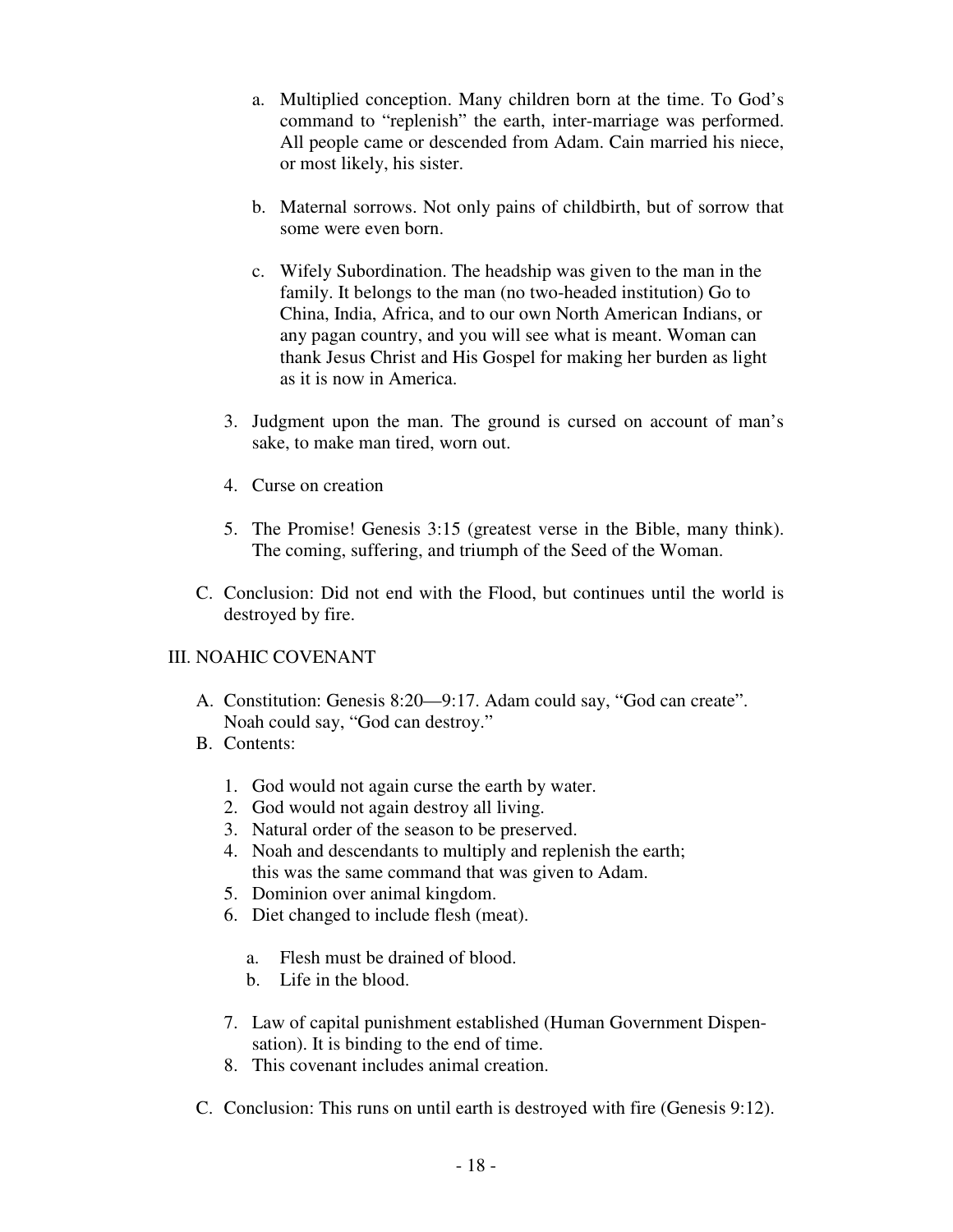a. Multiplied conception. Many children born at the time. To God's command to "replenish" the earth, inter-marriage was performed. All people came or descended from Adam. Cain married his niece, or most likely, his sister.

b. Maternal sorrows. Not only pains of childbirth, but of sorrow that some were even born.

c. Wifely Subordination. The headship was given to the man in the family. It belongs to the man (no two-headed institution) Go to China, India, Africa, and to our own North American Indians, or any pagan country, and you will see what is meant. Woman can thank Jesus Christ and His Gospel for making her burden as light as it is now in America.

3. Judgment upon the man. The ground is cursed on account of man's sake, to make man tired, worn out.

4. Curse on creation

5. The Promise! Genesis 3:15 (greatest verse in the Bible, many think). The coming, suffering, and triumph of the Seed of the Woman.

C. Conclusion: Did not end with the Flood, but continues until the world is destroyed by fire.

## III. NOAHIC COVENANT

A. Constitution: Genesis 8:20—9:17. Adam could say, "God can create". Noah could say, "God can destroy."

B. Contents:

1. God would not again curse the earth by water.
2. God would not again destroy all living.
3. Natural order of the season to be preserved.
4. Noah and descendants to multiply and replenish the earth; this was the same command that was given to Adam.
5. Dominion over animal kingdom.
6. Diet changed to include flesh (meat).
   a. Flesh must be drained of blood.
   b. Life in the blood.
7. Law of capital punishment established (Human Government Dispensation). It is binding to the end of time.
8. This covenant includes animal creation.

C. Conclusion: This runs on until earth is destroyed with fire (Genesis 9:12).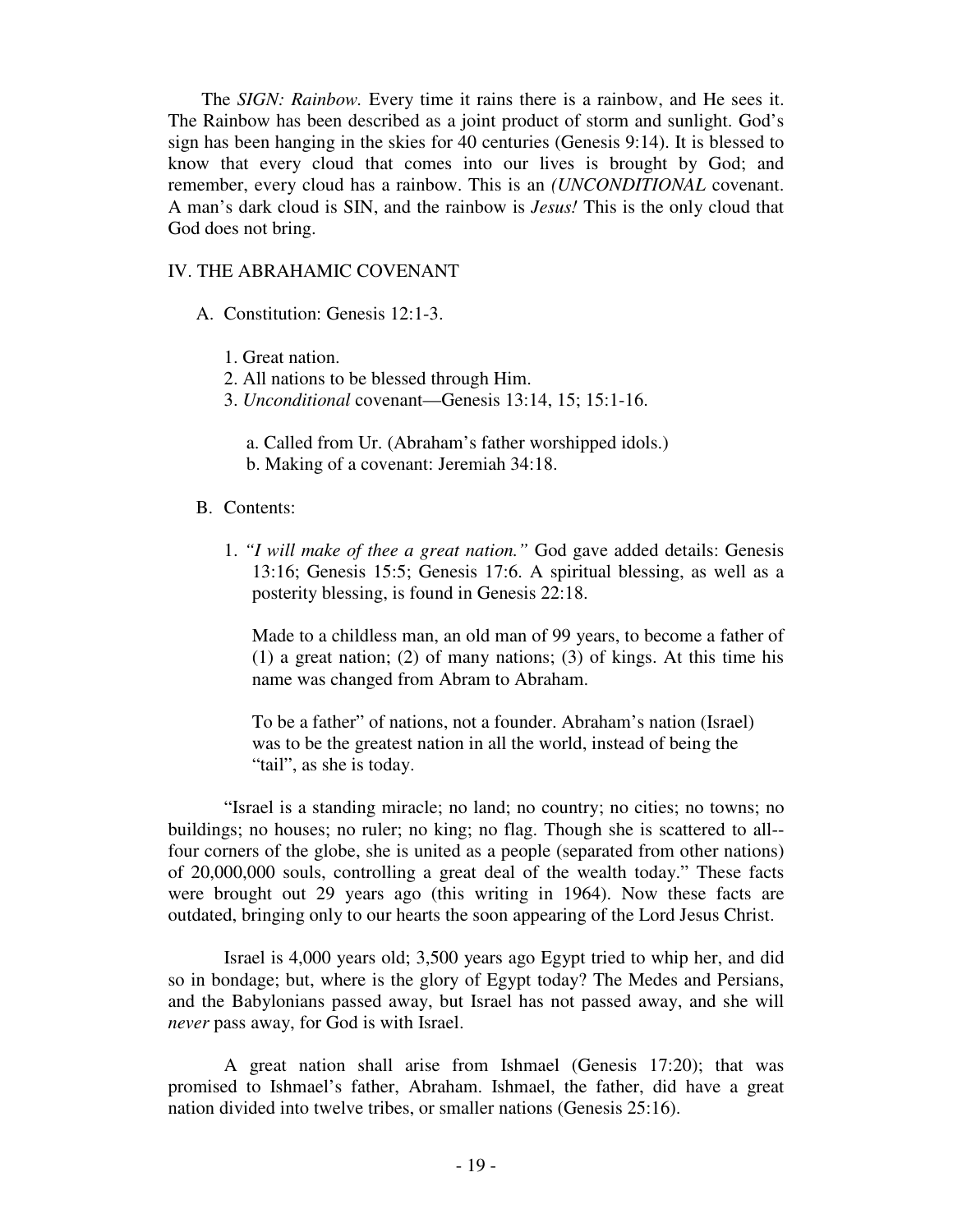The *SIGN: Rainbow.* Every time it rains there is a rainbow, and He sees it. The Rainbow has been described as a joint product of storm and sunlight. God's sign has been hanging in the skies for 40 centuries (Genesis 9:14). It is blessed to know that every cloud that comes into our lives is brought by God; and remember, every cloud has a rainbow. This is an *(UNCONDITIONAL* covenant. A man's dark cloud is SIN, and the rainbow is *Jesus!* This is the only cloud that God does not bring.

## IV. THE ABRAHAMIC COVENANT

A. Constitution: Genesis 12:1-3.

1. Great nation.
2. All nations to be blessed through Him.
3. *Unconditional* covenant—Genesis 13:14, 15; 15:1-16.

   a. Called from Ur. (Abraham's father worshipped idols.)
   b. Making of a covenant: Jeremiah 34:18.

B. Contents:

1. *"I will make of thee a great nation."* God gave added details: Genesis 13:16; Genesis 15:5; Genesis 17:6. A spiritual blessing, as well as a posterity blessing, is found in Genesis 22:18.

   Made to a childless man, an old man of 99 years, to become a father of (1) a great nation; (2) of many nations; (3) of kings. At this time his name was changed from Abram to Abraham.

   To be a father" of nations, not a founder. Abraham's nation (Israel) was to be the greatest nation in all the world, instead of being the "tail", as she is today.

"Israel is a standing miracle; no land; no country; no cities; no towns; no buildings; no houses; no ruler; no king; no flag. Though she is scattered to all--four corners of the globe, she is united as a people (separated from other nations) of 20,000,000 souls, controlling a great deal of the wealth today." These facts were brought out 29 years ago (this writing in 1964). Now these facts are outdated, bringing only to our hearts the soon appearing of the Lord Jesus Christ.

Israel is 4,000 years old; 3,500 years ago Egypt tried to whip her, and did so in bondage; but, where is the glory of Egypt today? The Medes and Persians, and the Babylonians passed away, but Israel has not passed away, and she will *never* pass away, for God is with Israel.

A great nation shall arise from Ishmael (Genesis 17:20); that was promised to Ishmael's father, Abraham. Ishmael, the father, did have a great nation divided into twelve tribes, or smaller nations (Genesis 25:16).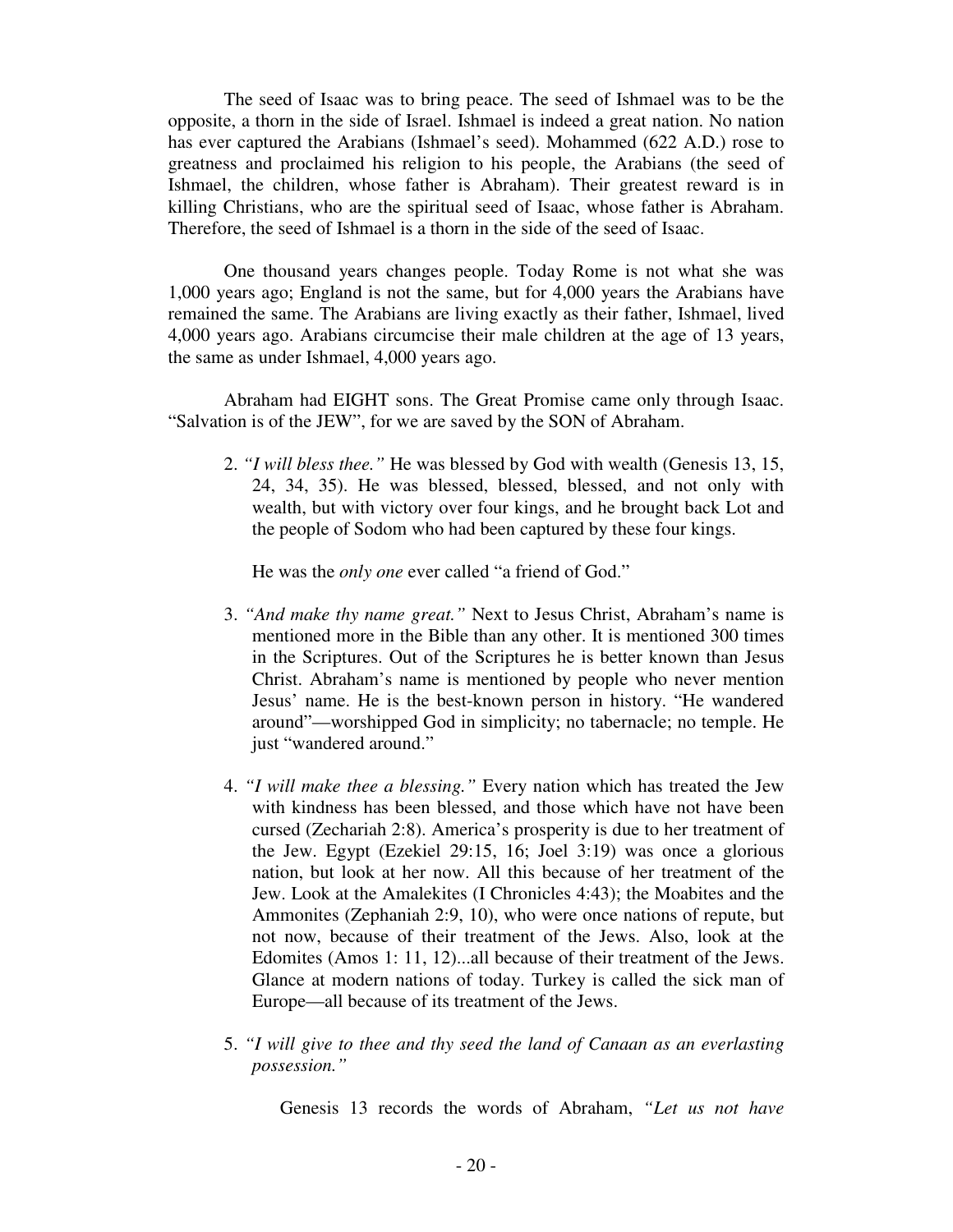The seed of Isaac was to bring peace. The seed of Ishmael was to be the opposite, a thorn in the side of Israel. Ishmael is indeed a great nation. No nation has ever captured the Arabians (Ishmael's seed). Mohammed (622 A.D.) rose to greatness and proclaimed his religion to his people, the Arabians (the seed of Ishmael, the children, whose father is Abraham). Their greatest reward is in killing Christians, who are the spiritual seed of Isaac, whose father is Abraham. Therefore, the seed of Ishmael is a thorn in the side of the seed of Isaac.

One thousand years changes people. Today Rome is not what she was 1,000 years ago; England is not the same, but for 4,000 years the Arabians have remained the same. The Arabians are living exactly as their father, Ishmael, lived 4,000 years ago. Arabians circumcise their male children at the age of 13 years, the same as under Ishmael, 4,000 years ago.

Abraham had EIGHT sons. The Great Promise came only through Isaac. "Salvation is of the JEW", for we are saved by the SON of Abraham.

2. *"I will bless thee."* He was blessed by God with wealth (Genesis 13, 15, 24, 34, 35). He was blessed, blessed, blessed, and not only with wealth, but with victory over four kings, and he brought back Lot and the people of Sodom who had been captured by these four kings.

   He was the *only one* ever called "a friend of God."

3. *"And make thy name great."* Next to Jesus Christ, Abraham's name is mentioned more in the Bible than any other. It is mentioned 300 times in the Scriptures. Out of the Scriptures he is better known than Jesus Christ. Abraham's name is mentioned by people who never mention Jesus' name. He is the best-known person in history. "He wandered around"—worshipped God in simplicity; no tabernacle; no temple. He just "wandered around."

4. *"I will make thee a blessing."* Every nation which has treated the Jew with kindness has been blessed, and those which have not have been cursed (Zechariah 2:8). America's prosperity is due to her treatment of the Jew. Egypt (Ezekiel 29:15, 16; Joel 3:19) was once a glorious nation, but look at her now. All this because of her treatment of the Jew. Look at the Amalekites (I Chronicles 4:43); the Moabites and the Ammonites (Zephaniah 2:9, 10), who were once nations of repute, but not now, because of their treatment of the Jews. Also, look at the Edomites (Amos 1: 11, 12)...all because of their treatment of the Jews. Glance at modern nations of today. Turkey is called the sick man of Europe—all because of its treatment of the Jews.

5. *"I will give to thee and thy seed the land of Canaan as an everlasting possession."*

   Genesis 13 records the words of Abraham, *"Let us not have*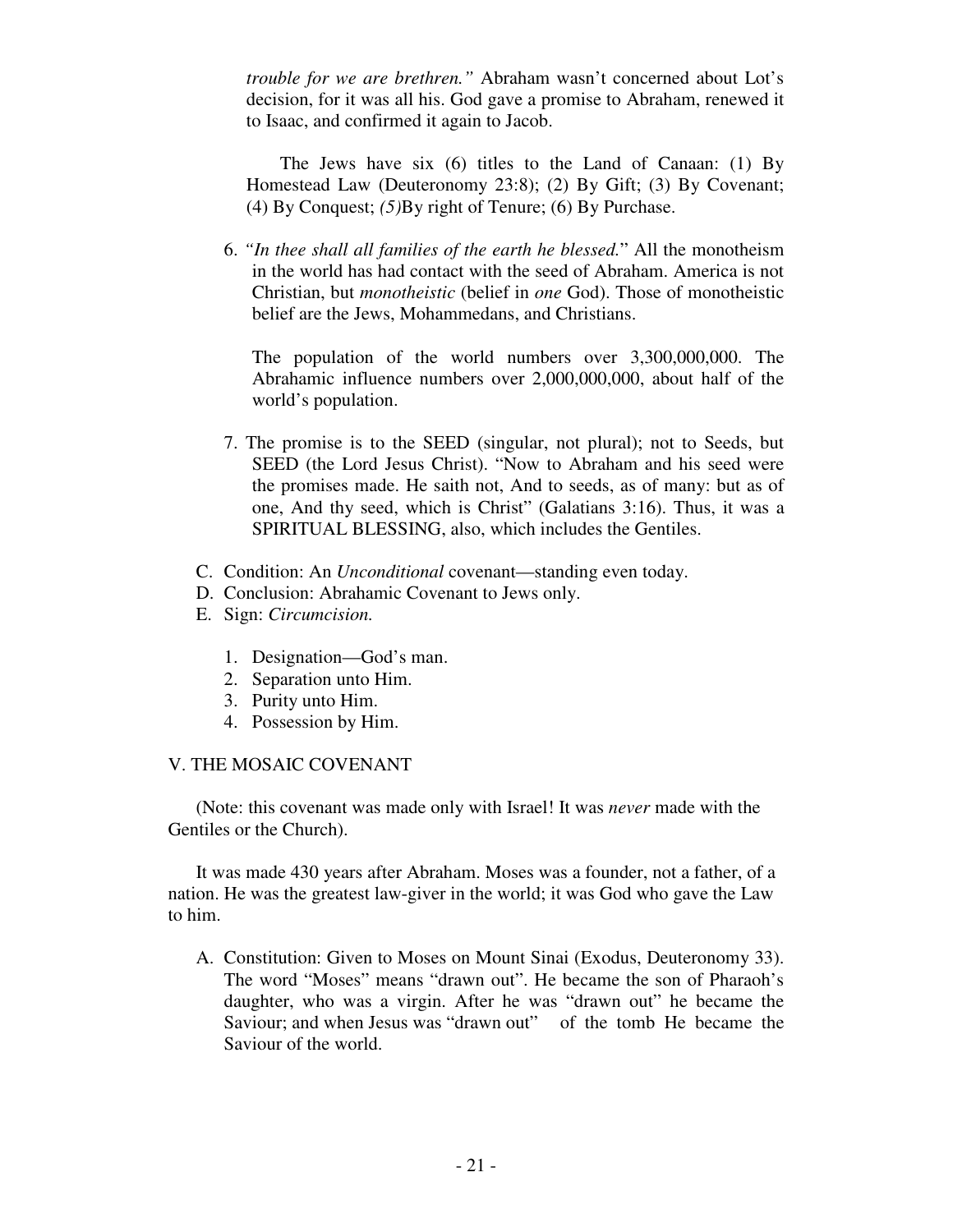*trouble for we are brethren."* Abraham wasn't concerned about Lot's decision, for it was all his. God gave a promise to Abraham, renewed it to Isaac, and confirmed it again to Jacob.

The Jews have six (6) titles to the Land of Canaan: (1) By Homestead Law (Deuteronomy 23:8); (2) By Gift; (3) By Covenant; (4) By Conquest; *(5)*By right of Tenure; (6) By Purchase.

6. *"In thee shall all families of the earth he blessed.*" All the monotheism in the world has had contact with the seed of Abraham. America is not Christian, but *monotheistic* (belief in *one* God). Those of monotheistic belief are the Jews, Mohammedans, and Christians.

   The population of the world numbers over 3,300,000,000. The Abrahamic influence numbers over 2,000,000,000, about half of the world's population.

7. The promise is to the SEED (singular, not plural); not to Seeds, but SEED (the Lord Jesus Christ). "Now to Abraham and his seed were the promises made. He saith not, And to seeds, as of many: but as of one, And thy seed, which is Christ" (Galatians 3:16). Thus, it was a SPIRITUAL BLESSING, also, which includes the Gentiles.

C. Condition: An *Unconditional* covenant—standing even today.
D. Conclusion: Abrahamic Covenant to Jews only.
E. Sign: *Circumcision.*

   1. Designation—God's man.
   2. Separation unto Him.
   3. Purity unto Him.
   4. Possession by Him.

## V. THE MOSAIC COVENANT

(Note: this covenant was made only with Israel! It was *never* made with the Gentiles or the Church).

It was made 430 years after Abraham. Moses was a founder, not a father, of a nation. He was the greatest law-giver in the world; it was God who gave the Law to him.

A. Constitution: Given to Moses on Mount Sinai (Exodus, Deuteronomy 33). The word "Moses" means "drawn out". He became the son of Pharaoh's daughter, who was a virgin. After he was "drawn out" he became the Saviour; and when Jesus was "drawn out" of the tomb He became the Saviour of the world.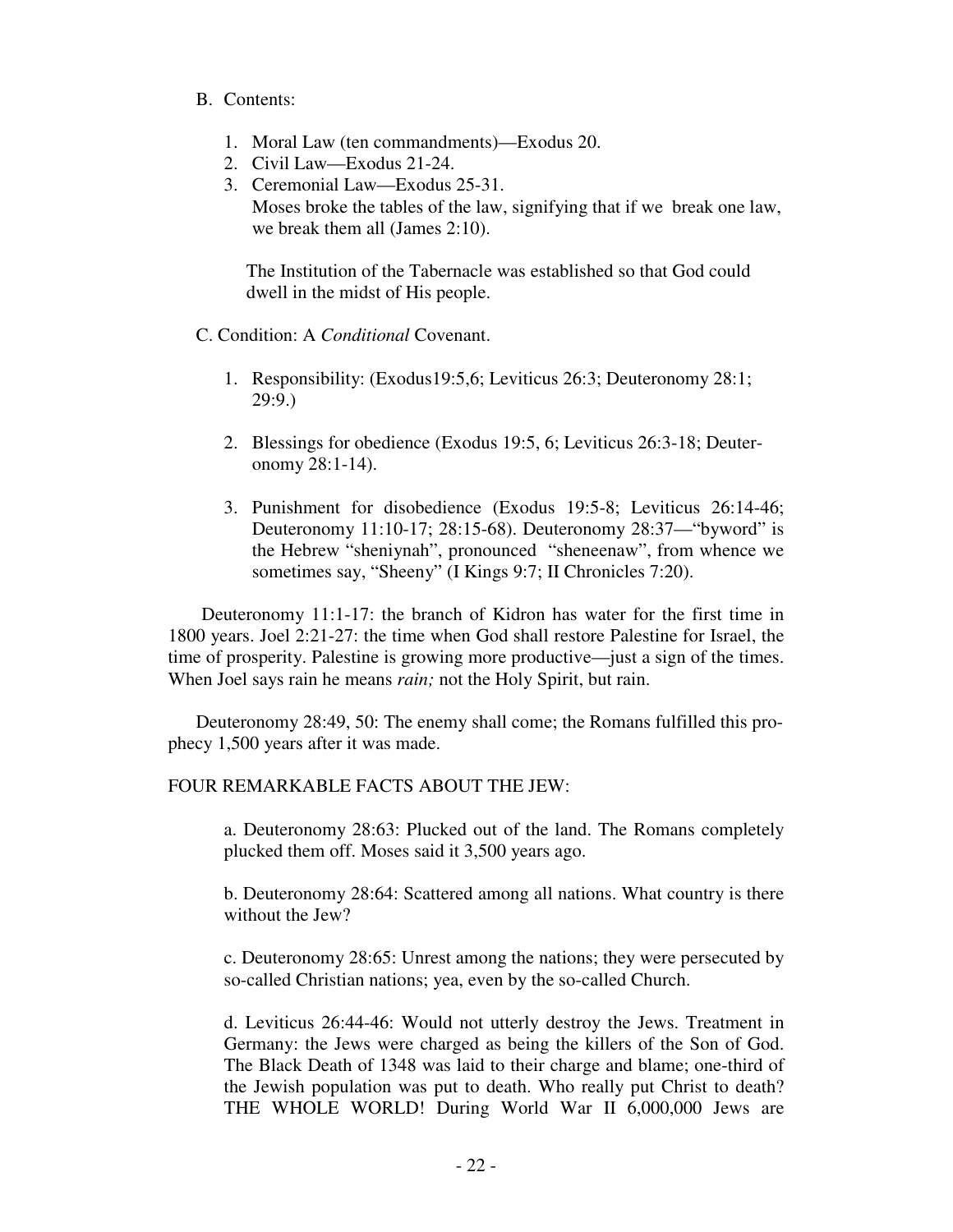B. Contents:

1. Moral Law (ten commandments)—Exodus 20.
2. Civil Law—Exodus 21-24.
3. Ceremonial Law—Exodus 25-31.
   Moses broke the tables of the law, signifying that if we break one law, we break them all (James 2:10).

   The Institution of the Tabernacle was established so that God could dwell in the midst of His people.

C. Condition: A *Conditional* Covenant.

1. Responsibility: (Exodus19:5,6; Leviticus 26:3; Deuteronomy 28:1; 29:9.)

2. Blessings for obedience (Exodus 19:5, 6; Leviticus 26:3-18; Deuteronomy 28:1-14).

3. Punishment for disobedience (Exodus 19:5-8; Leviticus 26:14-46; Deuteronomy 11:10-17; 28:15-68). Deuteronomy 28:37—"byword" is the Hebrew "sheniynah", pronounced "sheneenaw", from whence we sometimes say, "Sheeny" (I Kings 9:7; II Chronicles 7:20).

Deuteronomy 11:1-17: the branch of Kidron has water for the first time in 1800 years. Joel 2:21-27: the time when God shall restore Palestine for Israel, the time of prosperity. Palestine is growing more productive—just a sign of the times. When Joel says rain he means *rain;* not the Holy Spirit, but rain.

Deuteronomy 28:49, 50: The enemy shall come; the Romans fulfilled this prophecy 1,500 years after it was made.

FOUR REMARKABLE FACTS ABOUT THE JEW:

a. Deuteronomy 28:63: Plucked out of the land. The Romans completely plucked them off. Moses said it 3,500 years ago.

b. Deuteronomy 28:64: Scattered among all nations. What country is there without the Jew?

c. Deuteronomy 28:65: Unrest among the nations; they were persecuted by so-called Christian nations; yea, even by the so-called Church.

d. Leviticus 26:44-46: Would not utterly destroy the Jews. Treatment in Germany: the Jews were charged as being the killers of the Son of God. The Black Death of 1348 was laid to their charge and blame; one-third of the Jewish population was put to death. Who really put Christ to death? THE WHOLE WORLD! During World War II 6,000,000 Jews are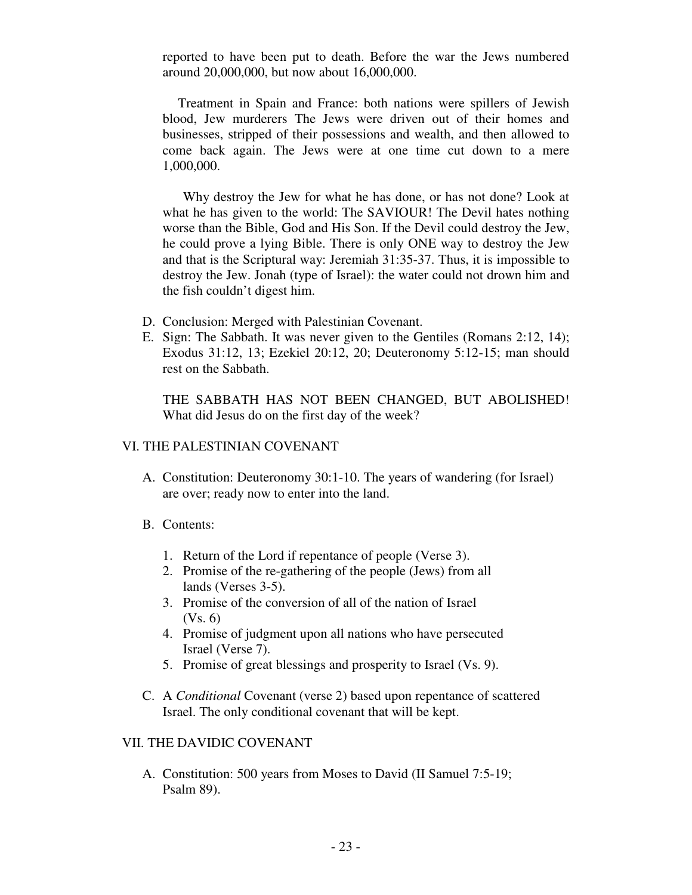reported to have been put to death. Before the war the Jews numbered around 20,000,000, but now about 16,000,000.

Treatment in Spain and France: both nations were spillers of Jewish blood, Jew murderers The Jews were driven out of their homes and businesses, stripped of their possessions and wealth, and then allowed to come back again. The Jews were at one time cut down to a mere 1,000,000.

Why destroy the Jew for what he has done, or has not done? Look at what he has given to the world: The SAVIOUR! The Devil hates nothing worse than the Bible, God and His Son. If the Devil could destroy the Jew, he could prove a lying Bible. There is only ONE way to destroy the Jew and that is the Scriptural way: Jeremiah 31:35-37. Thus, it is impossible to destroy the Jew. Jonah (type of Israel): the water could not drown him and the fish couldn't digest him.

D. Conclusion: Merged with Palestinian Covenant.

E. Sign: The Sabbath. It was never given to the Gentiles (Romans 2:12, 14); Exodus 31:12, 13; Ezekiel 20:12, 20; Deuteronomy 5:12-15; man should rest on the Sabbath.

THE SABBATH HAS NOT BEEN CHANGED, BUT ABOLISHED! What did Jesus do on the first day of the week?

## VI. THE PALESTINIAN COVENANT

A. Constitution: Deuteronomy 30:1-10. The years of wandering (for Israel) are over; ready now to enter into the land.

B. Contents:

1. Return of the Lord if repentance of people (Verse 3).
2. Promise of the re-gathering of the people (Jews) from all lands (Verses 3-5).
3. Promise of the conversion of all of the nation of Israel (Vs. 6)
4. Promise of judgment upon all nations who have persecuted Israel (Verse 7).
5. Promise of great blessings and prosperity to Israel (Vs. 9).

C. A *Conditional* Covenant (verse 2) based upon repentance of scattered Israel. The only conditional covenant that will be kept.

## VII. THE DAVIDIC COVENANT

A. Constitution: 500 years from Moses to David (II Samuel 7:5-19; Psalm 89).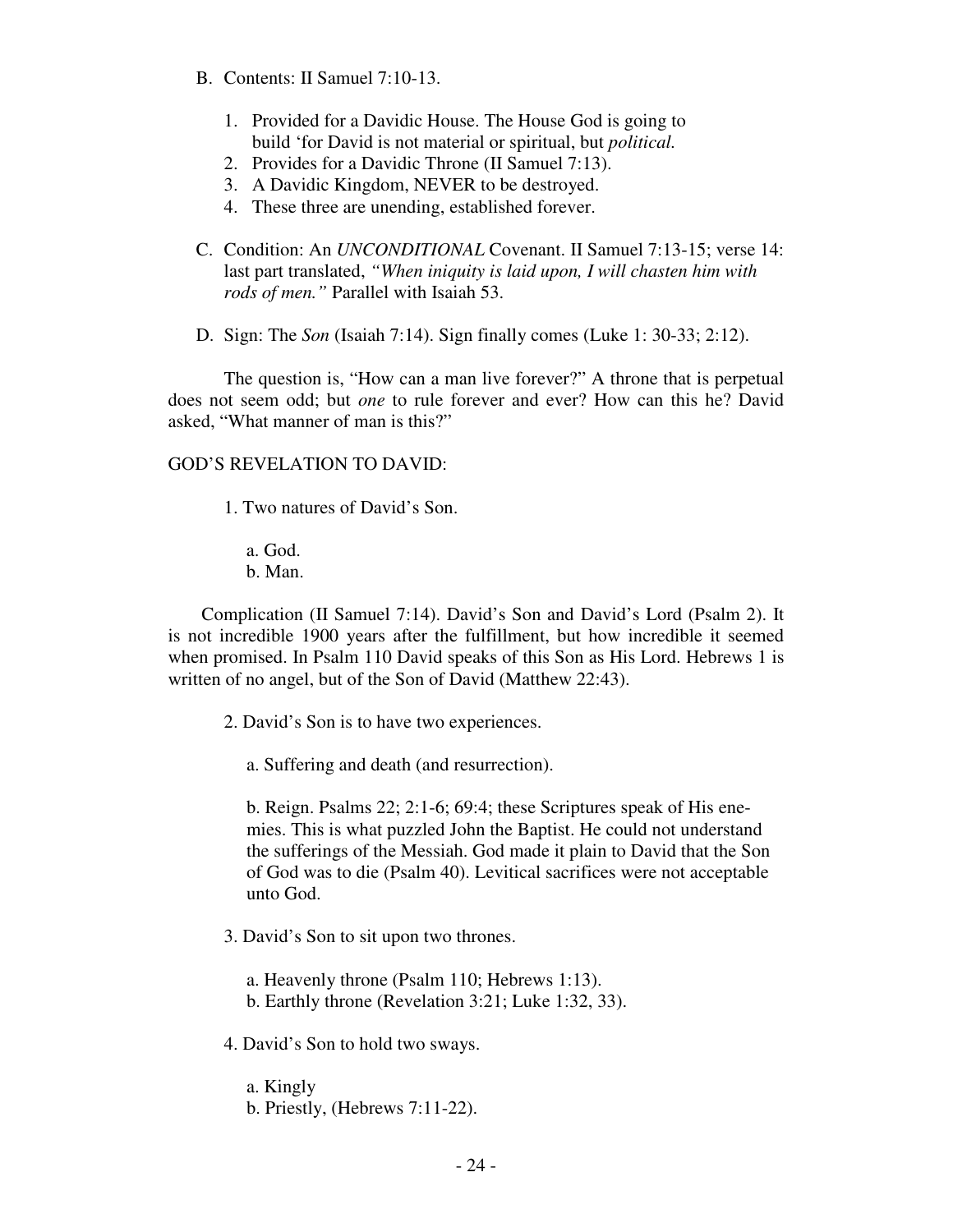B. Contents: II Samuel 7:10-13.

1. Provided for a Davidic House. The House God is going to build 'for David is not material or spiritual, but *political.*
2. Provides for a Davidic Throne (II Samuel 7:13).
3. A Davidic Kingdom, NEVER to be destroyed.
4. These three are unending, established forever.

C. Condition: An *UNCONDITIONAL* Covenant. II Samuel 7:13-15; verse 14: last part translated, *"When iniquity is laid upon, I will chasten him with rods of men."* Parallel with Isaiah 53.

D. Sign: The *Son* (Isaiah 7:14). Sign finally comes (Luke 1: 30-33; 2:12).

The question is, "How can a man live forever?" A throne that is perpetual does not seem odd; but *one* to rule forever and ever? How can this he? David asked, "What manner of man is this?"

GOD'S REVELATION TO DAVID:

1. Two natures of David's Son.

   a. God.
   b. Man.

Complication (II Samuel 7:14). David's Son and David's Lord (Psalm 2). It is not incredible 1900 years after the fulfillment, but how incredible it seemed when promised. In Psalm 110 David speaks of this Son as His Lord. Hebrews 1 is written of no angel, but of the Son of David (Matthew 22:43).

2. David's Son is to have two experiences.

   a. Suffering and death (and resurrection).

   b. Reign. Psalms 22; 2:1-6; 69:4; these Scriptures speak of His enemies. This is what puzzled John the Baptist. He could not understand the sufferings of the Messiah. God made it plain to David that the Son of God was to die (Psalm 40). Levitical sacrifices were not acceptable unto God.

3. David's Son to sit upon two thrones.

   a. Heavenly throne (Psalm 110; Hebrews 1:13).
   b. Earthly throne (Revelation 3:21; Luke 1:32, 33).

4. David's Son to hold two sways.

   a. Kingly
   b. Priestly, (Hebrews 7:11-22).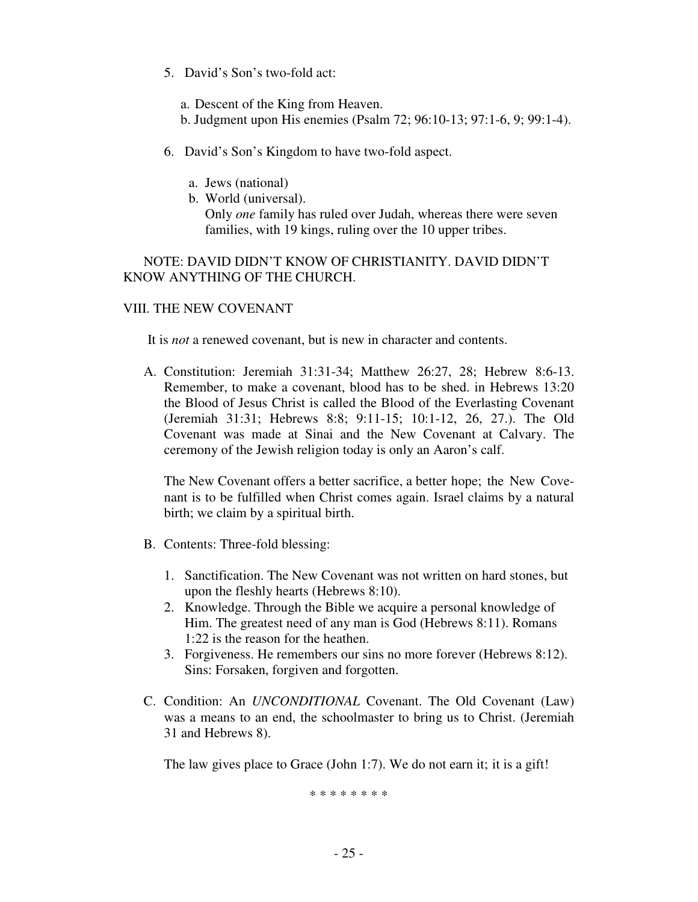5. David's Son's two-fold act:

   a. Descent of the King from Heaven.
   b. Judgment upon His enemies (Psalm 72; 96:10-13; 97:1-6, 9; 99:1-4).

6. David's Son's Kingdom to have two-fold aspect.

   a. Jews (national)
   b. World (universal).
      Only *one* family has ruled over Judah, whereas there were seven families, with 19 kings, ruling over the 10 upper tribes.

NOTE: DAVID DIDN'T KNOW OF CHRISTIANITY. DAVID DIDN'T KNOW ANYTHING OF THE CHURCH.

## VIII. THE NEW COVENANT

It is *not* a renewed covenant, but is new in character and contents.

A. Constitution: Jeremiah 31:31-34; Matthew 26:27, 28; Hebrew 8:6-13. Remember, to make a covenant, blood has to be shed. in Hebrews 13:20 the Blood of Jesus Christ is called the Blood of the Everlasting Covenant (Jeremiah 31:31; Hebrews 8:8; 9:11-15; 10:1-12, 26, 27.). The Old Covenant was made at Sinai and the New Covenant at Calvary. The ceremony of the Jewish religion today is only an Aaron's calf.

   The New Covenant offers a better sacrifice, a better hope; the New Covenant is to be fulfilled when Christ comes again. Israel claims by a natural birth; we claim by a spiritual birth.

B. Contents: Three-fold blessing:

   1. Sanctification. The New Covenant was not written on hard stones, but upon the fleshly hearts (Hebrews 8:10).
   2. Knowledge. Through the Bible we acquire a personal knowledge of Him. The greatest need of any man is God (Hebrews 8:11). Romans 1:22 is the reason for the heathen.
   3. Forgiveness. He remembers our sins no more forever (Hebrews 8:12). Sins: Forsaken, forgiven and forgotten.

C. Condition: An *UNCONDITIONAL* Covenant. The Old Covenant (Law) was a means to an end, the schoolmaster to bring us to Christ. (Jeremiah 31 and Hebrews 8).

   The law gives place to Grace (John 1:7). We do not earn it; it is a gift!

* * * * * * * *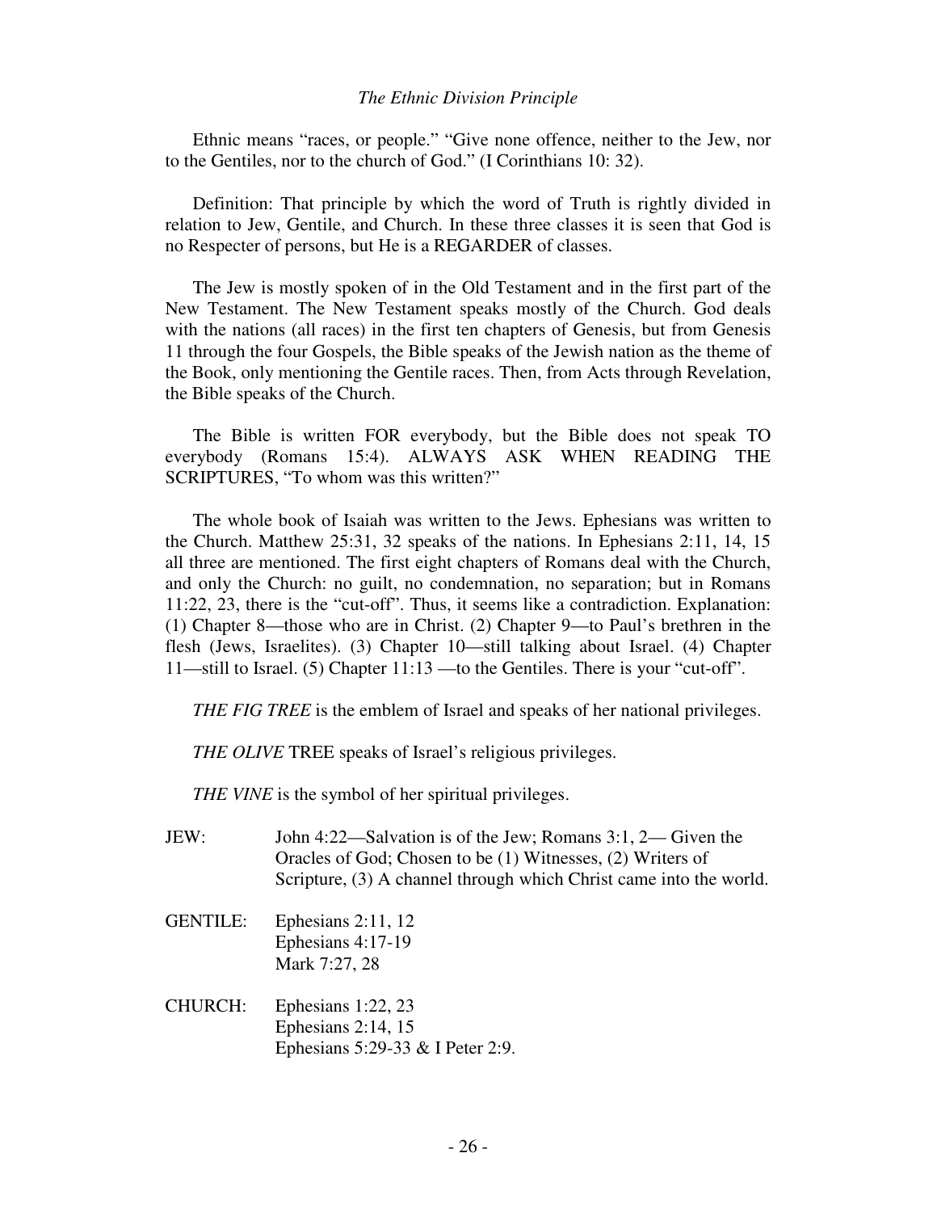## *The Ethnic Division Principle*

Ethnic means "races, or people." "Give none offence, neither to the Jew, nor to the Gentiles, nor to the church of God." (I Corinthians 10: 32).

Definition: That principle by which the word of Truth is rightly divided in relation to Jew, Gentile, and Church. In these three classes it is seen that God is no Respecter of persons, but He is a REGARDER of classes.

The Jew is mostly spoken of in the Old Testament and in the first part of the New Testament. The New Testament speaks mostly of the Church. God deals with the nations (all races) in the first ten chapters of Genesis, but from Genesis 11 through the four Gospels, the Bible speaks of the Jewish nation as the theme of the Book, only mentioning the Gentile races. Then, from Acts through Revelation, the Bible speaks of the Church.

The Bible is written FOR everybody, but the Bible does not speak TO everybody (Romans 15:4). ALWAYS ASK WHEN READING THE SCRIPTURES, "To whom was this written?"

The whole book of Isaiah was written to the Jews. Ephesians was written to the Church. Matthew 25:31, 32 speaks of the nations. In Ephesians 2:11, 14, 15 all three are mentioned. The first eight chapters of Romans deal with the Church, and only the Church: no guilt, no condemnation, no separation; but in Romans 11:22, 23, there is the "cut-off". Thus, it seems like a contradiction. Explanation: (1) Chapter 8—those who are in Christ. (2) Chapter 9—to Paul's brethren in the flesh (Jews, Israelites). (3) Chapter 10—still talking about Israel. (4) Chapter 11—still to Israel. (5) Chapter 11:13 —to the Gentiles. There is your "cut-off".

*THE FIG TREE* is the emblem of Israel and speaks of her national privileges.

*THE OLIVE* TREE speaks of Israel's religious privileges.

*THE VINE* is the symbol of her spiritual privileges.

JEW: John 4:22—Salvation is of the Jew; Romans 3:1, 2— Given the Oracles of God; Chosen to be (1) Witnesses, (2) Writers of Scripture, (3) A channel through which Christ came into the world.

GENTILE: Ephesians 2:11, 12
Ephesians 4:17-19
Mark 7:27, 28

CHURCH: Ephesians 1:22, 23
Ephesians 2:14, 15
Ephesians 5:29-33 & I Peter 2:9.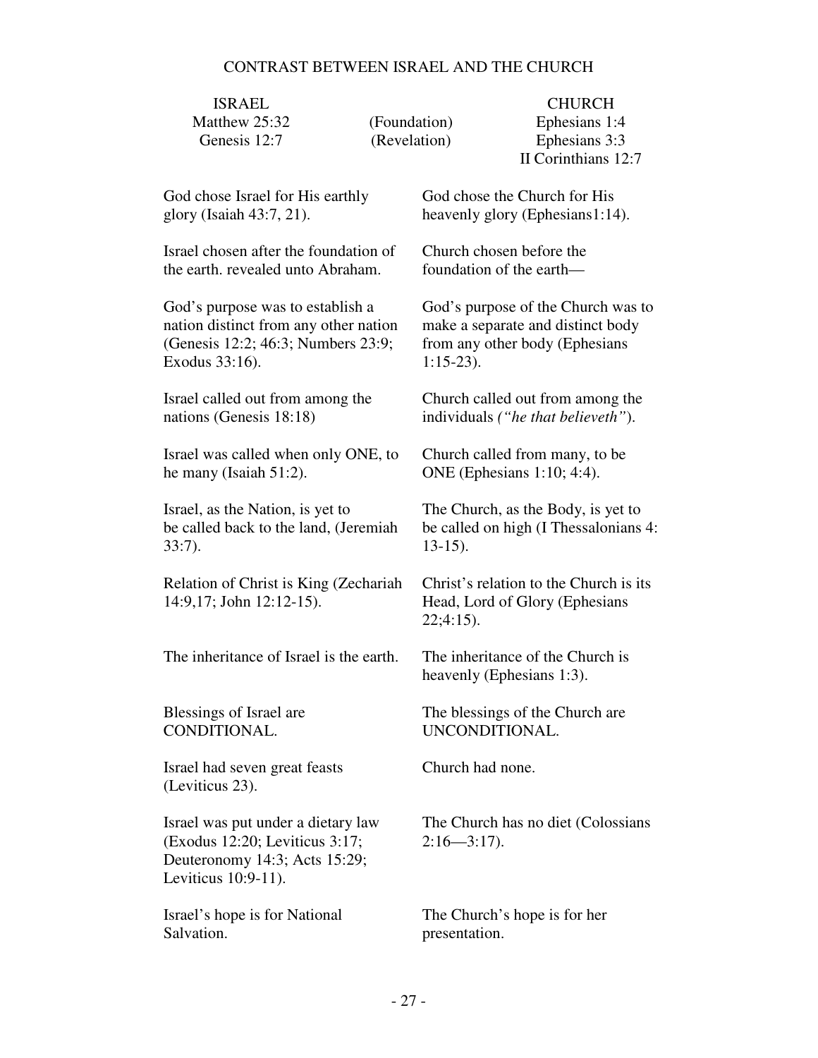# CONTRAST BETWEEN ISRAEL AND THE CHURCH

| ISRAEL | | CHURCH |
|---|---|---|
| Matthew 25:32 | (Foundation) | Ephesians 1:4 |
| Genesis 12:7 | (Revelation) | Ephesians 3:3<br>II Corinthians 12:7 |
| God chose Israel for His earthly glory (Isaiah 43:7, 21). | | God chose the Church for His heavenly glory (Ephesians1:14). |
| Israel chosen after the foundation of the earth. revealed unto Abraham. | | Church chosen before the foundation of the earth— |
| God's purpose was to establish a nation distinct from any other nation (Genesis 12:2; 46:3; Numbers 23:9; Exodus 33:16). | | God's purpose of the Church was to make a separate and distinct body from any other body (Ephesians 1:15-23). |
| Israel called out from among the nations (Genesis 18:18) | | Church called out from among the individuals *("he that believeth"*). |
| Israel was called when only ONE, to he many (Isaiah 51:2). | | Church called from many, to be ONE (Ephesians 1:10; 4:4). |
| Israel, as the Nation, is yet to be called back to the land, (Jeremiah 33:7). | | The Church, as the Body, is yet to be called on high (I Thessalonians 4: 13-15). |
| Relation of Christ is King (Zechariah 14:9,17; John 12:12-15). | | Christ's relation to the Church is its Head, Lord of Glory (Ephesians 22;4:15). |
| The inheritance of Israel is the earth. | | The inheritance of the Church is heavenly (Ephesians 1:3). |
| Blessings of Israel are CONDITIONAL. | | The blessings of the Church are UNCONDITIONAL. |
| Israel had seven great feasts (Leviticus 23). | | Church had none. |
| Israel was put under a dietary law (Exodus 12:20; Leviticus 3:17; Deuteronomy 14:3; Acts 15:29; Leviticus 10:9-11). | | The Church has no diet (Colossians 2:16—3:17). |
| Israel's hope is for National Salvation. | | The Church's hope is for her presentation. |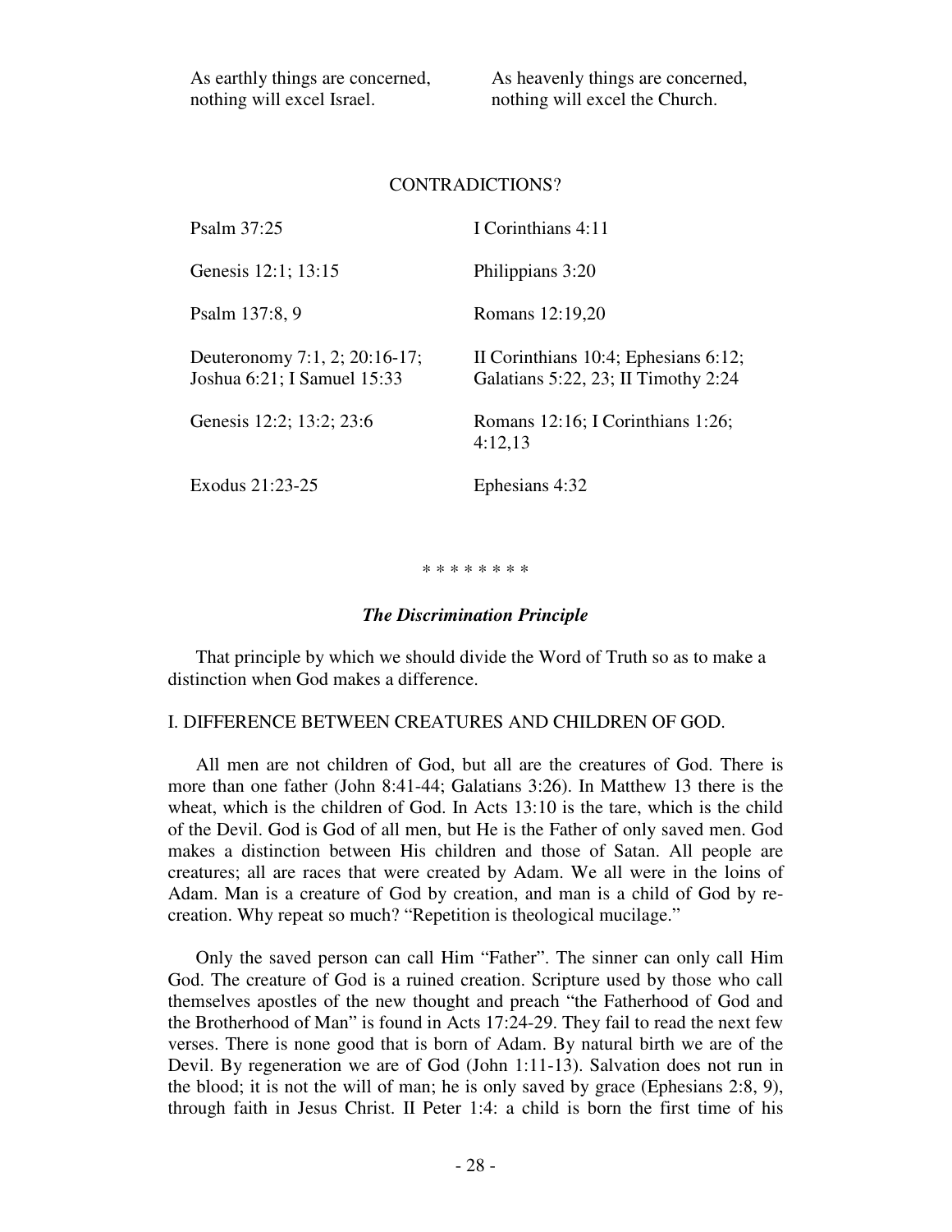| | |
|---|---|
| As earthly things are concerned, nothing will excel Israel. | As heavenly things are concerned, nothing will excel the Church. |

CONTRADICTIONS?

| | |
|---|---|
| Psalm 37:25 | I Corinthians 4:11 |
| Genesis 12:1; 13:15 | Philippians 3:20 |
| Psalm 137:8, 9 | Romans 12:19,20 |
| Deuteronomy 7:1, 2; 20:16-17; Joshua 6:21; I Samuel 15:33 | II Corinthians 10:4; Ephesians 6:12; Galatians 5:22, 23; II Timothy 2:24 |
| Genesis 12:2; 13:2; 23:6 | Romans 12:16; I Corinthians 1:26; 4:12,13 |
| Exodus 21:23-25 | Ephesians 4:32 |

\* \* \* \* \* \* \* \*

### *The Discrimination Principle*

That principle by which we should divide the Word of Truth so as to make a distinction when God makes a difference.

I. DIFFERENCE BETWEEN CREATURES AND CHILDREN OF GOD.

All men are not children of God, but all are the creatures of God. There is more than one father (John 8:41-44; Galatians 3:26). In Matthew 13 there is the wheat, which is the children of God. In Acts 13:10 is the tare, which is the child of the Devil. God is God of all men, but He is the Father of only saved men. God makes a distinction between His children and those of Satan. All people are creatures; all are races that were created by Adam. We all were in the loins of Adam. Man is a creature of God by creation, and man is a child of God by re-creation. Why repeat so much? "Repetition is theological mucilage."

Only the saved person can call Him "Father". The sinner can only call Him God. The creature of God is a ruined creation. Scripture used by those who call themselves apostles of the new thought and preach "the Fatherhood of God and the Brotherhood of Man" is found in Acts 17:24-29. They fail to read the next few verses. There is none good that is born of Adam. By natural birth we are of the Devil. By regeneration we are of God (John 1:11-13). Salvation does not run in the blood; it is not the will of man; he is only saved by grace (Ephesians 2:8, 9), through faith in Jesus Christ. II Peter 1:4: a child is born the first time of his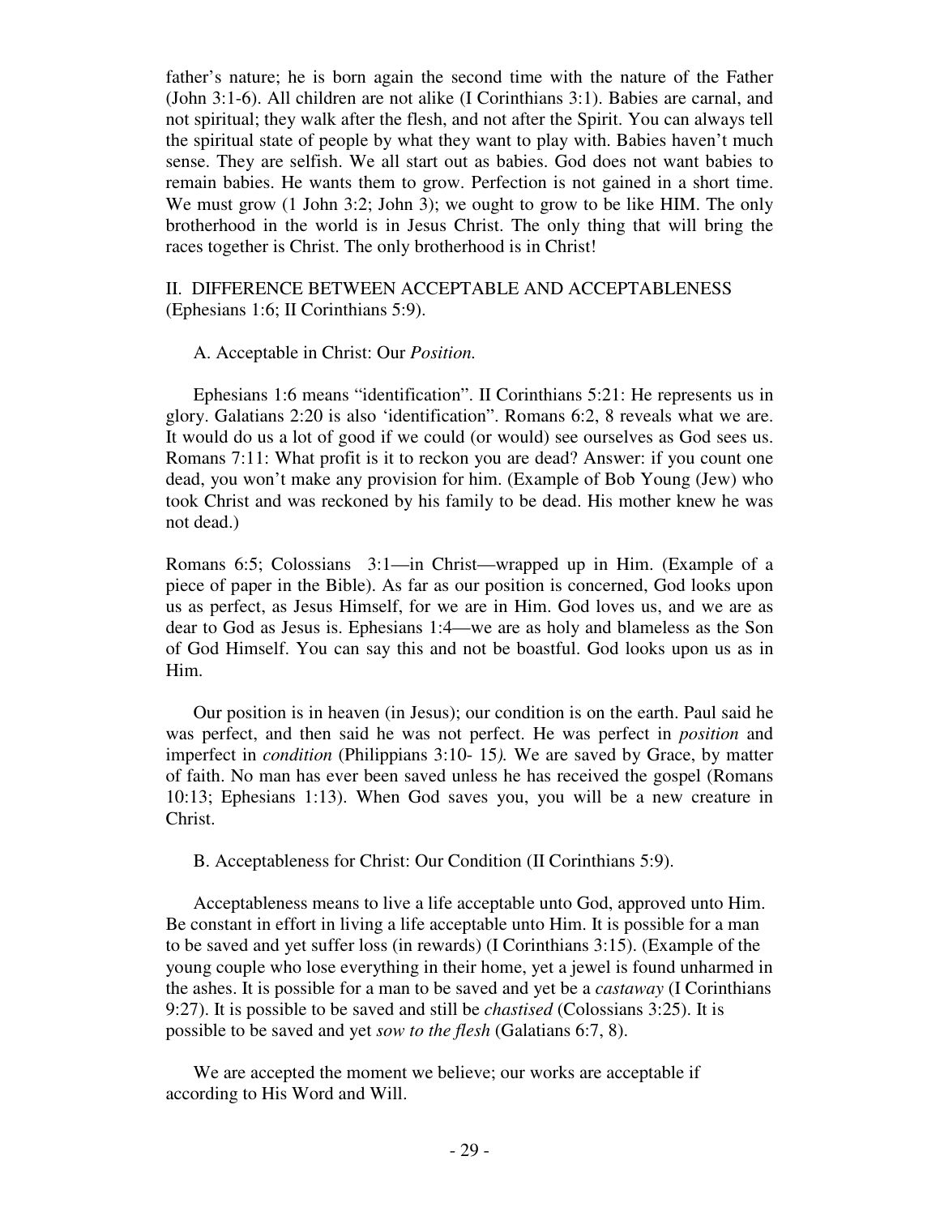father's nature; he is born again the second time with the nature of the Father (John 3:1-6). All children are not alike (I Corinthians 3:1). Babies are carnal, and not spiritual; they walk after the flesh, and not after the Spirit. You can always tell the spiritual state of people by what they want to play with. Babies haven't much sense. They are selfish. We all start out as babies. God does not want babies to remain babies. He wants them to grow. Perfection is not gained in a short time. We must grow (1 John 3:2; John 3); we ought to grow to be like HIM. The only brotherhood in the world is in Jesus Christ. The only thing that will bring the races together is Christ. The only brotherhood is in Christ!

## II. DIFFERENCE BETWEEN ACCEPTABLE AND ACCEPTABLENESS (Ephesians 1:6; II Corinthians 5:9).

### A. Acceptable in Christ: Our *Position.*

Ephesians 1:6 means "identification". II Corinthians 5:21: He represents us in glory. Galatians 2:20 is also 'identification". Romans 6:2, 8 reveals what we are. It would do us a lot of good if we could (or would) see ourselves as God sees us. Romans 7:11: What profit is it to reckon you are dead? Answer: if you count one dead, you won't make any provision for him. (Example of Bob Young (Jew) who took Christ and was reckoned by his family to be dead. His mother knew he was not dead.)

Romans 6:5; Colossians 3:1—in Christ—wrapped up in Him. (Example of a piece of paper in the Bible). As far as our position is concerned, God looks upon us as perfect, as Jesus Himself, for we are in Him. God loves us, and we are as dear to God as Jesus is. Ephesians 1:4—we are as holy and blameless as the Son of God Himself. You can say this and not be boastful. God looks upon us as in Him.

Our position is in heaven (in Jesus); our condition is on the earth. Paul said he was perfect, and then said he was not perfect. He was perfect in *position* and imperfect in *condition* (Philippians 3:10- 15*).* We are saved by Grace, by matter of faith. No man has ever been saved unless he has received the gospel (Romans 10:13; Ephesians 1:13). When God saves you, you will be a new creature in Christ.

### B. Acceptableness for Christ: Our Condition (II Corinthians 5:9).

Acceptableness means to live a life acceptable unto God, approved unto Him. Be constant in effort in living a life acceptable unto Him. It is possible for a man to be saved and yet suffer loss (in rewards) (I Corinthians 3:15). (Example of the young couple who lose everything in their home, yet a jewel is found unharmed in the ashes. It is possible for a man to be saved and yet be a *castaway* (I Corinthians 9:27). It is possible to be saved and still be *chastised* (Colossians 3:25). It is possible to be saved and yet *sow to the flesh* (Galatians 6:7, 8).

We are accepted the moment we believe; our works are acceptable if according to His Word and Will.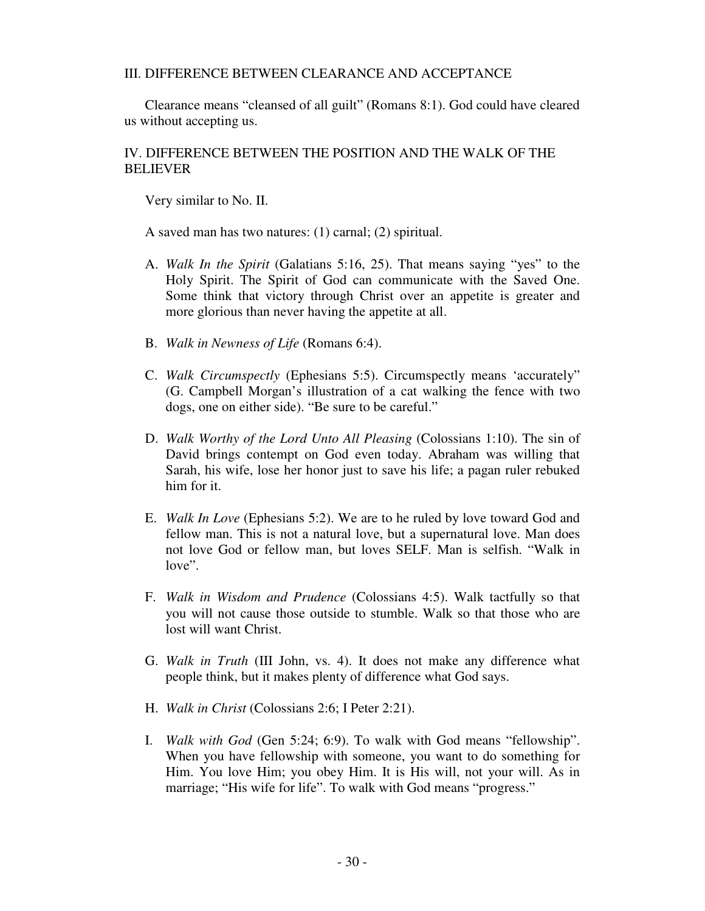## III. DIFFERENCE BETWEEN CLEARANCE AND ACCEPTANCE

Clearance means "cleansed of all guilt" (Romans 8:1). God could have cleared us without accepting us.

## IV. DIFFERENCE BETWEEN THE POSITION AND THE WALK OF THE BELIEVER

Very similar to No. II.

A saved man has two natures: (1) carnal; (2) spiritual.

A. *Walk In the Spirit* (Galatians 5:16, 25). That means saying "yes" to the Holy Spirit. The Spirit of God can communicate with the Saved One. Some think that victory through Christ over an appetite is greater and more glorious than never having the appetite at all.

B. *Walk in Newness of Life* (Romans 6:4).

C. *Walk Circumspectly* (Ephesians 5:5). Circumspectly means 'accurately" (G. Campbell Morgan's illustration of a cat walking the fence with two dogs, one on either side). "Be sure to be careful."

D. *Walk Worthy of the Lord Unto All Pleasing* (Colossians 1:10). The sin of David brings contempt on God even today. Abraham was willing that Sarah, his wife, lose her honor just to save his life; a pagan ruler rebuked him for it.

E. *Walk In Love* (Ephesians 5:2). We are to he ruled by love toward God and fellow man. This is not a natural love, but a supernatural love. Man does not love God or fellow man, but loves SELF. Man is selfish. "Walk in love".

F. *Walk in Wisdom and Prudence* (Colossians 4:5). Walk tactfully so that you will not cause those outside to stumble. Walk so that those who are lost will want Christ.

G. *Walk in Truth* (III John, vs. 4). It does not make any difference what people think, but it makes plenty of difference what God says.

H. *Walk in Christ* (Colossians 2:6; I Peter 2:21).

I. *Walk with God* (Gen 5:24; 6:9). To walk with God means "fellowship". When you have fellowship with someone, you want to do something for Him. You love Him; you obey Him. It is His will, not your will. As in marriage; "His wife for life". To walk with God means "progress."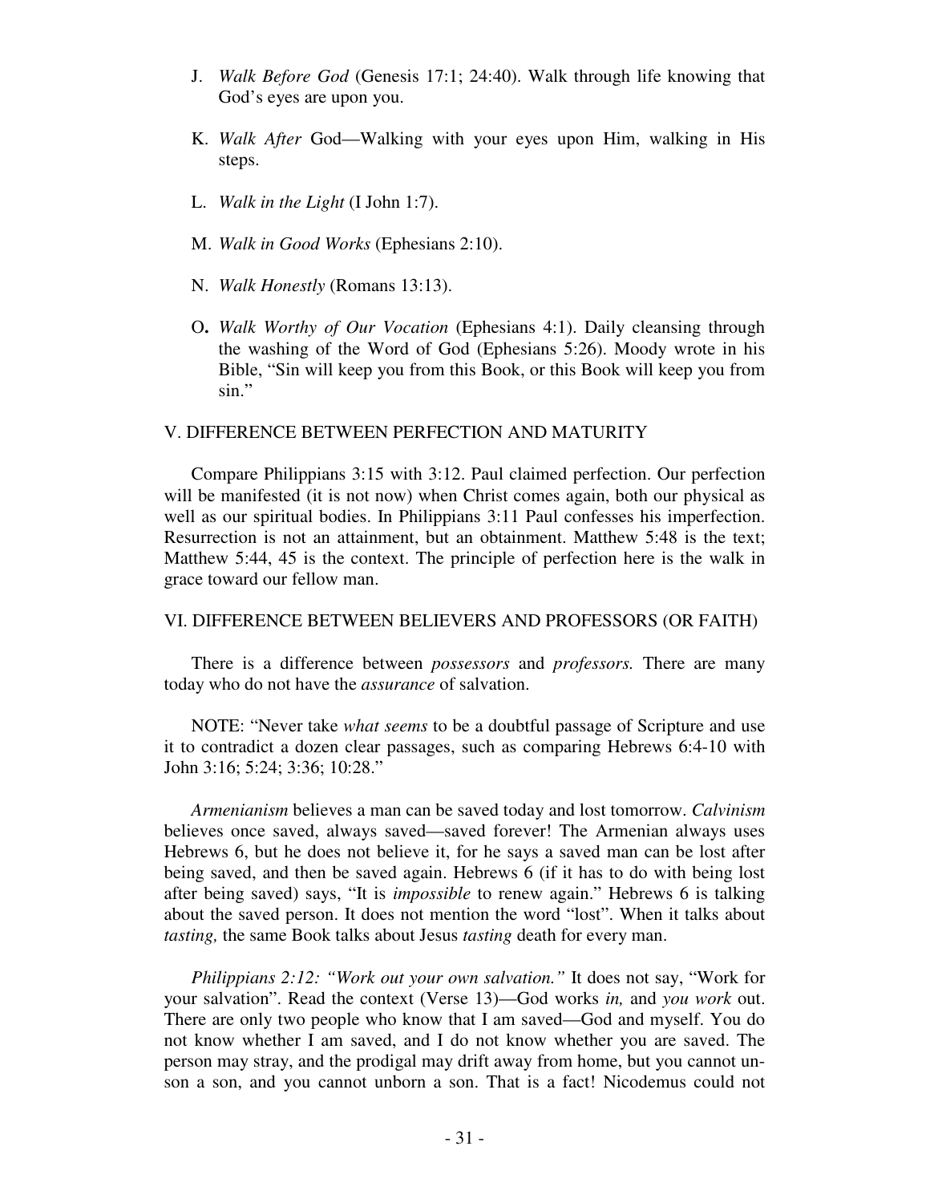J. *Walk Before God* (Genesis 17:1; 24:40). Walk through life knowing that God's eyes are upon you.

K. *Walk After* God—Walking with your eyes upon Him, walking in His steps.

L. *Walk in the Light* (I John 1:7).

M. *Walk in Good Works* (Ephesians 2:10).

N. *Walk Honestly* (Romans 13:13).

O**.** *Walk Worthy of Our Vocation* (Ephesians 4:1). Daily cleansing through the washing of the Word of God (Ephesians 5:26). Moody wrote in his Bible, "Sin will keep you from this Book, or this Book will keep you from sin."

V. DIFFERENCE BETWEEN PERFECTION AND MATURITY

Compare Philippians 3:15 with 3:12. Paul claimed perfection. Our perfection will be manifested (it is not now) when Christ comes again, both our physical as well as our spiritual bodies. In Philippians 3:11 Paul confesses his imperfection. Resurrection is not an attainment, but an obtainment. Matthew 5:48 is the text; Matthew 5:44, 45 is the context. The principle of perfection here is the walk in grace toward our fellow man.

VI. DIFFERENCE BETWEEN BELIEVERS AND PROFESSORS (OR FAITH)

There is a difference between *possessors* and *professors.* There are many today who do not have the *assurance* of salvation.

NOTE: "Never take *what seems* to be a doubtful passage of Scripture and use it to contradict a dozen clear passages, such as comparing Hebrews 6:4-10 with John 3:16; 5:24; 3:36; 10:28."

*Armenianism* believes a man can be saved today and lost tomorrow. *Calvinism* believes once saved, always saved—saved forever! The Armenian always uses Hebrews 6, but he does not believe it, for he says a saved man can be lost after being saved, and then be saved again. Hebrews 6 (if it has to do with being lost after being saved) says, "It is *impossible* to renew again." Hebrews 6 is talking about the saved person. It does not mention the word "lost". When it talks about *tasting,* the same Book talks about Jesus *tasting* death for every man.

*Philippians 2:12: "Work out your own salvation."* It does not say, "Work for your salvation". Read the context (Verse 13)—God works *in,* and *you work* out. There are only two people who know that I am saved—God and myself. You do not know whether I am saved, and I do not know whether you are saved. The person may stray, and the prodigal may drift away from home, but you cannot un-son a son, and you cannot unborn a son. That is a fact! Nicodemus could not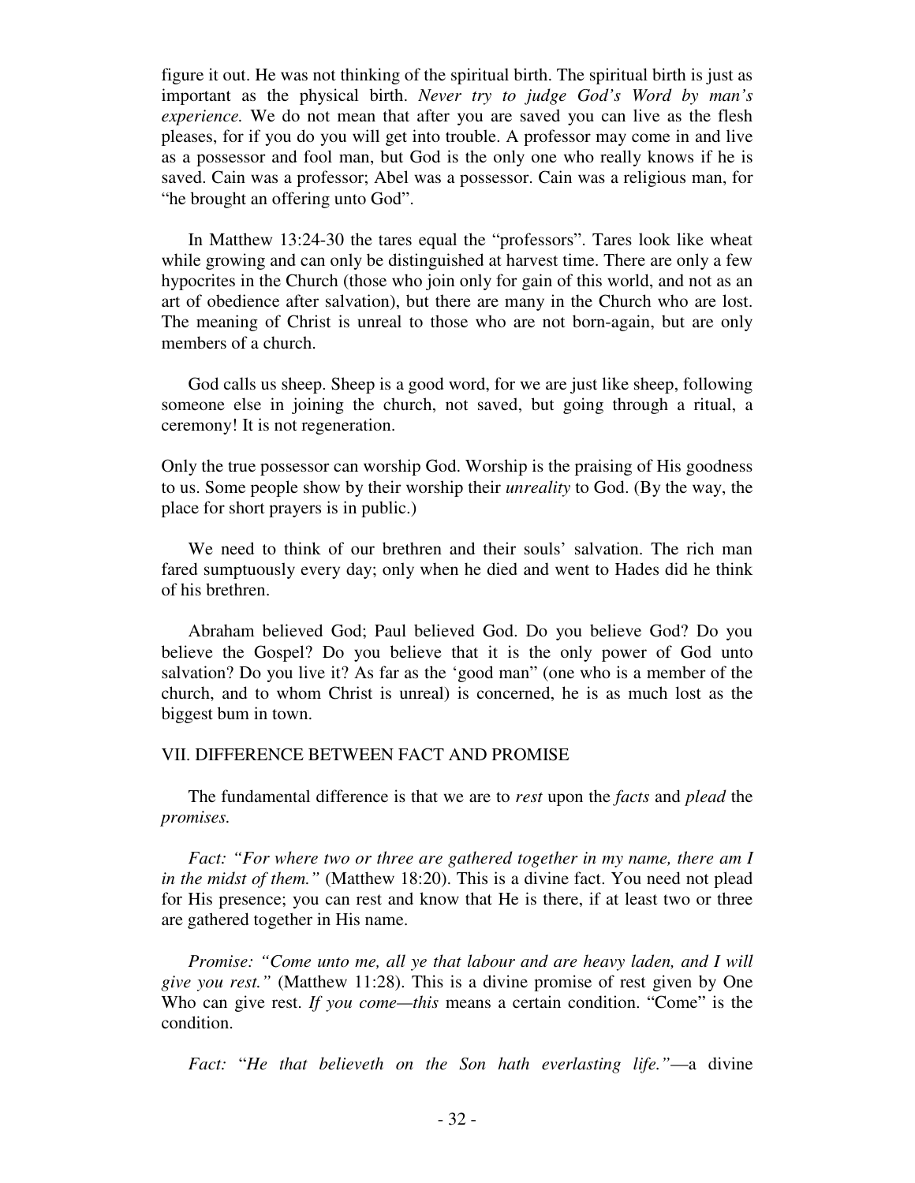figure it out. He was not thinking of the spiritual birth. The spiritual birth is just as important as the physical birth. *Never try to judge God's Word by man's experience.* We do not mean that after you are saved you can live as the flesh pleases, for if you do you will get into trouble. A professor may come in and live as a possessor and fool man, but God is the only one who really knows if he is saved. Cain was a professor; Abel was a possessor. Cain was a religious man, for "he brought an offering unto God".

In Matthew 13:24-30 the tares equal the "professors". Tares look like wheat while growing and can only be distinguished at harvest time. There are only a few hypocrites in the Church (those who join only for gain of this world, and not as an art of obedience after salvation), but there are many in the Church who are lost. The meaning of Christ is unreal to those who are not born-again, but are only members of a church.

God calls us sheep. Sheep is a good word, for we are just like sheep, following someone else in joining the church, not saved, but going through a ritual, a ceremony! It is not regeneration.

Only the true possessor can worship God. Worship is the praising of His goodness to us. Some people show by their worship their *unreality* to God. (By the way, the place for short prayers is in public.)

We need to think of our brethren and their souls' salvation. The rich man fared sumptuously every day; only when he died and went to Hades did he think of his brethren.

Abraham believed God; Paul believed God. Do you believe God? Do you believe the Gospel? Do you believe that it is the only power of God unto salvation? Do you live it? As far as the 'good man" (one who is a member of the church, and to whom Christ is unreal) is concerned, he is as much lost as the biggest bum in town.

## VII. DIFFERENCE BETWEEN FACT AND PROMISE

The fundamental difference is that we are to *rest* upon the *facts* and *plead* the *promises.*

*Fact: "For where two or three are gathered together in my name, there am I in the midst of them."* (Matthew 18:20). This is a divine fact. You need not plead for His presence; you can rest and know that He is there, if at least two or three are gathered together in His name.

*Promise: "Come unto me, all ye that labour and are heavy laden, and I will give you rest."* (Matthew 11:28). This is a divine promise of rest given by One Who can give rest. *If you come—this* means a certain condition. "Come" is the condition.

*Fact:* "*He that believeth on the Son hath everlasting life."*—a divine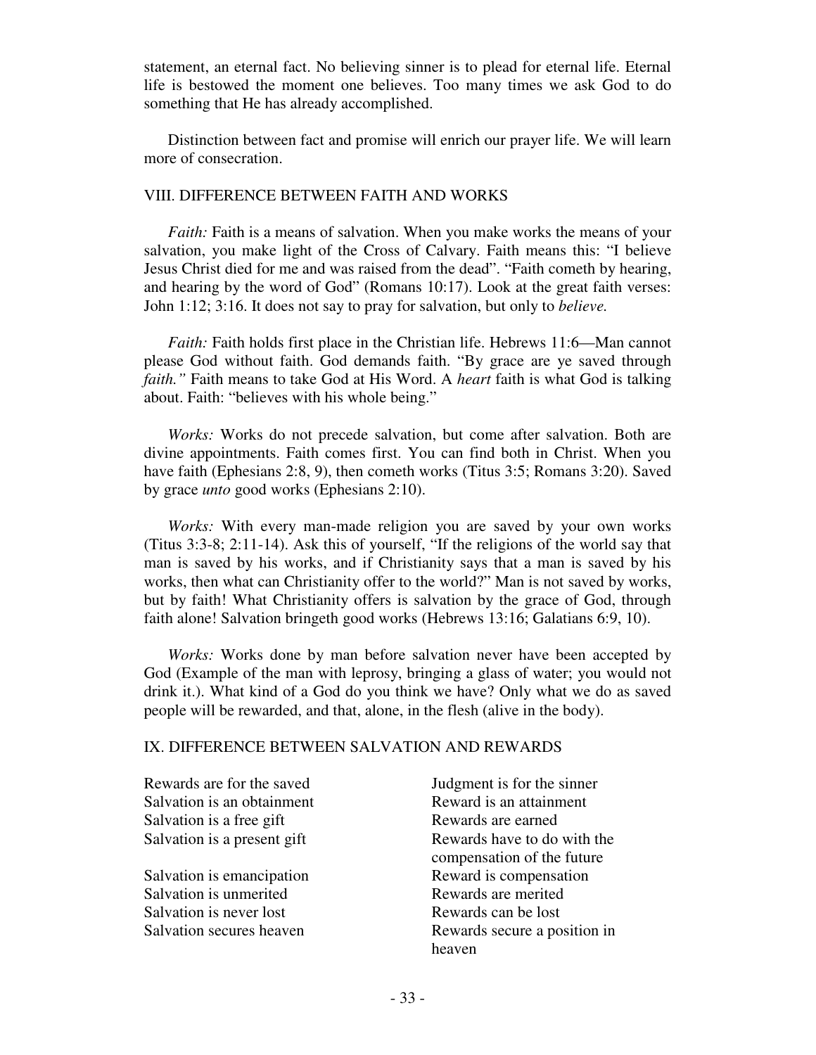statement, an eternal fact. No believing sinner is to plead for eternal life. Eternal life is bestowed the moment one believes. Too many times we ask God to do something that He has already accomplished.

Distinction between fact and promise will enrich our prayer life. We will learn more of consecration.

## VIII. DIFFERENCE BETWEEN FAITH AND WORKS

*Faith:* Faith is a means of salvation. When you make works the means of your salvation, you make light of the Cross of Calvary. Faith means this: "I believe Jesus Christ died for me and was raised from the dead". "Faith cometh by hearing, and hearing by the word of God" (Romans 10:17). Look at the great faith verses: John 1:12; 3:16. It does not say to pray for salvation, but only to *believe.*

*Faith:* Faith holds first place in the Christian life. Hebrews 11:6—Man cannot please God without faith. God demands faith. "By grace are ye saved through *faith."* Faith means to take God at His Word. A *heart* faith is what God is talking about. Faith: "believes with his whole being."

*Works:* Works do not precede salvation, but come after salvation. Both are divine appointments. Faith comes first. You can find both in Christ. When you have faith (Ephesians 2:8, 9), then cometh works (Titus 3:5; Romans 3:20). Saved by grace *unto* good works (Ephesians 2:10).

*Works:* With every man-made religion you are saved by your own works (Titus 3:3-8; 2:11-14). Ask this of yourself, "If the religions of the world say that man is saved by his works, and if Christianity says that a man is saved by his works, then what can Christianity offer to the world?" Man is not saved by works, but by faith! What Christianity offers is salvation by the grace of God, through faith alone! Salvation bringeth good works (Hebrews 13:16; Galatians 6:9, 10).

*Works:* Works done by man before salvation never have been accepted by God (Example of the man with leprosy, bringing a glass of water; you would not drink it.). What kind of a God do you think we have? Only what we do as saved people will be rewarded, and that, alone, in the flesh (alive in the body).

## IX. DIFFERENCE BETWEEN SALVATION AND REWARDS

| | |
|---|---|
| Rewards are for the saved | Judgment is for the sinner |
| Salvation is an obtainment | Reward is an attainment |
| Salvation is a free gift | Rewards are earned |
| Salvation is a present gift | Rewards have to do with the compensation of the future |
| Salvation is emancipation | Reward is compensation |
| Salvation is unmerited | Rewards are merited |
| Salvation is never lost | Rewards can be lost |
| Salvation secures heaven | Rewards secure a position in heaven |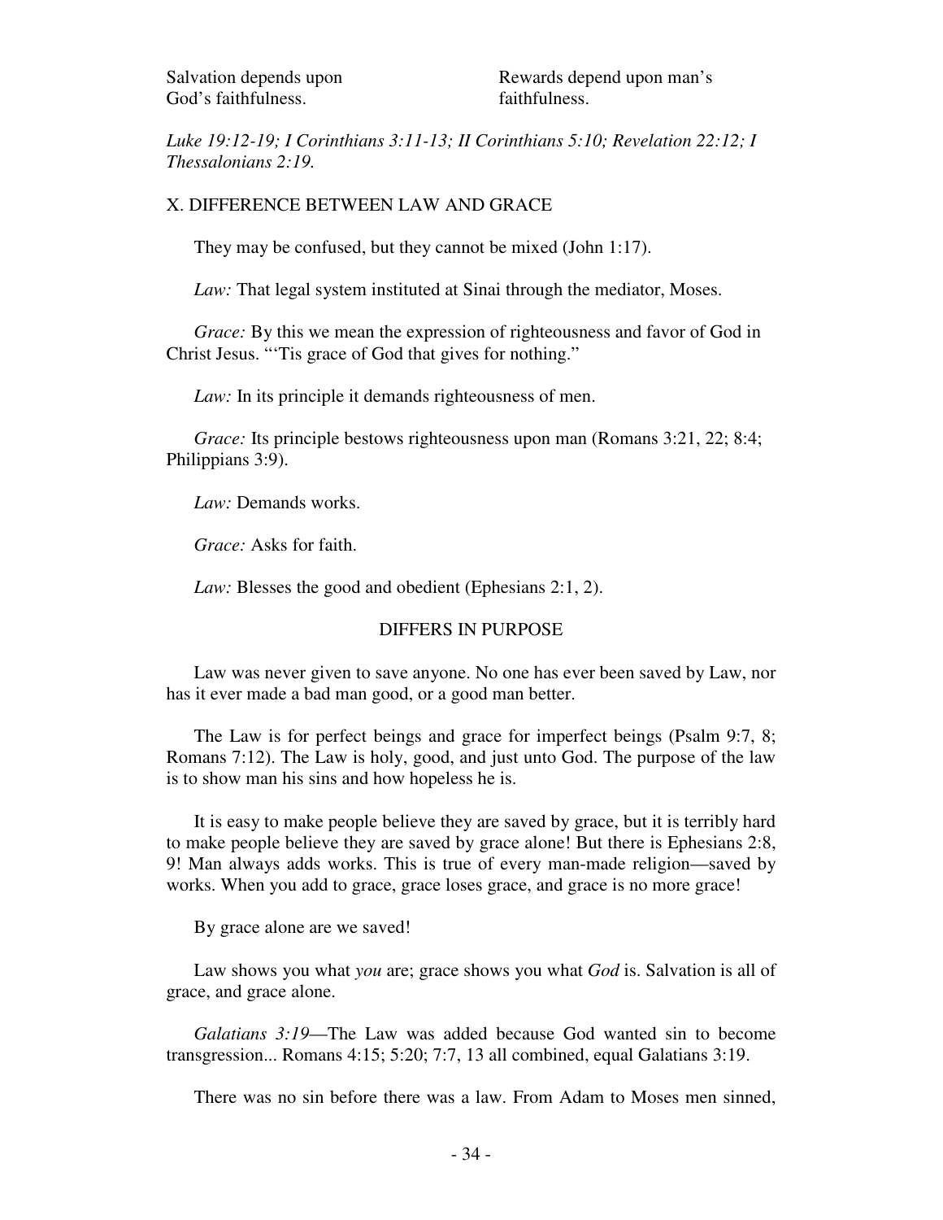| Salvation depends upon God's faithfulness. | Rewards depend upon man's faithfulness. |
|---|---|

*Luke 19:12-19; I Corinthians 3:11-13; II Corinthians 5:10; Revelation 22:12; I Thessalonians 2:19.*

## X. DIFFERENCE BETWEEN LAW AND GRACE

They may be confused, but they cannot be mixed (John 1:17).

*Law:* That legal system instituted at Sinai through the mediator, Moses.

*Grace:* By this we mean the expression of righteousness and favor of God in Christ Jesus. "'Tis grace of God that gives for nothing."

*Law:* In its principle it demands righteousness of men.

*Grace:* Its principle bestows righteousness upon man (Romans 3:21, 22; 8:4; Philippians 3:9).

*Law:* Demands works.

*Grace:* Asks for faith.

*Law:* Blesses the good and obedient (Ephesians 2:1, 2).

### DIFFERS IN PURPOSE

Law was never given to save anyone. No one has ever been saved by Law, nor has it ever made a bad man good, or a good man better.

The Law is for perfect beings and grace for imperfect beings (Psalm 9:7, 8; Romans 7:12). The Law is holy, good, and just unto God. The purpose of the law is to show man his sins and how hopeless he is.

It is easy to make people believe they are saved by grace, but it is terribly hard to make people believe they are saved by grace alone! But there is Ephesians 2:8, 9! Man always adds works. This is true of every man-made religion—saved by works. When you add to grace, grace loses grace, and grace is no more grace!

By grace alone are we saved!

Law shows you what *you* are; grace shows you what *God* is. Salvation is all of grace, and grace alone.

*Galatians 3:19*—The Law was added because God wanted sin to become transgression... Romans 4:15; 5:20; 7:7, 13 all combined, equal Galatians 3:19.

There was no sin before there was a law. From Adam to Moses men sinned,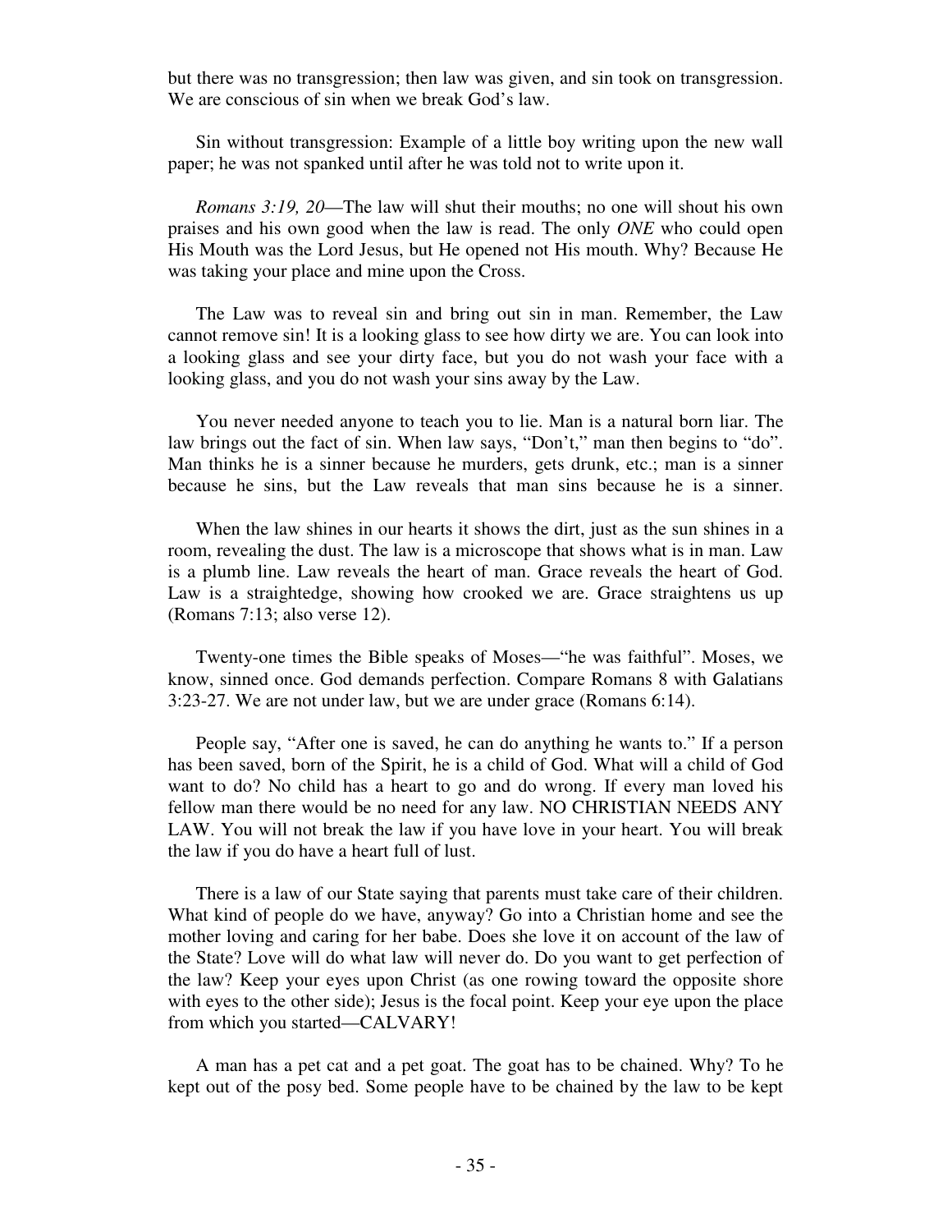but there was no transgression; then law was given, and sin took on transgression. We are conscious of sin when we break God's law.

Sin without transgression: Example of a little boy writing upon the new wall paper; he was not spanked until after he was told not to write upon it.

*Romans 3:19, 20*—The law will shut their mouths; no one will shout his own praises and his own good when the law is read. The only *ONE* who could open His Mouth was the Lord Jesus, but He opened not His mouth. Why? Because He was taking your place and mine upon the Cross.

The Law was to reveal sin and bring out sin in man. Remember, the Law cannot remove sin! It is a looking glass to see how dirty we are. You can look into a looking glass and see your dirty face, but you do not wash your face with a looking glass, and you do not wash your sins away by the Law.

You never needed anyone to teach you to lie. Man is a natural born liar. The law brings out the fact of sin. When law says, "Don't," man then begins to "do". Man thinks he is a sinner because he murders, gets drunk, etc.; man is a sinner because he sins, but the Law reveals that man sins because he is a sinner.

When the law shines in our hearts it shows the dirt, just as the sun shines in a room, revealing the dust. The law is a microscope that shows what is in man. Law is a plumb line. Law reveals the heart of man. Grace reveals the heart of God. Law is a straightedge, showing how crooked we are. Grace straightens us up (Romans 7:13; also verse 12).

Twenty-one times the Bible speaks of Moses—"he was faithful". Moses, we know, sinned once. God demands perfection. Compare Romans 8 with Galatians 3:23-27. We are not under law, but we are under grace (Romans 6:14).

People say, "After one is saved, he can do anything he wants to." If a person has been saved, born of the Spirit, he is a child of God. What will a child of God want to do? No child has a heart to go and do wrong. If every man loved his fellow man there would be no need for any law. NO CHRISTIAN NEEDS ANY LAW. You will not break the law if you have love in your heart. You will break the law if you do have a heart full of lust.

There is a law of our State saying that parents must take care of their children. What kind of people do we have, anyway? Go into a Christian home and see the mother loving and caring for her babe. Does she love it on account of the law of the State? Love will do what law will never do. Do you want to get perfection of the law? Keep your eyes upon Christ (as one rowing toward the opposite shore with eyes to the other side); Jesus is the focal point. Keep your eye upon the place from which you started—CALVARY!

A man has a pet cat and a pet goat. The goat has to be chained. Why? To he kept out of the posy bed. Some people have to be chained by the law to be kept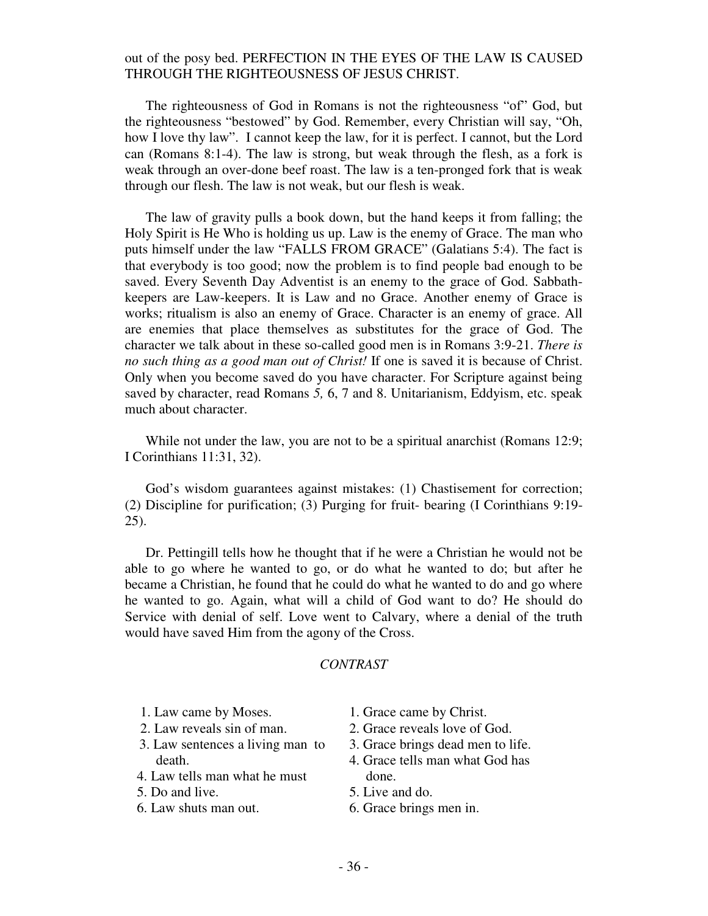out of the posy bed. PERFECTION IN THE EYES OF THE LAW IS CAUSED THROUGH THE RIGHTEOUSNESS OF JESUS CHRIST.

The righteousness of God in Romans is not the righteousness "of" God, but the righteousness "bestowed" by God. Remember, every Christian will say, "Oh, how I love thy law". I cannot keep the law, for it is perfect. I cannot, but the Lord can (Romans 8:1-4). The law is strong, but weak through the flesh, as a fork is weak through an over-done beef roast. The law is a ten-pronged fork that is weak through our flesh. The law is not weak, but our flesh is weak.

The law of gravity pulls a book down, but the hand keeps it from falling; the Holy Spirit is He Who is holding us up. Law is the enemy of Grace. The man who puts himself under the law "FALLS FROM GRACE" (Galatians 5:4). The fact is that everybody is too good; now the problem is to find people bad enough to be saved. Every Seventh Day Adventist is an enemy to the grace of God. Sabbath-keepers are Law-keepers. It is Law and no Grace. Another enemy of Grace is works; ritualism is also an enemy of Grace. Character is an enemy of grace. All are enemies that place themselves as substitutes for the grace of God. The character we talk about in these so-called good men is in Romans 3:9-21. *There is no such thing as a good man out of Christ!* If one is saved it is because of Christ. Only when you become saved do you have character. For Scripture against being saved by character, read Romans *5,* 6, 7 and 8. Unitarianism, Eddyism, etc. speak much about character.

While not under the law, you are not to be a spiritual anarchist (Romans 12:9; I Corinthians 11:31, 32).

God's wisdom guarantees against mistakes: (1) Chastisement for correction; (2) Discipline for purification; (3) Purging for fruit- bearing (I Corinthians 9:19-25).

Dr. Pettingill tells how he thought that if he were a Christian he would not be able to go where he wanted to go, or do what he wanted to do; but after he became a Christian, he found that he could do what he wanted to do and go where he wanted to go. Again, what will a child of God want to do? He should do Service with denial of self. Love went to Calvary, where a denial of the truth would have saved Him from the agony of the Cross.

*CONTRAST*

| Law | Grace |
|---|---|
| 1. Law came by Moses. | 1. Grace came by Christ. |
| 2. Law reveals sin of man. | 2. Grace reveals love of God. |
| 3. Law sentences a living man to death. | 3. Grace brings dead men to life. |
| 4. Law tells man what he must | 4. Grace tells man what God has done. |
| 5. Do and live. | 5. Live and do. |
| 6. Law shuts man out. | 6. Grace brings men in. |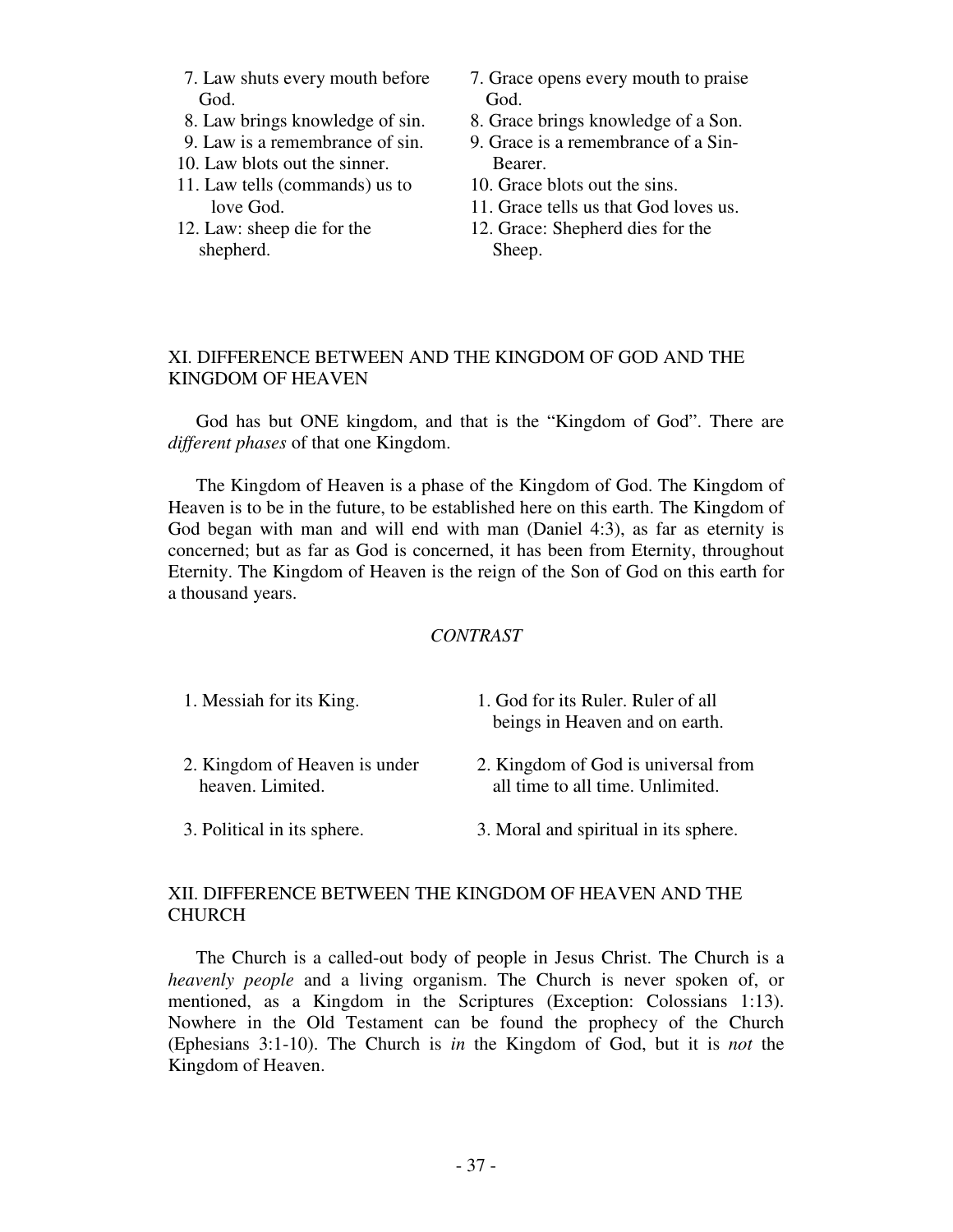| Law | Grace |
| --- | --- |
| 7. Law shuts every mouth before God. | 7. Grace opens every mouth to praise God. |
| 8. Law brings knowledge of sin. | 8. Grace brings knowledge of a Son. |
| 9. Law is a remembrance of sin. | 9. Grace is a remembrance of a Sin-Bearer. |
| 10. Law blots out the sinner. | 10. Grace blots out the sins. |
| 11. Law tells (commands) us to love God. | 11. Grace tells us that God loves us. |
| 12. Law: sheep die for the shepherd. | 12. Grace: Shepherd dies for the Sheep. |

## XI. DIFFERENCE BETWEEN AND THE KINGDOM OF GOD AND THE KINGDOM OF HEAVEN

God has but ONE kingdom, and that is the "Kingdom of God". There are *different phases* of that one Kingdom.

The Kingdom of Heaven is a phase of the Kingdom of God. The Kingdom of Heaven is to be in the future, to be established here on this earth. The Kingdom of God began with man and will end with man (Daniel 4:3), as far as eternity is concerned; but as far as God is concerned, it has been from Eternity, throughout Eternity. The Kingdom of Heaven is the reign of the Son of God on this earth for a thousand years.

*CONTRAST*

| Kingdom of Heaven | Kingdom of God |
| --- | --- |
| 1. Messiah for its King. | 1. God for its Ruler. Ruler of all beings in Heaven and on earth. |
| 2. Kingdom of Heaven is under heaven. Limited. | 2. Kingdom of God is universal from all time to all time. Unlimited. |
| 3. Political in its sphere. | 3. Moral and spiritual in its sphere. |

## XII. DIFFERENCE BETWEEN THE KINGDOM OF HEAVEN AND THE CHURCH

The Church is a called-out body of people in Jesus Christ. The Church is a *heavenly people* and a living organism. The Church is never spoken of, or mentioned, as a Kingdom in the Scriptures (Exception: Colossians 1:13). Nowhere in the Old Testament can be found the prophecy of the Church (Ephesians 3:1-10). The Church is *in* the Kingdom of God, but it is *not* the Kingdom of Heaven.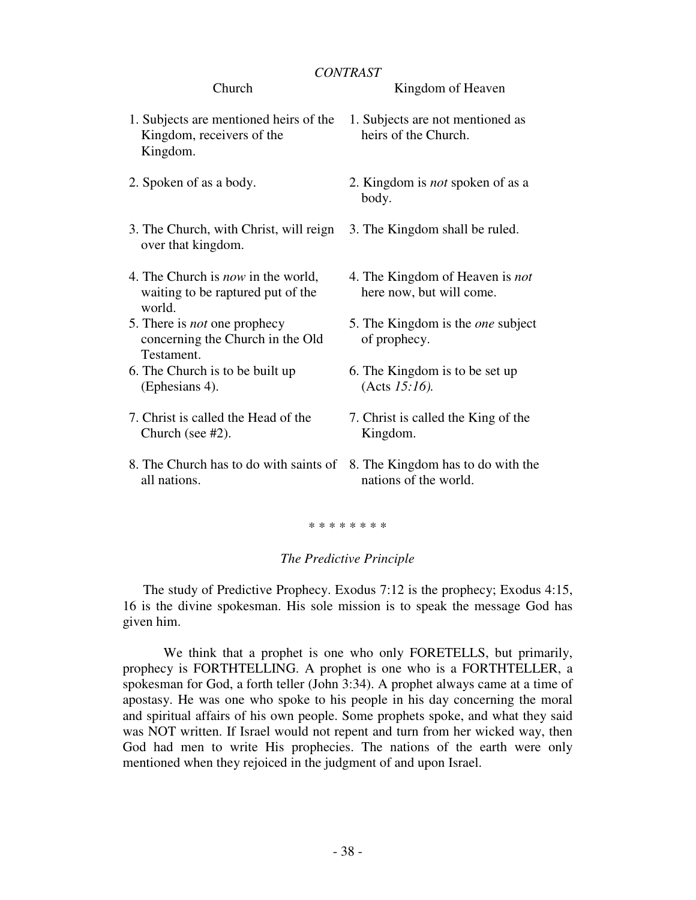*CONTRAST*

| Church | Kingdom of Heaven |
|---|---|
| 1. Subjects are mentioned heirs of the Kingdom, receivers of the Kingdom. | 1. Subjects are not mentioned as heirs of the Church. |
| 2. Spoken of as a body. | 2. Kingdom is *not* spoken of as a body. |
| 3. The Church, with Christ, will reign over that kingdom. | 3. The Kingdom shall be ruled. |
| 4. The Church is *now* in the world, waiting to be raptured put of the world. | 4. The Kingdom of Heaven is *not* here now, but will come. |
| 5. There is *not* one prophecy concerning the Church in the Old Testament. | 5. The Kingdom is the *one* subject of prophecy. |
| 6. The Church is to be built up (Ephesians 4). | 6. The Kingdom is to be set up (Acts *15:16).* |
| 7. Christ is called the Head of the Church (see #2). | 7. Christ is called the King of the Kingdom. |
| 8. The Church has to do with saints of all nations. | 8. The Kingdom has to do with the nations of the world. |

\* \* \* \* \* \* \* \*

*The Predictive Principle*

The study of Predictive Prophecy. Exodus 7:12 is the prophecy; Exodus 4:15, 16 is the divine spokesman. His sole mission is to speak the message God has given him.

We think that a prophet is one who only FORETELLS, but primarily, prophecy is FORTHTELLING. A prophet is one who is a FORTHTELLER, a spokesman for God, a forth teller (John 3:34). A prophet always came at a time of apostasy. He was one who spoke to his people in his day concerning the moral and spiritual affairs of his own people. Some prophets spoke, and what they said was NOT written. If Israel would not repent and turn from her wicked way, then God had men to write His prophecies. The nations of the earth were only mentioned when they rejoiced in the judgment of and upon Israel.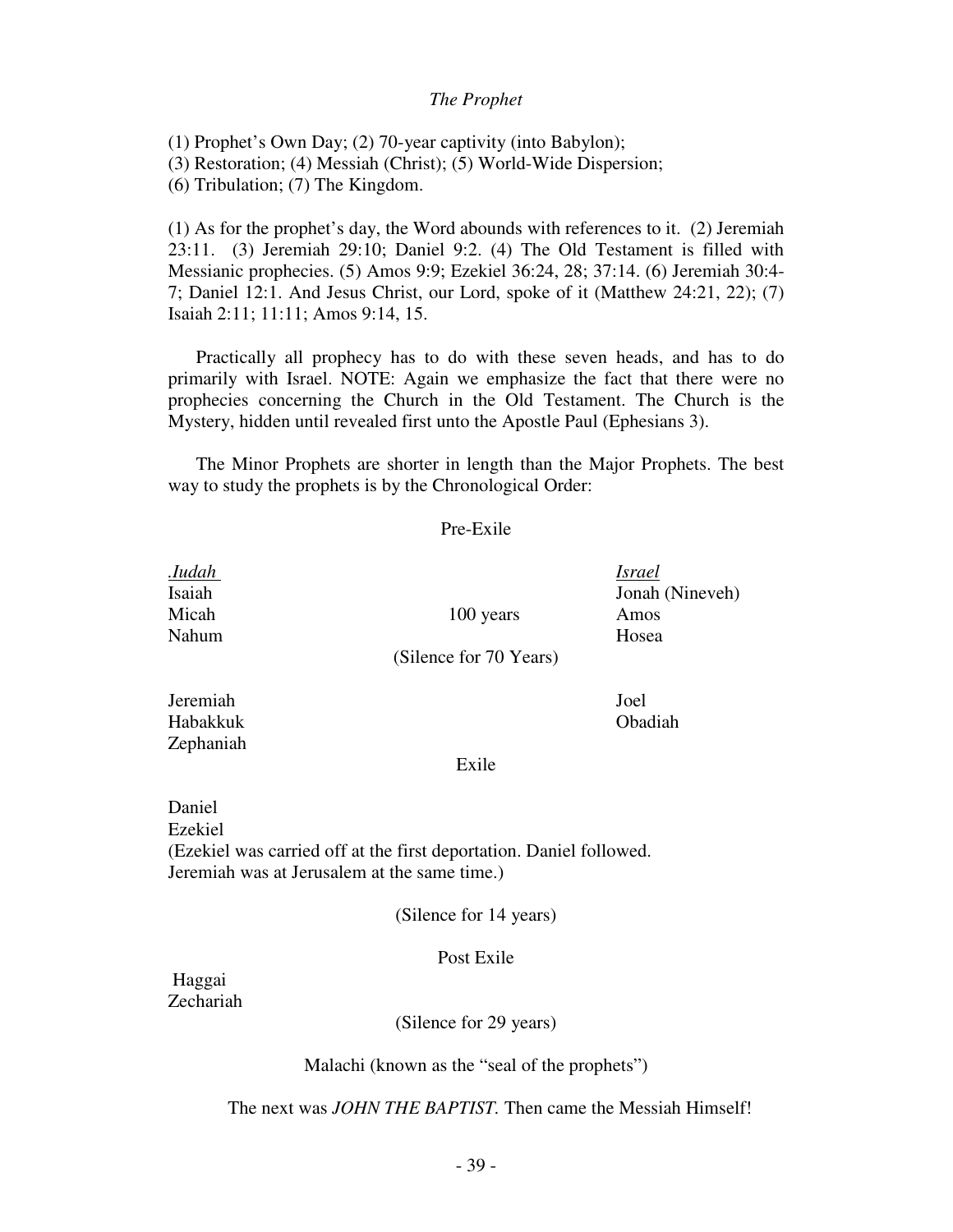*The Prophet*

(1) Prophet's Own Day; (2) 70-year captivity (into Babylon);
(3) Restoration; (4) Messiah (Christ); (5) World-Wide Dispersion;
(6) Tribulation; (7) The Kingdom.

(1) As for the prophet's day, the Word abounds with references to it. (2) Jeremiah 23:11. (3) Jeremiah 29:10; Daniel 9:2. (4) The Old Testament is filled with Messianic prophecies. (5) Amos 9:9; Ezekiel 36:24, 28; 37:14. (6) Jeremiah 30:4-7; Daniel 12:1. And Jesus Christ, our Lord, spoke of it (Matthew 24:21, 22); (7) Isaiah 2:11; 11:11; Amos 9:14, 15.

Practically all prophecy has to do with these seven heads, and has to do primarily with Israel. NOTE: Again we emphasize the fact that there were no prophecies concerning the Church in the Old Testament. The Church is the Mystery, hidden until revealed first unto the Apostle Paul (Ephesians 3).

The Minor Prophets are shorter in length than the Major Prophets. The best way to study the prophets is by the Chronological Order:

Pre-Exile

| *Judah* | | *Israel* |
|---|---|---|
| Isaiah | | Jonah (Nineveh) |
| Micah | 100 years | Amos |
| Nahum | | Hosea |
| | (Silence for 70 Years) | |
| Jeremiah | | Joel |
| Habakkuk | | Obadiah |
| Zephaniah | | |

Exile

Daniel
Ezekiel
(Ezekiel was carried off at the first deportation. Daniel followed. Jeremiah was at Jerusalem at the same time.)

(Silence for 14 years)

Post Exile

Haggai
Zechariah

(Silence for 29 years)

Malachi (known as the "seal of the prophets")

The next was *JOHN THE BAPTIST*. Then came the Messiah Himself!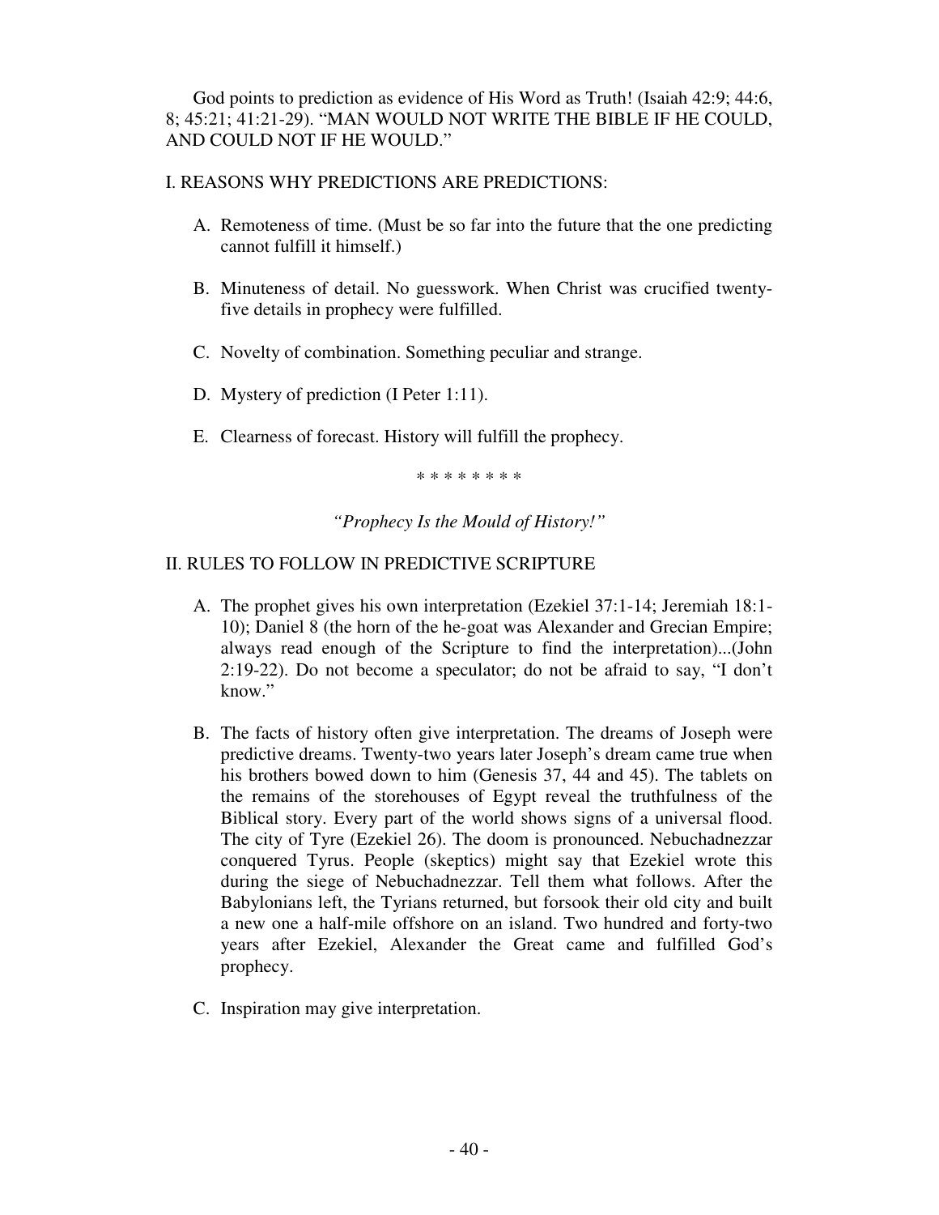God points to prediction as evidence of His Word as Truth! (Isaiah 42:9; 44:6, 8; 45:21; 41:21-29). "MAN WOULD NOT WRITE THE BIBLE IF HE COULD, AND COULD NOT IF HE WOULD."

## I. REASONS WHY PREDICTIONS ARE PREDICTIONS:

A. Remoteness of time. (Must be so far into the future that the one predicting cannot fulfill it himself.)

B. Minuteness of detail. No guesswork. When Christ was crucified twenty-five details in prophecy were fulfilled.

C. Novelty of combination. Something peculiar and strange.

D. Mystery of prediction (I Peter 1:11).

E. Clearness of forecast. History will fulfill the prophecy.

\* \* \* \* \* \* \* \*

*"Prophecy Is the Mould of History!"*

## II. RULES TO FOLLOW IN PREDICTIVE SCRIPTURE

A. The prophet gives his own interpretation (Ezekiel 37:1-14; Jeremiah 18:1-10); Daniel 8 (the horn of the he-goat was Alexander and Grecian Empire; always read enough of the Scripture to find the interpretation)...(John 2:19-22). Do not become a speculator; do not be afraid to say, "I don't know."

B. The facts of history often give interpretation. The dreams of Joseph were predictive dreams. Twenty-two years later Joseph's dream came true when his brothers bowed down to him (Genesis 37, 44 and 45). The tablets on the remains of the storehouses of Egypt reveal the truthfulness of the Biblical story. Every part of the world shows signs of a universal flood. The city of Tyre (Ezekiel 26). The doom is pronounced. Nebuchadnezzar conquered Tyrus. People (skeptics) might say that Ezekiel wrote this during the siege of Nebuchadnezzar. Tell them what follows. After the Babylonians left, the Tyrians returned, but forsook their old city and built a new one a half-mile offshore on an island. Two hundred and forty-two years after Ezekiel, Alexander the Great came and fulfilled God's prophecy.

C. Inspiration may give interpretation.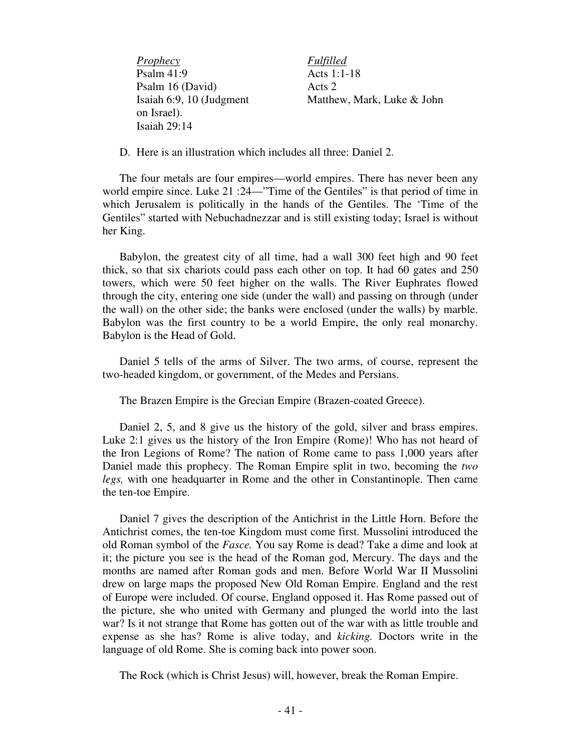| *Prophecy* | *Fulfilled* |
| --- | --- |
| Psalm 41:9 | Acts 1:1-18 |
| Psalm 16 (David) | Acts 2 |
| Isaiah 6:9, 10 (Judgment on Israel). | Matthew, Mark, Luke & John |
| Isaiah 29:14 | |

D. Here is an illustration which includes all three: Daniel 2.

The four metals are four empires—world empires. There has never been any world empire since. Luke 21 :24—"Time of the Gentiles" is that period of time in which Jerusalem is politically in the hands of the Gentiles. The 'Time of the Gentiles" started with Nebuchadnezzar and is still existing today; Israel is without her King.

Babylon, the greatest city of all time, had a wall 300 feet high and 90 feet thick, so that six chariots could pass each other on top. It had 60 gates and 250 towers, which were 50 feet higher on the walls. The River Euphrates flowed through the city, entering one side (under the wall) and passing on through (under the wall) on the other side; the banks were enclosed (under the walls) by marble. Babylon was the first country to be a world Empire, the only real monarchy. Babylon is the Head of Gold.

Daniel 5 tells of the arms of Silver. The two arms, of course, represent the two-headed kingdom, or government, of the Medes and Persians.

The Brazen Empire is the Grecian Empire (Brazen-coated Greece).

Daniel 2, 5, and 8 give us the history of the gold, silver and brass empires. Luke 2:1 gives us the history of the Iron Empire (Rome)! Who has not heard of the Iron Legions of Rome? The nation of Rome came to pass 1,000 years after Daniel made this prophecy. The Roman Empire split in two, becoming the *two legs,* with one headquarter in Rome and the other in Constantinople. Then came the ten-toe Empire.

Daniel 7 gives the description of the Antichrist in the Little Horn. Before the Antichrist comes, the ten-toe Kingdom must come first. Mussolini introduced the old Roman symbol of the *Fasce.* You say Rome is dead? Take a dime and look at it; the picture you see is the head of the Roman god, Mercury. The days and the months are named after Roman gods and men. Before World War II Mussolini drew on large maps the proposed New Old Roman Empire. England and the rest of Europe were included. Of course, England opposed it. Has Rome passed out of the picture, she who united with Germany and plunged the world into the last war? Is it not strange that Rome has gotten out of the war with as little trouble and expense as she has? Rome is alive today, and *kicking.* Doctors write in the language of old Rome. She is coming back into power soon.

The Rock (which is Christ Jesus) will, however, break the Roman Empire.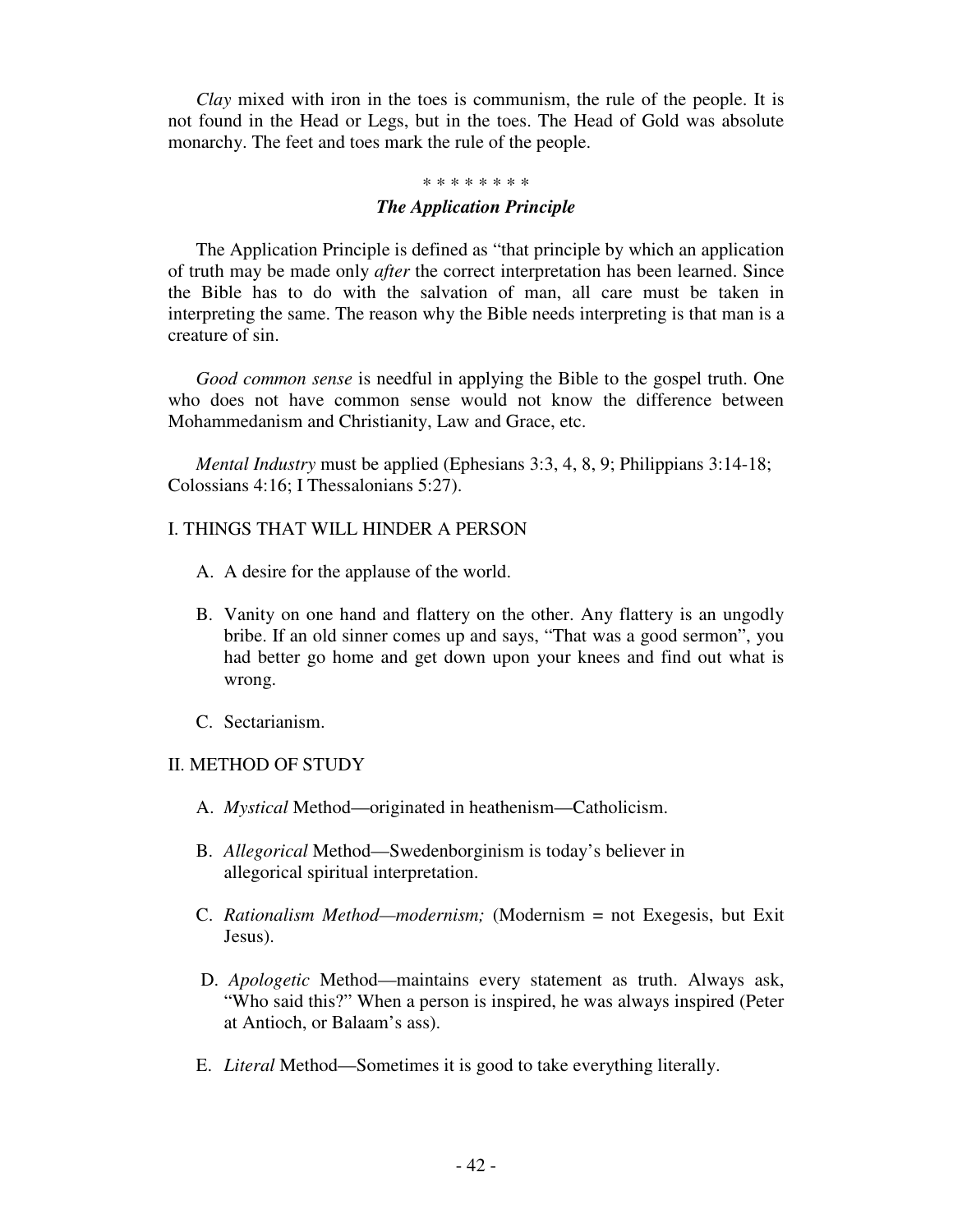*Clay* mixed with iron in the toes is communism, the rule of the people. It is not found in the Head or Legs, but in the toes. The Head of Gold was absolute monarchy. The feet and toes mark the rule of the people.

\* \* \* \* \* \* \* \*

### *The Application Principle*

The Application Principle is defined as "that principle by which an application of truth may be made only *after* the correct interpretation has been learned. Since the Bible has to do with the salvation of man, all care must be taken in interpreting the same. The reason why the Bible needs interpreting is that man is a creature of sin.

*Good common sense* is needful in applying the Bible to the gospel truth. One who does not have common sense would not know the difference between Mohammedanism and Christianity, Law and Grace, etc.

*Mental Industry* must be applied (Ephesians 3:3, 4, 8, 9; Philippians 3:14-18; Colossians 4:16; I Thessalonians 5:27).

I. THINGS THAT WILL HINDER A PERSON

A. A desire for the applause of the world.

B. Vanity on one hand and flattery on the other. Any flattery is an ungodly bribe. If an old sinner comes up and says, "That was a good sermon", you had better go home and get down upon your knees and find out what is wrong.

C. Sectarianism.

II. METHOD OF STUDY

A. *Mystical* Method—originated in heathenism—Catholicism.

B. *Allegorical* Method—Swedenborginism is today's believer in allegorical spiritual interpretation.

C. *Rationalism Method—modernism;* (Modernism = not Exegesis, but Exit Jesus).

D. *Apologetic* Method—maintains every statement as truth. Always ask, "Who said this?" When a person is inspired, he was always inspired (Peter at Antioch, or Balaam's ass).

E. *Literal* Method—Sometimes it is good to take everything literally.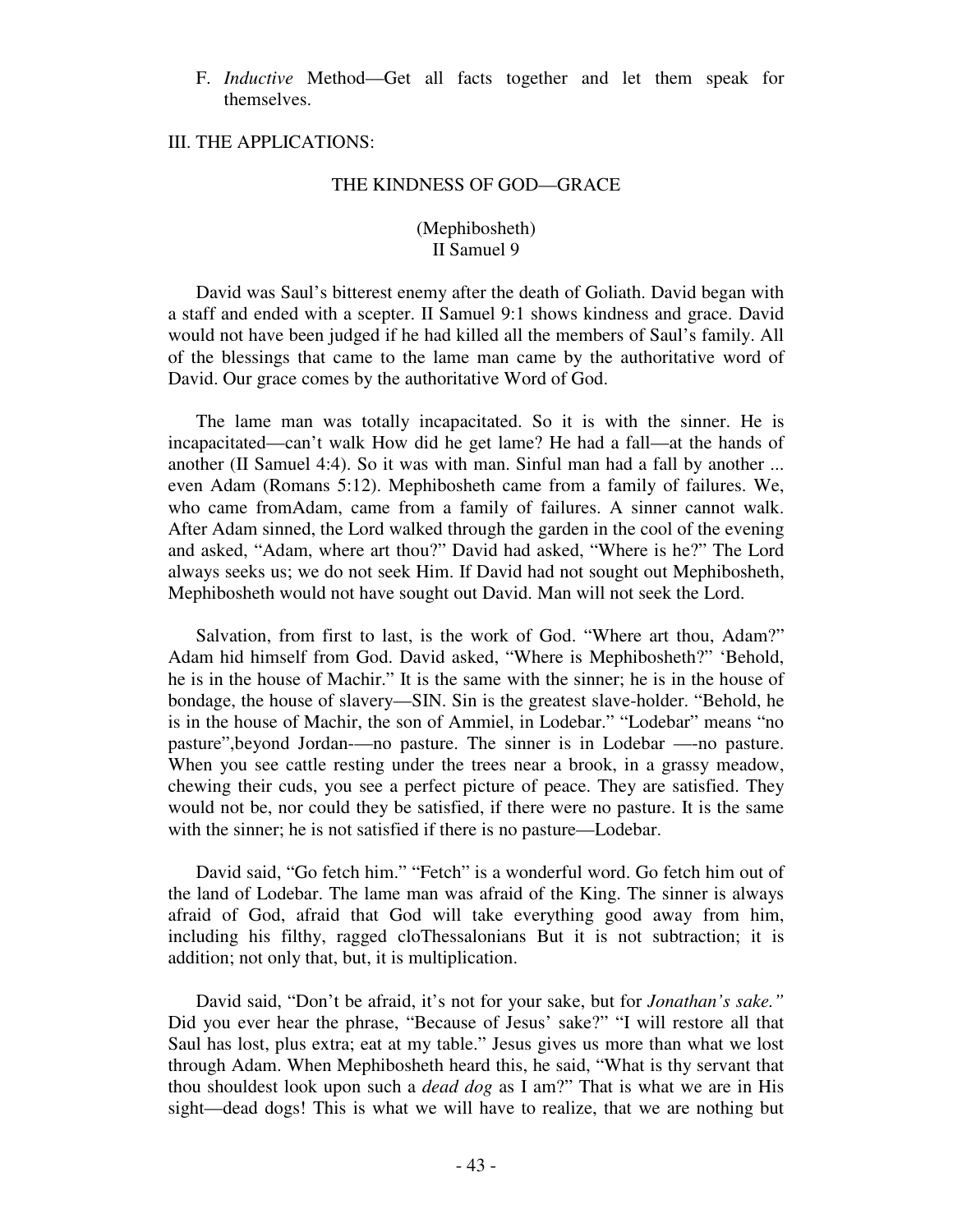F. *Inductive* Method—Get all facts together and let them speak for themselves.

## III. THE APPLICATIONS:

### THE KINDNESS OF GOD—GRACE

(Mephibosheth)
II Samuel 9

David was Saul's bitterest enemy after the death of Goliath. David began with a staff and ended with a scepter. II Samuel 9:1 shows kindness and grace. David would not have been judged if he had killed all the members of Saul's family. All of the blessings that came to the lame man came by the authoritative word of David. Our grace comes by the authoritative Word of God.

The lame man was totally incapacitated. So it is with the sinner. He is incapacitated—can't walk How did he get lame? He had a fall—at the hands of another (II Samuel 4:4). So it was with man. Sinful man had a fall by another ... even Adam (Romans 5:12). Mephibosheth came from a family of failures. We, who came fromAdam, came from a family of failures. A sinner cannot walk. After Adam sinned, the Lord walked through the garden in the cool of the evening and asked, "Adam, where art thou?" David had asked, "Where is he?" The Lord always seeks us; we do not seek Him. If David had not sought out Mephibosheth, Mephibosheth would not have sought out David. Man will not seek the Lord.

Salvation, from first to last, is the work of God. "Where art thou, Adam?" Adam hid himself from God. David asked, "Where is Mephibosheth?" 'Behold, he is in the house of Machir." It is the same with the sinner; he is in the house of bondage, the house of slavery—SIN. Sin is the greatest slave-holder. "Behold, he is in the house of Machir, the son of Ammiel, in Lodebar." "Lodebar" means "no pasture",beyond Jordan-—no pasture. The sinner is in Lodebar —-no pasture. When you see cattle resting under the trees near a brook, in a grassy meadow, chewing their cuds, you see a perfect picture of peace. They are satisfied. They would not be, nor could they be satisfied, if there were no pasture. It is the same with the sinner; he is not satisfied if there is no pasture—Lodebar.

David said, "Go fetch him." "Fetch" is a wonderful word. Go fetch him out of the land of Lodebar. The lame man was afraid of the King. The sinner is always afraid of God, afraid that God will take everything good away from him, including his filthy, ragged cloThessalonians But it is not subtraction; it is addition; not only that, but, it is multiplication.

David said, "Don't be afraid, it's not for your sake, but for *Jonathan's sake."* Did you ever hear the phrase, "Because of Jesus' sake?" "I will restore all that Saul has lost, plus extra; eat at my table." Jesus gives us more than what we lost through Adam. When Mephibosheth heard this, he said, "What is thy servant that thou shouldest look upon such a *dead dog* as I am?" That is what we are in His sight—dead dogs! This is what we will have to realize, that we are nothing but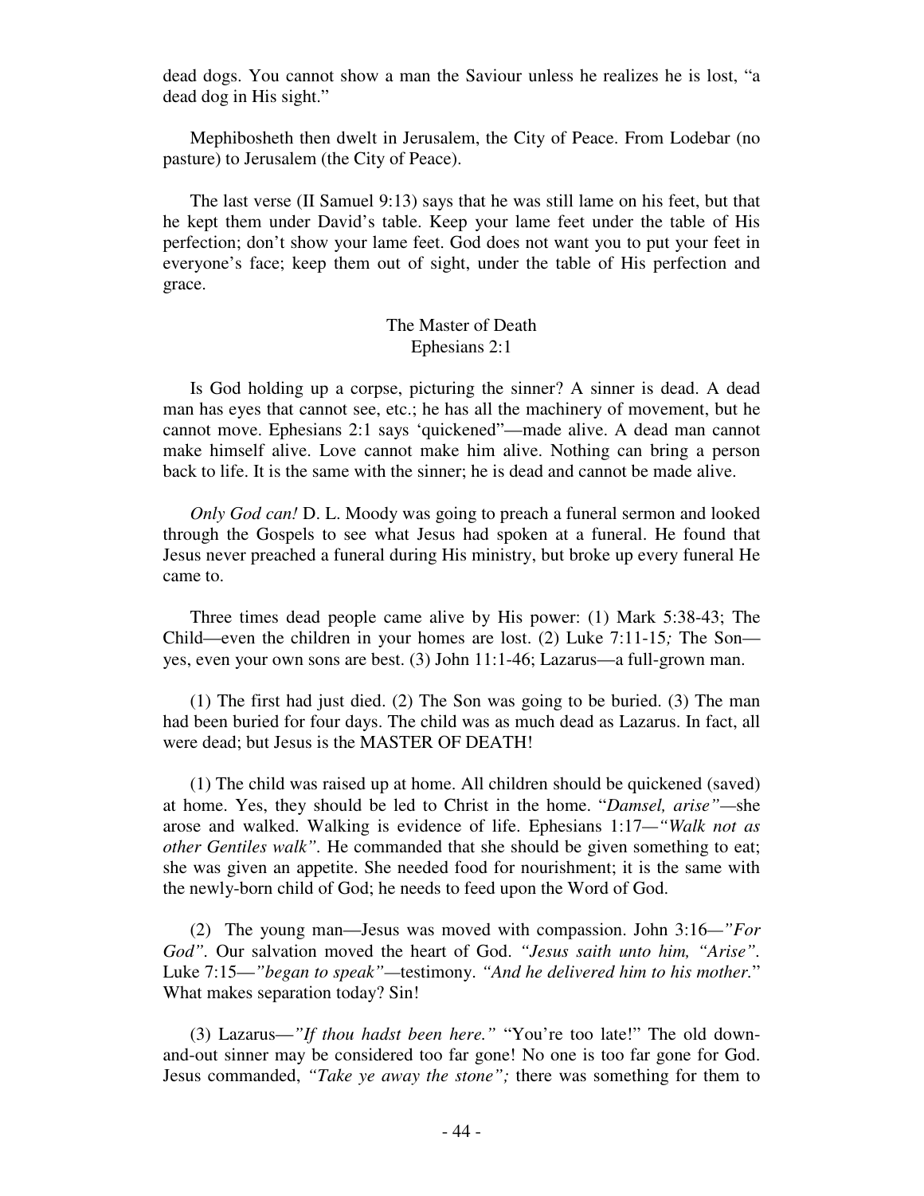dead dogs. You cannot show a man the Saviour unless he realizes he is lost, "a dead dog in His sight."

Mephibosheth then dwelt in Jerusalem, the City of Peace. From Lodebar (no pasture) to Jerusalem (the City of Peace).

The last verse (II Samuel 9:13) says that he was still lame on his feet, but that he kept them under David's table. Keep your lame feet under the table of His perfection; don't show your lame feet. God does not want you to put your feet in everyone's face; keep them out of sight, under the table of His perfection and grace.

## The Master of Death
### Ephesians 2:1

Is God holding up a corpse, picturing the sinner? A sinner is dead. A dead man has eyes that cannot see, etc.; he has all the machinery of movement, but he cannot move. Ephesians 2:1 says 'quickened"—made alive. A dead man cannot make himself alive. Love cannot make him alive. Nothing can bring a person back to life. It is the same with the sinner; he is dead and cannot be made alive.

*Only God can!* D. L. Moody was going to preach a funeral sermon and looked through the Gospels to see what Jesus had spoken at a funeral. He found that Jesus never preached a funeral during His ministry, but broke up every funeral He came to.

Three times dead people came alive by His power: (1) Mark 5:38-43; The Child—even the children in your homes are lost. (2) Luke 7:11-15*;* The Son—yes, even your own sons are best. (3) John 11:1-46; Lazarus—a full-grown man.

(1) The first had just died. (2) The Son was going to be buried. (3) The man had been buried for four days. The child was as much dead as Lazarus. In fact, all were dead; but Jesus is the MASTER OF DEATH!

(1) The child was raised up at home. All children should be quickened (saved) at home. Yes, they should be led to Christ in the home. "*Damsel, arise"*—she arose and walked. Walking is evidence of life. Ephesians 1:17—*"Walk not as other Gentiles walk".* He commanded that she should be given something to eat; she was given an appetite. She needed food for nourishment; it is the same with the newly-born child of God; he needs to feed upon the Word of God.

(2) The young man—Jesus was moved with compassion. John 3:16—*"For God".* Our salvation moved the heart of God. *"Jesus saith unto him, "Arise".* Luke 7:15—*"began to speak"*—testimony. *"And he delivered him to his mother.*" What makes separation today? Sin!

(3) Lazarus—*"If thou hadst been here."* "You're too late!" The old down-and-out sinner may be considered too far gone! No one is too far gone for God. Jesus commanded, *"Take ye away the stone";* there was something for them to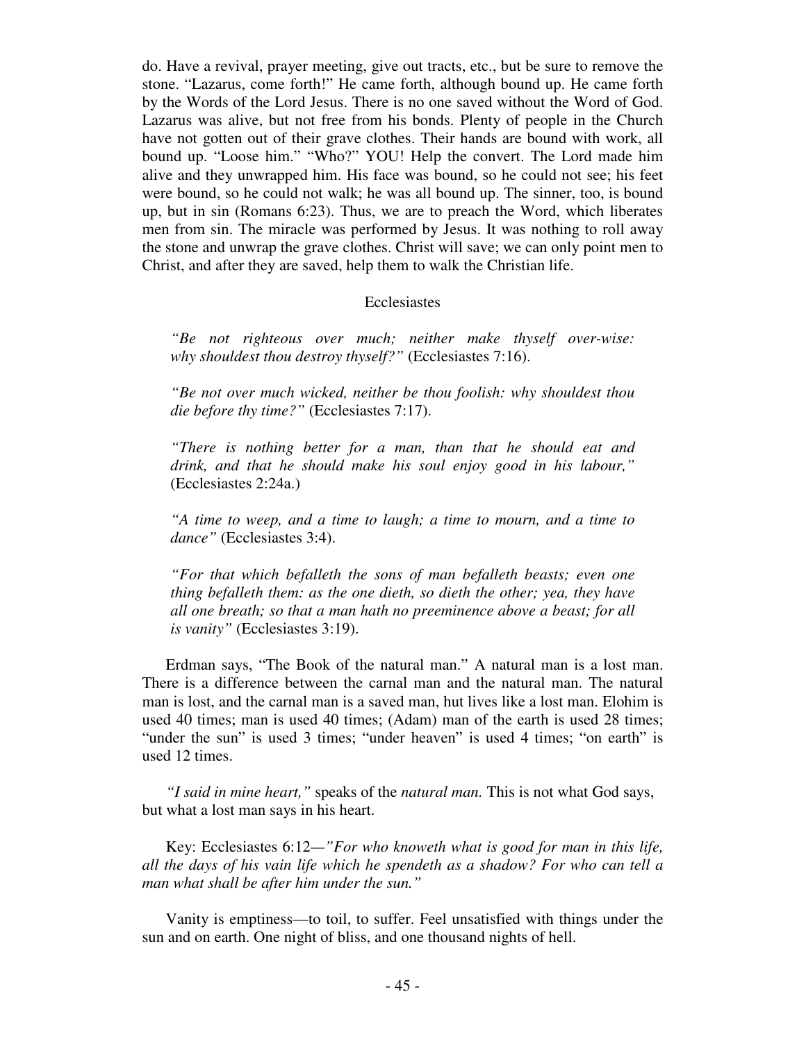do. Have a revival, prayer meeting, give out tracts, etc., but be sure to remove the stone. "Lazarus, come forth!" He came forth, although bound up. He came forth by the Words of the Lord Jesus. There is no one saved without the Word of God. Lazarus was alive, but not free from his bonds. Plenty of people in the Church have not gotten out of their grave clothes. Their hands are bound with work, all bound up. "Loose him." "Who?" YOU! Help the convert. The Lord made him alive and they unwrapped him. His face was bound, so he could not see; his feet were bound, so he could not walk; he was all bound up. The sinner, too, is bound up, but in sin (Romans 6:23). Thus, we are to preach the Word, which liberates men from sin. The miracle was performed by Jesus. It was nothing to roll away the stone and unwrap the grave clothes. Christ will save; we can only point men to Christ, and after they are saved, help them to walk the Christian life.

## Ecclesiastes

> *"Be not righteous over much; neither make thyself over-wise: why shouldest thou destroy thyself?"* (Ecclesiastes 7:16).
>
> *"Be not over much wicked, neither be thou foolish: why shouldest thou die before thy time?"* (Ecclesiastes 7:17).
>
> *"There is nothing better for a man, than that he should eat and drink, and that he should make his soul enjoy good in his labour,"* (Ecclesiastes 2:24a.)
>
> *"A time to weep, and a time to laugh; a time to mourn, and a time to dance"* (Ecclesiastes 3:4).
>
> *"For that which befalleth the sons of man befalleth beasts; even one thing befalleth them: as the one dieth, so dieth the other; yea, they have all one breath; so that a man hath no preeminence above a beast; for all is vanity"* (Ecclesiastes 3:19).

Erdman says, "The Book of the natural man." A natural man is a lost man. There is a difference between the carnal man and the natural man. The natural man is lost, and the carnal man is a saved man, hut lives like a lost man. Elohim is used 40 times; man is used 40 times; (Adam) man of the earth is used 28 times; "under the sun" is used 3 times; "under heaven" is used 4 times; "on earth" is used 12 times.

*"I said in mine heart,"* speaks of the *natural man.* This is not what God says, but what a lost man says in his heart.

Key: Ecclesiastes 6:12—*"For who knoweth what is good for man in this life, all the days of his vain life which he spendeth as a shadow? For who can tell a man what shall be after him under the sun."*

Vanity is emptiness—to toil, to suffer. Feel unsatisfied with things under the sun and on earth. One night of bliss, and one thousand nights of hell.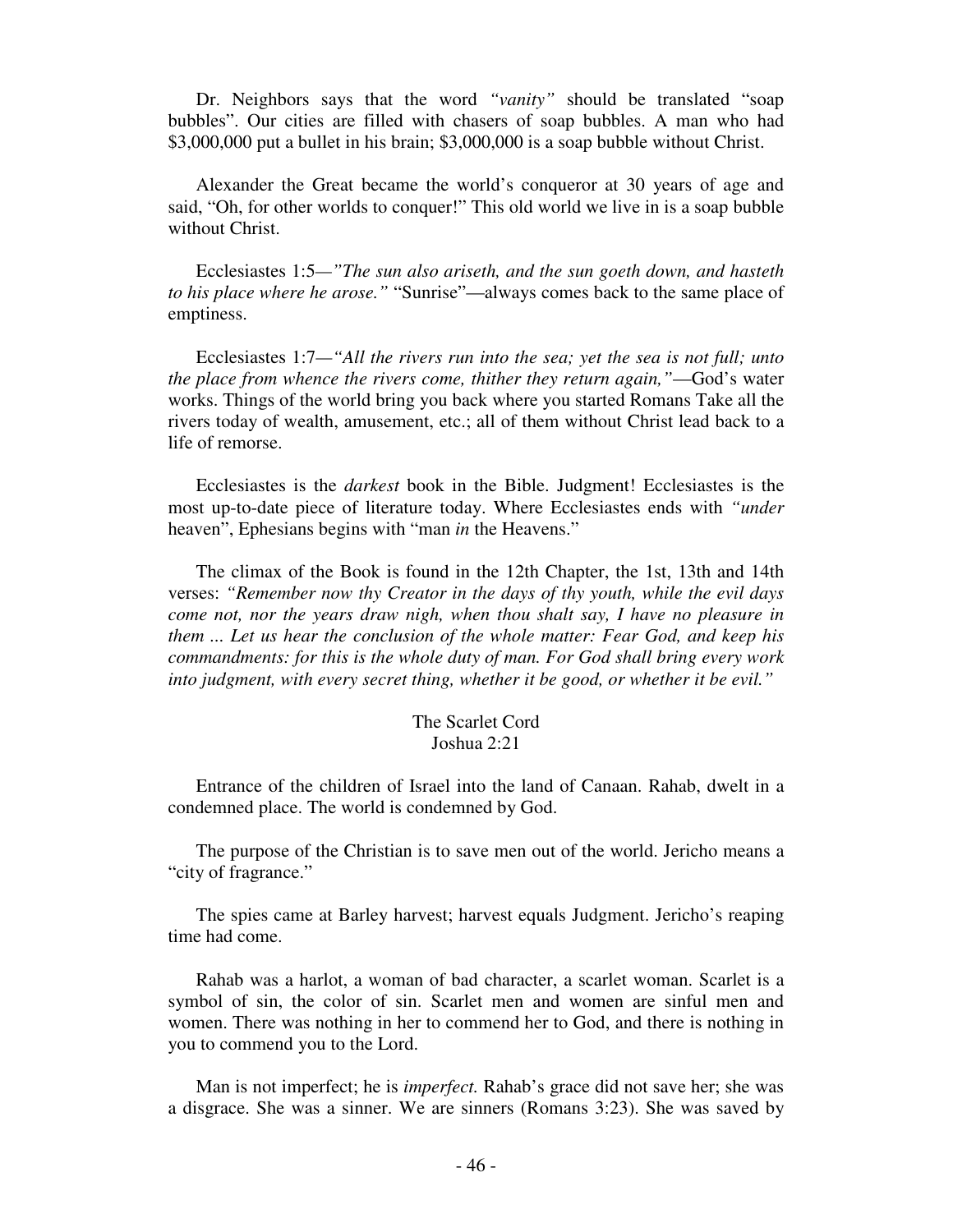Dr. Neighbors says that the word *"vanity"* should be translated "soap bubbles". Our cities are filled with chasers of soap bubbles. A man who had $3,000,000 put a bullet in his brain; $3,000,000 is a soap bubble without Christ.

Alexander the Great became the world's conqueror at 30 years of age and said, "Oh, for other worlds to conquer!" This old world we live in is a soap bubble without Christ.

Ecclesiastes 1:5—*"The sun also ariseth, and the sun goeth down, and hasteth to his place where he arose."* "Sunrise"—always comes back to the same place of emptiness.

Ecclesiastes 1:7—*"All the rivers run into the sea; yet the sea is not full; unto the place from whence the rivers come, thither they return again,"*—God's water works. Things of the world bring you back where you started Romans Take all the rivers today of wealth, amusement, etc.; all of them without Christ lead back to a life of remorse.

Ecclesiastes is the *darkest* book in the Bible. Judgment! Ecclesiastes is the most up-to-date piece of literature today. Where Ecclesiastes ends with *"under* heaven", Ephesians begins with "man *in* the Heavens."

The climax of the Book is found in the 12th Chapter, the 1st, 13th and 14th verses: *"Remember now thy Creator in the days of thy youth, while the evil days come not, nor the years draw nigh, when thou shalt say, I have no pleasure in them ... Let us hear the conclusion of the whole matter: Fear God, and keep his commandments: for this is the whole duty of man. For God shall bring every work into judgment, with every secret thing, whether it be good, or whether it be evil."*

## The Scarlet Cord
### Joshua 2:21

Entrance of the children of Israel into the land of Canaan. Rahab, dwelt in a condemned place. The world is condemned by God.

The purpose of the Christian is to save men out of the world. Jericho means a "city of fragrance."

The spies came at Barley harvest; harvest equals Judgment. Jericho's reaping time had come.

Rahab was a harlot, a woman of bad character, a scarlet woman. Scarlet is a symbol of sin, the color of sin. Scarlet men and women are sinful men and women. There was nothing in her to commend her to God, and there is nothing in you to commend you to the Lord.

Man is not imperfect; he is *imperfect.* Rahab's grace did not save her; she was a disgrace. She was a sinner. We are sinners (Romans 3:23). She was saved by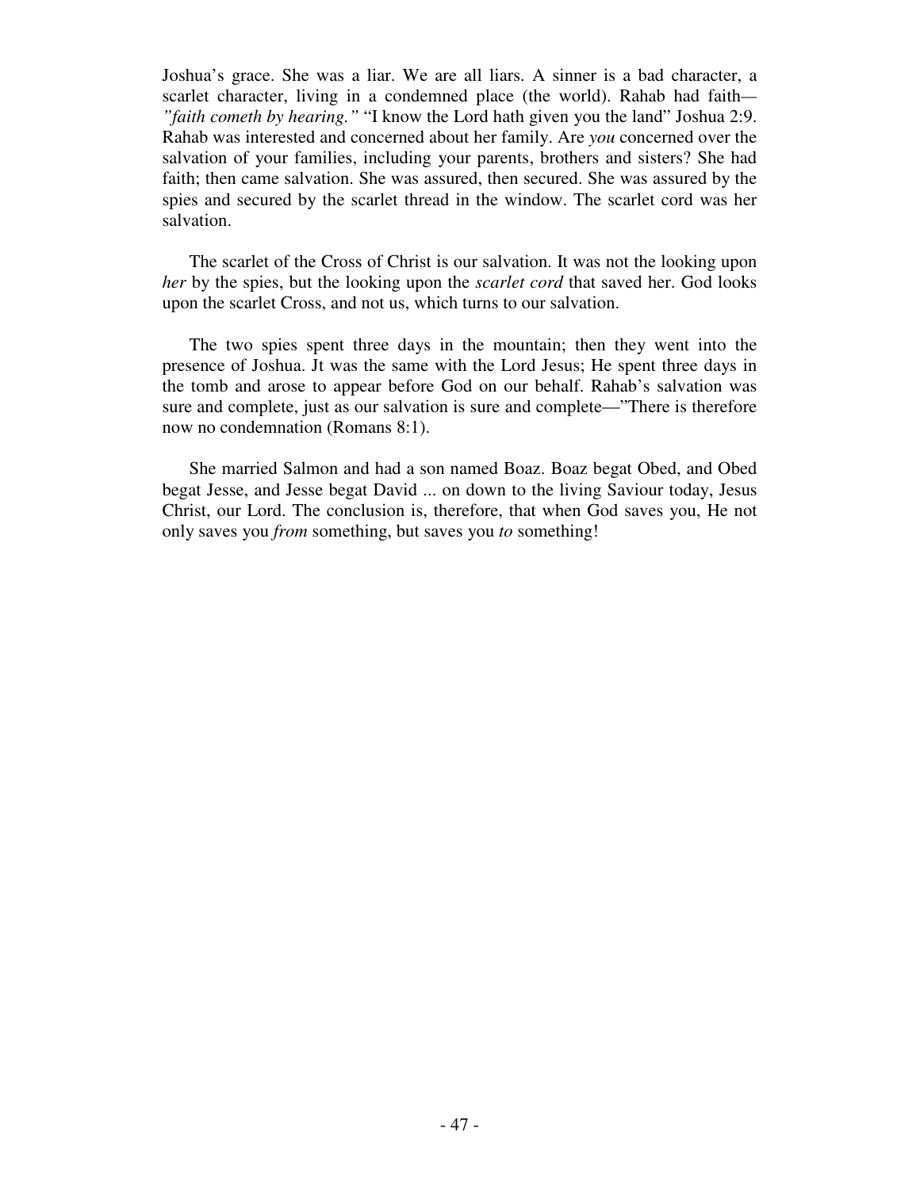Joshua's grace. She was a liar. We are all liars. A sinner is a bad character, a scarlet character, living in a condemned place (the world). Rahab had faith—*"faith cometh by hearing."* "I know the Lord hath given you the land" Joshua 2:9. Rahab was interested and concerned about her family. Are *you* concerned over the salvation of your families, including your parents, brothers and sisters? She had faith; then came salvation. She was assured, then secured. She was assured by the spies and secured by the scarlet thread in the window. The scarlet cord was her salvation.

The scarlet of the Cross of Christ is our salvation. It was not the looking upon *her* by the spies, but the looking upon the *scarlet cord* that saved her. God looks upon the scarlet Cross, and not us, which turns to our salvation.

The two spies spent three days in the mountain; then they went into the presence of Joshua. Jt was the same with the Lord Jesus; He spent three days in the tomb and arose to appear before God on our behalf. Rahab's salvation was sure and complete, just as our salvation is sure and complete—"There is therefore now no condemnation (Romans 8:1).

She married Salmon and had a son named Boaz. Boaz begat Obed, and Obed begat Jesse, and Jesse begat David ... on down to the living Saviour today, Jesus Christ, our Lord. The conclusion is, therefore, that when God saves you, He not only saves you *from* something, but saves you *to* something!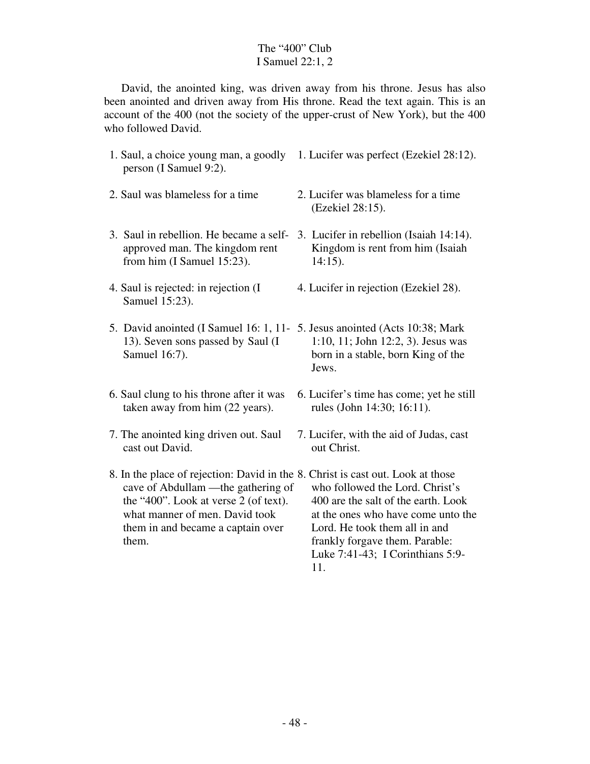# The "400" Club
## I Samuel 22:1, 2

David, the anointed king, was driven away from his throne. Jesus has also been anointed and driven away from His throne. Read the text again. This is an account of the 400 (not the society of the upper-crust of New York), but the 400 who followed David.

| | |
|---|---|
| 1. Saul, a choice young man, a goodly person (I Samuel 9:2). | 1. Lucifer was perfect (Ezekiel 28:12). |
| 2. Saul was blameless for a time | 2. Lucifer was blameless for a time (Ezekiel 28:15). |
| 3. Saul in rebellion. He became a self-approved man. The kingdom rent from him (I Samuel 15:23). | 3. Lucifer in rebellion (Isaiah 14:14). Kingdom is rent from him (Isaiah 14:15). |
| 4. Saul is rejected: in rejection (I Samuel 15:23). | 4. Lucifer in rejection (Ezekiel 28). |
| 5. David anointed (I Samuel 16: 1, 11-13). Seven sons passed by Saul (I Samuel 16:7). | 5. Jesus anointed (Acts 10:38; Mark 1:10, 11; John 12:2, 3). Jesus was born in a stable, born King of the Jews. |
| 6. Saul clung to his throne after it was taken away from him (22 years). | 6. Lucifer's time has come; yet he still rules (John 14:30; 16:11). |
| 7. The anointed king driven out. Saul cast out David. | 7. Lucifer, with the aid of Judas, cast out Christ. |
| 8. In the place of rejection: David in the cave of Abdullam —the gathering of the "400". Look at verse 2 (of text). what manner of men. David took them in and became a captain over them. | 8. Christ is cast out. Look at those who followed the Lord. Christ's 400 are the salt of the earth. Look at the ones who have come unto the Lord. He took them all in and frankly forgave them. Parable: Luke 7:41-43; I Corinthians 5:9-11. |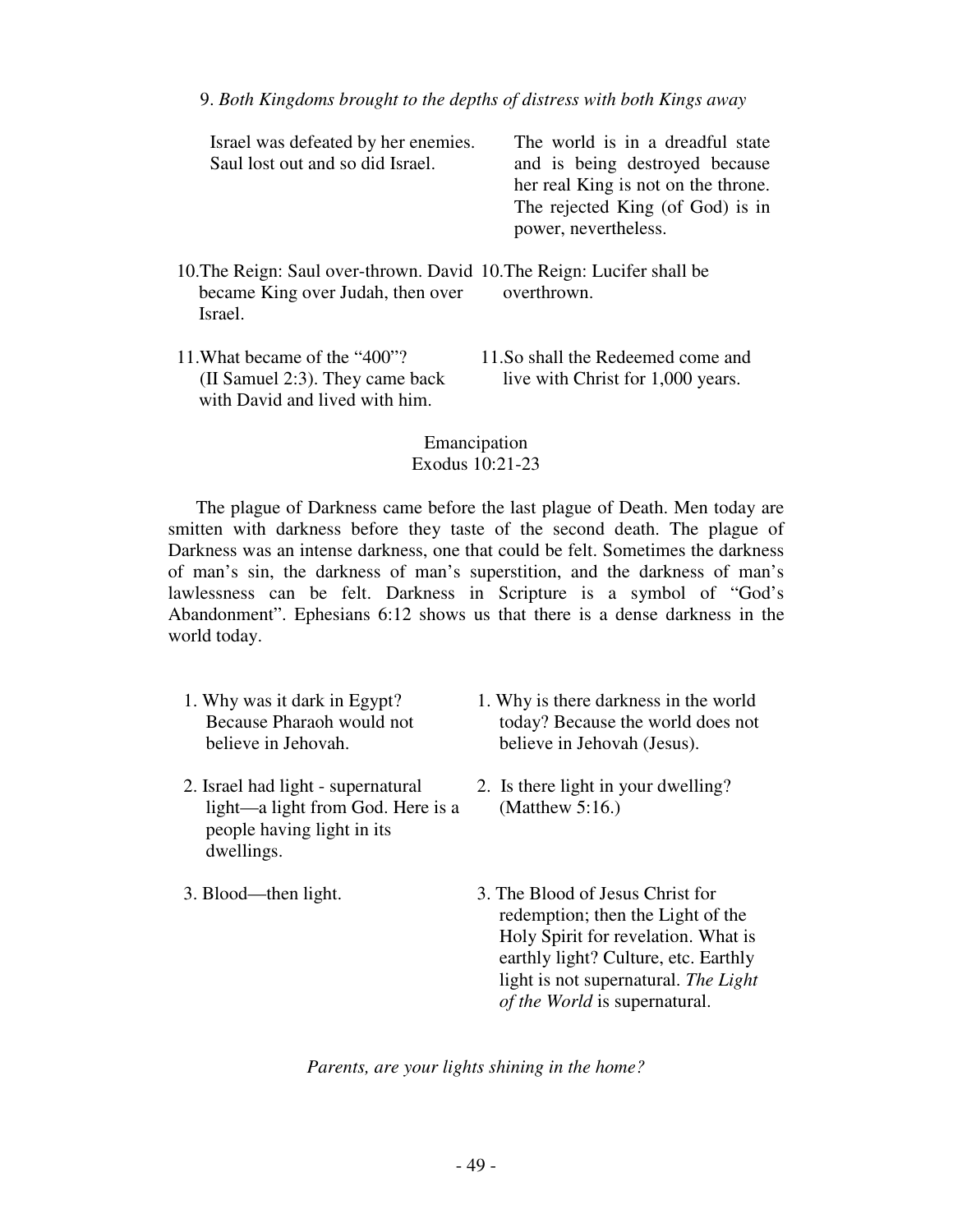9. *Both Kingdoms brought to the depths of distress with both Kings away*

| | |
|---|---|
| Israel was defeated by her enemies. Saul lost out and so did Israel. | The world is in a dreadful state and is being destroyed because her real King is not on the throne. The rejected King (of God) is in power, nevertheless. |
| 10. The Reign: Saul over-thrown. David became King over Judah, then over Israel. | 10. The Reign: Lucifer shall be overthrown. |
| 11. What became of the "400"? (II Samuel 2:3). They came back with David and lived with him. | 11. So shall the Redeemed come and live with Christ for 1,000 years. |

## Emancipation
### Exodus 10:21-23

The plague of Darkness came before the last plague of Death. Men today are smitten with darkness before they taste of the second death. The plague of Darkness was an intense darkness, one that could be felt. Sometimes the darkness of man's sin, the darkness of man's superstition, and the darkness of man's lawlessness can be felt. Darkness in Scripture is a symbol of "God's Abandonment". Ephesians 6:12 shows us that there is a dense darkness in the world today.

| | |
|---|---|
| 1. Why was it dark in Egypt? Because Pharaoh would not believe in Jehovah. | 1. Why is there darkness in the world today? Because the world does not believe in Jehovah (Jesus). |
| 2. Israel had light - supernatural light—a light from God. Here is a people having light in its dwellings. | 2. Is there light in your dwelling? (Matthew 5:16.) |
| 3. Blood—then light. | 3. The Blood of Jesus Christ for redemption; then the Light of the Holy Spirit for revelation. What is earthly light? Culture, etc. Earthly light is not supernatural. *The Light of the World* is supernatural. |

*Parents, are your lights shining in the home?*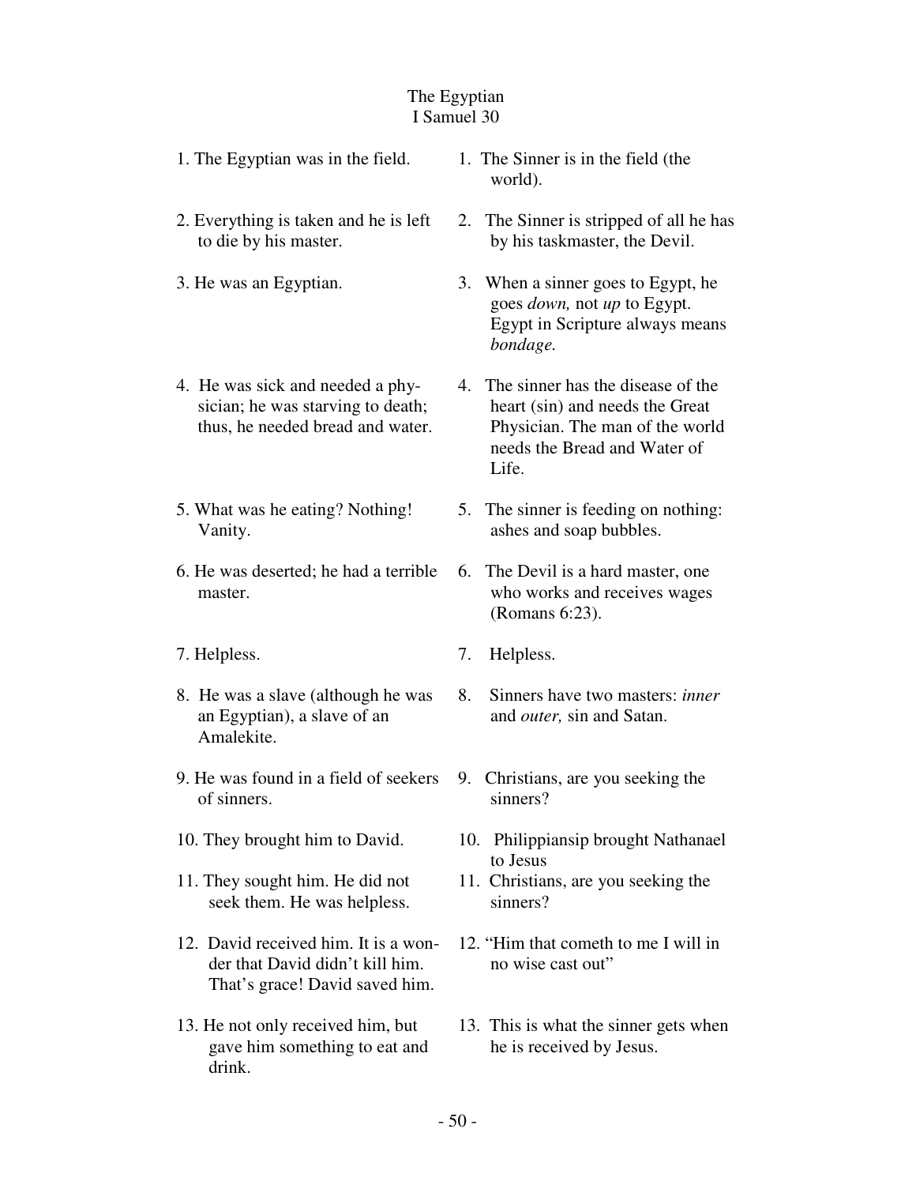# The Egyptian
## I Samuel 30

| | |
|---|---|
| 1. The Egyptian was in the field. | 1. The Sinner is in the field (the world). |
| 2. Everything is taken and he is left to die by his master. | 2. The Sinner is stripped of all he has by his taskmaster, the Devil. |
| 3. He was an Egyptian. | 3. When a sinner goes to Egypt, he goes *down,* not *up* to Egypt. Egypt in Scripture always means *bondage.* |
| 4. He was sick and needed a physician; he was starving to death; thus, he needed bread and water. | 4. The sinner has the disease of the heart (sin) and needs the Great Physician. The man of the world needs the Bread and Water of Life. |
| 5. What was he eating? Nothing! Vanity. | 5. The sinner is feeding on nothing: ashes and soap bubbles. |
| 6. He was deserted; he had a terrible master. | 6. The Devil is a hard master, one who works and receives wages (Romans 6:23). |
| 7. Helpless. | 7. Helpless. |
| 8. He was a slave (although he was an Egyptian), a slave of an Amalekite. | 8. Sinners have two masters: *inner* and *outer,* sin and Satan. |
| 9. He was found in a field of seekers of sinners. | 9. Christians, are you seeking the sinners? |
| 10. They brought him to David. | 10. Philippiansip brought Nathanael to Jesus |
| 11. They sought him. He did not seek them. He was helpless. | 11. Christians, are you seeking the sinners? |
| 12. David received him. It is a wonder that David didn't kill him. That's grace! David saved him. | 12. "Him that cometh to me I will in no wise cast out" |
| 13. He not only received him, but gave him something to eat and drink. | 13. This is what the sinner gets when he is received by Jesus. |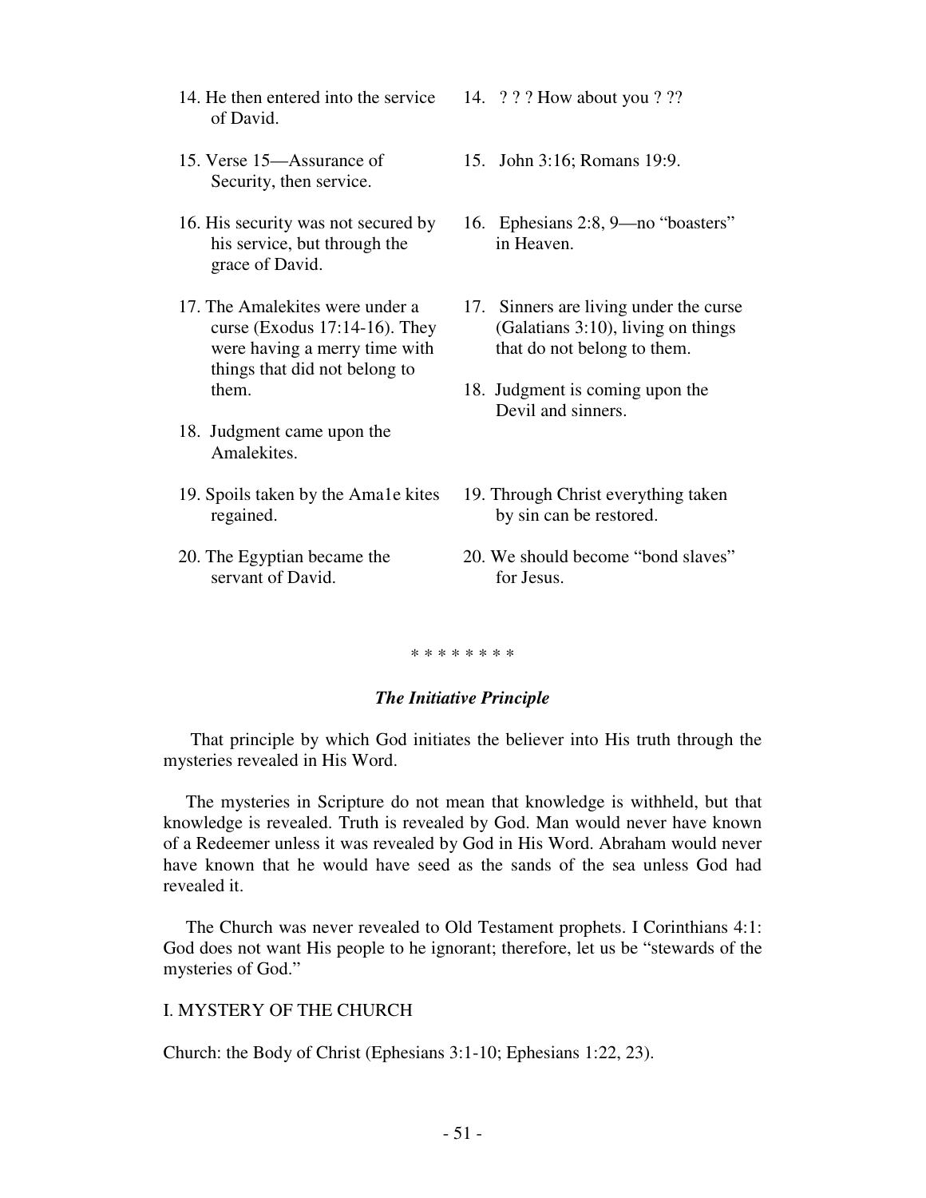| | |
|---|---|
| 14. He then entered into the service of David. | 14. ? ? ? How about you ? ?? |
| 15. Verse 15—Assurance of Security, then service. | 15. John 3:16; Romans 19:9. |
| 16. His security was not secured by his service, but through the grace of David. | 16. Ephesians 2:8, 9—no "boasters" in Heaven. |
| 17. The Amalekites were under a curse (Exodus 17:14-16). They were having a merry time with things that did not belong to them. | 17. Sinners are living under the curse (Galatians 3:10), living on things that do not belong to them. |
| 18. Judgment came upon the Amalekites. | 18. Judgment is coming upon the Devil and sinners. |
| 19. Spoils taken by the Ama1e kites regained. | 19. Through Christ everything taken by sin can be restored. |
| 20. The Egyptian became the servant of David. | 20. We should become "bond slaves" for Jesus. |

* * * * * * * *

### *The Initiative Principle*

That principle by which God initiates the believer into His truth through the mysteries revealed in His Word.

The mysteries in Scripture do not mean that knowledge is withheld, but that knowledge is revealed. Truth is revealed by God. Man would never have known of a Redeemer unless it was revealed by God in His Word. Abraham would never have known that he would have seed as the sands of the sea unless God had revealed it.

The Church was never revealed to Old Testament prophets. I Corinthians 4:1: God does not want His people to he ignorant; therefore, let us be "stewards of the mysteries of God."

I. MYSTERY OF THE CHURCH

Church: the Body of Christ (Ephesians 3:1-10; Ephesians 1:22, 23).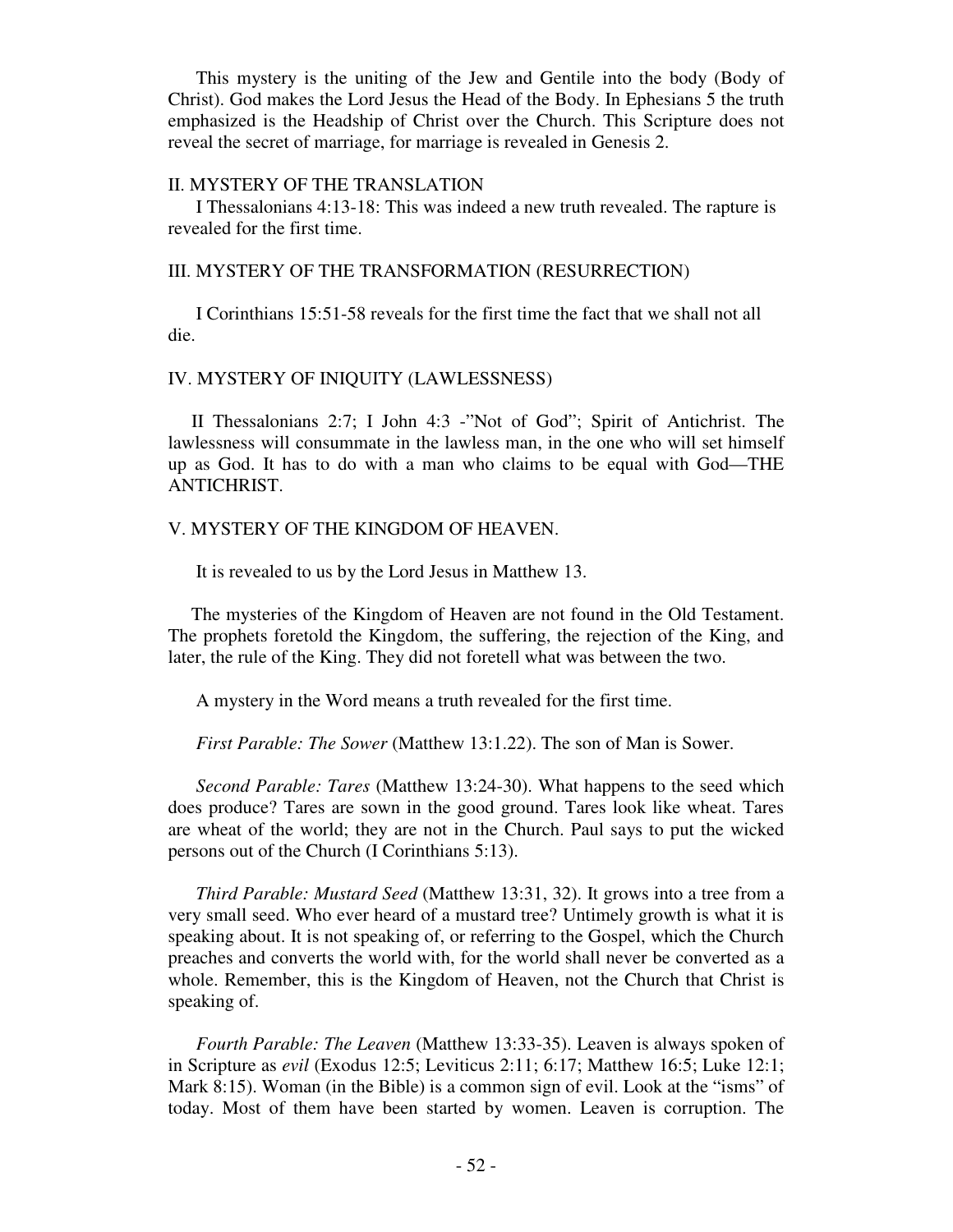This mystery is the uniting of the Jew and Gentile into the body (Body of Christ). God makes the Lord Jesus the Head of the Body. In Ephesians 5 the truth emphasized is the Headship of Christ over the Church. This Scripture does not reveal the secret of marriage, for marriage is revealed in Genesis 2.

## II. MYSTERY OF THE TRANSLATION

I Thessalonians 4:13-18: This was indeed a new truth revealed. The rapture is revealed for the first time.

## III. MYSTERY OF THE TRANSFORMATION (RESURRECTION)

I Corinthians 15:51-58 reveals for the first time the fact that we shall not all die.

## IV. MYSTERY OF INIQUITY (LAWLESSNESS)

II Thessalonians 2:7; I John 4:3 -"Not of God"; Spirit of Antichrist. The lawlessness will consummate in the lawless man, in the one who will set himself up as God. It has to do with a man who claims to be equal with God—THE ANTICHRIST.

## V. MYSTERY OF THE KINGDOM OF HEAVEN.

It is revealed to us by the Lord Jesus in Matthew 13.

The mysteries of the Kingdom of Heaven are not found in the Old Testament. The prophets foretold the Kingdom, the suffering, the rejection of the King, and later, the rule of the King. They did not foretell what was between the two.

A mystery in the Word means a truth revealed for the first time.

*First Parable: The Sower* (Matthew 13:1.22). The son of Man is Sower.

*Second Parable: Tares* (Matthew 13:24-30). What happens to the seed which does produce? Tares are sown in the good ground. Tares look like wheat. Tares are wheat of the world; they are not in the Church. Paul says to put the wicked persons out of the Church (I Corinthians 5:13).

*Third Parable: Mustard Seed* (Matthew 13:31, 32). It grows into a tree from a very small seed. Who ever heard of a mustard tree? Untimely growth is what it is speaking about. It is not speaking of, or referring to the Gospel, which the Church preaches and converts the world with, for the world shall never be converted as a whole. Remember, this is the Kingdom of Heaven, not the Church that Christ is speaking of.

*Fourth Parable: The Leaven* (Matthew 13:33-35). Leaven is always spoken of in Scripture as *evil* (Exodus 12:5; Leviticus 2:11; 6:17; Matthew 16:5; Luke 12:1; Mark 8:15). Woman (in the Bible) is a common sign of evil. Look at the "isms" of today. Most of them have been started by women. Leaven is corruption. The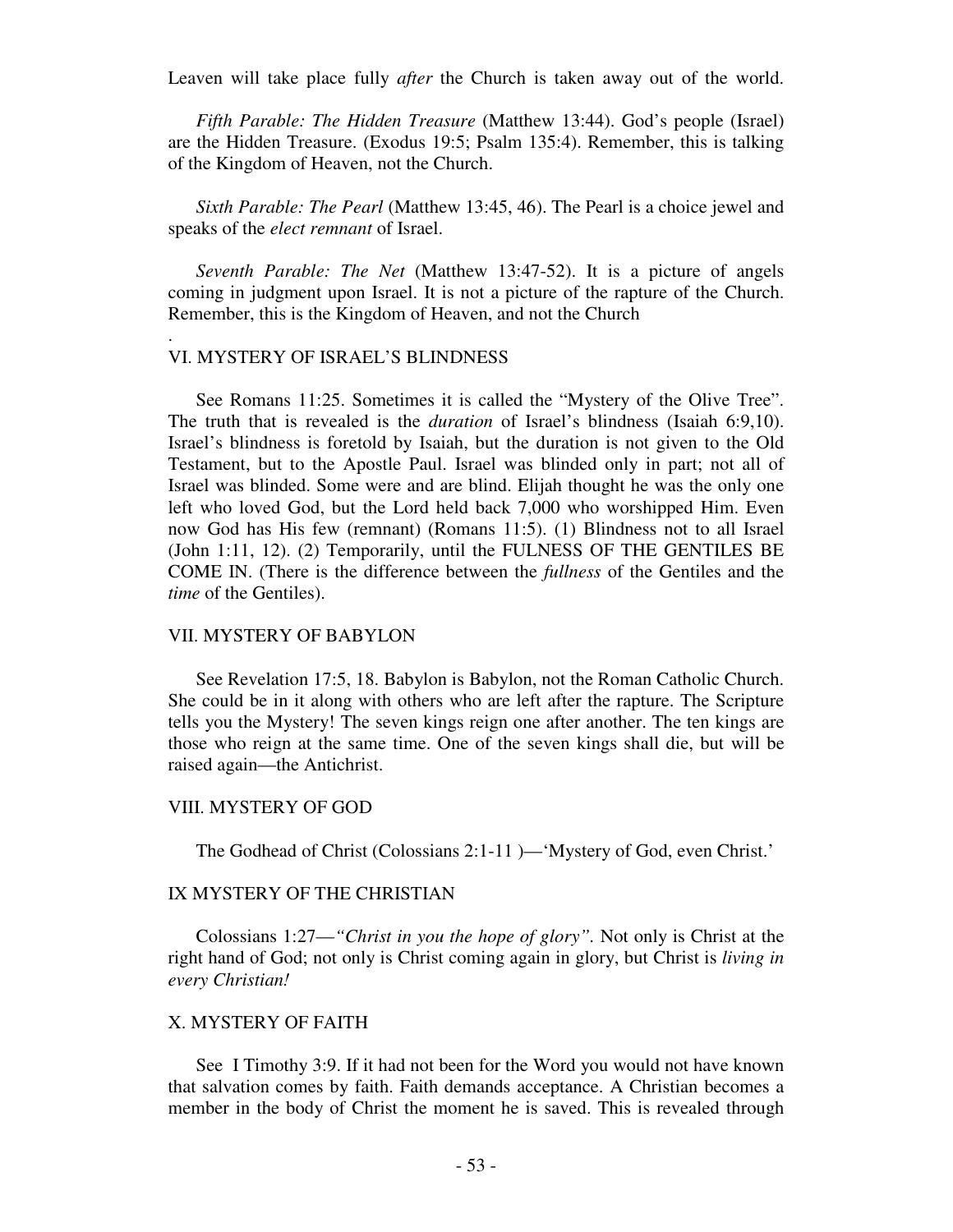Leaven will take place fully *after* the Church is taken away out of the world.

*Fifth Parable: The Hidden Treasure* (Matthew 13:44). God's people (Israel) are the Hidden Treasure. (Exodus 19:5; Psalm 135:4). Remember, this is talking of the Kingdom of Heaven, not the Church.

*Sixth Parable: The Pearl* (Matthew 13:45, 46). The Pearl is a choice jewel and speaks of the *elect remnant* of Israel.

*Seventh Parable: The Net* (Matthew 13:47-52). It is a picture of angels coming in judgment upon Israel. It is not a picture of the rapture of the Church. Remember, this is the Kingdom of Heaven, and not the Church

.

## VI. MYSTERY OF ISRAEL'S BLINDNESS

See Romans 11:25. Sometimes it is called the "Mystery of the Olive Tree". The truth that is revealed is the *duration* of Israel's blindness (Isaiah 6:9,10). Israel's blindness is foretold by Isaiah, but the duration is not given to the Old Testament, but to the Apostle Paul. Israel was blinded only in part; not all of Israel was blinded. Some were and are blind. Elijah thought he was the only one left who loved God, but the Lord held back 7,000 who worshipped Him. Even now God has His few (remnant) (Romans 11:5). (1) Blindness not to all Israel (John 1:11, 12). (2) Temporarily, until the FULNESS OF THE GENTILES BE COME IN. (There is the difference between the *fullness* of the Gentiles and the *time* of the Gentiles).

## VII. MYSTERY OF BABYLON

See Revelation 17:5, 18. Babylon is Babylon, not the Roman Catholic Church. She could be in it along with others who are left after the rapture. The Scripture tells you the Mystery! The seven kings reign one after another. The ten kings are those who reign at the same time. One of the seven kings shall die, but will be raised again—the Antichrist.

## VIII. MYSTERY OF GOD

The Godhead of Christ (Colossians 2:1-11 )—'Mystery of God, even Christ.'

## IX MYSTERY OF THE CHRISTIAN

Colossians 1:27—*"Christ in you the hope of glory"*. Not only is Christ at the right hand of God; not only is Christ coming again in glory, but Christ is *living in every Christian!*

## X. MYSTERY OF FAITH

See I Timothy 3:9. If it had not been for the Word you would not have known that salvation comes by faith. Faith demands acceptance. A Christian becomes a member in the body of Christ the moment he is saved. This is revealed through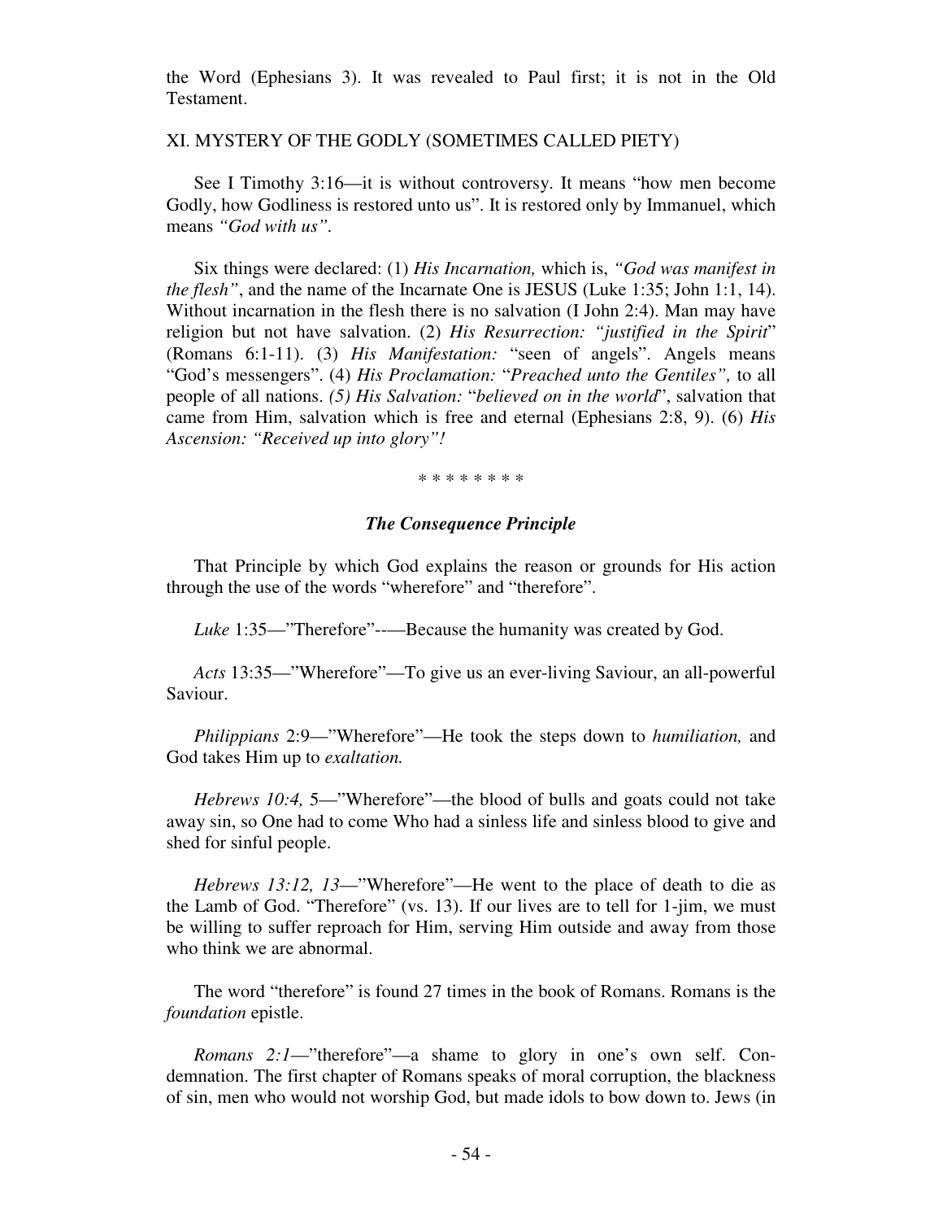the Word (Ephesians 3). It was revealed to Paul first; it is not in the Old Testament.

XI. MYSTERY OF THE GODLY (SOMETIMES CALLED PIETY)

See I Timothy 3:16—it is without controversy. It means "how men become Godly, how Godliness is restored unto us". It is restored only by Immanuel, which means *"God with us"*.

Six things were declared: (1) *His Incarnation,* which is, *"God was manifest in the flesh"*, and the name of the Incarnate One is JESUS (Luke 1:35; John 1:1, 14). Without incarnation in the flesh there is no salvation (I John 2:4). Man may have religion but not have salvation. (2) *His Resurrection: "justified in the Spirit"* (Romans 6:1-11). (3) *His Manifestation:* "seen of angels". Angels means "God's messengers". (4) *His Proclamation:* "*Preached unto the Gentiles",* to all people of all nations. *(5) His Salvation:* "*believed on in the world*", salvation that came from Him, salvation which is free and eternal (Ephesians 2:8, 9). (6) *His Ascension: "Received up into glory"!*

\* \* \* \* \* \* \* \*

### *The Consequence Principle*

That Principle by which God explains the reason or grounds for His action through the use of the words "wherefore" and "therefore".

*Luke* 1:35—"Therefore"-—Because the humanity was created by God.

*Acts* 13:35—"Wherefore"—To give us an ever-living Saviour, an all-powerful Saviour.

*Philippians* 2:9—"Wherefore"—He took the steps down to *humiliation,* and God takes Him up to *exaltation.*

*Hebrews 10:4,* 5—"Wherefore"—the blood of bulls and goats could not take away sin, so One had to come Who had a sinless life and sinless blood to give and shed for sinful people.

*Hebrews 13:12, 13*—"Wherefore"—He went to the place of death to die as the Lamb of God. "Therefore" (vs. 13). If our lives are to tell for 1-jim, we must be willing to suffer reproach for Him, serving Him outside and away from those who think we are abnormal.

The word "therefore" is found 27 times in the book of Romans. Romans is the *foundation* epistle.

*Romans 2:1*—"therefore"—a shame to glory in one's own self. Condemnation. The first chapter of Romans speaks of moral corruption, the blackness of sin, men who would not worship God, but made idols to bow down to. Jews (in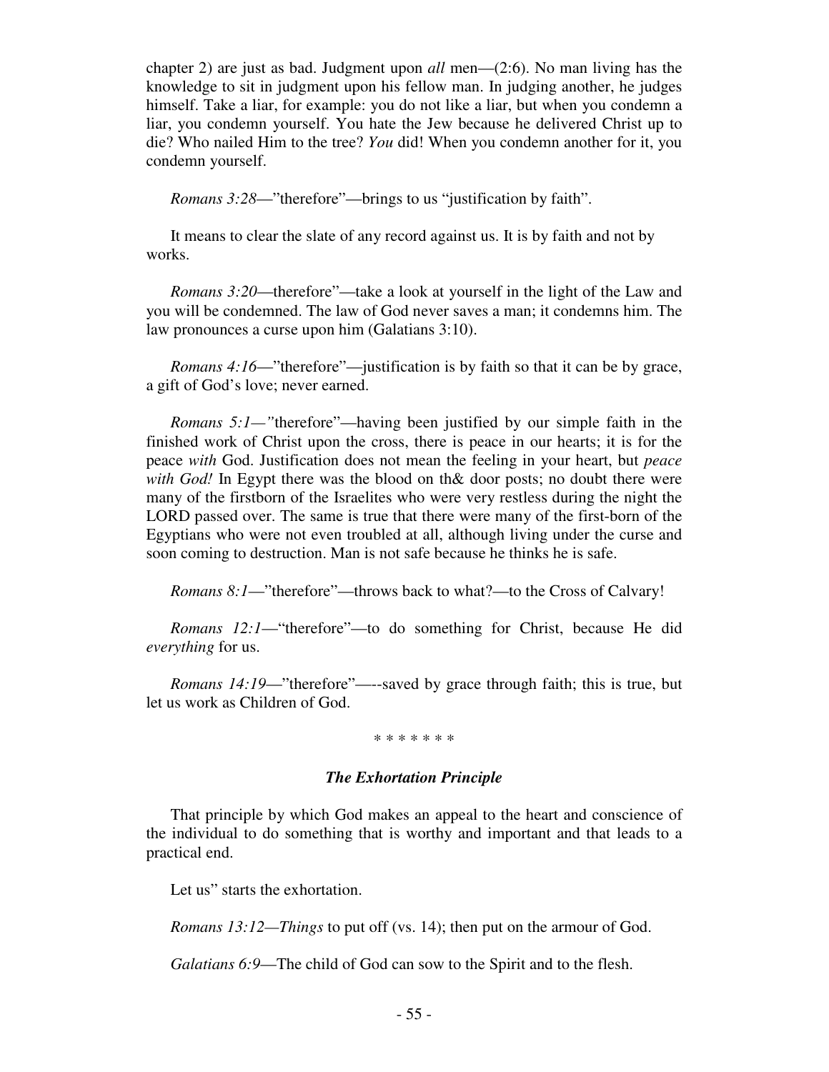chapter 2) are just as bad. Judgment upon *all* men—(2:6). No man living has the knowledge to sit in judgment upon his fellow man. In judging another, he judges himself. Take a liar, for example: you do not like a liar, but when you condemn a liar, you condemn yourself. You hate the Jew because he delivered Christ up to die? Who nailed Him to the tree? *You* did! When you condemn another for it, you condemn yourself.

*Romans 3:28*—"therefore"—brings to us "justification by faith".

It means to clear the slate of any record against us. It is by faith and not by works.

*Romans 3:20*—therefore"—take a look at yourself in the light of the Law and you will be condemned. The law of God never saves a man; it condemns him. The law pronounces a curse upon him (Galatians 3:10).

*Romans 4:16*—"therefore"—justification is by faith so that it can be by grace, a gift of God's love; never earned.

*Romans 5:1—"*therefore"—having been justified by our simple faith in the finished work of Christ upon the cross, there is peace in our hearts; it is for the peace *with* God. Justification does not mean the feeling in your heart, but *peace with God!* In Egypt there was the blood on th& door posts; no doubt there were many of the firstborn of the Israelites who were very restless during the night the LORD passed over. The same is true that there were many of the first-born of the Egyptians who were not even troubled at all, although living under the curse and soon coming to destruction. Man is not safe because he thinks he is safe.

*Romans 8:1*—"therefore"—throws back to what?—to the Cross of Calvary!

*Romans 12:1*—"therefore"—to do something for Christ, because He did *everything* for us.

*Romans 14:19*—"therefore"—-saved by grace through faith; this is true, but let us work as Children of God.

\* \* \* \* \* \* \*

### *The Exhortation Principle*

That principle by which God makes an appeal to the heart and conscience of the individual to do something that is worthy and important and that leads to a practical end.

Let us" starts the exhortation.

*Romans 13:12—Things* to put off (vs. 14); then put on the armour of God.

*Galatians 6:9*—The child of God can sow to the Spirit and to the flesh.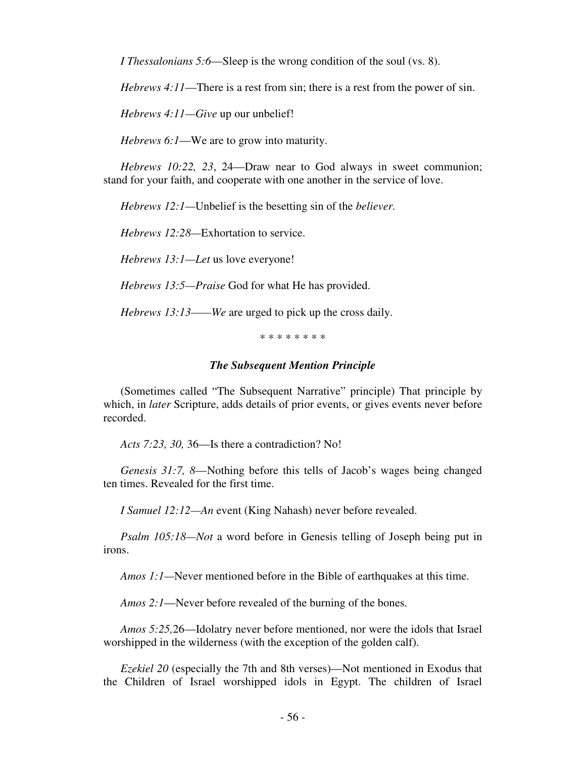*I Thessalonians 5:6*—Sleep is the wrong condition of the soul (vs. 8).

*Hebrews 4:11*—There is a rest from sin; there is a rest from the power of sin.

*Hebrews 4:11—Give* up our unbelief!

*Hebrews 6:1*—We are to grow into maturity.

*Hebrews 10:22, 23*, 24—Draw near to God always in sweet communion; stand for your faith, and cooperate with one another in the service of love.

*Hebrews 12:1*—Unbelief is the besetting sin of the *believer.*

*Hebrews 12:28*—Exhortation to service.

*Hebrews 13:1—Let* us love everyone!

*Hebrews 13:5—Praise* God for what He has provided.

*Hebrews 13:13——We* are urged to pick up the cross daily.

* * * * * * * *

### *The Subsequent Mention Principle*

(Sometimes called "The Subsequent Narrative" principle) That principle by which, in *later* Scripture, adds details of prior events, or gives events never before recorded.

*Acts 7:23, 30,* 36—Is there a contradiction? No!

*Genesis 31:7, 8*—Nothing before this tells of Jacob's wages being changed ten times. Revealed for the first time.

*I Samuel 12:12—An* event (King Nahash) never before revealed.

*Psalm 105:18—Not* a word before in Genesis telling of Joseph being put in irons.

*Amos 1:1*—Never mentioned before in the Bible of earthquakes at this time.

*Amos 2:1*—Never before revealed of the burning of the bones.

*Amos 5:25,*26—Idolatry never before mentioned, nor were the idols that Israel worshipped in the wilderness (with the exception of the golden calf).

*Ezekiel 20* (especially the 7th and 8th verses)—Not mentioned in Exodus that the Children of Israel worshipped idols in Egypt. The children of Israel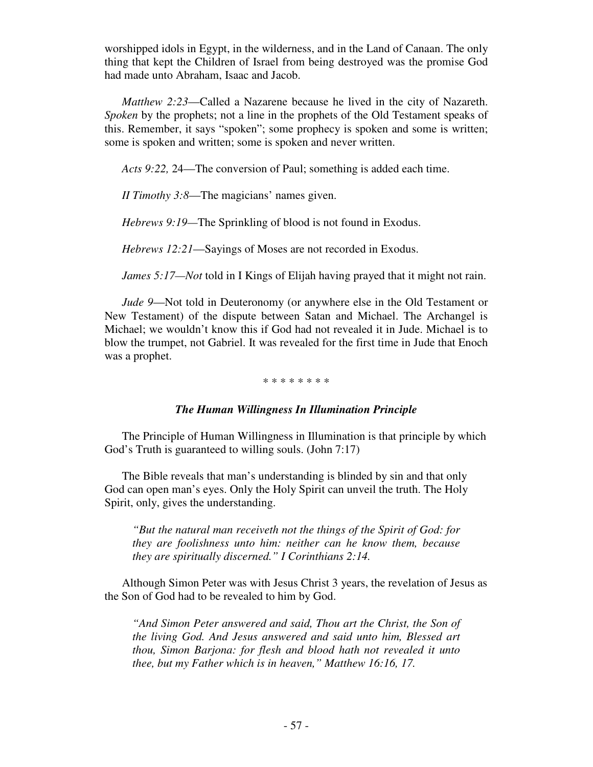worshipped idols in Egypt, in the wilderness, and in the Land of Canaan. The only thing that kept the Children of Israel from being destroyed was the promise God had made unto Abraham, Isaac and Jacob.

*Matthew 2:23*—Called a Nazarene because he lived in the city of Nazareth. *Spoken* by the prophets; not a line in the prophets of the Old Testament speaks of this. Remember, it says "spoken"; some prophecy is spoken and some is written; some is spoken and written; some is spoken and never written.

*Acts 9:22,* 24—The conversion of Paul; something is added each time.

*II Timothy 3:8*—The magicians' names given.

*Hebrews 9:19—*The Sprinkling of blood is not found in Exodus.

*Hebrews 12:21*—Sayings of Moses are not recorded in Exodus.

*James 5:17—Not* told in I Kings of Elijah having prayed that it might not rain.

*Jude 9*—Not told in Deuteronomy (or anywhere else in the Old Testament or New Testament) of the dispute between Satan and Michael. The Archangel is Michael; we wouldn't know this if God had not revealed it in Jude. Michael is to blow the trumpet, not Gabriel. It was revealed for the first time in Jude that Enoch was a prophet.

\* \* \* \* \* \* \* \*

### *The Human Willingness In Illumination Principle*

The Principle of Human Willingness in Illumination is that principle by which God's Truth is guaranteed to willing souls. (John 7:17)

The Bible reveals that man's understanding is blinded by sin and that only God can open man's eyes. Only the Holy Spirit can unveil the truth. The Holy Spirit, only, gives the understanding.

> *"But the natural man receiveth not the things of the Spirit of God: for they are foolishness unto him: neither can he know them, because they are spiritually discerned." I Corinthians 2:14.*

Although Simon Peter was with Jesus Christ 3 years, the revelation of Jesus as the Son of God had to be revealed to him by God.

> *"And Simon Peter answered and said, Thou art the Christ, the Son of the living God. And Jesus answered and said unto him, Blessed art thou, Simon Barjona: for flesh and blood hath not revealed it unto thee, but my Father which is in heaven," Matthew 16:16, 17.*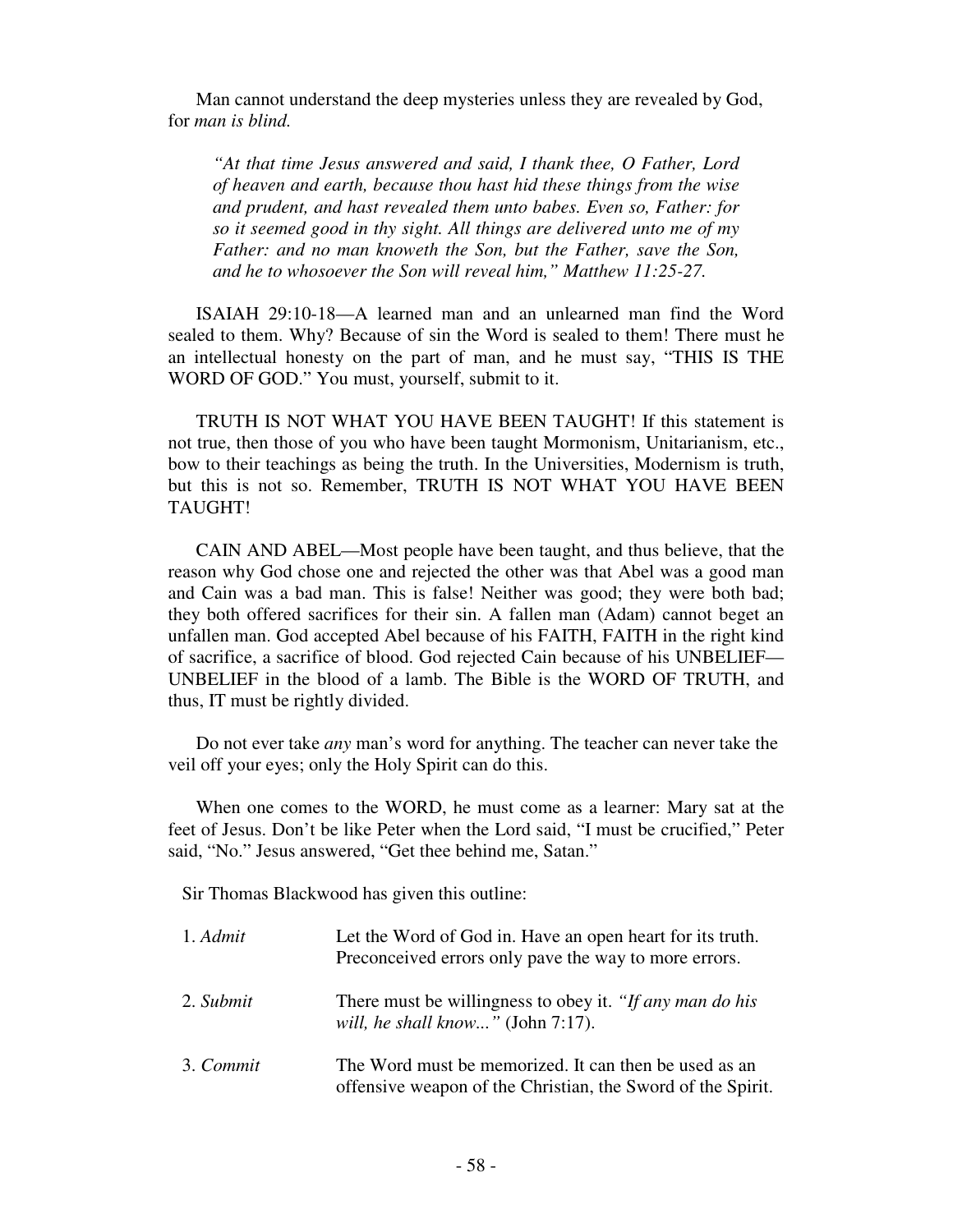Man cannot understand the deep mysteries unless they are revealed by God, for *man is blind.*

> *"At that time Jesus answered and said, I thank thee, O Father, Lord of heaven and earth, because thou hast hid these things from the wise and prudent, and hast revealed them unto babes. Even so, Father: for so it seemed good in thy sight. All things are delivered unto me of my Father: and no man knoweth the Son, but the Father, save the Son, and he to whosoever the Son will reveal him," Matthew 11:25-27.*

ISAIAH 29:10-18—A learned man and an unlearned man find the Word sealed to them. Why? Because of sin the Word is sealed to them! There must he an intellectual honesty on the part of man, and he must say, "THIS IS THE WORD OF GOD." You must, yourself, submit to it.

TRUTH IS NOT WHAT YOU HAVE BEEN TAUGHT! If this statement is not true, then those of you who have been taught Mormonism, Unitarianism, etc., bow to their teachings as being the truth. In the Universities, Modernism is truth, but this is not so. Remember, TRUTH IS NOT WHAT YOU HAVE BEEN TAUGHT!

CAIN AND ABEL—Most people have been taught, and thus believe, that the reason why God chose one and rejected the other was that Abel was a good man and Cain was a bad man. This is false! Neither was good; they were both bad; they both offered sacrifices for their sin. A fallen man (Adam) cannot beget an unfallen man. God accepted Abel because of his FAITH, FAITH in the right kind of sacrifice, a sacrifice of blood. God rejected Cain because of his UNBELIEF—UNBELIEF in the blood of a lamb. The Bible is the WORD OF TRUTH, and thus, IT must be rightly divided.

Do not ever take *any* man's word for anything. The teacher can never take the veil off your eyes; only the Holy Spirit can do this.

When one comes to the WORD, he must come as a learner: Mary sat at the feet of Jesus. Don't be like Peter when the Lord said, "I must be crucified," Peter said, "No." Jesus answered, "Get thee behind me, Satan."

Sir Thomas Blackwood has given this outline:

1. *Admit* — Let the Word of God in. Have an open heart for its truth. Preconceived errors only pave the way to more errors.
2. *Submit* — There must be willingness to obey it. *"If any man do his will, he shall know..."* (John 7:17).
3. *Commit* — The Word must be memorized. It can then be used as an offensive weapon of the Christian, the Sword of the Spirit.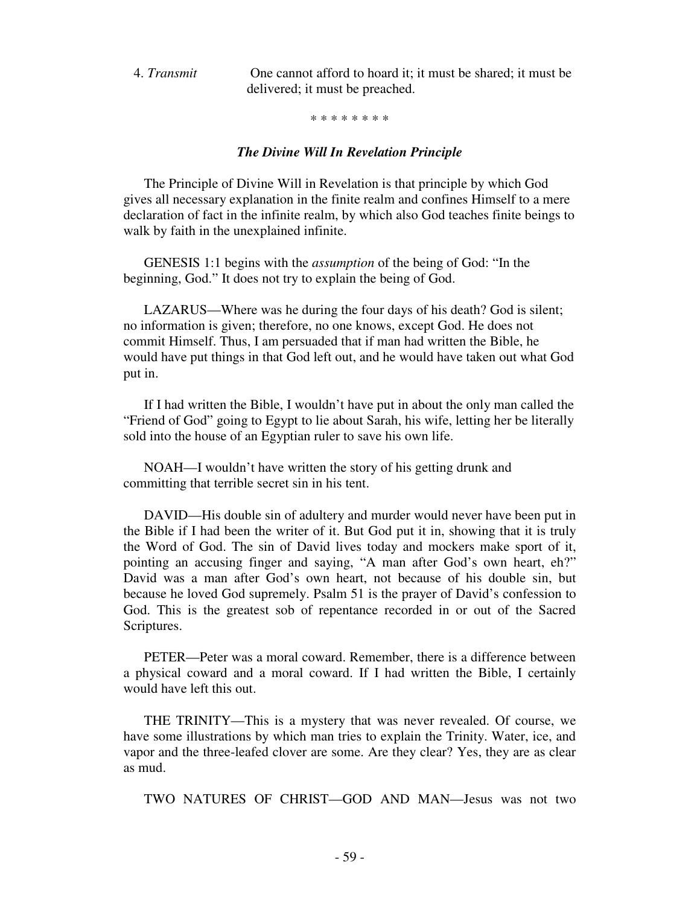4. *Transmit* One cannot afford to hoard it; it must be shared; it must be delivered; it must be preached.

\* \* \* \* \* \* \* \*

### *The Divine Will In Revelation Principle*

The Principle of Divine Will in Revelation is that principle by which God gives all necessary explanation in the finite realm and confines Himself to a mere declaration of fact in the infinite realm, by which also God teaches finite beings to walk by faith in the unexplained infinite.

GENESIS 1:1 begins with the *assumption* of the being of God: "In the beginning, God." It does not try to explain the being of God.

LAZARUS—Where was he during the four days of his death? God is silent; no information is given; therefore, no one knows, except God. He does not commit Himself. Thus, I am persuaded that if man had written the Bible, he would have put things in that God left out, and he would have taken out what God put in.

If I had written the Bible, I wouldn't have put in about the only man called the "Friend of God" going to Egypt to lie about Sarah, his wife, letting her be literally sold into the house of an Egyptian ruler to save his own life.

NOAH—I wouldn't have written the story of his getting drunk and committing that terrible secret sin in his tent.

DAVID—His double sin of adultery and murder would never have been put in the Bible if I had been the writer of it. But God put it in, showing that it is truly the Word of God. The sin of David lives today and mockers make sport of it, pointing an accusing finger and saying, "A man after God's own heart, eh?" David was a man after God's own heart, not because of his double sin, but because he loved God supremely. Psalm 51 is the prayer of David's confession to God. This is the greatest sob of repentance recorded in or out of the Sacred Scriptures.

PETER—Peter was a moral coward. Remember, there is a difference between a physical coward and a moral coward. If I had written the Bible, I certainly would have left this out.

THE TRINITY—This is a mystery that was never revealed. Of course, we have some illustrations by which man tries to explain the Trinity. Water, ice, and vapor and the three-leafed clover are some. Are they clear? Yes, they are as clear as mud.

TWO NATURES OF CHRIST—GOD AND MAN—Jesus was not two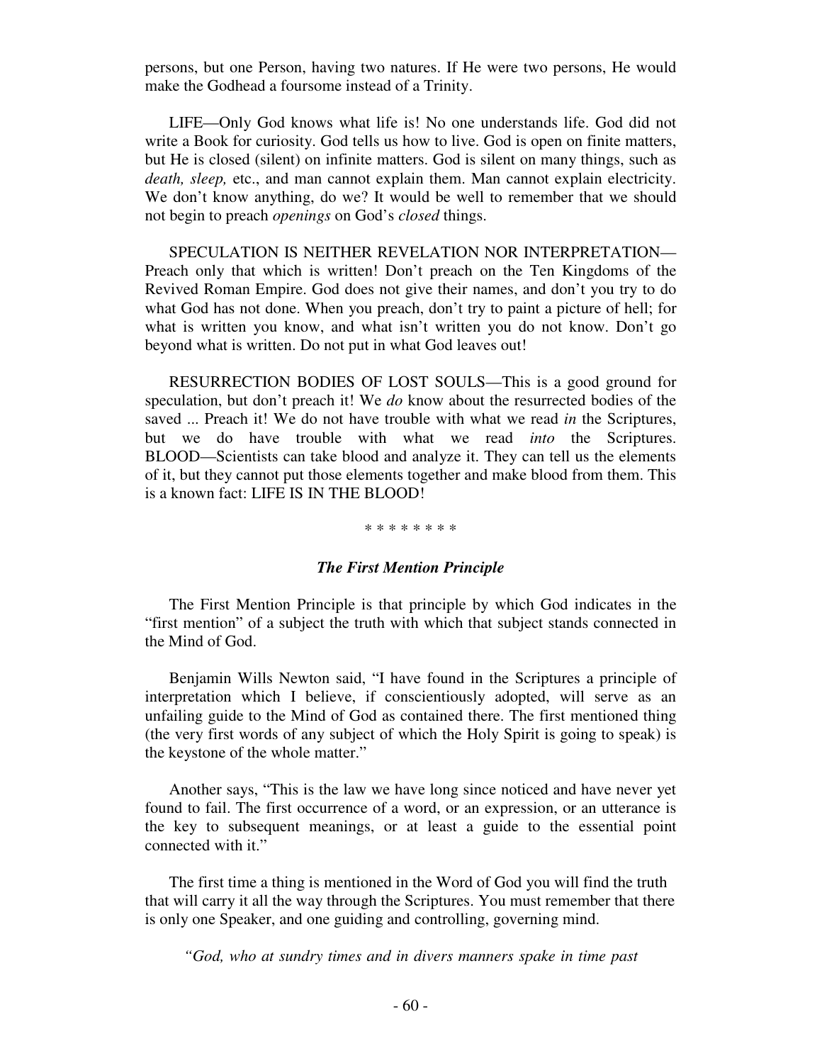persons, but one Person, having two natures. If He were two persons, He would make the Godhead a foursome instead of a Trinity.

LIFE—Only God knows what life is! No one understands life. God did not write a Book for curiosity. God tells us how to live. God is open on finite matters, but He is closed (silent) on infinite matters. God is silent on many things, such as *death, sleep,* etc., and man cannot explain them. Man cannot explain electricity. We don't know anything, do we? It would be well to remember that we should not begin to preach *openings* on God's *closed* things.

SPECULATION IS NEITHER REVELATION NOR INTERPRETATION—Preach only that which is written! Don't preach on the Ten Kingdoms of the Revived Roman Empire. God does not give their names, and don't you try to do what God has not done. When you preach, don't try to paint a picture of hell; for what is written you know, and what isn't written you do not know. Don't go beyond what is written. Do not put in what God leaves out!

RESURRECTION BODIES OF LOST SOULS—This is a good ground for speculation, but don't preach it! We *do* know about the resurrected bodies of the saved ... Preach it! We do not have trouble with what we read *in* the Scriptures, but we do have trouble with what we read *into* the Scriptures. BLOOD—Scientists can take blood and analyze it. They can tell us the elements of it, but they cannot put those elements together and make blood from them. This is a known fact: LIFE IS IN THE BLOOD!

\* \* \* \* \* \* \* \*

### *The First Mention Principle*

The First Mention Principle is that principle by which God indicates in the "first mention" of a subject the truth with which that subject stands connected in the Mind of God.

Benjamin Wills Newton said, "I have found in the Scriptures a principle of interpretation which I believe, if conscientiously adopted, will serve as an unfailing guide to the Mind of God as contained there. The first mentioned thing (the very first words of any subject of which the Holy Spirit is going to speak) is the keystone of the whole matter."

Another says, "This is the law we have long since noticed and have never yet found to fail. The first occurrence of a word, or an expression, or an utterance is the key to subsequent meanings, or at least a guide to the essential point connected with it."

The first time a thing is mentioned in the Word of God you will find the truth that will carry it all the way through the Scriptures. You must remember that there is only one Speaker, and one guiding and controlling, governing mind.

*"God, who at sundry times and in divers manners spake in time past*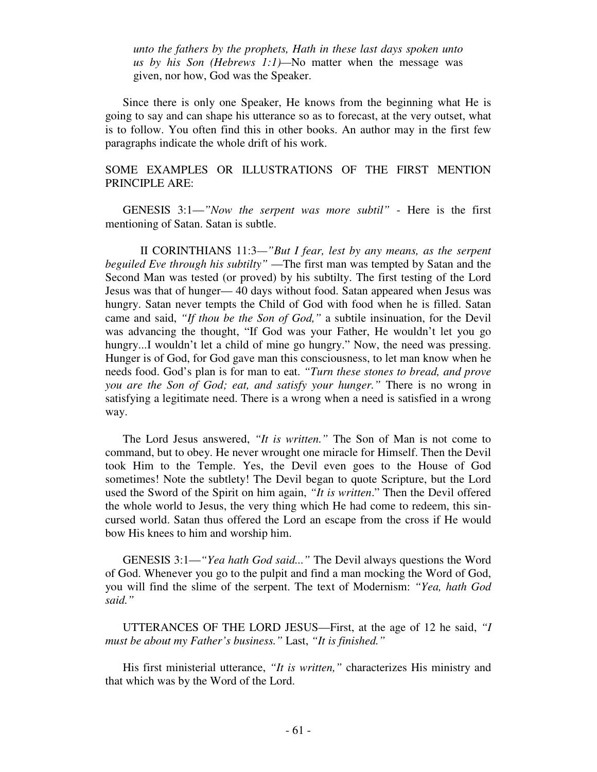*unto the fathers by the prophets, Hath in these last days spoken unto us by his Son (Hebrews 1:1)*—No matter when the message was given, nor how, God was the Speaker.

Since there is only one Speaker, He knows from the beginning what He is going to say and can shape his utterance so as to forecast, at the very outset, what is to follow. You often find this in other books. An author may in the first few paragraphs indicate the whole drift of his work.

SOME EXAMPLES OR ILLUSTRATIONS OF THE FIRST MENTION PRINCIPLE ARE:

GENESIS 3:1—*"Now the serpent was more subtil"* - Here is the first mentioning of Satan. Satan is subtle.

II CORINTHIANS 11:3—*"But I fear, lest by any means, as the serpent beguiled Eve through his subtilty"* —The first man was tempted by Satan and the Second Man was tested (or proved) by his subtilty. The first testing of the Lord Jesus was that of hunger— 40 days without food. Satan appeared when Jesus was hungry. Satan never tempts the Child of God with food when he is filled. Satan came and said, *"If thou be the Son of God,"* a subtile insinuation, for the Devil was advancing the thought, "If God was your Father, He wouldn't let you go hungry...I wouldn't let a child of mine go hungry." Now, the need was pressing. Hunger is of God, for God gave man this consciousness, to let man know when he needs food. God's plan is for man to eat. *"Turn these stones to bread, and prove you are the Son of God; eat, and satisfy your hunger."* There is no wrong in satisfying a legitimate need. There is a wrong when a need is satisfied in a wrong way.

The Lord Jesus answered, *"It is written."* The Son of Man is not come to command, but to obey. He never wrought one miracle for Himself. Then the Devil took Him to the Temple. Yes, the Devil even goes to the House of God sometimes! Note the subtlety! The Devil began to quote Scripture, but the Lord used the Sword of the Spirit on him again, *"It is written*." Then the Devil offered the whole world to Jesus, the very thing which He had come to redeem, this sin-cursed world. Satan thus offered the Lord an escape from the cross if He would bow His knees to him and worship him.

GENESIS 3:1—*"Yea hath God said..."* The Devil always questions the Word of God. Whenever you go to the pulpit and find a man mocking the Word of God, you will find the slime of the serpent. The text of Modernism: *"Yea, hath God said."*

UTTERANCES OF THE LORD JESUS—First, at the age of 12 he said, *"I must be about my Father's business."* Last, *"It is finished."*

His first ministerial utterance, *"It is written,"* characterizes His ministry and that which was by the Word of the Lord.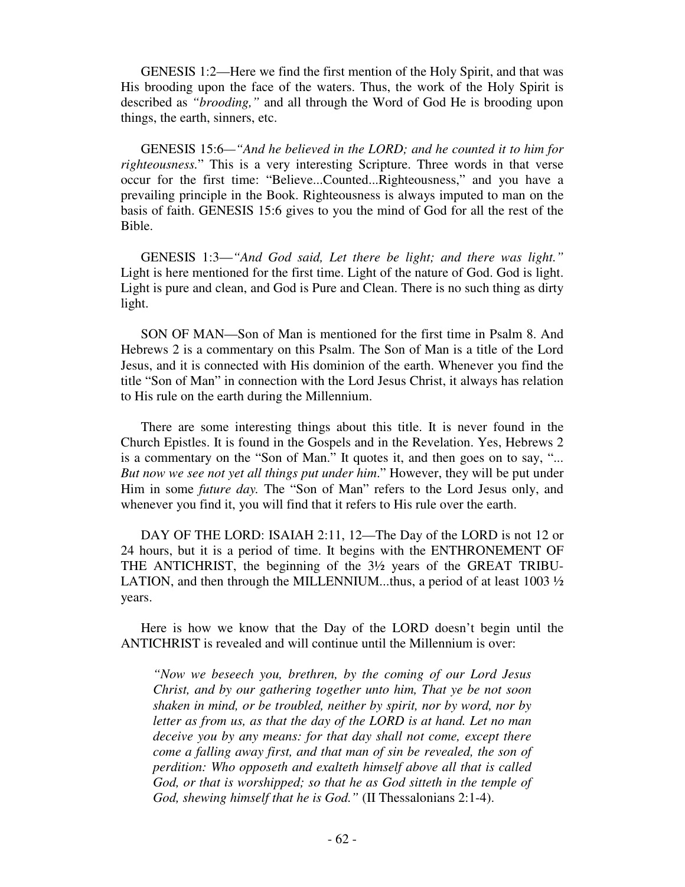GENESIS 1:2—Here we find the first mention of the Holy Spirit, and that was His brooding upon the face of the waters. Thus, the work of the Holy Spirit is described as *"brooding,"* and all through the Word of God He is brooding upon things, the earth, sinners, etc.

GENESIS 15:6—*"And he believed in the LORD; and he counted it to him for righteousness.*" This is a very interesting Scripture. Three words in that verse occur for the first time: "Believe...Counted...Righteousness," and you have a prevailing principle in the Book. Righteousness is always imputed to man on the basis of faith. GENESIS 15:6 gives to you the mind of God for all the rest of the Bible.

GENESIS 1:3—*"And God said, Let there be light; and there was light."* Light is here mentioned for the first time. Light of the nature of God. God is light. Light is pure and clean, and God is Pure and Clean. There is no such thing as dirty light.

SON OF MAN—Son of Man is mentioned for the first time in Psalm 8. And Hebrews 2 is a commentary on this Psalm. The Son of Man is a title of the Lord Jesus, and it is connected with His dominion of the earth. Whenever you find the title "Son of Man" in connection with the Lord Jesus Christ, it always has relation to His rule on the earth during the Millennium.

There are some interesting things about this title. It is never found in the Church Epistles. It is found in the Gospels and in the Revelation. Yes, Hebrews 2 is a commentary on the "Son of Man." It quotes it, and then goes on to say, "*...But now we see not yet all things put under him*." However, they will be put under Him in some *future day.* The "Son of Man" refers to the Lord Jesus only, and whenever you find it, you will find that it refers to His rule over the earth.

DAY OF THE LORD: ISAIAH 2:11, 12—The Day of the LORD is not 12 or 24 hours, but it is a period of time. It begins with the ENTHRONEMENT OF THE ANTICHRIST, the beginning of the 3½ years of the GREAT TRIBULATION, and then through the MILLENNIUM...thus, a period of at least 1003 ½ years.

Here is how we know that the Day of the LORD doesn't begin until the ANTICHRIST is revealed and will continue until the Millennium is over:

> *"Now we beseech you, brethren, by the coming of our Lord Jesus Christ, and by our gathering together unto him, That ye be not soon shaken in mind, or be troubled, neither by spirit, nor by word, nor by letter as from us, as that the day of the LORD is at hand. Let no man deceive you by any means: for that day shall not come, except there come a falling away first, and that man of sin be revealed, the son of perdition: Who opposeth and exalteth himself above all that is called God, or that is worshipped; so that he as God sitteth in the temple of God, shewing himself that he is God."* (II Thessalonians 2:1-4).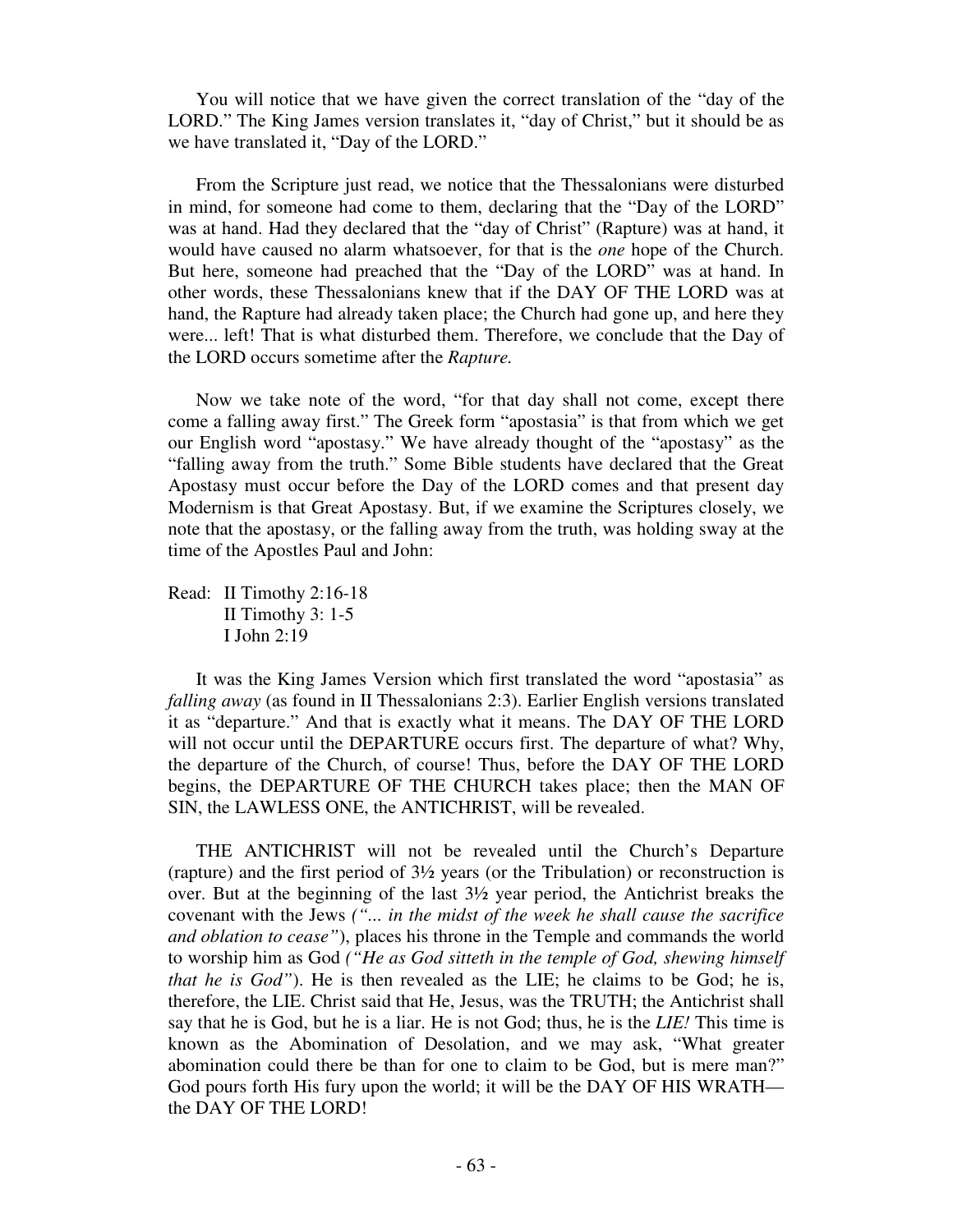You will notice that we have given the correct translation of the "day of the LORD." The King James version translates it, "day of Christ," but it should be as we have translated it, "Day of the LORD."

From the Scripture just read, we notice that the Thessalonians were disturbed in mind, for someone had come to them, declaring that the "Day of the LORD" was at hand. Had they declared that the "day of Christ" (Rapture) was at hand, it would have caused no alarm whatsoever, for that is the *one* hope of the Church. But here, someone had preached that the "Day of the LORD" was at hand. In other words, these Thessalonians knew that if the DAY OF THE LORD was at hand, the Rapture had already taken place; the Church had gone up, and here they were... left! That is what disturbed them. Therefore, we conclude that the Day of the LORD occurs sometime after the *Rapture.*

Now we take note of the word, "for that day shall not come, except there come a falling away first." The Greek form "apostasia" is that from which we get our English word "apostasy." We have already thought of the "apostasy" as the "falling away from the truth." Some Bible students have declared that the Great Apostasy must occur before the Day of the LORD comes and that present day Modernism is that Great Apostasy. But, if we examine the Scriptures closely, we note that the apostasy, or the falling away from the truth, was holding sway at the time of the Apostles Paul and John:

Read: II Timothy 2:16-18
II Timothy 3: 1-5
I John 2:19

It was the King James Version which first translated the word "apostasia" as *falling away* (as found in II Thessalonians 2:3). Earlier English versions translated it as "departure." And that is exactly what it means. The DAY OF THE LORD will not occur until the DEPARTURE occurs first. The departure of what? Why, the departure of the Church, of course! Thus, before the DAY OF THE LORD begins, the DEPARTURE OF THE CHURCH takes place; then the MAN OF SIN, the LAWLESS ONE, the ANTICHRIST, will be revealed.

THE ANTICHRIST will not be revealed until the Church's Departure (rapture) and the first period of 3½ years (or the Tribulation) or reconstruction is over. But at the beginning of the last 3½ year period, the Antichrist breaks the covenant with the Jews *("... in the midst of the week he shall cause the sacrifice and oblation to cease")*, places his throne in the Temple and commands the world to worship him as God *("He as God sitteth in the temple of God, shewing himself that he is God")*. He is then revealed as the LIE; he claims to be God; he is, therefore, the LIE. Christ said that He, Jesus, was the TRUTH; the Antichrist shall say that he is God, but he is a liar. He is not God; thus, he is the *LIE!* This time is known as the Abomination of Desolation, and we may ask, "What greater abomination could there be than for one to claim to be God, but is mere man?" God pours forth His fury upon the world; it will be the DAY OF HIS WRATH—the DAY OF THE LORD!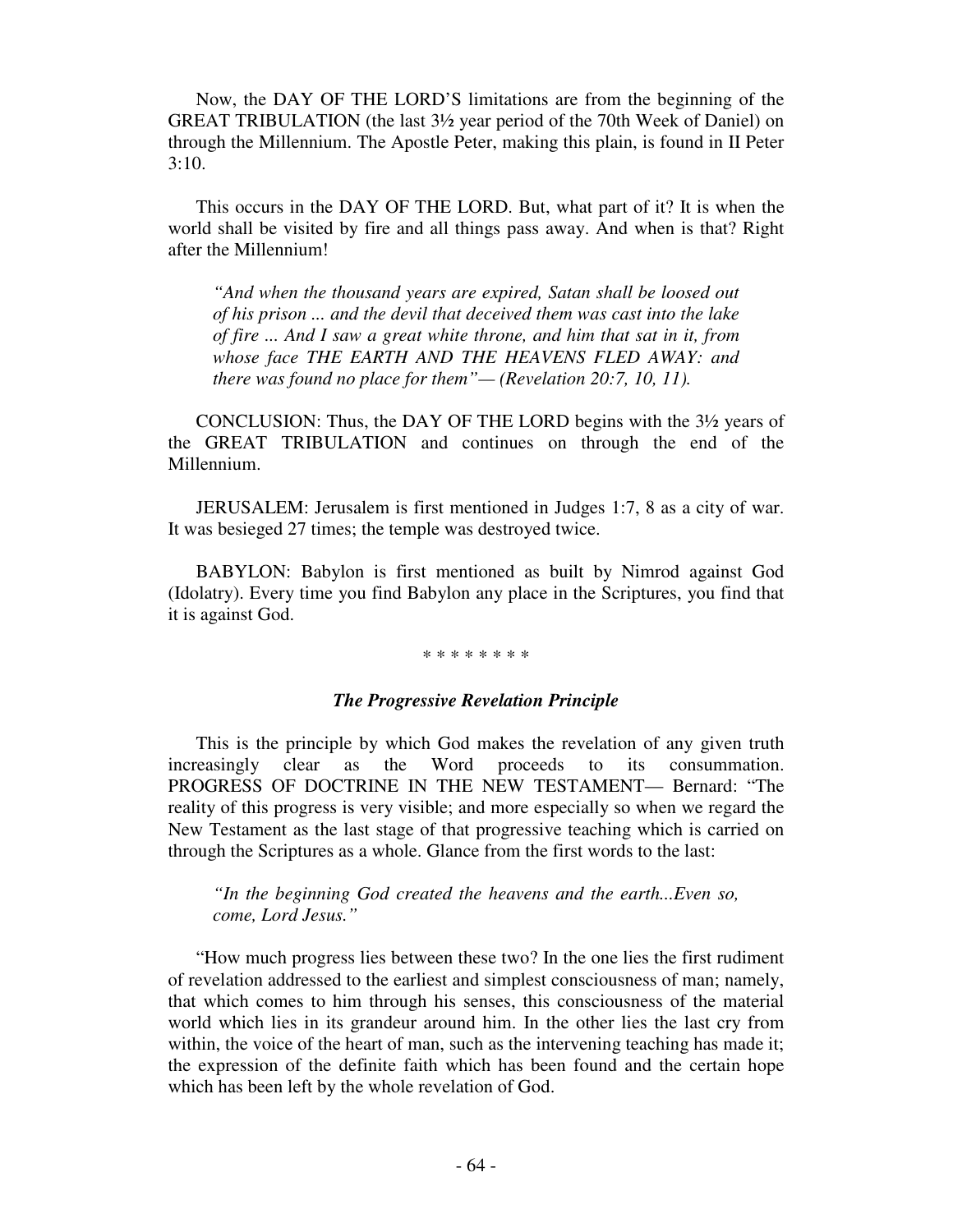Now, the DAY OF THE LORD'S limitations are from the beginning of the GREAT TRIBULATION (the last 3½ year period of the 70th Week of Daniel) on through the Millennium. The Apostle Peter, making this plain, is found in II Peter 3:10.

This occurs in the DAY OF THE LORD. But, what part of it? It is when the world shall be visited by fire and all things pass away. And when is that? Right after the Millennium!

> *"And when the thousand years are expired, Satan shall be loosed out of his prison ... and the devil that deceived them was cast into the lake of fire ... And I saw a great white throne, and him that sat in it, from whose face THE EARTH AND THE HEAVENS FLED AWAY: and there was found no place for them"— (Revelation 20:7, 10, 11).*

CONCLUSION: Thus, the DAY OF THE LORD begins with the 3½ years of the GREAT TRIBULATION and continues on through the end of the Millennium.

JERUSALEM: Jerusalem is first mentioned in Judges 1:7, 8 as a city of war. It was besieged 27 times; the temple was destroyed twice.

BABYLON: Babylon is first mentioned as built by Nimrod against God (Idolatry). Every time you find Babylon any place in the Scriptures, you find that it is against God.

\* \* \* \* \* \* \* \*

### *The Progressive Revelation Principle*

This is the principle by which God makes the revelation of any given truth increasingly clear as the Word proceeds to its consummation. PROGRESS OF DOCTRINE IN THE NEW TESTAMENT— Bernard: "The reality of this progress is very visible; and more especially so when we regard the New Testament as the last stage of that progressive teaching which is carried on through the Scriptures as a whole. Glance from the first words to the last:

> *"In the beginning God created the heavens and the earth...Even so, come, Lord Jesus."*

"How much progress lies between these two? In the one lies the first rudiment of revelation addressed to the earliest and simplest consciousness of man; namely, that which comes to him through his senses, this consciousness of the material world which lies in its grandeur around him. In the other lies the last cry from within, the voice of the heart of man, such as the intervening teaching has made it; the expression of the definite faith which has been found and the certain hope which has been left by the whole revelation of God.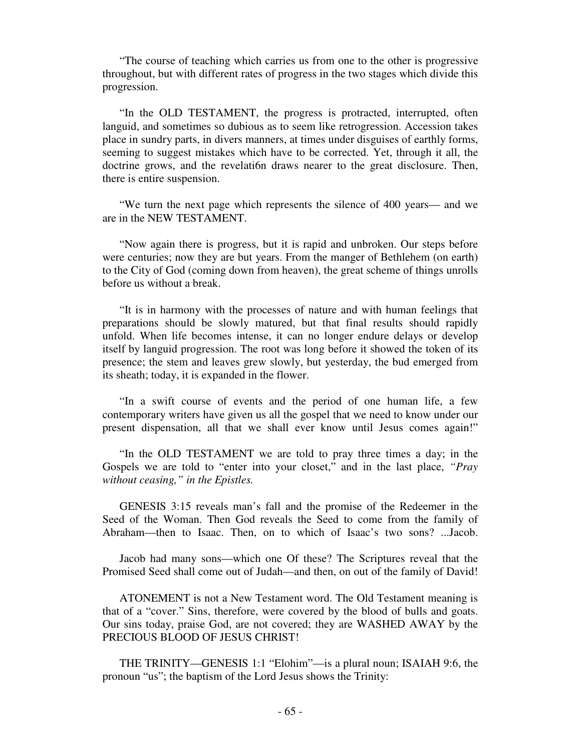"The course of teaching which carries us from one to the other is progressive throughout, but with different rates of progress in the two stages which divide this progression.

"In the OLD TESTAMENT, the progress is protracted, interrupted, often languid, and sometimes so dubious as to seem like retrogression. Accession takes place in sundry parts, in divers manners, at times under disguises of earthly forms, seeming to suggest mistakes which have to be corrected. Yet, through it all, the doctrine grows, and the revelati6n draws nearer to the great disclosure. Then, there is entire suspension.

"We turn the next page which represents the silence of 400 years— and we are in the NEW TESTAMENT.

"Now again there is progress, but it is rapid and unbroken. Our steps before were centuries; now they are but years. From the manger of Bethlehem (on earth) to the City of God (coming down from heaven), the great scheme of things unrolls before us without a break.

"It is in harmony with the processes of nature and with human feelings that preparations should be slowly matured, but that final results should rapidly unfold. When life becomes intense, it can no longer endure delays or develop itself by languid progression. The root was long before it showed the token of its presence; the stem and leaves grew slowly, but yesterday, the bud emerged from its sheath; today, it is expanded in the flower.

"In a swift course of events and the period of one human life, a few contemporary writers have given us all the gospel that we need to know under our present dispensation, all that we shall ever know until Jesus comes again!"

"In the OLD TESTAMENT we are told to pray three times a day; in the Gospels we are told to "enter into your closet," and in the last place, *"Pray without ceasing," in the Epistles.*

GENESIS 3:15 reveals man's fall and the promise of the Redeemer in the Seed of the Woman. Then God reveals the Seed to come from the family of Abraham—then to Isaac. Then, on to which of Isaac's two sons? ...Jacob.

Jacob had many sons—which one Of these? The Scriptures reveal that the Promised Seed shall come out of Judah—and then, on out of the family of David!

ATONEMENT is not a New Testament word. The Old Testament meaning is that of a "cover." Sins, therefore, were covered by the blood of bulls and goats. Our sins today, praise God, are not covered; they are WASHED AWAY by the PRECIOUS BLOOD OF JESUS CHRIST!

THE TRINITY—GENESIS 1:1 "Elohim"—is a plural noun; ISAIAH 9:6, the pronoun "us"; the baptism of the Lord Jesus shows the Trinity: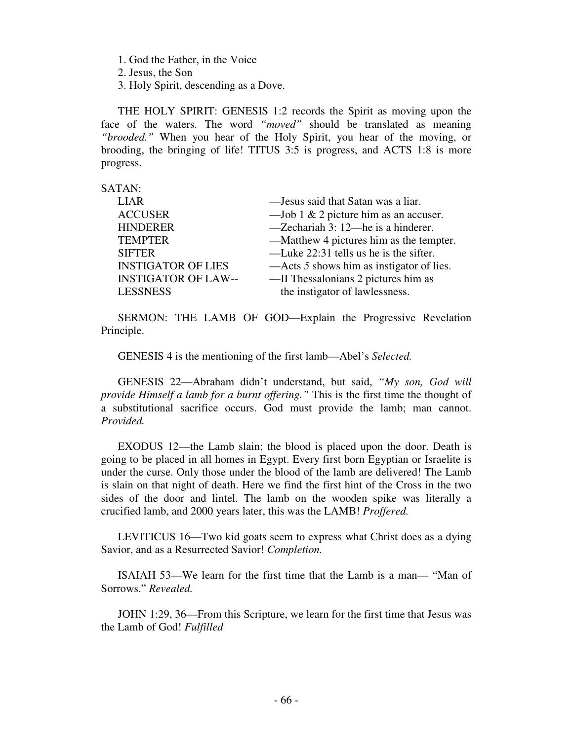1. God the Father, in the Voice
2. Jesus, the Son
3. Holy Spirit, descending as a Dove.

THE HOLY SPIRIT: GENESIS 1:2 records the Spirit as moving upon the face of the waters. The word *"moved"* should be translated as meaning *"brooded."* When you hear of the Holy Spirit, you hear of the moving, or brooding, the bringing of life! TITUS 3:5 is progress, and ACTS 1:8 is more progress.

SATAN:

| | |
|---|---|
| LIAR | —Jesus said that Satan was a liar. |
| ACCUSER | —Job 1 & 2 picture him as an accuser. |
| HINDERER | —Zechariah 3: 12—he is a hinderer. |
| TEMPTER | —Matthew 4 pictures him as the tempter. |
| SIFTER | —Luke 22:31 tells us he is the sifter. |
| INSTIGATOR OF LIES | —Acts 5 shows him as instigator of lies. |
| INSTIGATOR OF LAW-- LESSNESS | —II Thessalonians 2 pictures him as the instigator of lawlessness. |

SERMON: THE LAMB OF GOD—Explain the Progressive Revelation Principle.

GENESIS 4 is the mentioning of the first lamb—Abel's *Selected.*

GENESIS 22—Abraham didn't understand, but said, *"My son, God will provide Himself a lamb for a burnt offering."* This is the first time the thought of a substitutional sacrifice occurs. God must provide the lamb; man cannot. *Provided.*

EXODUS 12—the Lamb slain; the blood is placed upon the door. Death is going to be placed in all homes in Egypt. Every first born Egyptian or Israelite is under the curse. Only those under the blood of the lamb are delivered! The Lamb is slain on that night of death. Here we find the first hint of the Cross in the two sides of the door and lintel. The lamb on the wooden spike was literally a crucified lamb, and 2000 years later, this was the LAMB! *Proffered.*

LEVITICUS 16—Two kid goats seem to express what Christ does as a dying Savior, and as a Resurrected Savior! *Completion.*

ISAIAH 53—We learn for the first time that the Lamb is a man— "Man of Sorrows." *Revealed.*

JOHN 1:29, 36—From this Scripture, we learn for the first time that Jesus was the Lamb of God! *Fulfilled*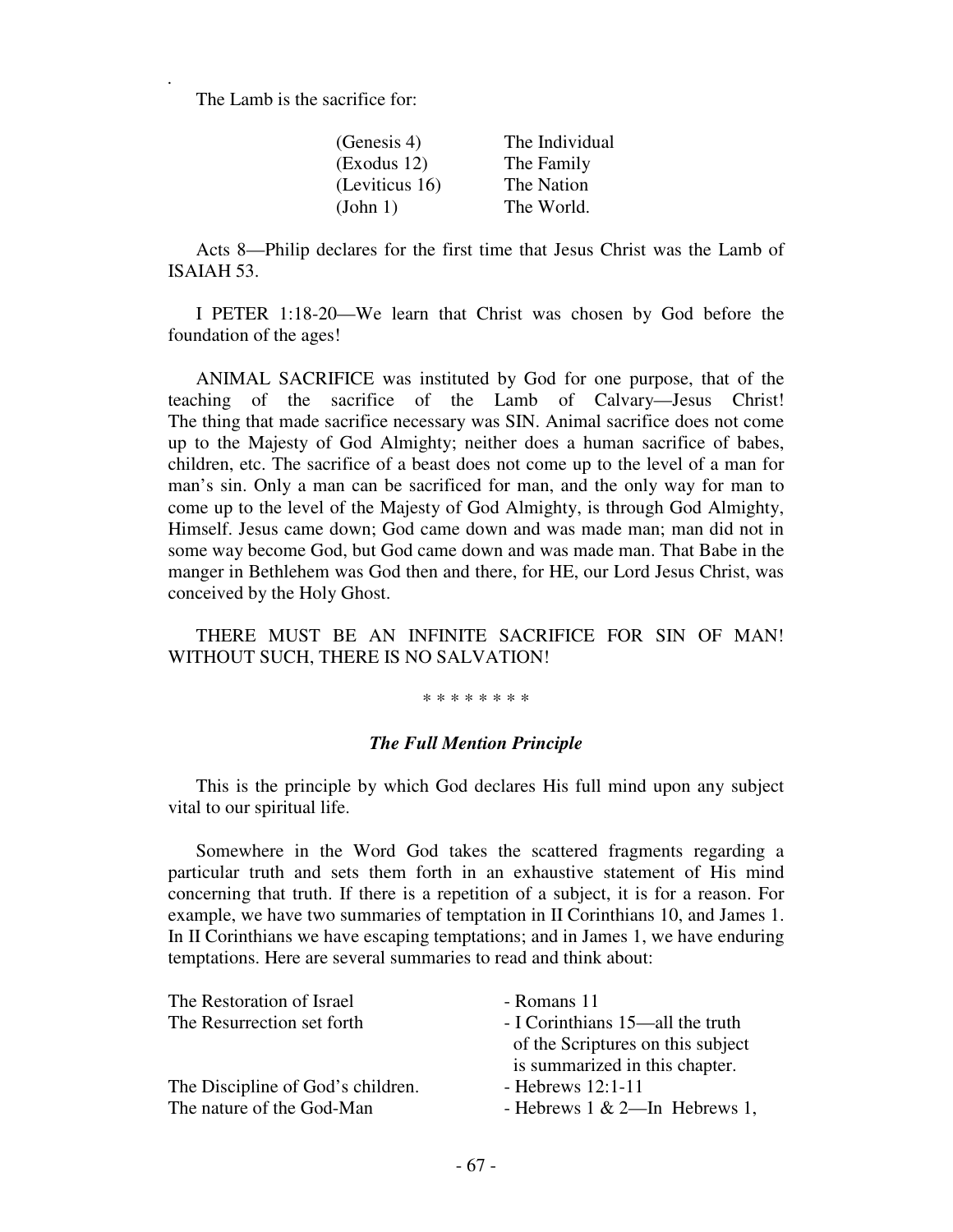The Lamb is the sacrifice for:

| | |
|---|---|
| (Genesis 4) | The Individual |
| (Exodus 12) | The Family |
| (Leviticus 16) | The Nation |
| (John 1) | The World. |

Acts 8—Philip declares for the first time that Jesus Christ was the Lamb of ISAIAH 53.

I PETER 1:18-20—We learn that Christ was chosen by God before the foundation of the ages!

ANIMAL SACRIFICE was instituted by God for one purpose, that of the teaching of the sacrifice of the Lamb of Calvary—Jesus Christ! The thing that made sacrifice necessary was SIN. Animal sacrifice does not come up to the Majesty of God Almighty; neither does a human sacrifice of babes, children, etc. The sacrifice of a beast does not come up to the level of a man for man's sin. Only a man can be sacrificed for man, and the only way for man to come up to the level of the Majesty of God Almighty, is through God Almighty, Himself. Jesus came down; God came down and was made man; man did not in some way become God, but God came down and was made man. That Babe in the manger in Bethlehem was God then and there, for HE, our Lord Jesus Christ, was conceived by the Holy Ghost.

THERE MUST BE AN INFINITE SACRIFICE FOR SIN OF MAN! WITHOUT SUCH, THERE IS NO SALVATION!

* * * * * * * *

### *The Full Mention Principle*

This is the principle by which God declares His full mind upon any subject vital to our spiritual life.

Somewhere in the Word God takes the scattered fragments regarding a particular truth and sets them forth in an exhaustive statement of His mind concerning that truth. If there is a repetition of a subject, it is for a reason. For example, we have two summaries of temptation in II Corinthians 10, and James 1. In II Corinthians we have escaping temptations; and in James 1, we have enduring temptations. Here are several summaries to read and think about:

| | |
|---|---|
| The Restoration of Israel | - Romans 11 |
| The Resurrection set forth | - I Corinthians 15—all the truth of the Scriptures on this subject is summarized in this chapter. |
| The Discipline of God's children. | - Hebrews 12:1-11 |
| The nature of the God-Man | - Hebrews 1 & 2—In Hebrews 1, |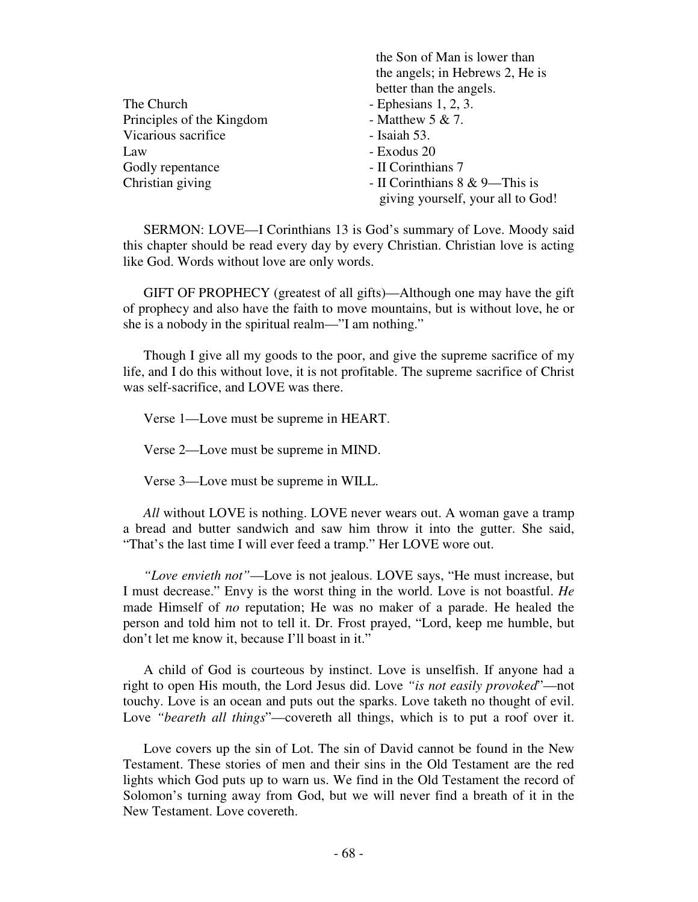| | |
|---|---|
| | the Son of Man is lower than the angels; in Hebrews 2, He is better than the angels. |
| The Church | - Ephesians 1, 2, 3. |
| Principles of the Kingdom | - Matthew 5 & 7. |
| Vicarious sacrifice | - Isaiah 53. |
| Law | - Exodus 20 |
| Godly repentance | - II Corinthians 7 |
| Christian giving | - II Corinthians 8 & 9—This is giving yourself, your all to God! |

SERMON: LOVE—I Corinthians 13 is God's summary of Love. Moody said this chapter should be read every day by every Christian. Christian love is acting like God. Words without love are only words.

GIFT OF PROPHECY (greatest of all gifts)—Although one may have the gift of prophecy and also have the faith to move mountains, but is without love, he or she is a nobody in the spiritual realm—"I am nothing."

Though I give all my goods to the poor, and give the supreme sacrifice of my life, and I do this without love, it is not profitable. The supreme sacrifice of Christ was self-sacrifice, and LOVE was there.

Verse 1—Love must be supreme in HEART.

Verse 2—Love must be supreme in MIND.

Verse 3—Love must be supreme in WILL.

*All* without LOVE is nothing. LOVE never wears out. A woman gave a tramp a bread and butter sandwich and saw him throw it into the gutter. She said, "That's the last time I will ever feed a tramp." Her LOVE wore out.

*"Love envieth not"*—Love is not jealous. LOVE says, "He must increase, but I must decrease." Envy is the worst thing in the world. Love is not boastful. *He* made Himself of *no* reputation; He was no maker of a parade. He healed the person and told him not to tell it. Dr. Frost prayed, "Lord, keep me humble, but don't let me know it, because I'll boast in it."

A child of God is courteous by instinct. Love is unselfish. If anyone had a right to open His mouth, the Lord Jesus did. Love *"is not easily provoked*"—not touchy. Love is an ocean and puts out the sparks. Love taketh no thought of evil. Love *"beareth all things*"—covereth all things, which is to put a roof over it.

Love covers up the sin of Lot. The sin of David cannot be found in the New Testament. These stories of men and their sins in the Old Testament are the red lights which God puts up to warn us. We find in the Old Testament the record of Solomon's turning away from God, but we will never find a breath of it in the New Testament. Love covereth.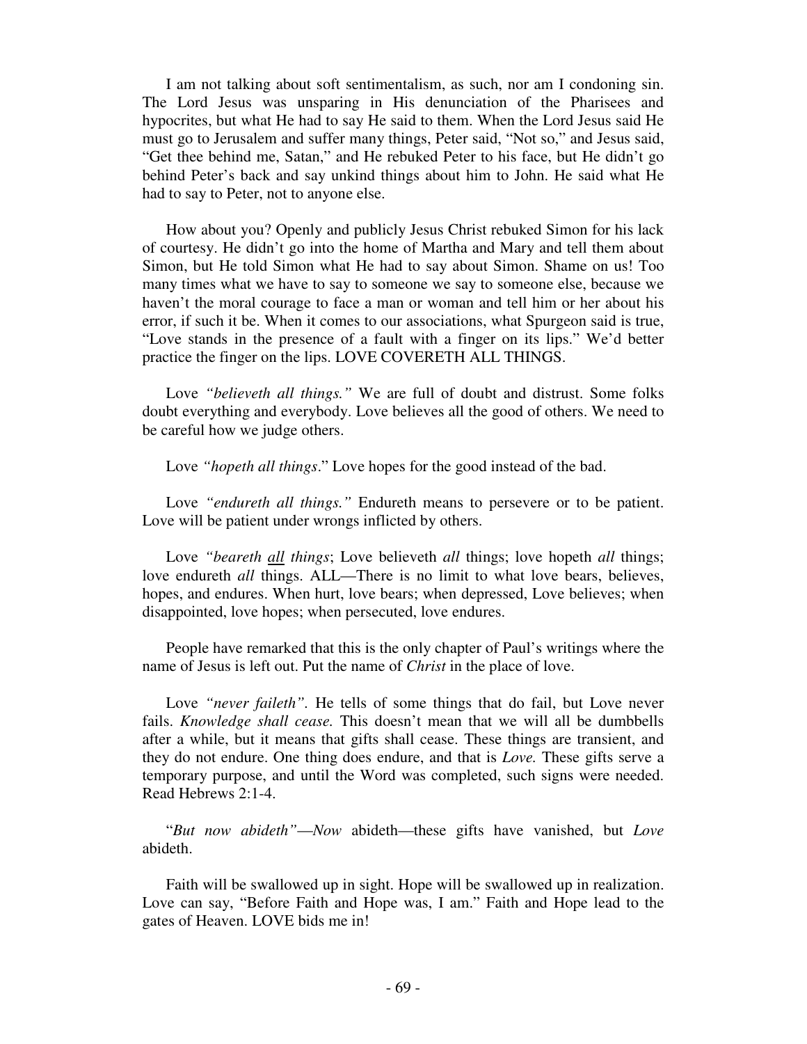I am not talking about soft sentimentalism, as such, nor am I condoning sin. The Lord Jesus was unsparing in His denunciation of the Pharisees and hypocrites, but what He had to say He said to them. When the Lord Jesus said He must go to Jerusalem and suffer many things, Peter said, "Not so," and Jesus said, "Get thee behind me, Satan," and He rebuked Peter to his face, but He didn't go behind Peter's back and say unkind things about him to John. He said what He had to say to Peter, not to anyone else.

How about you? Openly and publicly Jesus Christ rebuked Simon for his lack of courtesy. He didn't go into the home of Martha and Mary and tell them about Simon, but He told Simon what He had to say about Simon. Shame on us! Too many times what we have to say to someone we say to someone else, because we haven't the moral courage to face a man or woman and tell him or her about his error, if such it be. When it comes to our associations, what Spurgeon said is true, "Love stands in the presence of a fault with a finger on its lips." We'd better practice the finger on the lips. LOVE COVERETH ALL THINGS.

Love *"believeth all things."* We are full of doubt and distrust. Some folks doubt everything and everybody. Love believes all the good of others. We need to be careful how we judge others.

Love *"hopeth all things*." Love hopes for the good instead of the bad.

Love *"endureth all things."* Endureth means to persevere or to be patient. Love will be patient under wrongs inflicted by others.

Love *"beareth <u>all</u> things*; Love believeth *all* things; love hopeth *all* things; love endureth *all* things. ALL—There is no limit to what love bears, believes, hopes, and endures. When hurt, love bears; when depressed, Love believes; when disappointed, love hopes; when persecuted, love endures.

People have remarked that this is the only chapter of Paul's writings where the name of Jesus is left out. Put the name of *Christ* in the place of love.

Love *"never faileth"*. He tells of some things that do fail, but Love never fails. *Knowledge shall cease.* This doesn't mean that we will all be dumbbells after a while, but it means that gifts shall cease. These things are transient, and they do not endure. One thing does endure, and that is *Love.* These gifts serve a temporary purpose, and until the Word was completed, such signs were needed. Read Hebrews 2:1-4.

"*But now abideth"*—*Now* abideth—these gifts have vanished, but *Love* abideth.

Faith will be swallowed up in sight. Hope will be swallowed up in realization. Love can say, "Before Faith and Hope was, I am." Faith and Hope lead to the gates of Heaven. LOVE bids me in!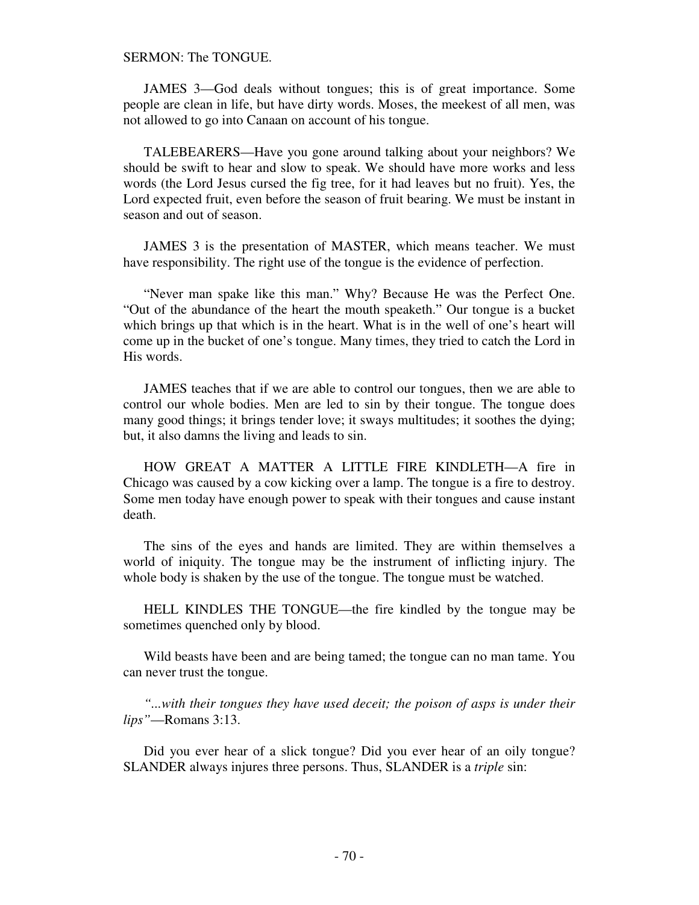SERMON: The TONGUE.

JAMES 3—God deals without tongues; this is of great importance. Some people are clean in life, but have dirty words. Moses, the meekest of all men, was not allowed to go into Canaan on account of his tongue.

TALEBEARERS—Have you gone around talking about your neighbors? We should be swift to hear and slow to speak. We should have more works and less words (the Lord Jesus cursed the fig tree, for it had leaves but no fruit). Yes, the Lord expected fruit, even before the season of fruit bearing. We must be instant in season and out of season.

JAMES 3 is the presentation of MASTER, which means teacher. We must have responsibility. The right use of the tongue is the evidence of perfection.

"Never man spake like this man." Why? Because He was the Perfect One. "Out of the abundance of the heart the mouth speaketh." Our tongue is a bucket which brings up that which is in the heart. What is in the well of one's heart will come up in the bucket of one's tongue. Many times, they tried to catch the Lord in His words.

JAMES teaches that if we are able to control our tongues, then we are able to control our whole bodies. Men are led to sin by their tongue. The tongue does many good things; it brings tender love; it sways multitudes; it soothes the dying; but, it also damns the living and leads to sin.

HOW GREAT A MATTER A LITTLE FIRE KINDLETH—A fire in Chicago was caused by a cow kicking over a lamp. The tongue is a fire to destroy. Some men today have enough power to speak with their tongues and cause instant death.

The sins of the eyes and hands are limited. They are within themselves a world of iniquity. The tongue may be the instrument of inflicting injury. The whole body is shaken by the use of the tongue. The tongue must be watched.

HELL KINDLES THE TONGUE—the fire kindled by the tongue may be sometimes quenched only by blood.

Wild beasts have been and are being tamed; the tongue can no man tame. You can never trust the tongue.

*"...with their tongues they have used deceit; the poison of asps is under their lips"*—Romans 3:13.

Did you ever hear of a slick tongue? Did you ever hear of an oily tongue? SLANDER always injures three persons. Thus, SLANDER is a *triple* sin: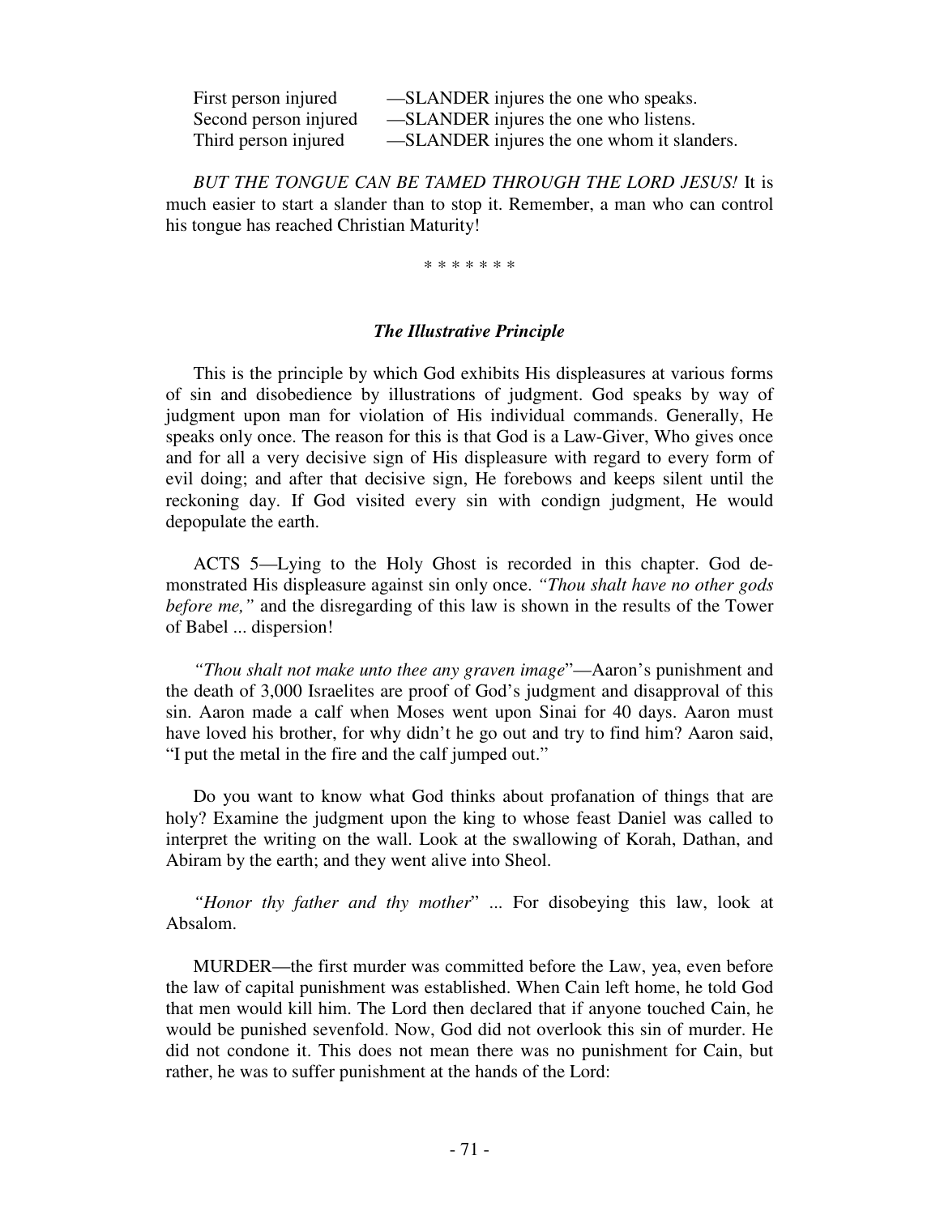| | |
|---|---|
| First person injured | —SLANDER injures the one who speaks. |
| Second person injured | —SLANDER injures the one who listens. |
| Third person injured | —SLANDER injures the one whom it slanders. |

*BUT THE TONGUE CAN BE TAMED THROUGH THE LORD JESUS!* It is much easier to start a slander than to stop it. Remember, a man who can control his tongue has reached Christian Maturity!

\* \* \* \* \* \* \*

### *The Illustrative Principle*

This is the principle by which God exhibits His displeasures at various forms of sin and disobedience by illustrations of judgment. God speaks by way of judgment upon man for violation of His individual commands. Generally, He speaks only once. The reason for this is that God is a Law-Giver, Who gives once and for all a very decisive sign of His displeasure with regard to every form of evil doing; and after that decisive sign, He forebows and keeps silent until the reckoning day. If God visited every sin with condign judgment, He would depopulate the earth.

ACTS 5—Lying to the Holy Ghost is recorded in this chapter. God demonstrated His displeasure against sin only once. *"Thou shalt have no other gods before me,"* and the disregarding of this law is shown in the results of the Tower of Babel ... dispersion!

*"Thou shalt not make unto thee any graven image*"—Aaron's punishment and the death of 3,000 Israelites are proof of God's judgment and disapproval of this sin. Aaron made a calf when Moses went upon Sinai for 40 days. Aaron must have loved his brother, for why didn't he go out and try to find him? Aaron said, "I put the metal in the fire and the calf jumped out."

Do you want to know what God thinks about profanation of things that are holy? Examine the judgment upon the king to whose feast Daniel was called to interpret the writing on the wall. Look at the swallowing of Korah, Dathan, and Abiram by the earth; and they went alive into Sheol.

*"Honor thy father and thy mother*" ... For disobeying this law, look at Absalom.

MURDER—the first murder was committed before the Law, yea, even before the law of capital punishment was established. When Cain left home, he told God that men would kill him. The Lord then declared that if anyone touched Cain, he would be punished sevenfold. Now, God did not overlook this sin of murder. He did not condone it. This does not mean there was no punishment for Cain, but rather, he was to suffer punishment at the hands of the Lord: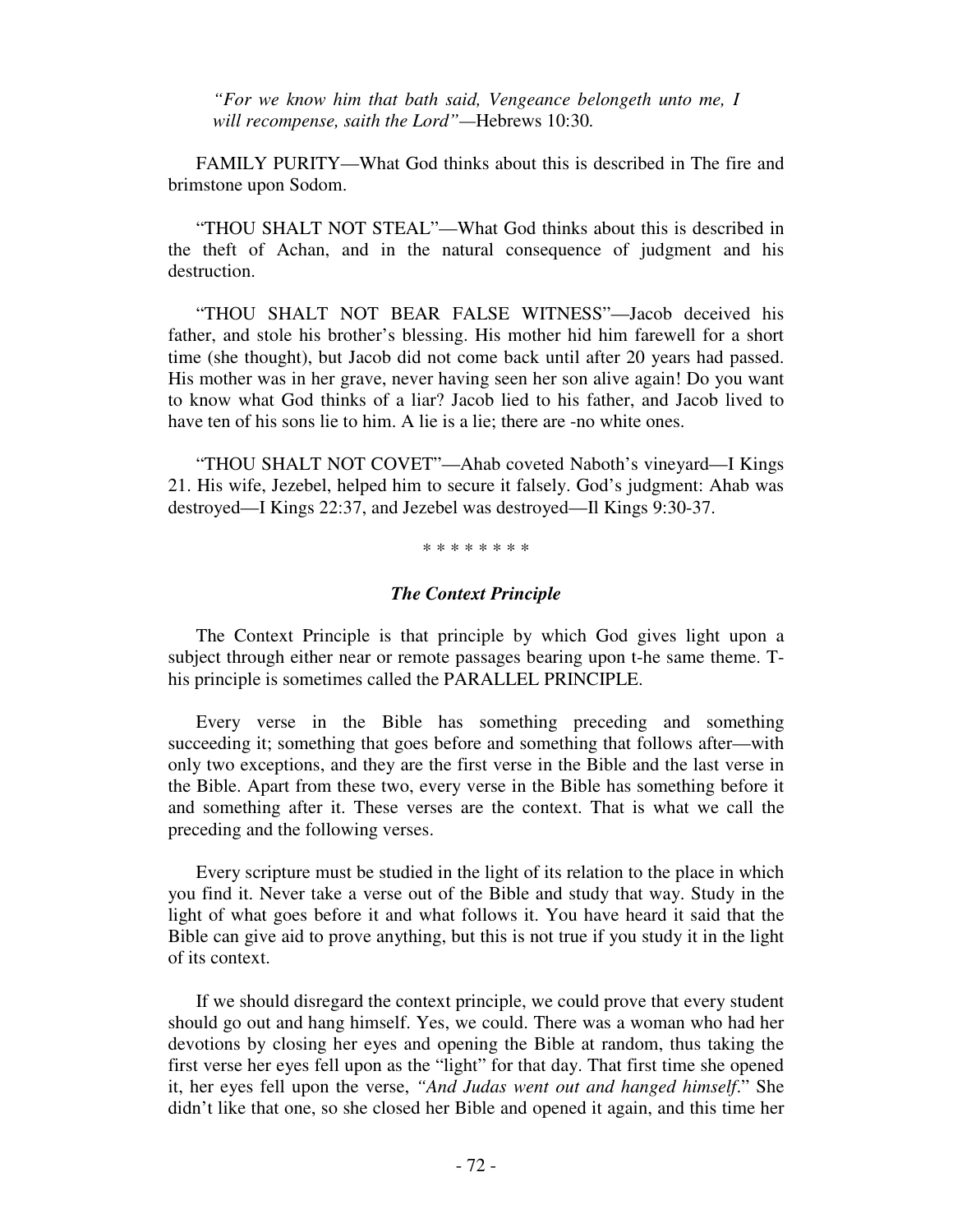*"For we know him that bath said, Vengeance belongeth unto me, I will recompense, saith the Lord"*—Hebrews 10:30.

FAMILY PURITY—What God thinks about this is described in The fire and brimstone upon Sodom.

"THOU SHALT NOT STEAL"—What God thinks about this is described in the theft of Achan, and in the natural consequence of judgment and his destruction.

"THOU SHALT NOT BEAR FALSE WITNESS"—Jacob deceived his father, and stole his brother's blessing. His mother hid him farewell for a short time (she thought), but Jacob did not come back until after 20 years had passed. His mother was in her grave, never having seen her son alive again! Do you want to know what God thinks of a liar? Jacob lied to his father, and Jacob lived to have ten of his sons lie to him. A lie is a lie; there are -no white ones.

"THOU SHALT NOT COVET"—Ahab coveted Naboth's vineyard—I Kings 21. His wife, Jezebel, helped him to secure it falsely. God's judgment: Ahab was destroyed—I Kings 22:37, and Jezebel was destroyed—Il Kings 9:30-37.

* * * * * * * *

### *The Context Principle*

The Context Principle is that principle by which God gives light upon a subject through either near or remote passages bearing upon t-he same theme. T-his principle is sometimes called the PARALLEL PRINCIPLE.

Every verse in the Bible has something preceding and something succeeding it; something that goes before and something that follows after—with only two exceptions, and they are the first verse in the Bible and the last verse in the Bible. Apart from these two, every verse in the Bible has something before it and something after it. These verses are the context. That is what we call the preceding and the following verses.

Every scripture must be studied in the light of its relation to the place in which you find it. Never take a verse out of the Bible and study that way. Study in the light of what goes before it and what follows it. You have heard it said that the Bible can give aid to prove anything, but this is not true if you study it in the light of its context.

If we should disregard the context principle, we could prove that every student should go out and hang himself. Yes, we could. There was a woman who had her devotions by closing her eyes and opening the Bible at random, thus taking the first verse her eyes fell upon as the "light" for that day. That first time she opened it, her eyes fell upon the verse, *"And Judas went out and hanged himself*." She didn't like that one, so she closed her Bible and opened it again, and this time her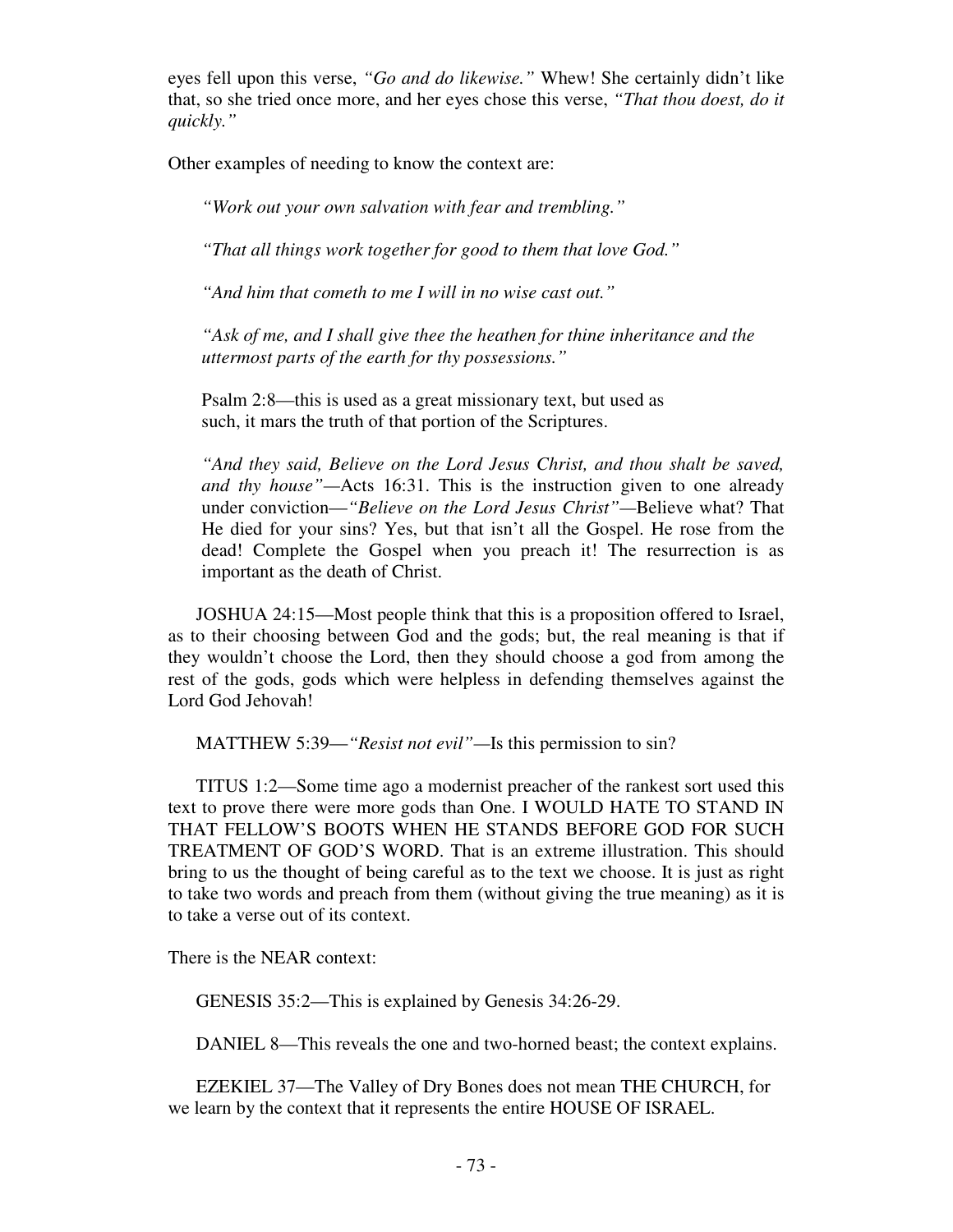eyes fell upon this verse, *"Go and do likewise."* Whew! She certainly didn't like that, so she tried once more, and her eyes chose this verse, *"That thou doest, do it quickly."*

Other examples of needing to know the context are:

> *"Work out your own salvation with fear and trembling."*
>
> *"That all things work together for good to them that love God."*
>
> *"And him that cometh to me I will in no wise cast out."*
>
> *"Ask of me, and I shall give thee the heathen for thine inheritance and the uttermost parts of the earth for thy possessions."*
>
> Psalm 2:8—this is used as a great missionary text, but used as such, it mars the truth of that portion of the Scriptures.
>
> *"And they said, Believe on the Lord Jesus Christ, and thou shalt be saved, and thy house"*—Acts 16:31. This is the instruction given to one already under conviction—*"Believe on the Lord Jesus Christ"*—Believe what? That He died for your sins? Yes, but that isn't all the Gospel. He rose from the dead! Complete the Gospel when you preach it! The resurrection is as important as the death of Christ.

JOSHUA 24:15—Most people think that this is a proposition offered to Israel, as to their choosing between God and the gods; but, the real meaning is that if they wouldn't choose the Lord, then they should choose a god from among the rest of the gods, gods which were helpless in defending themselves against the Lord God Jehovah!

MATTHEW 5:39—*"Resist not evil"*—Is this permission to sin?

TITUS 1:2—Some time ago a modernist preacher of the rankest sort used this text to prove there were more gods than One. I WOULD HATE TO STAND IN THAT FELLOW'S BOOTS WHEN HE STANDS BEFORE GOD FOR SUCH TREATMENT OF GOD'S WORD. That is an extreme illustration. This should bring to us the thought of being careful as to the text we choose. It is just as right to take two words and preach from them (without giving the true meaning) as it is to take a verse out of its context.

There is the NEAR context:

GENESIS 35:2—This is explained by Genesis 34:26-29.

DANIEL 8—This reveals the one and two-horned beast; the context explains.

EZEKIEL 37—The Valley of Dry Bones does not mean THE CHURCH, for we learn by the context that it represents the entire HOUSE OF ISRAEL.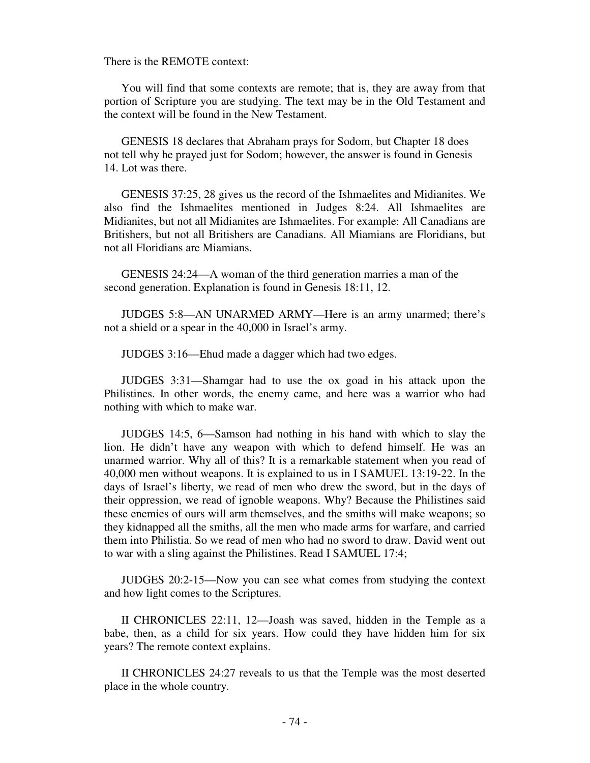There is the REMOTE context:

You will find that some contexts are remote; that is, they are away from that portion of Scripture you are studying. The text may be in the Old Testament and the context will be found in the New Testament.

GENESIS 18 declares that Abraham prays for Sodom, but Chapter 18 does not tell why he prayed just for Sodom; however, the answer is found in Genesis 14. Lot was there.

GENESIS 37:25, 28 gives us the record of the Ishmaelites and Midianites. We also find the Ishmaelites mentioned in Judges 8:24. All Ishmaelites are Midianites, but not all Midianites are Ishmaelites. For example: All Canadians are Britishers, but not all Britishers are Canadians. All Miamians are Floridians, but not all Floridians are Miamians.

GENESIS 24:24—A woman of the third generation marries a man of the second generation. Explanation is found in Genesis 18:11, 12.

JUDGES 5:8—AN UNARMED ARMY—Here is an army unarmed; there's not a shield or a spear in the 40,000 in Israel's army.

JUDGES 3:16—Ehud made a dagger which had two edges.

JUDGES 3:31—Shamgar had to use the ox goad in his attack upon the Philistines. In other words, the enemy came, and here was a warrior who had nothing with which to make war.

JUDGES 14:5, 6—Samson had nothing in his hand with which to slay the lion. He didn't have any weapon with which to defend himself. He was an unarmed warrior. Why all of this? It is a remarkable statement when you read of 40,000 men without weapons. It is explained to us in I SAMUEL 13:19-22. In the days of Israel's liberty, we read of men who drew the sword, but in the days of their oppression, we read of ignoble weapons. Why? Because the Philistines said these enemies of ours will arm themselves, and the smiths will make weapons; so they kidnapped all the smiths, all the men who made arms for warfare, and carried them into Philistia. So we read of men who had no sword to draw. David went out to war with a sling against the Philistines. Read I SAMUEL 17:4;

JUDGES 20:2-15—Now you can see what comes from studying the context and how light comes to the Scriptures.

II CHRONICLES 22:11, 12—Joash was saved, hidden in the Temple as a babe, then, as a child for six years. How could they have hidden him for six years? The remote context explains.

II CHRONICLES 24:27 reveals to us that the Temple was the most deserted place in the whole country.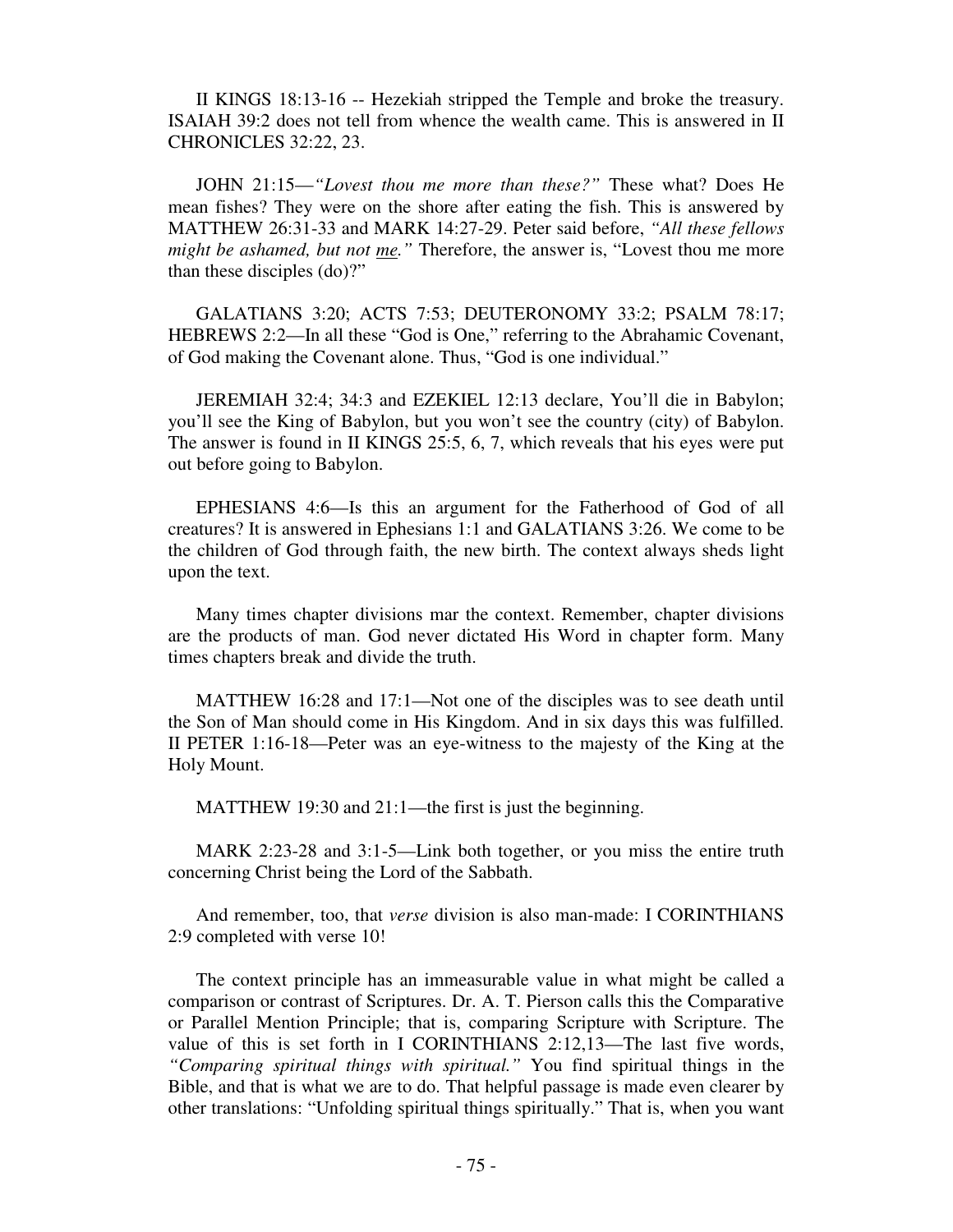II KINGS 18:13-16 -- Hezekiah stripped the Temple and broke the treasury. ISAIAH 39:2 does not tell from whence the wealth came. This is answered in II CHRONICLES 32:22, 23.

JOHN 21:15—*"Lovest thou me more than these?"* These what? Does He mean fishes? They were on the shore after eating the fish. This is answered by MATTHEW 26:31-33 and MARK 14:27-29. Peter said before, *"All these fellows might be ashamed, but not <u>me</u>."* Therefore, the answer is, "Lovest thou me more than these disciples (do)?"

GALATIANS 3:20; ACTS 7:53; DEUTERONOMY 33:2; PSALM 78:17; HEBREWS 2:2—In all these "God is One," referring to the Abrahamic Covenant, of God making the Covenant alone. Thus, "God is one individual."

JEREMIAH 32:4; 34:3 and EZEKIEL 12:13 declare, You'll die in Babylon; you'll see the King of Babylon, but you won't see the country (city) of Babylon. The answer is found in II KINGS 25:5, 6, 7, which reveals that his eyes were put out before going to Babylon.

EPHESIANS 4:6—Is this an argument for the Fatherhood of God of all creatures? It is answered in Ephesians 1:1 and GALATIANS 3:26. We come to be the children of God through faith, the new birth. The context always sheds light upon the text.

Many times chapter divisions mar the context. Remember, chapter divisions are the products of man. God never dictated His Word in chapter form. Many times chapters break and divide the truth.

MATTHEW 16:28 and 17:1—Not one of the disciples was to see death until the Son of Man should come in His Kingdom. And in six days this was fulfilled. II PETER 1:16-18—Peter was an eye-witness to the majesty of the King at the Holy Mount.

MATTHEW 19:30 and 21:1—the first is just the beginning.

MARK 2:23-28 and 3:1-5—Link both together, or you miss the entire truth concerning Christ being the Lord of the Sabbath.

And remember, too, that *verse* division is also man-made: I CORINTHIANS 2:9 completed with verse 10!

The context principle has an immeasurable value in what might be called a comparison or contrast of Scriptures. Dr. A. T. Pierson calls this the Comparative or Parallel Mention Principle; that is, comparing Scripture with Scripture. The value of this is set forth in I CORINTHIANS 2:12,13—The last five words, *"Comparing spiritual things with spiritual."* You find spiritual things in the Bible, and that is what we are to do. That helpful passage is made even clearer by other translations: "Unfolding spiritual things spiritually." That is, when you want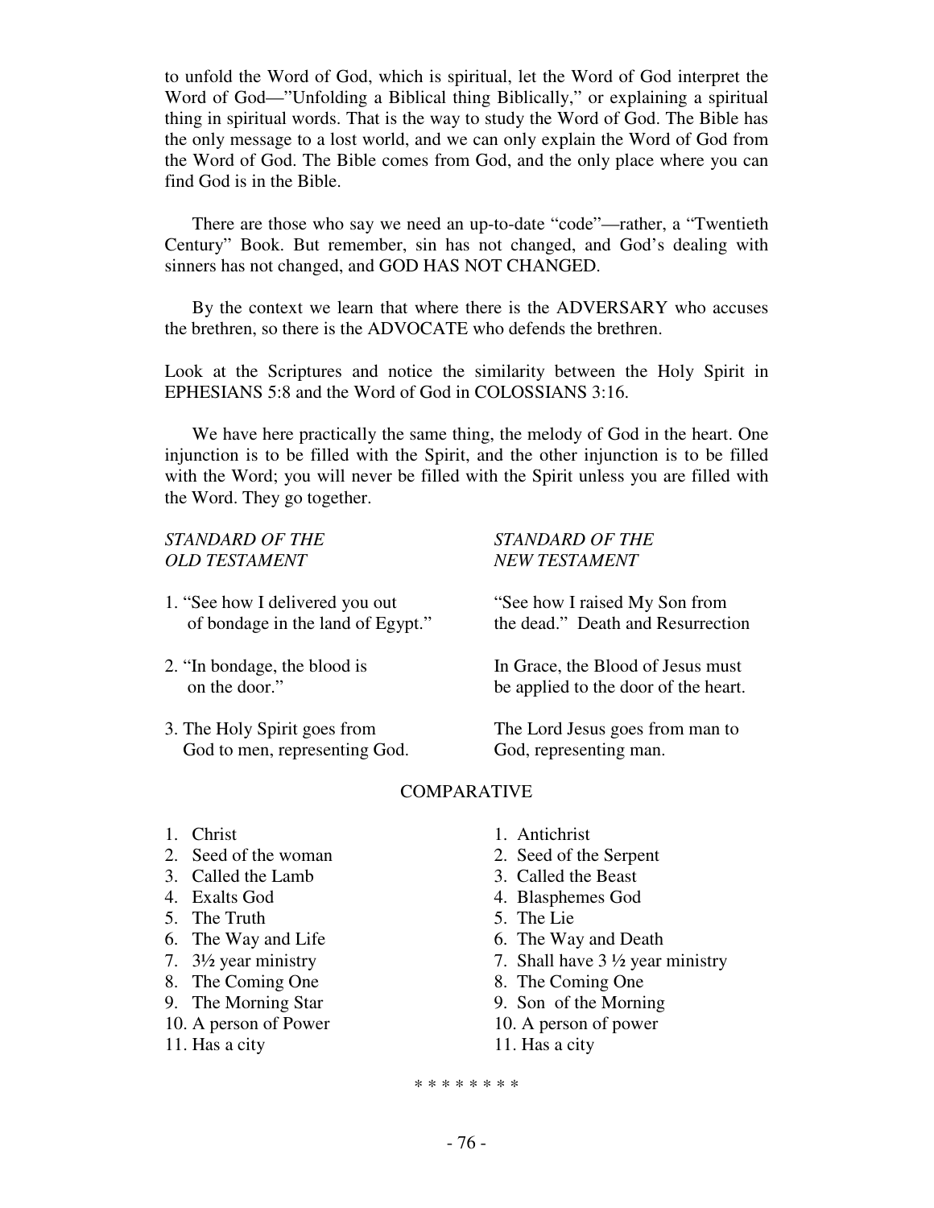to unfold the Word of God, which is spiritual, let the Word of God interpret the Word of God—"Unfolding a Biblical thing Biblically," or explaining a spiritual thing in spiritual words. That is the way to study the Word of God. The Bible has the only message to a lost world, and we can only explain the Word of God from the Word of God. The Bible comes from God, and the only place where you can find God is in the Bible.

There are those who say we need an up-to-date "code"—rather, a "Twentieth Century" Book. But remember, sin has not changed, and God's dealing with sinners has not changed, and GOD HAS NOT CHANGED.

By the context we learn that where there is the ADVERSARY who accuses the brethren, so there is the ADVOCATE who defends the brethren.

Look at the Scriptures and notice the similarity between the Holy Spirit in EPHESIANS 5:8 and the Word of God in COLOSSIANS 3:16.

We have here practically the same thing, the melody of God in the heart. One injunction is to be filled with the Spirit, and the other injunction is to be filled with the Word; you will never be filled with the Spirit unless you are filled with the Word. They go together.

| *STANDARD OF THE OLD TESTAMENT* | *STANDARD OF THE NEW TESTAMENT* |
|---|---|
| 1. "See how I delivered you out of bondage in the land of Egypt." | "See how I raised My Son from the dead." Death and Resurrection |
| 2. "In bondage, the blood is on the door." | In Grace, the Blood of Jesus must be applied to the door of the heart. |
| 3. The Holy Spirit goes from God to men, representing God. | The Lord Jesus goes from man to God, representing man. |

COMPARATIVE

| | |
|---|---|
| 1. Christ | 1. Antichrist |
| 2. Seed of the woman | 2. Seed of the Serpent |
| 3. Called the Lamb | 3. Called the Beast |
| 4. Exalts God | 4. Blasphemes God |
| 5. The Truth | 5. The Lie |
| 6. The Way and Life | 6. The Way and Death |
| 7. 3½ year ministry | 7. Shall have 3 ½ year ministry |
| 8. The Coming One | 8. The Coming One |
| 9. The Morning Star | 9. Son of the Morning |
| 10. A person of Power | 10. A person of power |
| 11. Has a city | 11. Has a city |

* * * * * * * *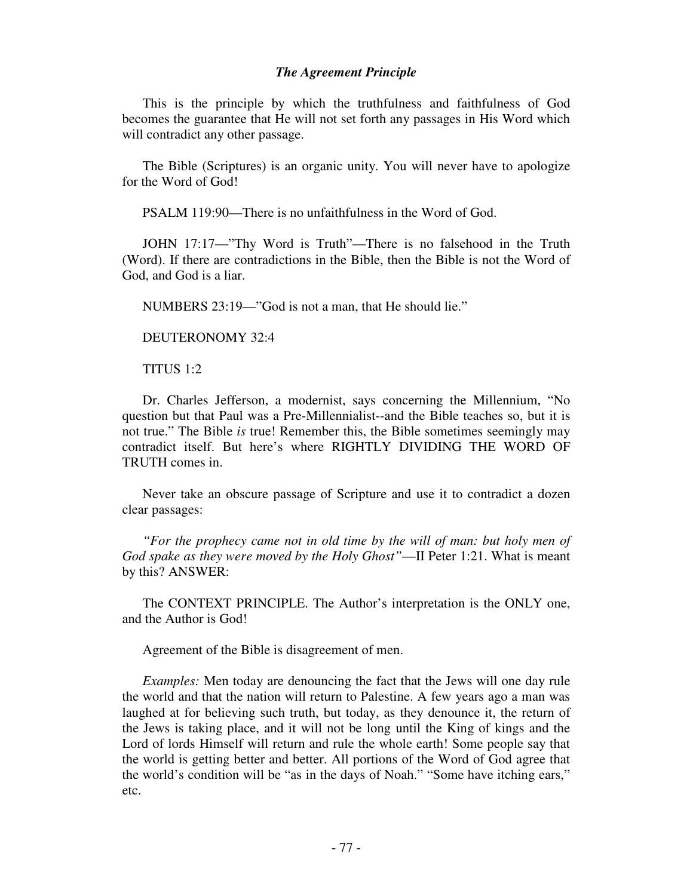### *The Agreement Principle*

This is the principle by which the truthfulness and faithfulness of God becomes the guarantee that He will not set forth any passages in His Word which will contradict any other passage.

The Bible (Scriptures) is an organic unity. You will never have to apologize for the Word of God!

PSALM 119:90—There is no unfaithfulness in the Word of God.

JOHN 17:17—"Thy Word is Truth"—There is no falsehood in the Truth (Word). If there are contradictions in the Bible, then the Bible is not the Word of God, and God is a liar.

NUMBERS 23:19—"God is not a man, that He should lie."

DEUTERONOMY 32:4

TITUS 1:2

Dr. Charles Jefferson, a modernist, says concerning the Millennium, "No question but that Paul was a Pre-Millennialist--and the Bible teaches so, but it is not true." The Bible *is* true! Remember this, the Bible sometimes seemingly may contradict itself. But here's where RIGHTLY DIVIDING THE WORD OF TRUTH comes in.

Never take an obscure passage of Scripture and use it to contradict a dozen clear passages:

*"For the prophecy came not in old time by the will of man: but holy men of God spake as they were moved by the Holy Ghost"*—II Peter 1:21. What is meant by this? ANSWER:

The CONTEXT PRINCIPLE. The Author's interpretation is the ONLY one, and the Author is God!

Agreement of the Bible is disagreement of men.

*Examples:* Men today are denouncing the fact that the Jews will one day rule the world and that the nation will return to Palestine. A few years ago a man was laughed at for believing such truth, but today, as they denounce it, the return of the Jews is taking place, and it will not be long until the King of kings and the Lord of lords Himself will return and rule the whole earth! Some people say that the world is getting better and better. All portions of the Word of God agree that the world's condition will be "as in the days of Noah." "Some have itching ears," etc.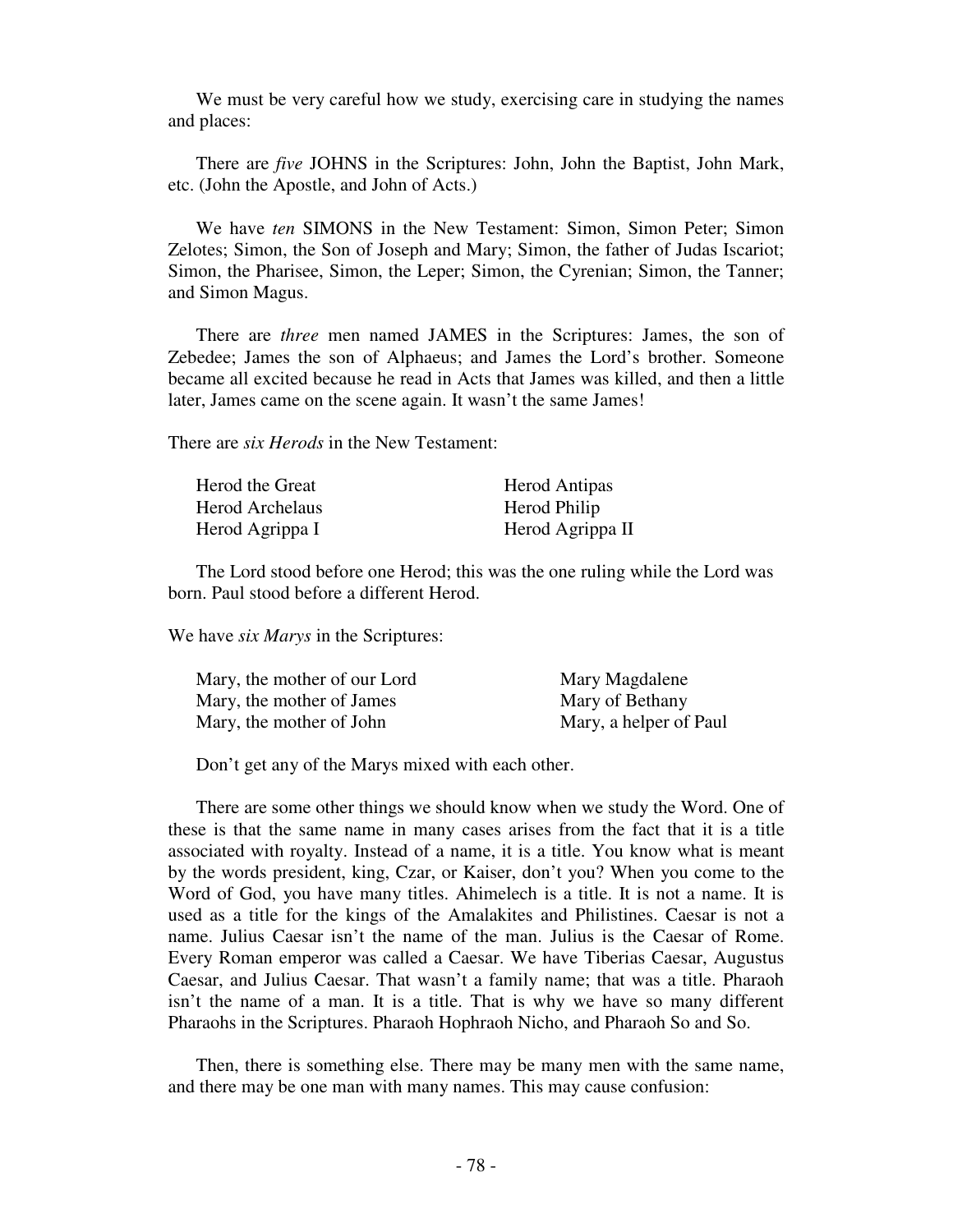We must be very careful how we study, exercising care in studying the names and places:

There are *five* JOHNS in the Scriptures: John, John the Baptist, John Mark, etc. (John the Apostle, and John of Acts.)

We have *ten* SIMONS in the New Testament: Simon, Simon Peter; Simon Zelotes; Simon, the Son of Joseph and Mary; Simon, the father of Judas Iscariot; Simon, the Pharisee, Simon, the Leper; Simon, the Cyrenian; Simon, the Tanner; and Simon Magus.

There are *three* men named JAMES in the Scriptures: James, the son of Zebedee; James the son of Alphaeus; and James the Lord's brother. Someone became all excited because he read in Acts that James was killed, and then a little later, James came on the scene again. It wasn't the same James!

There are *six Herods* in the New Testament:

| | |
|---|---|
| Herod the Great | Herod Antipas |
| Herod Archelaus | Herod Philip |
| Herod Agrippa I | Herod Agrippa II |

The Lord stood before one Herod; this was the one ruling while the Lord was born. Paul stood before a different Herod.

We have *six Marys* in the Scriptures:

| | |
|---|---|
| Mary, the mother of our Lord | Mary Magdalene |
| Mary, the mother of James | Mary of Bethany |
| Mary, the mother of John | Mary, a helper of Paul |

Don't get any of the Marys mixed with each other.

There are some other things we should know when we study the Word. One of these is that the same name in many cases arises from the fact that it is a title associated with royalty. Instead of a name, it is a title. You know what is meant by the words president, king, Czar, or Kaiser, don't you? When you come to the Word of God, you have many titles. Ahimelech is a title. It is not a name. It is used as a title for the kings of the Amalakites and Philistines. Caesar is not a name. Julius Caesar isn't the name of the man. Julius is the Caesar of Rome. Every Roman emperor was called a Caesar. We have Tiberias Caesar, Augustus Caesar, and Julius Caesar. That wasn't a family name; that was a title. Pharaoh isn't the name of a man. It is a title. That is why we have so many different Pharaohs in the Scriptures. Pharaoh Hophraoh Nicho, and Pharaoh So and So.

Then, there is something else. There may be many men with the same name, and there may be one man with many names. This may cause confusion: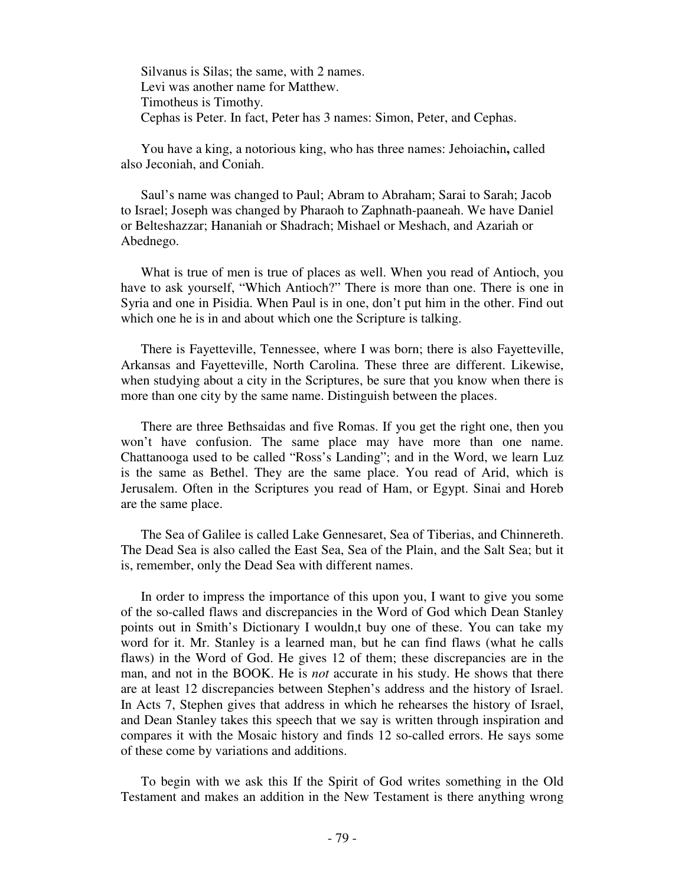Silvanus is Silas; the same, with 2 names.
Levi was another name for Matthew.
Timotheus is Timothy.
Cephas is Peter. In fact, Peter has 3 names: Simon, Peter, and Cephas.

You have a king, a notorious king, who has three names: Jehoiachin**,** called also Jeconiah, and Coniah.

Saul's name was changed to Paul; Abram to Abraham; Sarai to Sarah; Jacob to Israel; Joseph was changed by Pharaoh to Zaphnath-paaneah. We have Daniel or Belteshazzar; Hananiah or Shadrach; Mishael or Meshach, and Azariah or Abednego.

What is true of men is true of places as well. When you read of Antioch, you have to ask yourself, "Which Antioch?" There is more than one. There is one in Syria and one in Pisidia. When Paul is in one, don't put him in the other. Find out which one he is in and about which one the Scripture is talking.

There is Fayetteville, Tennessee, where I was born; there is also Fayetteville, Arkansas and Fayetteville, North Carolina. These three are different. Likewise, when studying about a city in the Scriptures, be sure that you know when there is more than one city by the same name. Distinguish between the places.

There are three Bethsaidas and five Romas. If you get the right one, then you won't have confusion. The same place may have more than one name. Chattanooga used to be called "Ross's Landing"; and in the Word, we learn Luz is the same as Bethel. They are the same place. You read of Arid, which is Jerusalem. Often in the Scriptures you read of Ham, or Egypt. Sinai and Horeb are the same place.

The Sea of Galilee is called Lake Gennesaret, Sea of Tiberias, and Chinnereth. The Dead Sea is also called the East Sea, Sea of the Plain, and the Salt Sea; but it is, remember, only the Dead Sea with different names.

In order to impress the importance of this upon you, I want to give you some of the so-called flaws and discrepancies in the Word of God which Dean Stanley points out in Smith's Dictionary I wouldn,t buy one of these. You can take my word for it. Mr. Stanley is a learned man, but he can find flaws (what he calls flaws) in the Word of God. He gives 12 of them; these discrepancies are in the man, and not in the BOOK. He is *not* accurate in his study. He shows that there are at least 12 discrepancies between Stephen's address and the history of Israel. In Acts 7, Stephen gives that address in which he rehearses the history of Israel, and Dean Stanley takes this speech that we say is written through inspiration and compares it with the Mosaic history and finds 12 so-called errors. He says some of these come by variations and additions.

To begin with we ask this If the Spirit of God writes something in the Old Testament and makes an addition in the New Testament is there anything wrong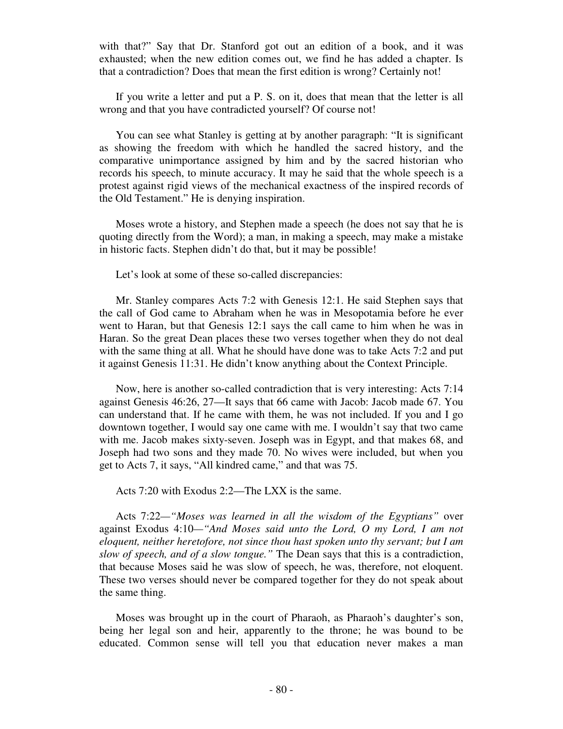with that?" Say that Dr. Stanford got out an edition of a book, and it was exhausted; when the new edition comes out, we find he has added a chapter. Is that a contradiction? Does that mean the first edition is wrong? Certainly not!

If you write a letter and put a P. S. on it, does that mean that the letter is all wrong and that you have contradicted yourself? Of course not!

You can see what Stanley is getting at by another paragraph: "It is significant as showing the freedom with which he handled the sacred history, and the comparative unimportance assigned by him and by the sacred historian who records his speech, to minute accuracy. It may he said that the whole speech is a protest against rigid views of the mechanical exactness of the inspired records of the Old Testament." He is denying inspiration.

Moses wrote a history, and Stephen made a speech (he does not say that he is quoting directly from the Word); a man, in making a speech, may make a mistake in historic facts. Stephen didn't do that, but it may be possible!

Let's look at some of these so-called discrepancies:

Mr. Stanley compares Acts 7:2 with Genesis 12:1. He said Stephen says that the call of God came to Abraham when he was in Mesopotamia before he ever went to Haran, but that Genesis 12:1 says the call came to him when he was in Haran. So the great Dean places these two verses together when they do not deal with the same thing at all. What he should have done was to take Acts 7:2 and put it against Genesis 11:31. He didn't know anything about the Context Principle.

Now, here is another so-called contradiction that is very interesting: Acts 7:14 against Genesis 46:26, 27—It says that 66 came with Jacob: Jacob made 67. You can understand that. If he came with them, he was not included. If you and I go downtown together, I would say one came with me. I wouldn't say that two came with me. Jacob makes sixty-seven. Joseph was in Egypt, and that makes 68, and Joseph had two sons and they made 70. No wives were included, but when you get to Acts 7, it says, "All kindred came," and that was 75.

Acts 7:20 with Exodus 2:2—The LXX is the same.

Acts 7:22—*"Moses was learned in all the wisdom of the Egyptians"* over against Exodus 4:10—*"And Moses said unto the Lord, O my Lord, I am not eloquent, neither heretofore, not since thou hast spoken unto thy servant; but I am slow of speech, and of a slow tongue."* The Dean says that this is a contradiction, that because Moses said he was slow of speech, he was, therefore, not eloquent. These two verses should never be compared together for they do not speak about the same thing.

Moses was brought up in the court of Pharaoh, as Pharaoh's daughter's son, being her legal son and heir, apparently to the throne; he was bound to be educated. Common sense will tell you that education never makes a man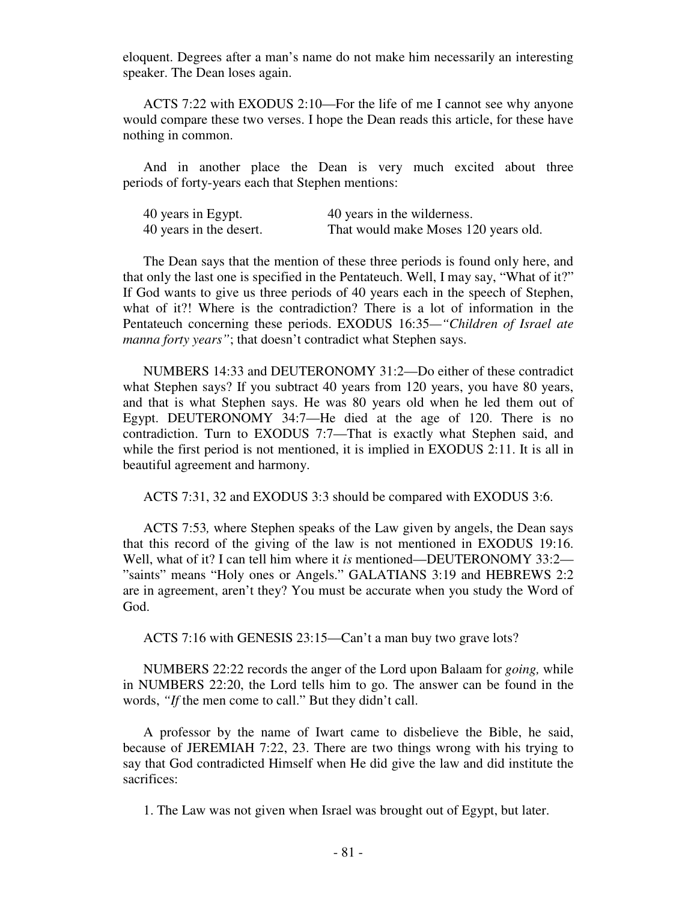eloquent. Degrees after a man's name do not make him necessarily an interesting speaker. The Dean loses again.

ACTS 7:22 with EXODUS 2:10—For the life of me I cannot see why anyone would compare these two verses. I hope the Dean reads this article, for these have nothing in common.

And in another place the Dean is very much excited about three periods of forty-years each that Stephen mentions:

| | |
|---|---|
| 40 years in Egypt. | 40 years in the wilderness. |
| 40 years in the desert. | That would make Moses 120 years old. |

The Dean says that the mention of these three periods is found only here, and that only the last one is specified in the Pentateuch. Well, I may say, "What of it?" If God wants to give us three periods of 40 years each in the speech of Stephen, what of it?! Where is the contradiction? There is a lot of information in the Pentateuch concerning these periods. EXODUS 16:35—*"Children of Israel ate manna forty years"*; that doesn't contradict what Stephen says.

NUMBERS 14:33 and DEUTERONOMY 31:2—Do either of these contradict what Stephen says? If you subtract 40 years from 120 years, you have 80 years, and that is what Stephen says. He was 80 years old when he led them out of Egypt. DEUTERONOMY 34:7—He died at the age of 120. There is no contradiction. Turn to EXODUS 7:7—That is exactly what Stephen said, and while the first period is not mentioned, it is implied in EXODUS 2:11. It is all in beautiful agreement and harmony.

ACTS 7:31, 32 and EXODUS 3:3 should be compared with EXODUS 3:6.

ACTS 7:53*,* where Stephen speaks of the Law given by angels, the Dean says that this record of the giving of the law is not mentioned in EXODUS 19:16. Well, what of it? I can tell him where it *is* mentioned—DEUTERONOMY 33:2—"saints" means "Holy ones or Angels." GALATIANS 3:19 and HEBREWS 2:2 are in agreement, aren't they? You must be accurate when you study the Word of God.

ACTS 7:16 with GENESIS 23:15—Can't a man buy two grave lots?

NUMBERS 22:22 records the anger of the Lord upon Balaam for *going,* while in NUMBERS 22:20, the Lord tells him to go. The answer can be found in the words, *"If* the men come to call." But they didn't call.

A professor by the name of Iwart came to disbelieve the Bible, he said, because of JEREMIAH 7:22, 23. There are two things wrong with his trying to say that God contradicted Himself when He did give the law and did institute the sacrifices:

1. The Law was not given when Israel was brought out of Egypt, but later.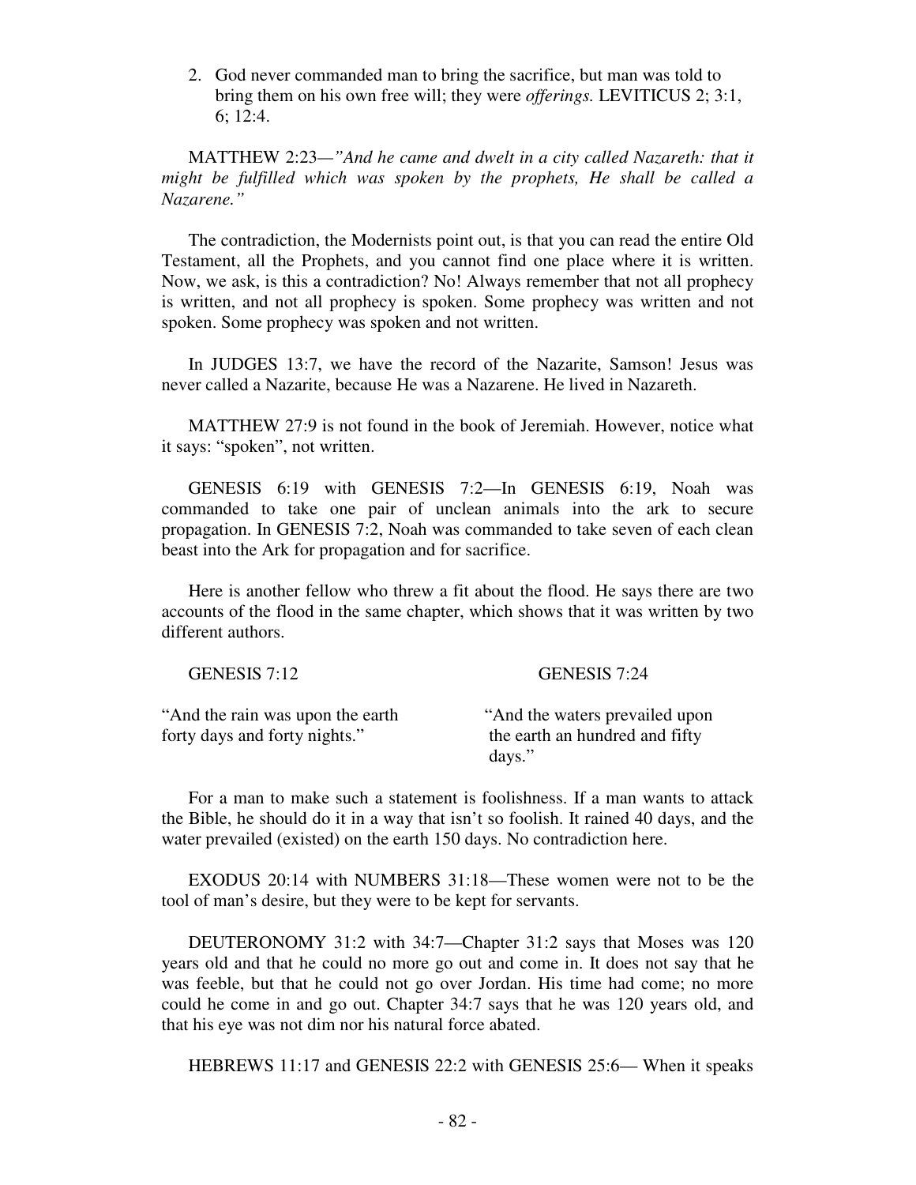2. God never commanded man to bring the sacrifice, but man was told to bring them on his own free will; they were *offerings.* LEVITICUS 2; 3:1, 6; 12:4.

MATTHEW 2:23—*"And he came and dwelt in a city called Nazareth: that it might be fulfilled which was spoken by the prophets, He shall be called a Nazarene."*

The contradiction, the Modernists point out, is that you can read the entire Old Testament, all the Prophets, and you cannot find one place where it is written. Now, we ask, is this a contradiction? No! Always remember that not all prophecy is written, and not all prophecy is spoken. Some prophecy was written and not spoken. Some prophecy was spoken and not written.

In JUDGES 13:7, we have the record of the Nazarite, Samson! Jesus was never called a Nazarite, because He was a Nazarene. He lived in Nazareth.

MATTHEW 27:9 is not found in the book of Jeremiah. However, notice what it says: "spoken", not written.

GENESIS 6:19 with GENESIS 7:2—In GENESIS 6:19, Noah was commanded to take one pair of unclean animals into the ark to secure propagation. In GENESIS 7:2, Noah was commanded to take seven of each clean beast into the Ark for propagation and for sacrifice.

Here is another fellow who threw a fit about the flood. He says there are two accounts of the flood in the same chapter, which shows that it was written by two different authors.

| GENESIS 7:12 | GENESIS 7:24 |
| --- | --- |
| "And the rain was upon the earth forty days and forty nights." | "And the waters prevailed upon the earth an hundred and fifty days." |

For a man to make such a statement is foolishness. If a man wants to attack the Bible, he should do it in a way that isn't so foolish. It rained 40 days, and the water prevailed (existed) on the earth 150 days. No contradiction here.

EXODUS 20:14 with NUMBERS 31:18—These women were not to be the tool of man's desire, but they were to be kept for servants.

DEUTERONOMY 31:2 with 34:7—Chapter 31:2 says that Moses was 120 years old and that he could no more go out and come in. It does not say that he was feeble, but that he could not go over Jordan. His time had come; no more could he come in and go out. Chapter 34:7 says that he was 120 years old, and that his eye was not dim nor his natural force abated.

HEBREWS 11:17 and GENESIS 22:2 with GENESIS 25:6— When it speaks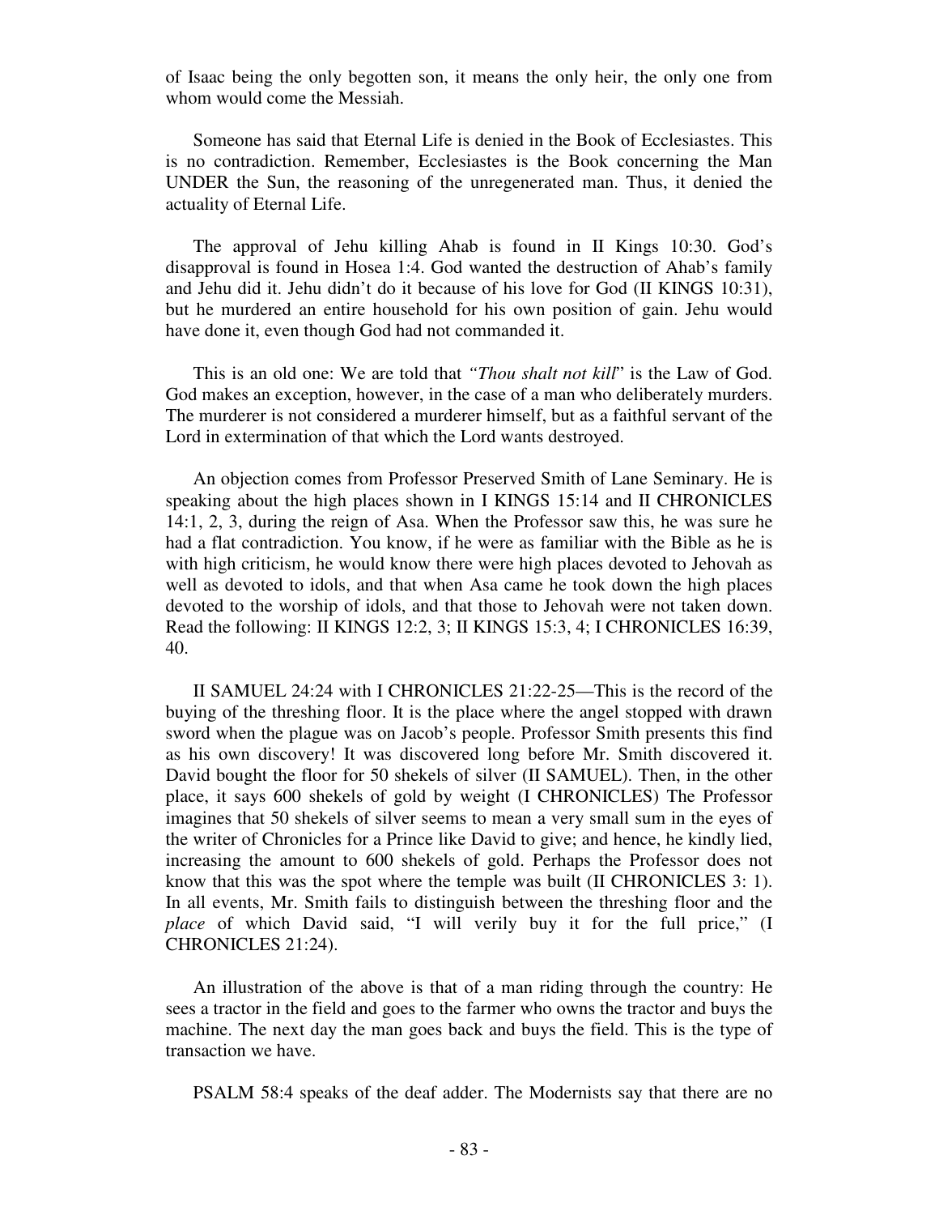of Isaac being the only begotten son, it means the only heir, the only one from whom would come the Messiah.

Someone has said that Eternal Life is denied in the Book of Ecclesiastes. This is no contradiction. Remember, Ecclesiastes is the Book concerning the Man UNDER the Sun, the reasoning of the unregenerated man. Thus, it denied the actuality of Eternal Life.

The approval of Jehu killing Ahab is found in II Kings 10:30. God's disapproval is found in Hosea 1:4. God wanted the destruction of Ahab's family and Jehu did it. Jehu didn't do it because of his love for God (II KINGS 10:31), but he murdered an entire household for his own position of gain. Jehu would have done it, even though God had not commanded it.

This is an old one: We are told that *"Thou shalt not kill*" is the Law of God. God makes an exception, however, in the case of a man who deliberately murders. The murderer is not considered a murderer himself, but as a faithful servant of the Lord in extermination of that which the Lord wants destroyed.

An objection comes from Professor Preserved Smith of Lane Seminary. He is speaking about the high places shown in I KINGS 15:14 and II CHRONICLES 14:1, 2, 3, during the reign of Asa. When the Professor saw this, he was sure he had a flat contradiction. You know, if he were as familiar with the Bible as he is with high criticism, he would know there were high places devoted to Jehovah as well as devoted to idols, and that when Asa came he took down the high places devoted to the worship of idols, and that those to Jehovah were not taken down. Read the following: II KINGS 12:2, 3; II KINGS 15:3, 4; I CHRONICLES 16:39, 40.

II SAMUEL 24:24 with I CHRONICLES 21:22-25—This is the record of the buying of the threshing floor. It is the place where the angel stopped with drawn sword when the plague was on Jacob's people. Professor Smith presents this find as his own discovery! It was discovered long before Mr. Smith discovered it. David bought the floor for 50 shekels of silver (II SAMUEL). Then, in the other place, it says 600 shekels of gold by weight (I CHRONICLES) The Professor imagines that 50 shekels of silver seems to mean a very small sum in the eyes of the writer of Chronicles for a Prince like David to give; and hence, he kindly lied, increasing the amount to 600 shekels of gold. Perhaps the Professor does not know that this was the spot where the temple was built (II CHRONICLES 3: 1). In all events, Mr. Smith fails to distinguish between the threshing floor and the *place* of which David said, "I will verily buy it for the full price," (I CHRONICLES 21:24).

An illustration of the above is that of a man riding through the country: He sees a tractor in the field and goes to the farmer who owns the tractor and buys the machine. The next day the man goes back and buys the field. This is the type of transaction we have.

PSALM 58:4 speaks of the deaf adder. The Modernists say that there are no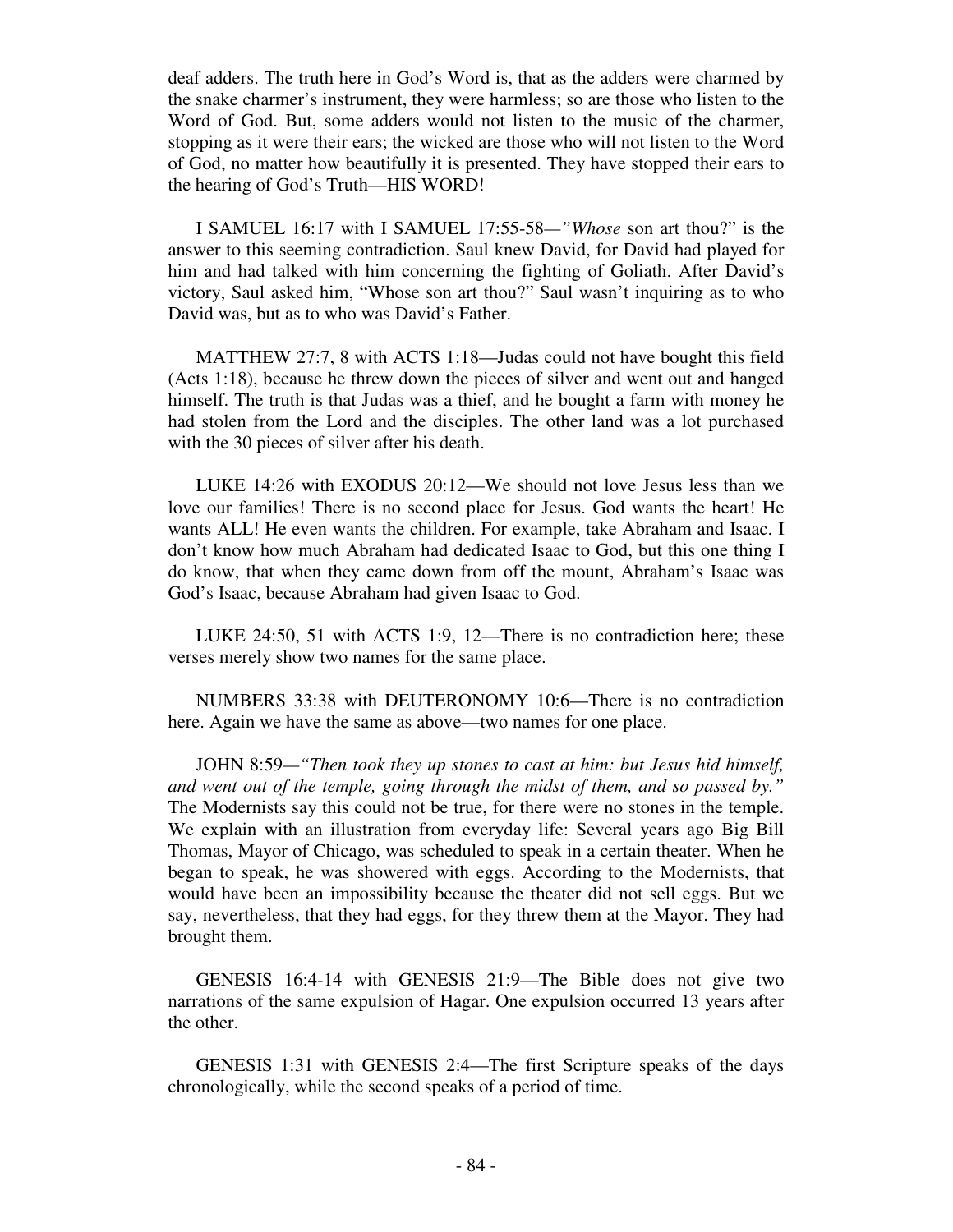deaf adders. The truth here in God's Word is, that as the adders were charmed by the snake charmer's instrument, they were harmless; so are those who listen to the Word of God. But, some adders would not listen to the music of the charmer, stopping as it were their ears; the wicked are those who will not listen to the Word of God, no matter how beautifully it is presented. They have stopped their ears to the hearing of God's Truth—HIS WORD!

I SAMUEL 16:17 with I SAMUEL 17:55-58—*"Whose* son art thou?" is the answer to this seeming contradiction. Saul knew David, for David had played for him and had talked with him concerning the fighting of Goliath. After David's victory, Saul asked him, "Whose son art thou?" Saul wasn't inquiring as to who David was, but as to who was David's Father.

MATTHEW 27:7, 8 with ACTS 1:18—Judas could not have bought this field (Acts 1:18), because he threw down the pieces of silver and went out and hanged himself. The truth is that Judas was a thief, and he bought a farm with money he had stolen from the Lord and the disciples. The other land was a lot purchased with the 30 pieces of silver after his death.

LUKE 14:26 with EXODUS 20:12—We should not love Jesus less than we love our families! There is no second place for Jesus. God wants the heart! He wants ALL! He even wants the children. For example, take Abraham and Isaac. I don't know how much Abraham had dedicated Isaac to God, but this one thing I do know, that when they came down from off the mount, Abraham's Isaac was God's Isaac, because Abraham had given Isaac to God.

LUKE 24:50, 51 with ACTS 1:9, 12—There is no contradiction here; these verses merely show two names for the same place.

NUMBERS 33:38 with DEUTERONOMY 10:6—There is no contradiction here. Again we have the same as above—two names for one place.

JOHN 8:59—*"Then took they up stones to cast at him: but Jesus hid himself, and went out of the temple, going through the midst of them, and so passed by."* The Modernists say this could not be true, for there were no stones in the temple. We explain with an illustration from everyday life: Several years ago Big Bill Thomas, Mayor of Chicago, was scheduled to speak in a certain theater. When he began to speak, he was showered with eggs. According to the Modernists, that would have been an impossibility because the theater did not sell eggs. But we say, nevertheless, that they had eggs, for they threw them at the Mayor. They had brought them.

GENESIS 16:4-14 with GENESIS 21:9—The Bible does not give two narrations of the same expulsion of Hagar. One expulsion occurred 13 years after the other.

GENESIS 1:31 with GENESIS 2:4—The first Scripture speaks of the days chronologically, while the second speaks of a period of time.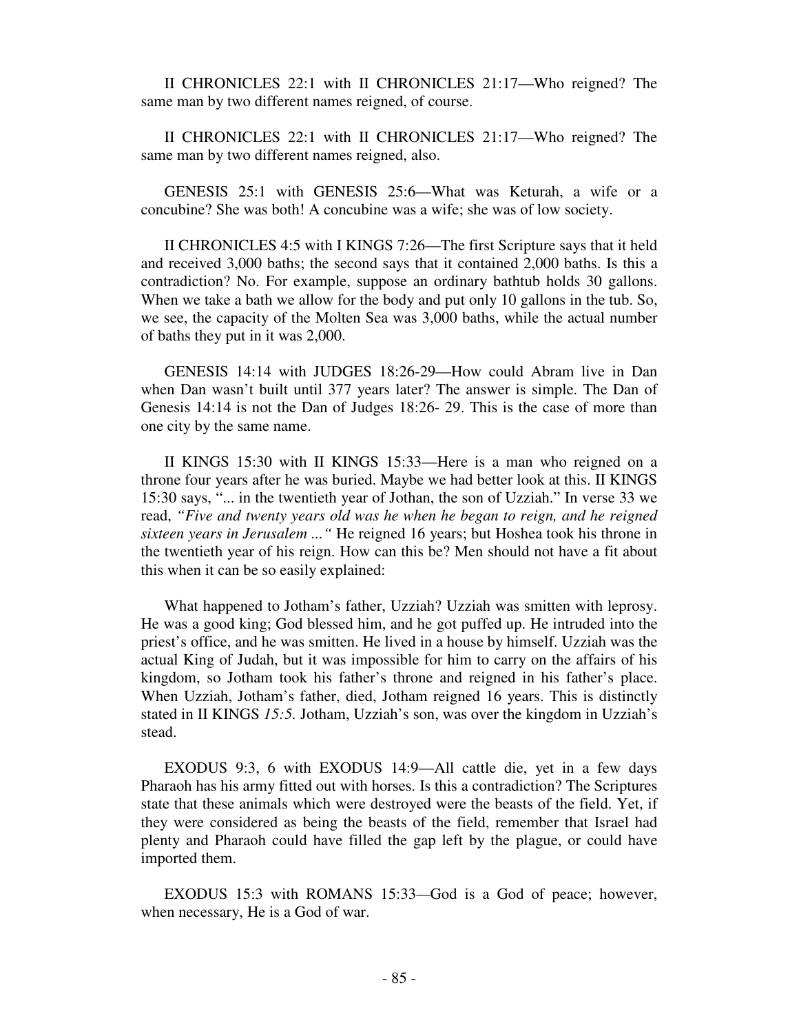II CHRONICLES 22:1 with II CHRONICLES 21:17—Who reigned? The same man by two different names reigned, of course.

II CHRONICLES 22:1 with II CHRONICLES 21:17—Who reigned? The same man by two different names reigned, also.

GENESIS 25:1 with GENESIS 25:6—What was Keturah, a wife or a concubine? She was both! A concubine was a wife; she was of low society.

II CHRONICLES 4:5 with I KINGS 7:26—The first Scripture says that it held and received 3,000 baths; the second says that it contained 2,000 baths. Is this a contradiction? No. For example, suppose an ordinary bathtub holds 30 gallons. When we take a bath we allow for the body and put only 10 gallons in the tub. So, we see, the capacity of the Molten Sea was 3,000 baths, while the actual number of baths they put in it was 2,000.

GENESIS 14:14 with JUDGES 18:26-29—How could Abram live in Dan when Dan wasn't built until 377 years later? The answer is simple. The Dan of Genesis 14:14 is not the Dan of Judges 18:26- 29. This is the case of more than one city by the same name.

II KINGS 15:30 with II KINGS 15:33—Here is a man who reigned on a throne four years after he was buried. Maybe we had better look at this. II KINGS 15:30 says, "... in the twentieth year of Jothan, the son of Uzziah." In verse 33 we read, *"Five and twenty years old was he when he began to reign, and he reigned sixteen years in Jerusalem ..."* He reigned 16 years; but Hoshea took his throne in the twentieth year of his reign. How can this be? Men should not have a fit about this when it can be so easily explained:

What happened to Jotham's father, Uzziah? Uzziah was smitten with leprosy. He was a good king; God blessed him, and he got puffed up. He intruded into the priest's office, and he was smitten. He lived in a house by himself. Uzziah was the actual King of Judah, but it was impossible for him to carry on the affairs of his kingdom, so Jotham took his father's throne and reigned in his father's place. When Uzziah, Jotham's father, died, Jotham reigned 16 years. This is distinctly stated in II KINGS *15:5.* Jotham, Uzziah's son, was over the kingdom in Uzziah's stead.

EXODUS 9:3, 6 with EXODUS 14:9—All cattle die, yet in a few days Pharaoh has his army fitted out with horses. Is this a contradiction? The Scriptures state that these animals which were destroyed were the beasts of the field. Yet, if they were considered as being the beasts of the field, remember that Israel had plenty and Pharaoh could have filled the gap left by the plague, or could have imported them.

EXODUS 15:3 with ROMANS 15:33—God is a God of peace; however, when necessary, He is a God of war.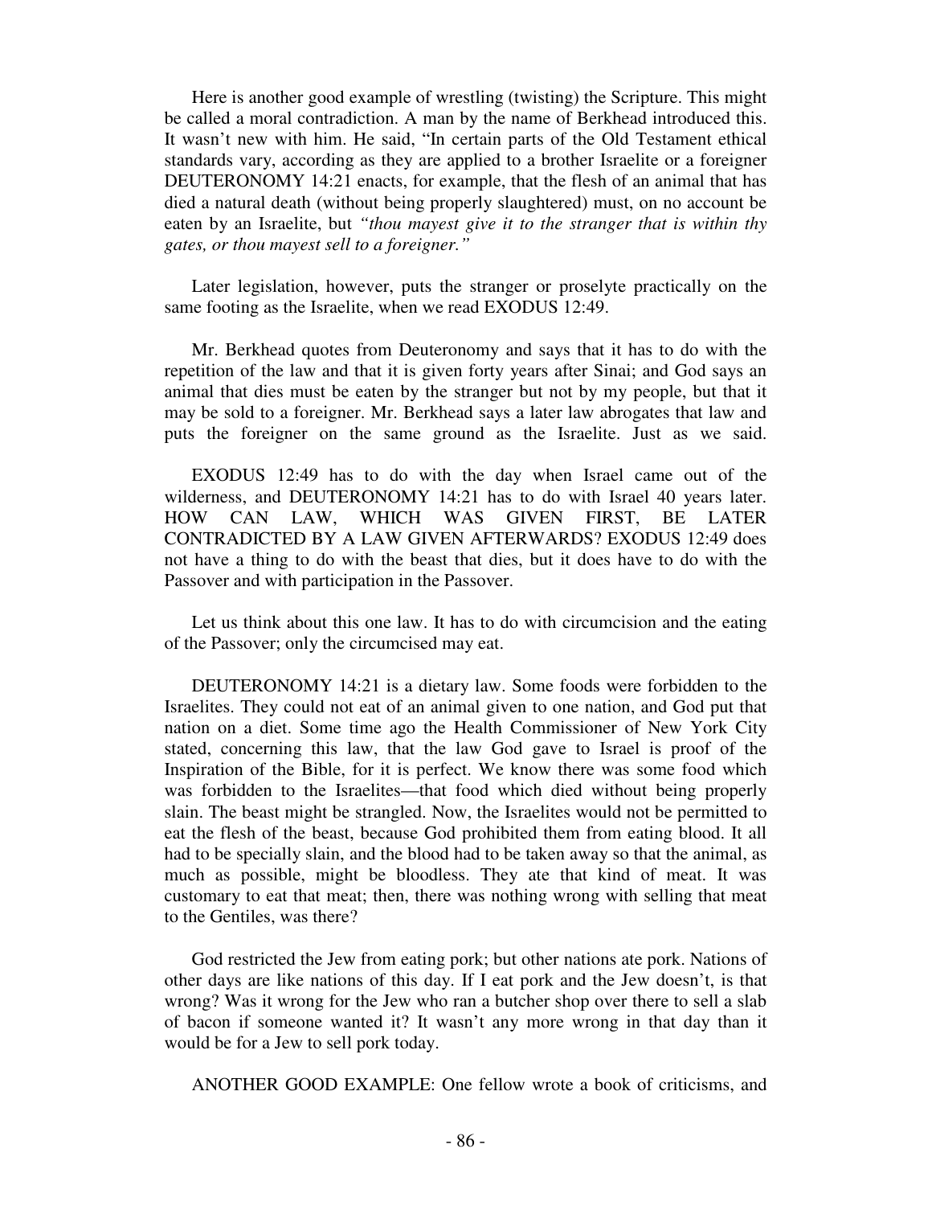Here is another good example of wrestling (twisting) the Scripture. This might be called a moral contradiction. A man by the name of Berkhead introduced this. It wasn't new with him. He said, "In certain parts of the Old Testament ethical standards vary, according as they are applied to a brother Israelite or a foreigner DEUTERONOMY 14:21 enacts, for example, that the flesh of an animal that has died a natural death (without being properly slaughtered) must, on no account be eaten by an Israelite, but *"thou mayest give it to the stranger that is within thy gates, or thou mayest sell to a foreigner."*

Later legislation, however, puts the stranger or proselyte practically on the same footing as the Israelite, when we read EXODUS 12:49.

Mr. Berkhead quotes from Deuteronomy and says that it has to do with the repetition of the law and that it is given forty years after Sinai; and God says an animal that dies must be eaten by the stranger but not by my people, but that it may be sold to a foreigner. Mr. Berkhead says a later law abrogates that law and puts the foreigner on the same ground as the Israelite. Just as we said.

EXODUS 12:49 has to do with the day when Israel came out of the wilderness, and DEUTERONOMY 14:21 has to do with Israel 40 years later. HOW CAN LAW, WHICH WAS GIVEN FIRST, BE LATER CONTRADICTED BY A LAW GIVEN AFTERWARDS? EXODUS 12:49 does not have a thing to do with the beast that dies, but it does have to do with the Passover and with participation in the Passover.

Let us think about this one law. It has to do with circumcision and the eating of the Passover; only the circumcised may eat.

DEUTERONOMY 14:21 is a dietary law. Some foods were forbidden to the Israelites. They could not eat of an animal given to one nation, and God put that nation on a diet. Some time ago the Health Commissioner of New York City stated, concerning this law, that the law God gave to Israel is proof of the Inspiration of the Bible, for it is perfect. We know there was some food which was forbidden to the Israelites—that food which died without being properly slain. The beast might be strangled. Now, the Israelites would not be permitted to eat the flesh of the beast, because God prohibited them from eating blood. It all had to be specially slain, and the blood had to be taken away so that the animal, as much as possible, might be bloodless. They ate that kind of meat. It was customary to eat that meat; then, there was nothing wrong with selling that meat to the Gentiles, was there?

God restricted the Jew from eating pork; but other nations ate pork. Nations of other days are like nations of this day. If I eat pork and the Jew doesn't, is that wrong? Was it wrong for the Jew who ran a butcher shop over there to sell a slab of bacon if someone wanted it? It wasn't any more wrong in that day than it would be for a Jew to sell pork today.

ANOTHER GOOD EXAMPLE: One fellow wrote a book of criticisms, and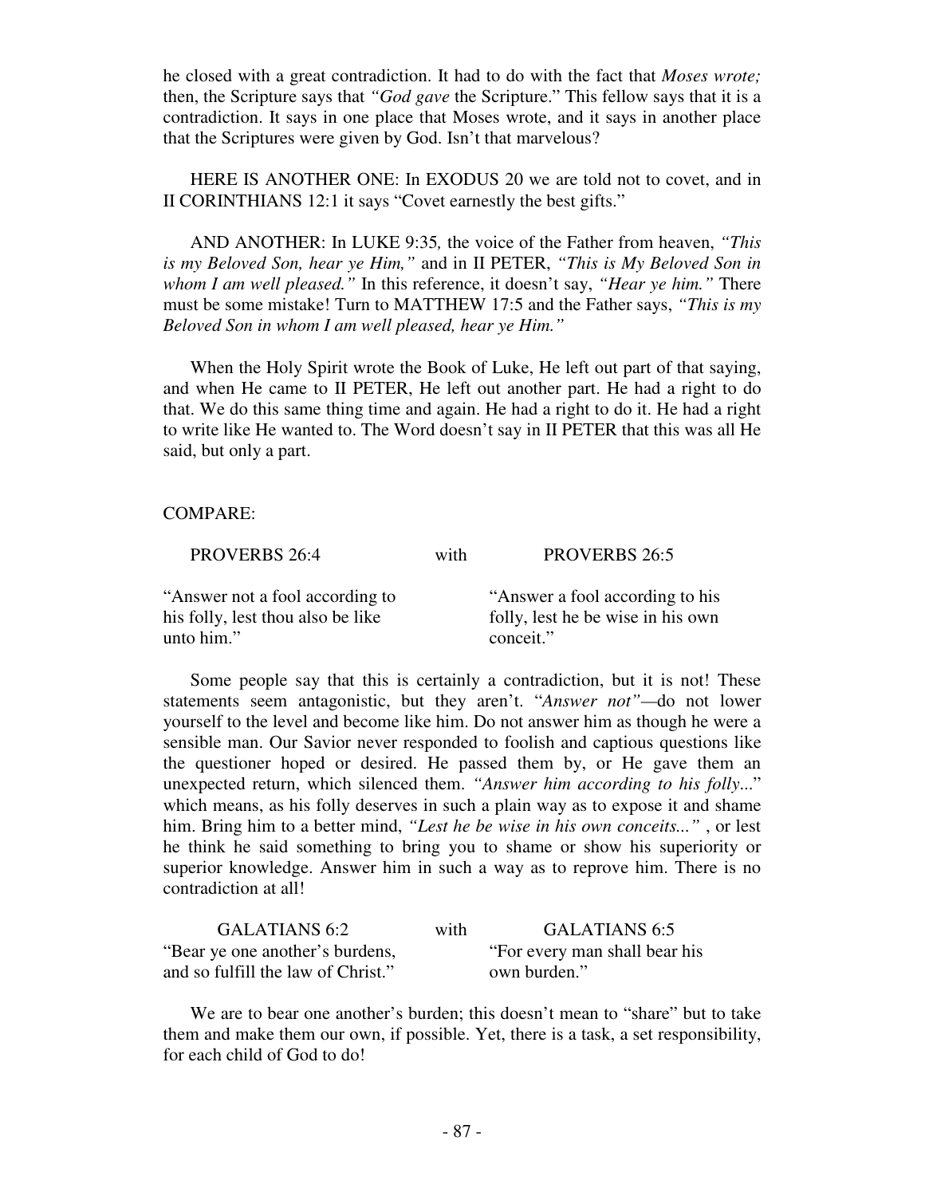he closed with a great contradiction. It had to do with the fact that *Moses wrote;* then, the Scripture says that *"God gave* the Scripture." This fellow says that it is a contradiction. It says in one place that Moses wrote, and it says in another place that the Scriptures were given by God. Isn't that marvelous?

HERE IS ANOTHER ONE: In EXODUS 20 we are told not to covet, and in II CORINTHIANS 12:1 it says "Covet earnestly the best gifts."

AND ANOTHER: In LUKE 9:35*,* the voice of the Father from heaven, *"This is my Beloved Son, hear ye Him,"* and in II PETER, *"This is My Beloved Son in whom I am well pleased."* In this reference, it doesn't say, *"Hear ye him."* There must be some mistake! Turn to MATTHEW 17:5 and the Father says, *"This is my Beloved Son in whom I am well pleased, hear ye Him."*

When the Holy Spirit wrote the Book of Luke, He left out part of that saying, and when He came to II PETER, He left out another part. He had a right to do that. We do this same thing time and again. He had a right to do it. He had a right to write like He wanted to. The Word doesn't say in II PETER that this was all He said, but only a part.

COMPARE:

| PROVERBS 26:4 | with | PROVERBS 26:5 |
|---|---|---|
| "Answer not a fool according to his folly, lest thou also be like unto him." | | "Answer a fool according to his folly, lest he be wise in his own conceit." |

Some people say that this is certainly a contradiction, but it is not! These statements seem antagonistic, but they aren't. "*Answer not"*—do not lower yourself to the level and become like him. Do not answer him as though he were a sensible man. Our Savior never responded to foolish and captious questions like the questioner hoped or desired. He passed them by, or He gave them an unexpected return, which silenced them. *"Answer him according to his folly...*" which means, as his folly deserves in such a plain way as to expose it and shame him. Bring him to a better mind, *"Lest he be wise in his own conceits..."* , or lest he think he said something to bring you to shame or show his superiority or superior knowledge. Answer him in such a way as to reprove him. There is no contradiction at all!

| GALATIANS 6:2 | with | GALATIANS 6:5 |
|---|---|---|
| "Bear ye one another's burdens, and so fulfill the law of Christ." | | "For every man shall bear his own burden." |

We are to bear one another's burden; this doesn't mean to "share" but to take them and make them our own, if possible. Yet, there is a task, a set responsibility, for each child of God to do!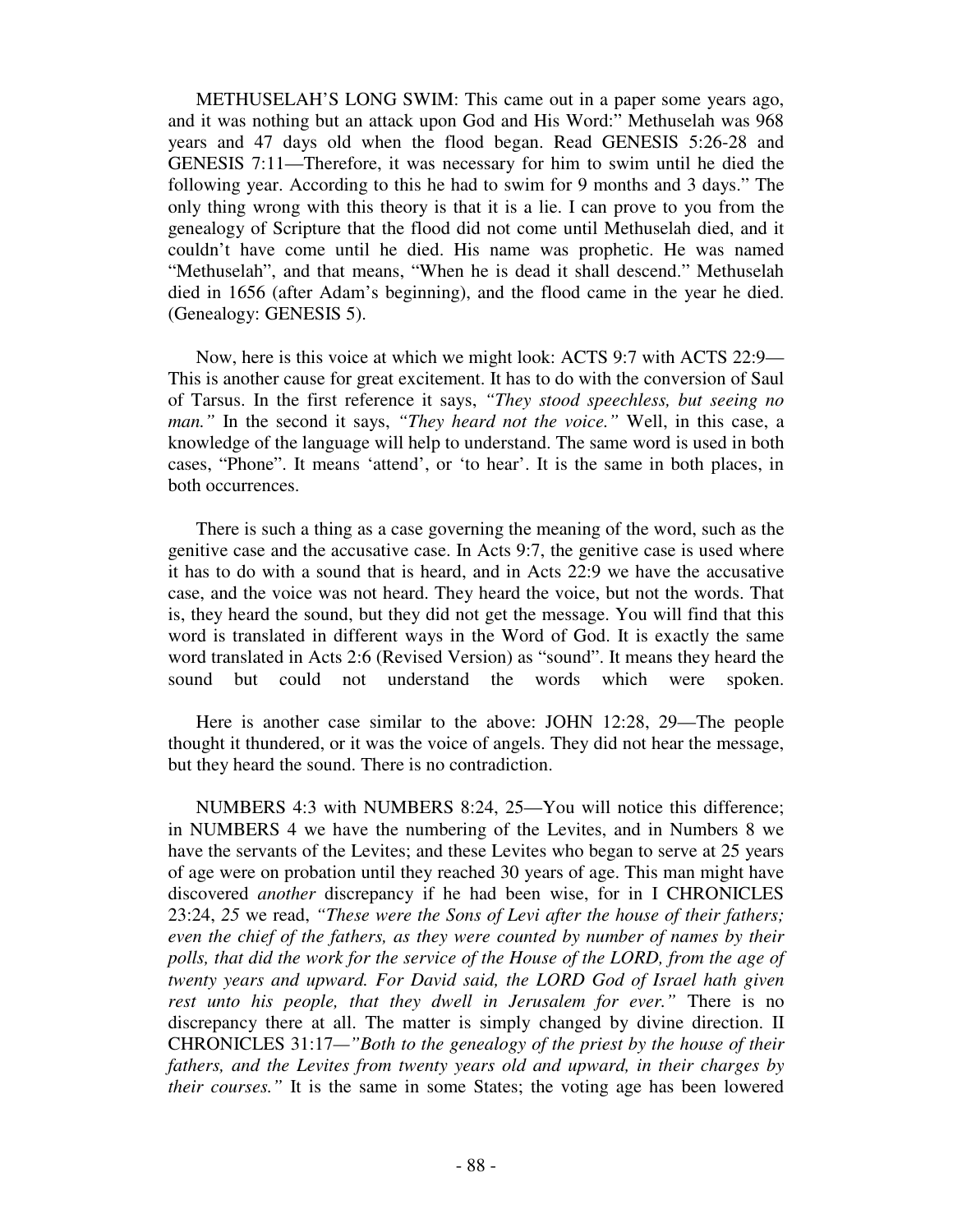METHUSELAH'S LONG SWIM: This came out in a paper some years ago, and it was nothing but an attack upon God and His Word:" Methuselah was 968 years and 47 days old when the flood began. Read GENESIS 5:26-28 and GENESIS 7:11—Therefore, it was necessary for him to swim until he died the following year. According to this he had to swim for 9 months and 3 days." The only thing wrong with this theory is that it is a lie. I can prove to you from the genealogy of Scripture that the flood did not come until Methuselah died, and it couldn't have come until he died. His name was prophetic. He was named "Methuselah", and that means, "When he is dead it shall descend." Methuselah died in 1656 (after Adam's beginning), and the flood came in the year he died. (Genealogy: GENESIS 5).

Now, here is this voice at which we might look: ACTS 9:7 with ACTS 22:9—This is another cause for great excitement. It has to do with the conversion of Saul of Tarsus. In the first reference it says, *"They stood speechless, but seeing no man."* In the second it says, *"They heard not the voice."* Well, in this case, a knowledge of the language will help to understand. The same word is used in both cases, "Phone". It means 'attend', or 'to hear'. It is the same in both places, in both occurrences.

There is such a thing as a case governing the meaning of the word, such as the genitive case and the accusative case. In Acts 9:7, the genitive case is used where it has to do with a sound that is heard, and in Acts 22:9 we have the accusative case, and the voice was not heard. They heard the voice, but not the words. That is, they heard the sound, but they did not get the message. You will find that this word is translated in different ways in the Word of God. It is exactly the same word translated in Acts 2:6 (Revised Version) as "sound". It means they heard the sound but could not understand the words which were spoken.

Here is another case similar to the above: JOHN 12:28, 29—The people thought it thundered, or it was the voice of angels. They did not hear the message, but they heard the sound. There is no contradiction.

NUMBERS 4:3 with NUMBERS 8:24, 25—You will notice this difference; in NUMBERS 4 we have the numbering of the Levites, and in Numbers 8 we have the servants of the Levites; and these Levites who began to serve at 25 years of age were on probation until they reached 30 years of age. This man might have discovered *another* discrepancy if he had been wise, for in I CHRONICLES 23:24, *25* we read, *"These were the Sons of Levi after the house of their fathers; even the chief of the fathers, as they were counted by number of names by their polls, that did the work for the service of the House of the LORD, from the age of twenty years and upward. For David said, the LORD God of Israel hath given rest unto his people, that they dwell in Jerusalem for ever."* There is no discrepancy there at all. The matter is simply changed by divine direction. II CHRONICLES 31:17—*"Both to the genealogy of the priest by the house of their fathers, and the Levites from twenty years old and upward, in their charges by their courses."* It is the same in some States; the voting age has been lowered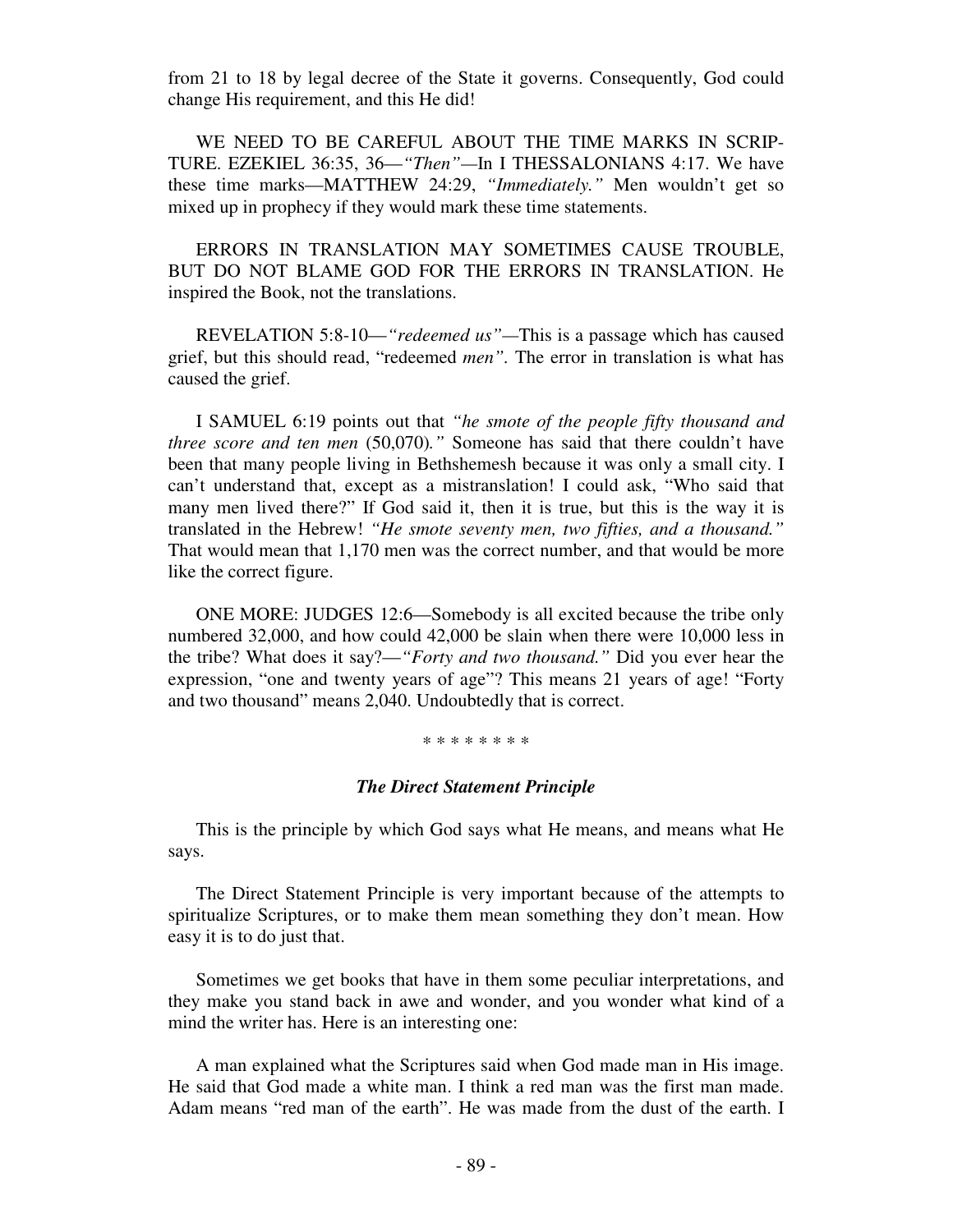from 21 to 18 by legal decree of the State it governs. Consequently, God could change His requirement, and this He did!

WE NEED TO BE CAREFUL ABOUT THE TIME MARKS IN SCRIPTURE. EZEKIEL 36:35, 36—*"Then"*—In I THESSALONIANS 4:17. We have these time marks—MATTHEW 24:29, *"Immediately."* Men wouldn't get so mixed up in prophecy if they would mark these time statements.

ERRORS IN TRANSLATION MAY SOMETIMES CAUSE TROUBLE, BUT DO NOT BLAME GOD FOR THE ERRORS IN TRANSLATION. He inspired the Book, not the translations.

REVELATION 5:8-10—*"redeemed us"*—This is a passage which has caused grief, but this should read, "redeemed *men"*. The error in translation is what has caused the grief.

I SAMUEL 6:19 points out that *"he smote of the people fifty thousand and three score and ten men* (50,070)*."* Someone has said that there couldn't have been that many people living in Bethshemesh because it was only a small city. I can't understand that, except as a mistranslation! I could ask, "Who said that many men lived there?" If God said it, then it is true, but this is the way it is translated in the Hebrew! *"He smote seventy men, two fifties, and a thousand."* That would mean that 1,170 men was the correct number, and that would be more like the correct figure.

ONE MORE: JUDGES 12:6—Somebody is all excited because the tribe only numbered 32,000, and how could 42,000 be slain when there were 10,000 less in the tribe? What does it say?—*"Forty and two thousand."* Did you ever hear the expression, "one and twenty years of age"? This means 21 years of age! "Forty and two thousand" means 2,040. Undoubtedly that is correct.

\* \* \* \* \* \* \* \*

### *The Direct Statement Principle*

This is the principle by which God says what He means, and means what He says.

The Direct Statement Principle is very important because of the attempts to spiritualize Scriptures, or to make them mean something they don't mean. How easy it is to do just that.

Sometimes we get books that have in them some peculiar interpretations, and they make you stand back in awe and wonder, and you wonder what kind of a mind the writer has. Here is an interesting one:

A man explained what the Scriptures said when God made man in His image. He said that God made a white man. I think a red man was the first man made. Adam means "red man of the earth". He was made from the dust of the earth. I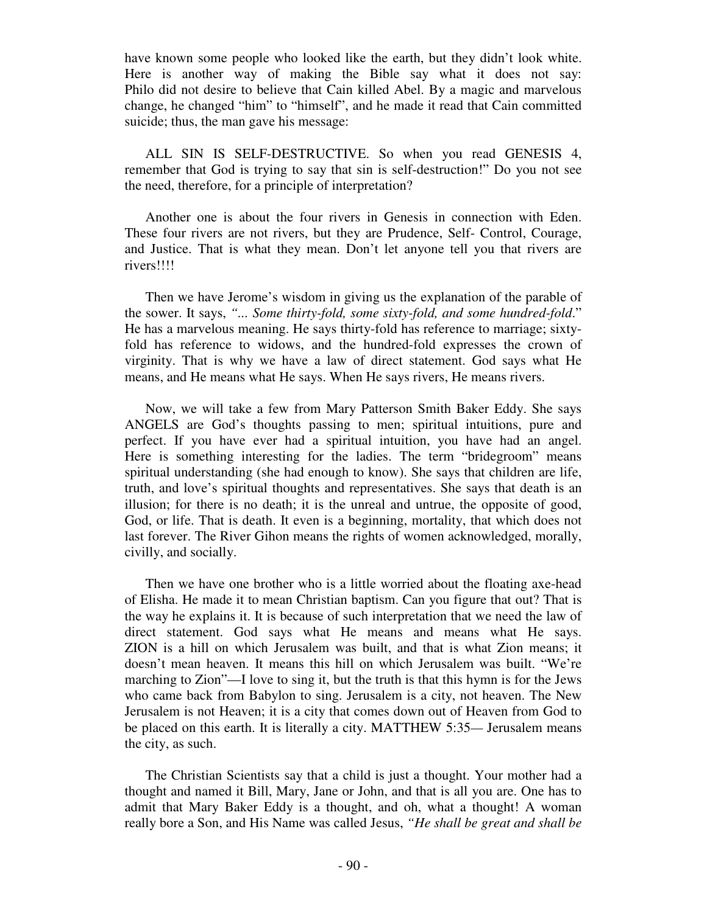have known some people who looked like the earth, but they didn't look white. Here is another way of making the Bible say what it does not say: Philo did not desire to believe that Cain killed Abel. By a magic and marvelous change, he changed "him" to "himself", and he made it read that Cain committed suicide; thus, the man gave his message:

ALL SIN IS SELF-DESTRUCTIVE. So when you read GENESIS 4, remember that God is trying to say that sin is self-destruction!" Do you not see the need, therefore, for a principle of interpretation?

Another one is about the four rivers in Genesis in connection with Eden. These four rivers are not rivers, but they are Prudence, Self- Control, Courage, and Justice. That is what they mean. Don't let anyone tell you that rivers are rivers!!!!

Then we have Jerome's wisdom in giving us the explanation of the parable of the sower. It says, *"... Some thirty-fold, some sixty-fold, and some hundred-fold*." He has a marvelous meaning. He says thirty-fold has reference to marriage; sixty-fold has reference to widows, and the hundred-fold expresses the crown of virginity. That is why we have a law of direct statement. God says what He means, and He means what He says. When He says rivers, He means rivers.

Now, we will take a few from Mary Patterson Smith Baker Eddy. She says ANGELS are God's thoughts passing to men; spiritual intuitions, pure and perfect. If you have ever had a spiritual intuition, you have had an angel. Here is something interesting for the ladies. The term "bridegroom" means spiritual understanding (she had enough to know). She says that children are life, truth, and love's spiritual thoughts and representatives. She says that death is an illusion; for there is no death; it is the unreal and untrue, the opposite of good, God, or life. That is death. It even is a beginning, mortality, that which does not last forever. The River Gihon means the rights of women acknowledged, morally, civilly, and socially.

Then we have one brother who is a little worried about the floating axe-head of Elisha. He made it to mean Christian baptism. Can you figure that out? That is the way he explains it. It is because of such interpretation that we need the law of direct statement. God says what He means and means what He says. ZION is a hill on which Jerusalem was built, and that is what Zion means; it doesn't mean heaven. It means this hill on which Jerusalem was built. "We're marching to Zion"—I love to sing it, but the truth is that this hymn is for the Jews who came back from Babylon to sing. Jerusalem is a city, not heaven. The New Jerusalem is not Heaven; it is a city that comes down out of Heaven from God to be placed on this earth. It is literally a city. MATTHEW 5:35— Jerusalem means the city, as such.

The Christian Scientists say that a child is just a thought. Your mother had a thought and named it Bill, Mary, Jane or John, and that is all you are. One has to admit that Mary Baker Eddy is a thought, and oh, what a thought! A woman really bore a Son, and His Name was called Jesus, *"He shall be great and shall be*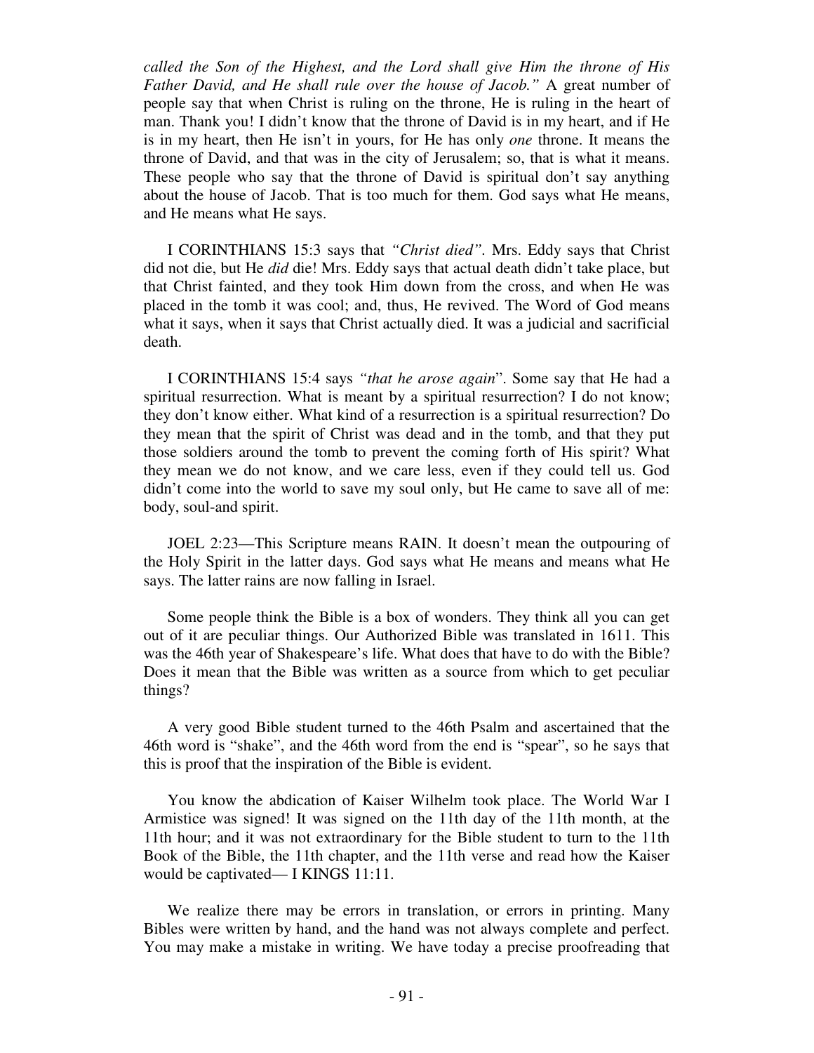*called the Son of the Highest, and the Lord shall give Him the throne of His Father David, and He shall rule over the house of Jacob."* A great number of people say that when Christ is ruling on the throne, He is ruling in the heart of man. Thank you! I didn't know that the throne of David is in my heart, and if He is in my heart, then He isn't in yours, for He has only *one* throne. It means the throne of David, and that was in the city of Jerusalem; so, that is what it means. These people who say that the throne of David is spiritual don't say anything about the house of Jacob. That is too much for them. God says what He means, and He means what He says.

I CORINTHIANS 15:3 says that *"Christ died"*. Mrs. Eddy says that Christ did not die, but He *did* die! Mrs. Eddy says that actual death didn't take place, but that Christ fainted, and they took Him down from the cross, and when He was placed in the tomb it was cool; and, thus, He revived. The Word of God means what it says, when it says that Christ actually died. It was a judicial and sacrificial death.

I CORINTHIANS 15:4 says *"that he arose again*". Some say that He had a spiritual resurrection. What is meant by a spiritual resurrection? I do not know; they don't know either. What kind of a resurrection is a spiritual resurrection? Do they mean that the spirit of Christ was dead and in the tomb, and that they put those soldiers around the tomb to prevent the coming forth of His spirit? What they mean we do not know, and we care less, even if they could tell us. God didn't come into the world to save my soul only, but He came to save all of me: body, soul-and spirit.

JOEL 2:23—This Scripture means RAIN. It doesn't mean the outpouring of the Holy Spirit in the latter days. God says what He means and means what He says. The latter rains are now falling in Israel.

Some people think the Bible is a box of wonders. They think all you can get out of it are peculiar things. Our Authorized Bible was translated in 1611. This was the 46th year of Shakespeare's life. What does that have to do with the Bible? Does it mean that the Bible was written as a source from which to get peculiar things?

A very good Bible student turned to the 46th Psalm and ascertained that the 46th word is "shake", and the 46th word from the end is "spear", so he says that this is proof that the inspiration of the Bible is evident.

You know the abdication of Kaiser Wilhelm took place. The World War I Armistice was signed! It was signed on the 11th day of the 11th month, at the 11th hour; and it was not extraordinary for the Bible student to turn to the 11th Book of the Bible, the 11th chapter, and the 11th verse and read how the Kaiser would be captivated— I KINGS 11:11.

We realize there may be errors in translation, or errors in printing. Many Bibles were written by hand, and the hand was not always complete and perfect. You may make a mistake in writing. We have today a precise proofreading that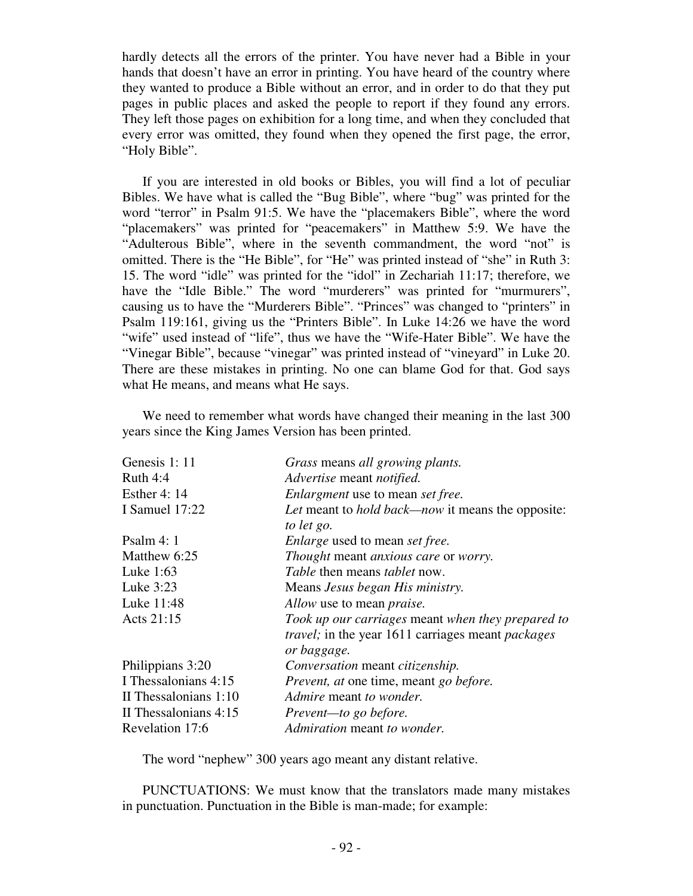hardly detects all the errors of the printer. You have never had a Bible in your hands that doesn't have an error in printing. You have heard of the country where they wanted to produce a Bible without an error, and in order to do that they put pages in public places and asked the people to report if they found any errors. They left those pages on exhibition for a long time, and when they concluded that every error was omitted, they found when they opened the first page, the error, "Holy Bible".

If you are interested in old books or Bibles, you will find a lot of peculiar Bibles. We have what is called the "Bug Bible", where "bug" was printed for the word "terror" in Psalm 91:5. We have the "placemakers Bible", where the word "placemakers" was printed for "peacemakers" in Matthew 5:9. We have the "Adulterous Bible", where in the seventh commandment, the word "not" is omitted. There is the "He Bible", for "He" was printed instead of "she" in Ruth 3: 15. The word "idle" was printed for the "idol" in Zechariah 11:17; therefore, we have the "Idle Bible." The word "murderers" was printed for "murmurers", causing us to have the "Murderers Bible". "Princes" was changed to "printers" in Psalm 119:161, giving us the "Printers Bible". In Luke 14:26 we have the word "wife" used instead of "life", thus we have the "Wife-Hater Bible". We have the "Vinegar Bible", because "vinegar" was printed instead of "vineyard" in Luke 20. There are these mistakes in printing. No one can blame God for that. God says what He means, and means what He says.

We need to remember what words have changed their meaning in the last 300 years since the King James Version has been printed.

| | |
|---|---|
| Genesis 1: 11 | *Grass* means *all growing plants.* |
| Ruth 4:4 | *Advertise* meant *notified.* |
| Esther 4: 14 | *Enlargment* use to mean *set free.* |
| I Samuel 17:22 | *Let* meant to *hold back—now* it means the opposite: *to let go.* |
| Psalm 4: 1 | *Enlarge* used to mean *set free.* |
| Matthew 6:25 | *Thought* meant *anxious care* or *worry.* |
| Luke 1:63 | *Table* then means *tablet* now. |
| Luke 3:23 | Means *Jesus began His ministry.* |
| Luke 11:48 | *Allow* use to mean *praise.* |
| Acts 21:15 | *Took up our carriages* meant *when they prepared to travel;* in the year 1611 carriages meant *packages or baggage.* |
| Philippians 3:20 | *Conversation* meant *citizenship.* |
| I Thessalonians 4:15 | *Prevent, at* one time, meant *go before.* |
| II Thessalonians 1:10 | *Admire* meant *to wonder.* |
| II Thessalonians 4:15 | *Prevent—to go before.* |
| Revelation 17:6 | *Admiration* meant *to wonder.* |

The word "nephew" 300 years ago meant any distant relative.

PUNCTUATIONS: We must know that the translators made many mistakes in punctuation. Punctuation in the Bible is man-made; for example: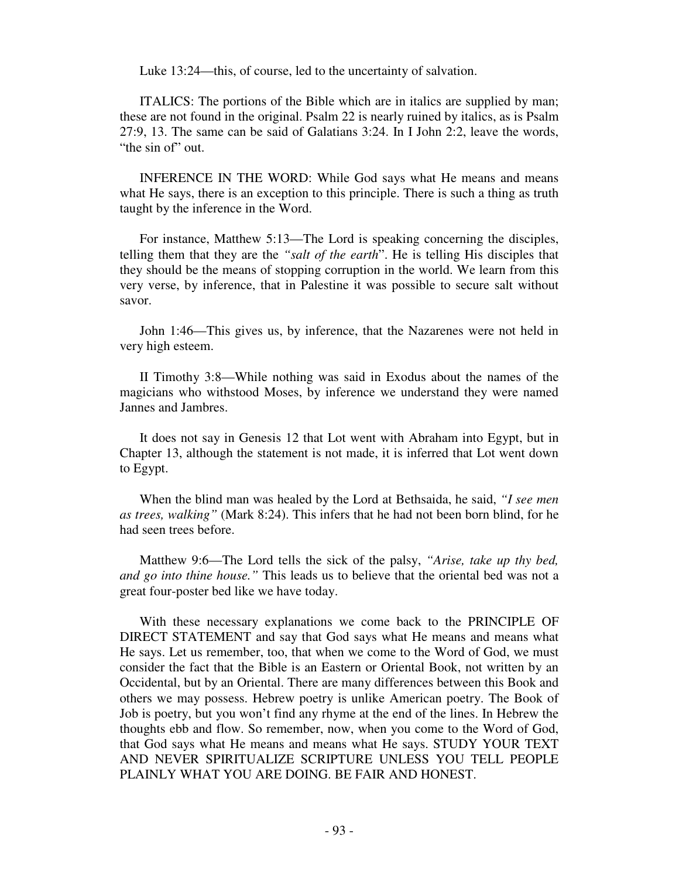Luke 13:24—this, of course, led to the uncertainty of salvation.

ITALICS: The portions of the Bible which are in italics are supplied by man; these are not found in the original. Psalm 22 is nearly ruined by italics, as is Psalm 27:9, 13. The same can be said of Galatians 3:24. In I John 2:2, leave the words, "the sin of" out.

INFERENCE IN THE WORD: While God says what He means and means what He says, there is an exception to this principle. There is such a thing as truth taught by the inference in the Word.

For instance, Matthew 5:13—The Lord is speaking concerning the disciples, telling them that they are the *"salt of the earth*". He is telling His disciples that they should be the means of stopping corruption in the world. We learn from this very verse, by inference, that in Palestine it was possible to secure salt without savor.

John 1:46—This gives us, by inference, that the Nazarenes were not held in very high esteem.

II Timothy 3:8—While nothing was said in Exodus about the names of the magicians who withstood Moses, by inference we understand they were named Jannes and Jambres.

It does not say in Genesis 12 that Lot went with Abraham into Egypt, but in Chapter 13, although the statement is not made, it is inferred that Lot went down to Egypt.

When the blind man was healed by the Lord at Bethsaida, he said, *"I see men as trees, walking"* (Mark 8:24). This infers that he had not been born blind, for he had seen trees before.

Matthew 9:6—The Lord tells the sick of the palsy, *"Arise, take up thy bed, and go into thine house."* This leads us to believe that the oriental bed was not a great four-poster bed like we have today.

With these necessary explanations we come back to the PRINCIPLE OF DIRECT STATEMENT and say that God says what He means and means what He says. Let us remember, too, that when we come to the Word of God, we must consider the fact that the Bible is an Eastern or Oriental Book, not written by an Occidental, but by an Oriental. There are many differences between this Book and others we may possess. Hebrew poetry is unlike American poetry. The Book of Job is poetry, but you won't find any rhyme at the end of the lines. In Hebrew the thoughts ebb and flow. So remember, now, when you come to the Word of God, that God says what He means and means what He says. STUDY YOUR TEXT AND NEVER SPIRITUALIZE SCRIPTURE UNLESS YOU TELL PEOPLE PLAINLY WHAT YOU ARE DOING. BE FAIR AND HONEST.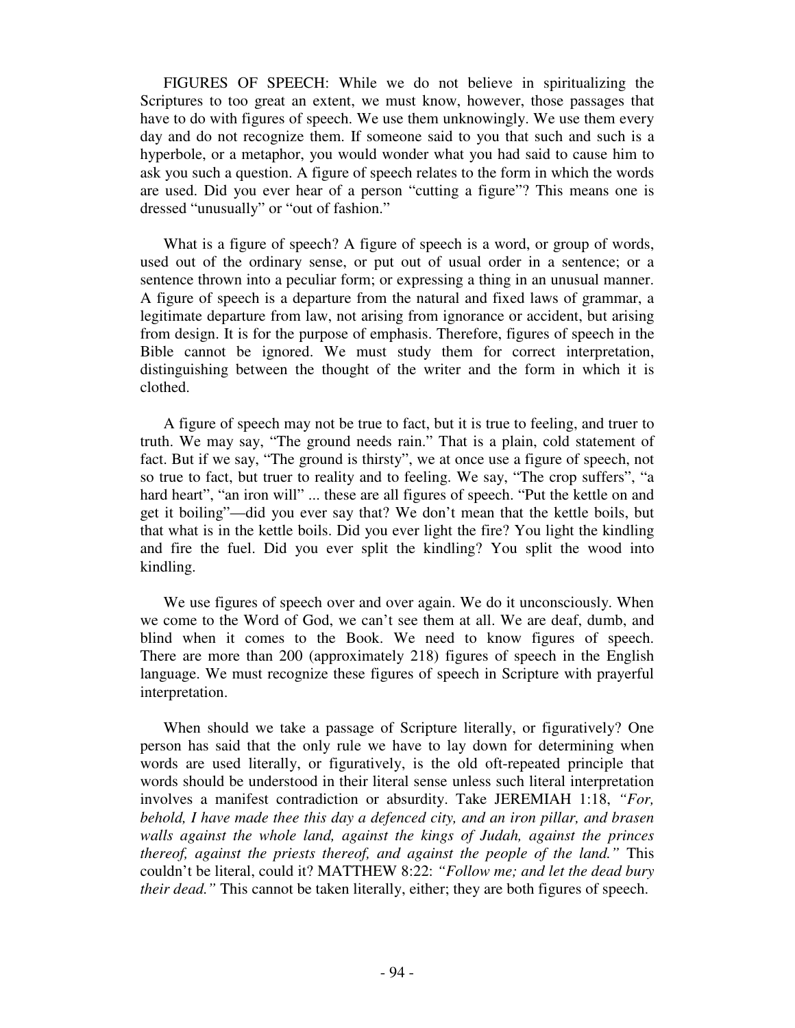FIGURES OF SPEECH: While we do not believe in spiritualizing the Scriptures to too great an extent, we must know, however, those passages that have to do with figures of speech. We use them unknowingly. We use them every day and do not recognize them. If someone said to you that such and such is a hyperbole, or a metaphor, you would wonder what you had said to cause him to ask you such a question. A figure of speech relates to the form in which the words are used. Did you ever hear of a person "cutting a figure"? This means one is dressed "unusually" or "out of fashion."

What is a figure of speech? A figure of speech is a word, or group of words, used out of the ordinary sense, or put out of usual order in a sentence; or a sentence thrown into a peculiar form; or expressing a thing in an unusual manner. A figure of speech is a departure from the natural and fixed laws of grammar, a legitimate departure from law, not arising from ignorance or accident, but arising from design. It is for the purpose of emphasis. Therefore, figures of speech in the Bible cannot be ignored. We must study them for correct interpretation, distinguishing between the thought of the writer and the form in which it is clothed.

A figure of speech may not be true to fact, but it is true to feeling, and truer to truth. We may say, "The ground needs rain." That is a plain, cold statement of fact. But if we say, "The ground is thirsty", we at once use a figure of speech, not so true to fact, but truer to reality and to feeling. We say, "The crop suffers", "a hard heart", "an iron will" ... these are all figures of speech. "Put the kettle on and get it boiling"—did you ever say that? We don't mean that the kettle boils, but that what is in the kettle boils. Did you ever light the fire? You light the kindling and fire the fuel. Did you ever split the kindling? You split the wood into kindling.

We use figures of speech over and over again. We do it unconsciously. When we come to the Word of God, we can't see them at all. We are deaf, dumb, and blind when it comes to the Book. We need to know figures of speech. There are more than 200 (approximately 218) figures of speech in the English language. We must recognize these figures of speech in Scripture with prayerful interpretation.

When should we take a passage of Scripture literally, or figuratively? One person has said that the only rule we have to lay down for determining when words are used literally, or figuratively, is the old oft-repeated principle that words should be understood in their literal sense unless such literal interpretation involves a manifest contradiction or absurdity. Take JEREMIAH 1:18, *"For, behold, I have made thee this day a defenced city, and an iron pillar, and brasen walls against the whole land, against the kings of Judah, against the princes thereof, against the priests thereof, and against the people of the land."* This couldn't be literal, could it? MATTHEW 8:22: *"Follow me; and let the dead bury their dead."* This cannot be taken literally, either; they are both figures of speech.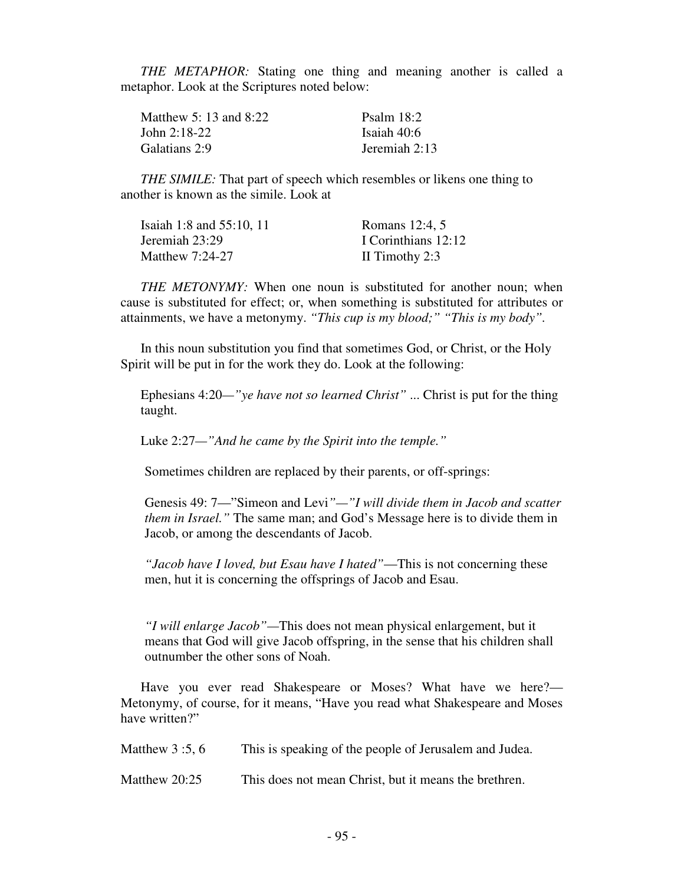*THE METAPHOR:* Stating one thing and meaning another is called a metaphor. Look at the Scriptures noted below:

| | |
|---|---|
| Matthew 5: 13 and 8:22 | Psalm 18:2 |
| John 2:18-22 | Isaiah 40:6 |
| Galatians 2:9 | Jeremiah 2:13 |

*THE SIMILE:* That part of speech which resembles or likens one thing to another is known as the simile. Look at

| | |
|---|---|
| Isaiah 1:8 and 55:10, 11 | Romans 12:4, 5 |
| Jeremiah 23:29 | I Corinthians 12:12 |
| Matthew 7:24-27 | II Timothy 2:3 |

*THE METONYMY:* When one noun is substituted for another noun; when cause is substituted for effect; or, when something is substituted for attributes or attainments, we have a metonymy. *"This cup is my blood;" "This is my body".*

In this noun substitution you find that sometimes God, or Christ, or the Holy Spirit will be put in for the work they do. Look at the following:

Ephesians 4:20—*"ye have not so learned Christ"* ... Christ is put for the thing taught.

Luke 2:27—*"And he came by the Spirit into the temple."*

Sometimes children are replaced by their parents, or off-springs:

Genesis 49: 7—"Simeon and Levi*"—"I will divide them in Jacob and scatter them in Israel."* The same man; and God's Message here is to divide them in Jacob, or among the descendants of Jacob.

*"Jacob have I loved, but Esau have I hated"*—This is not concerning these men, hut it is concerning the offsprings of Jacob and Esau.

*"I will enlarge Jacob"*—This does not mean physical enlargement, but it means that God will give Jacob offspring, in the sense that his children shall outnumber the other sons of Noah.

Have you ever read Shakespeare or Moses? What have we here?—Metonymy, of course, for it means, "Have you read what Shakespeare and Moses have written?"

| | |
|---|---|
| Matthew 3 :5, 6 | This is speaking of the people of Jerusalem and Judea. |
| Matthew 20:25 | This does not mean Christ, but it means the brethren. |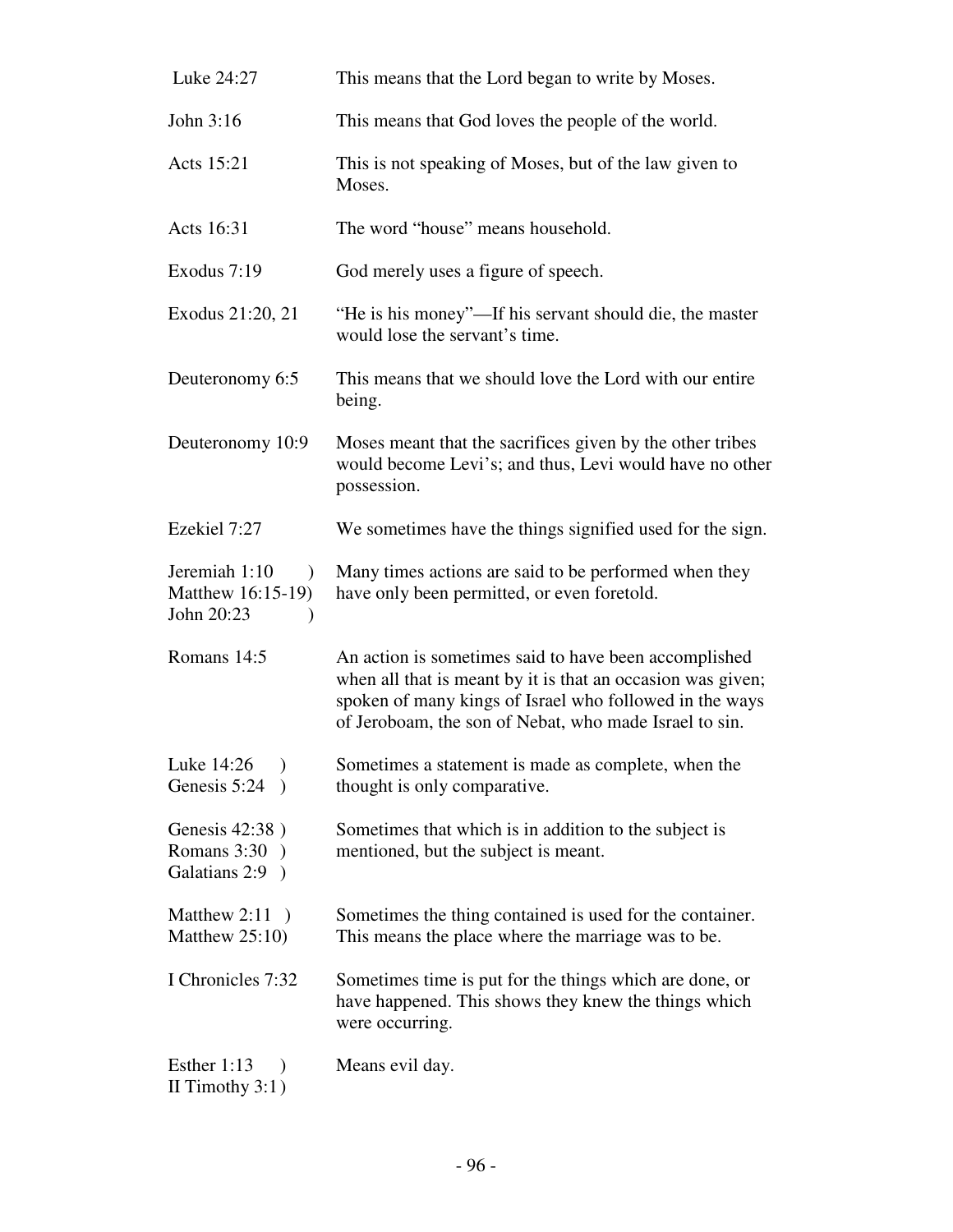| | |
|---|---|
| Luke 24:27 | This means that the Lord began to write by Moses. |
| John 3:16 | This means that God loves the people of the world. |
| Acts 15:21 | This is not speaking of Moses, but of the law given to Moses. |
| Acts 16:31 | The word "house" means household. |
| Exodus 7:19 | God merely uses a figure of speech. |
| Exodus 21:20, 21 | "He is his money"—If his servant should die, the master would lose the servant's time. |
| Deuteronomy 6:5 | This means that we should love the Lord with our entire being. |
| Deuteronomy 10:9 | Moses meant that the sacrifices given by the other tribes would become Levi's; and thus, Levi would have no other possession. |
| Ezekiel 7:27 | We sometimes have the things signified used for the sign. |
| Jeremiah 1:10 ) Matthew 16:15-19) John 20:23 ) | Many times actions are said to be performed when they have only been permitted, or even foretold. |
| Romans 14:5 | An action is sometimes said to have been accomplished when all that is meant by it is that an occasion was given; spoken of many kings of Israel who followed in the ways of Jeroboam, the son of Nebat, who made Israel to sin. |
| Luke 14:26 ) Genesis 5:24 ) | Sometimes a statement is made as complete, when the thought is only comparative. |
| Genesis 42:38 ) Romans 3:30 ) Galatians 2:9 ) | Sometimes that which is in addition to the subject is mentioned, but the subject is meant. |
| Matthew 2:11 ) Matthew 25:10) | Sometimes the thing contained is used for the container. This means the place where the marriage was to be. |
| I Chronicles 7:32 | Sometimes time is put for the things which are done, or have happened. This shows they knew the things which were occurring. |
| Esther 1:13 ) II Timothy 3:1 ) | Means evil day. |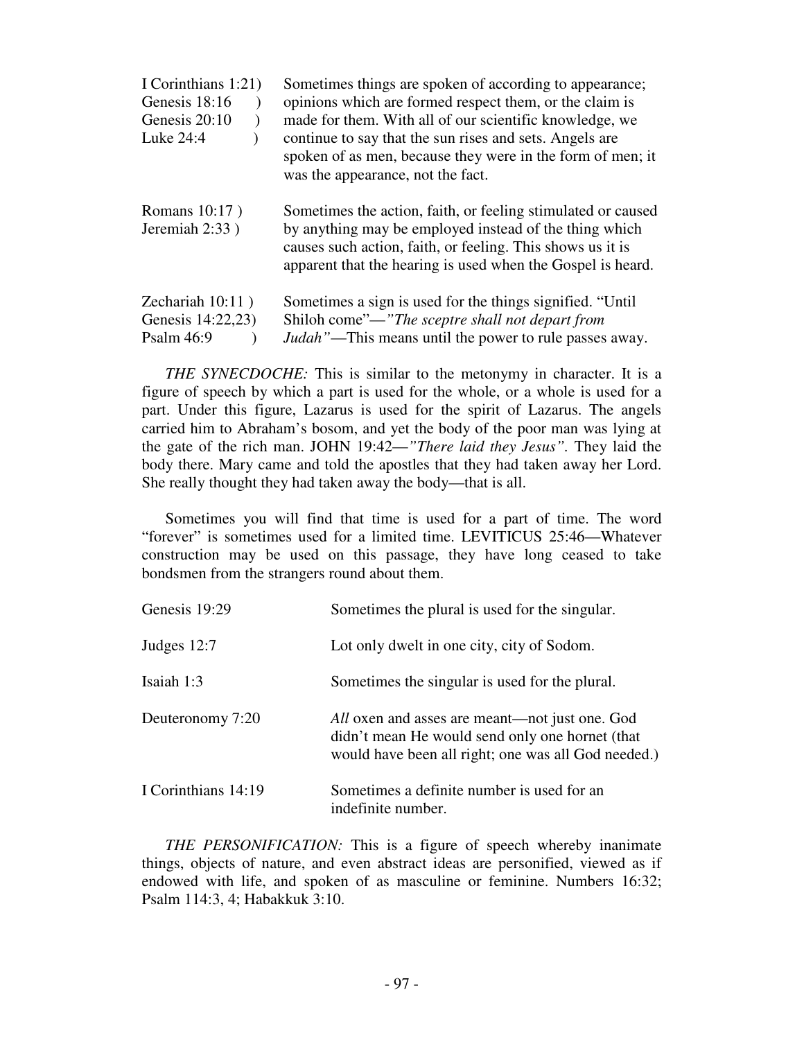| | |
|---|---|
| I Corinthians 1:21)<br>Genesis 18:16 )<br>Genesis 20:10 )<br>Luke 24:4 ) | Sometimes things are spoken of according to appearance; opinions which are formed respect them, or the claim is made for them. With all of our scientific knowledge, we continue to say that the sun rises and sets. Angels are spoken of as men, because they were in the form of men; it was the appearance, not the fact. |
| Romans 10:17 )<br>Jeremiah 2:33 ) | Sometimes the action, faith, or feeling stimulated or caused by anything may be employed instead of the thing which causes such action, faith, or feeling. This shows us it is apparent that the hearing is used when the Gospel is heard. |
| Zechariah 10:11 )<br>Genesis 14:22,23)<br>Psalm 46:9 ) | Sometimes a sign is used for the things signified. "Until Shiloh come"—*"The sceptre shall not depart from Judah"*—This means until the power to rule passes away. |

*THE SYNECDOCHE:* This is similar to the metonymy in character. It is a figure of speech by which a part is used for the whole, or a whole is used for a part. Under this figure, Lazarus is used for the spirit of Lazarus. The angels carried him to Abraham's bosom, and yet the body of the poor man was lying at the gate of the rich man. JOHN 19:42—*"There laid they Jesus"*. They laid the body there. Mary came and told the apostles that they had taken away her Lord. She really thought they had taken away the body—that is all.

Sometimes you will find that time is used for a part of time. The word "forever" is sometimes used for a limited time. LEVITICUS 25:46—Whatever construction may be used on this passage, they have long ceased to take bondsmen from the strangers round about them.

| | |
|---|---|
| Genesis 19:29 | Sometimes the plural is used for the singular. |
| Judges 12:7 | Lot only dwelt in one city, city of Sodom. |
| Isaiah 1:3 | Sometimes the singular is used for the plural. |
| Deuteronomy 7:20 | *All* oxen and asses are meant—not just one. God didn't mean He would send only one hornet (that would have been all right; one was all God needed.) |
| I Corinthians 14:19 | Sometimes a definite number is used for an indefinite number. |

*THE PERSONIFICATION:* This is a figure of speech whereby inanimate things, objects of nature, and even abstract ideas are personified, viewed as if endowed with life, and spoken of as masculine or feminine. Numbers 16:32; Psalm 114:3, 4; Habakkuk 3:10.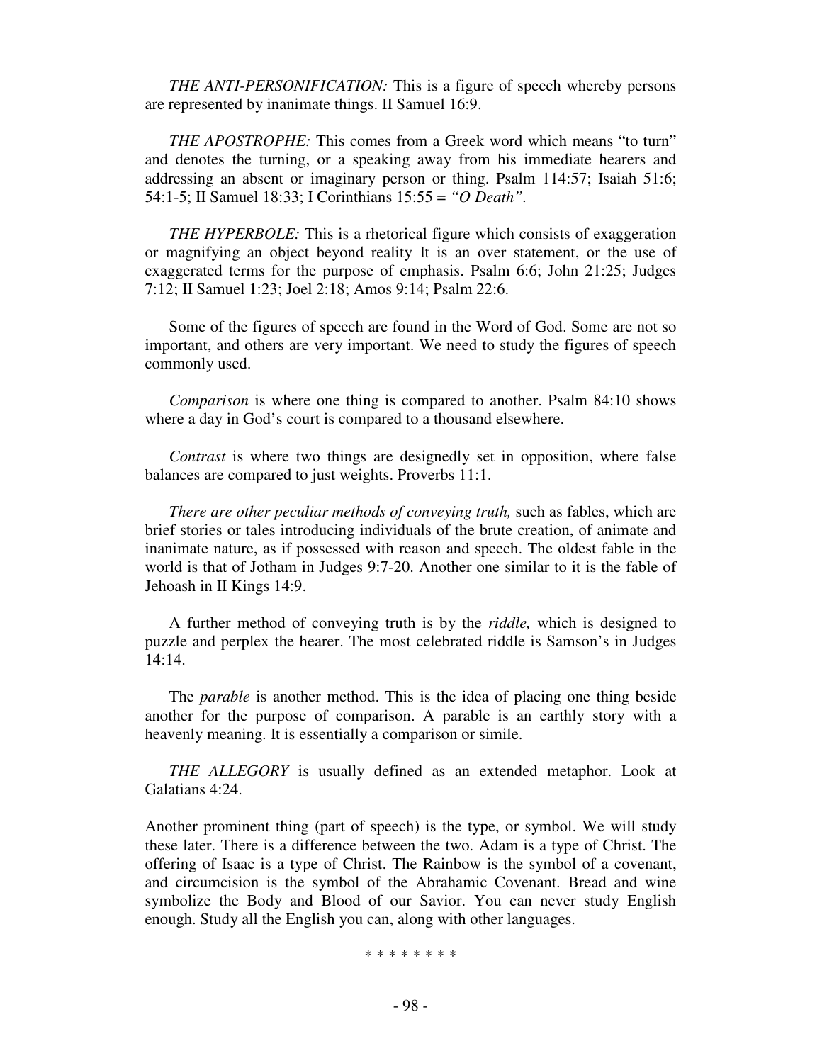*THE ANTI-PERSONIFICATION:* This is a figure of speech whereby persons are represented by inanimate things. II Samuel 16:9.

*THE APOSTROPHE:* This comes from a Greek word which means "to turn" and denotes the turning, or a speaking away from his immediate hearers and addressing an absent or imaginary person or thing. Psalm 114:57; Isaiah 51:6; 54:1-5; II Samuel 18:33; I Corinthians 15:55 = *"O Death"*.

*THE HYPERBOLE:* This is a rhetorical figure which consists of exaggeration or magnifying an object beyond reality It is an over statement, or the use of exaggerated terms for the purpose of emphasis. Psalm 6:6; John 21:25; Judges 7:12; II Samuel 1:23; Joel 2:18; Amos 9:14; Psalm 22:6.

Some of the figures of speech are found in the Word of God. Some are not so important, and others are very important. We need to study the figures of speech commonly used.

*Comparison* is where one thing is compared to another. Psalm 84:10 shows where a day in God's court is compared to a thousand elsewhere.

*Contrast* is where two things are designedly set in opposition, where false balances are compared to just weights. Proverbs 11:1.

*There are other peculiar methods of conveying truth,* such as fables, which are brief stories or tales introducing individuals of the brute creation, of animate and inanimate nature, as if possessed with reason and speech. The oldest fable in the world is that of Jotham in Judges 9:7-20. Another one similar to it is the fable of Jehoash in II Kings 14:9.

A further method of conveying truth is by the *riddle,* which is designed to puzzle and perplex the hearer. The most celebrated riddle is Samson's in Judges 14:14.

The *parable* is another method. This is the idea of placing one thing beside another for the purpose of comparison. A parable is an earthly story with a heavenly meaning. It is essentially a comparison or simile.

*THE ALLEGORY* is usually defined as an extended metaphor. Look at Galatians 4:24.

Another prominent thing (part of speech) is the type, or symbol. We will study these later. There is a difference between the two. Adam is a type of Christ. The offering of Isaac is a type of Christ. The Rainbow is the symbol of a covenant, and circumcision is the symbol of the Abrahamic Covenant. Bread and wine symbolize the Body and Blood of our Savior. You can never study English enough. Study all the English you can, along with other languages.

* * * * * * * *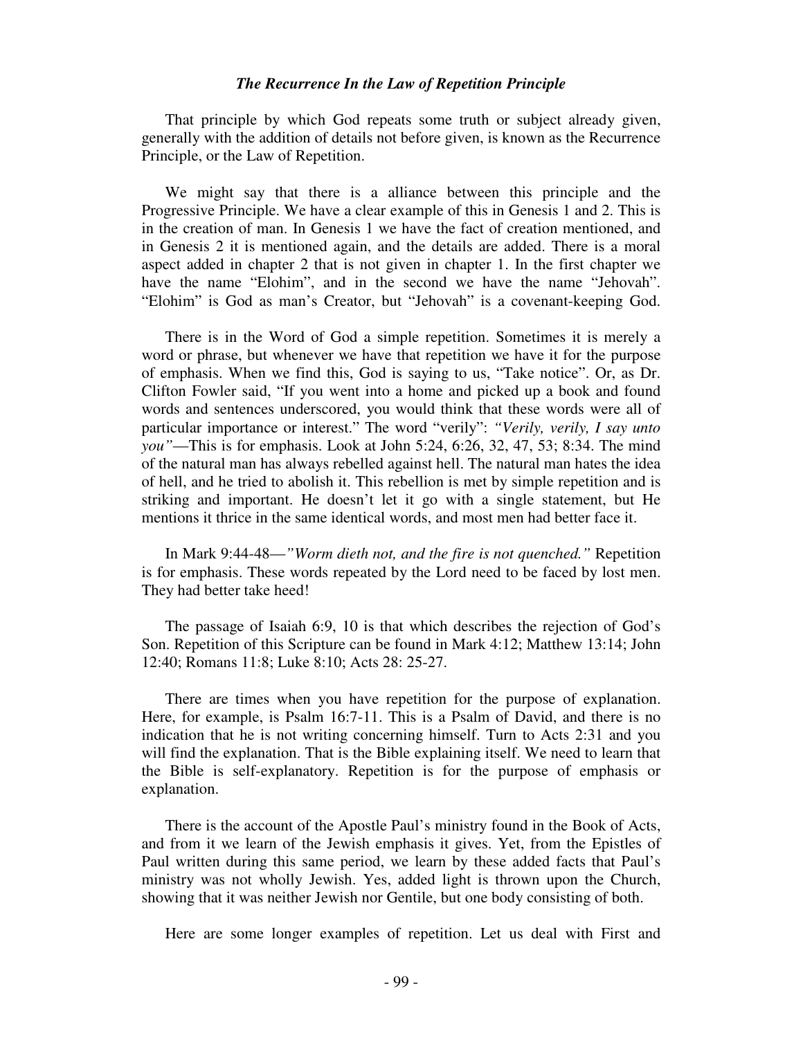### *The Recurrence In the Law of Repetition Principle*

That principle by which God repeats some truth or subject already given, generally with the addition of details not before given, is known as the Recurrence Principle, or the Law of Repetition.

We might say that there is a alliance between this principle and the Progressive Principle. We have a clear example of this in Genesis 1 and 2. This is in the creation of man. In Genesis 1 we have the fact of creation mentioned, and in Genesis 2 it is mentioned again, and the details are added. There is a moral aspect added in chapter 2 that is not given in chapter 1. In the first chapter we have the name "Elohim", and in the second we have the name "Jehovah". "Elohim" is God as man's Creator, but "Jehovah" is a covenant-keeping God.

There is in the Word of God a simple repetition. Sometimes it is merely a word or phrase, but whenever we have that repetition we have it for the purpose of emphasis. When we find this, God is saying to us, "Take notice". Or, as Dr. Clifton Fowler said, "If you went into a home and picked up a book and found words and sentences underscored, you would think that these words were all of particular importance or interest." The word "verily": *"Verily, verily, I say unto you"*—This is for emphasis. Look at John 5:24, 6:26, 32, 47, 53; 8:34. The mind of the natural man has always rebelled against hell. The natural man hates the idea of hell, and he tried to abolish it. This rebellion is met by simple repetition and is striking and important. He doesn't let it go with a single statement, but He mentions it thrice in the same identical words, and most men had better face it.

In Mark 9:44-48—*"Worm dieth not, and the fire is not quenched."* Repetition is for emphasis. These words repeated by the Lord need to be faced by lost men. They had better take heed!

The passage of Isaiah 6:9, 10 is that which describes the rejection of God's Son. Repetition of this Scripture can be found in Mark 4:12; Matthew 13:14; John 12:40; Romans 11:8; Luke 8:10; Acts 28: 25-27.

There are times when you have repetition for the purpose of explanation. Here, for example, is Psalm 16:7-11. This is a Psalm of David, and there is no indication that he is not writing concerning himself. Turn to Acts 2:31 and you will find the explanation. That is the Bible explaining itself. We need to learn that the Bible is self-explanatory. Repetition is for the purpose of emphasis or explanation.

There is the account of the Apostle Paul's ministry found in the Book of Acts, and from it we learn of the Jewish emphasis it gives. Yet, from the Epistles of Paul written during this same period, we learn by these added facts that Paul's ministry was not wholly Jewish. Yes, added light is thrown upon the Church, showing that it was neither Jewish nor Gentile, but one body consisting of both.

Here are some longer examples of repetition. Let us deal with First and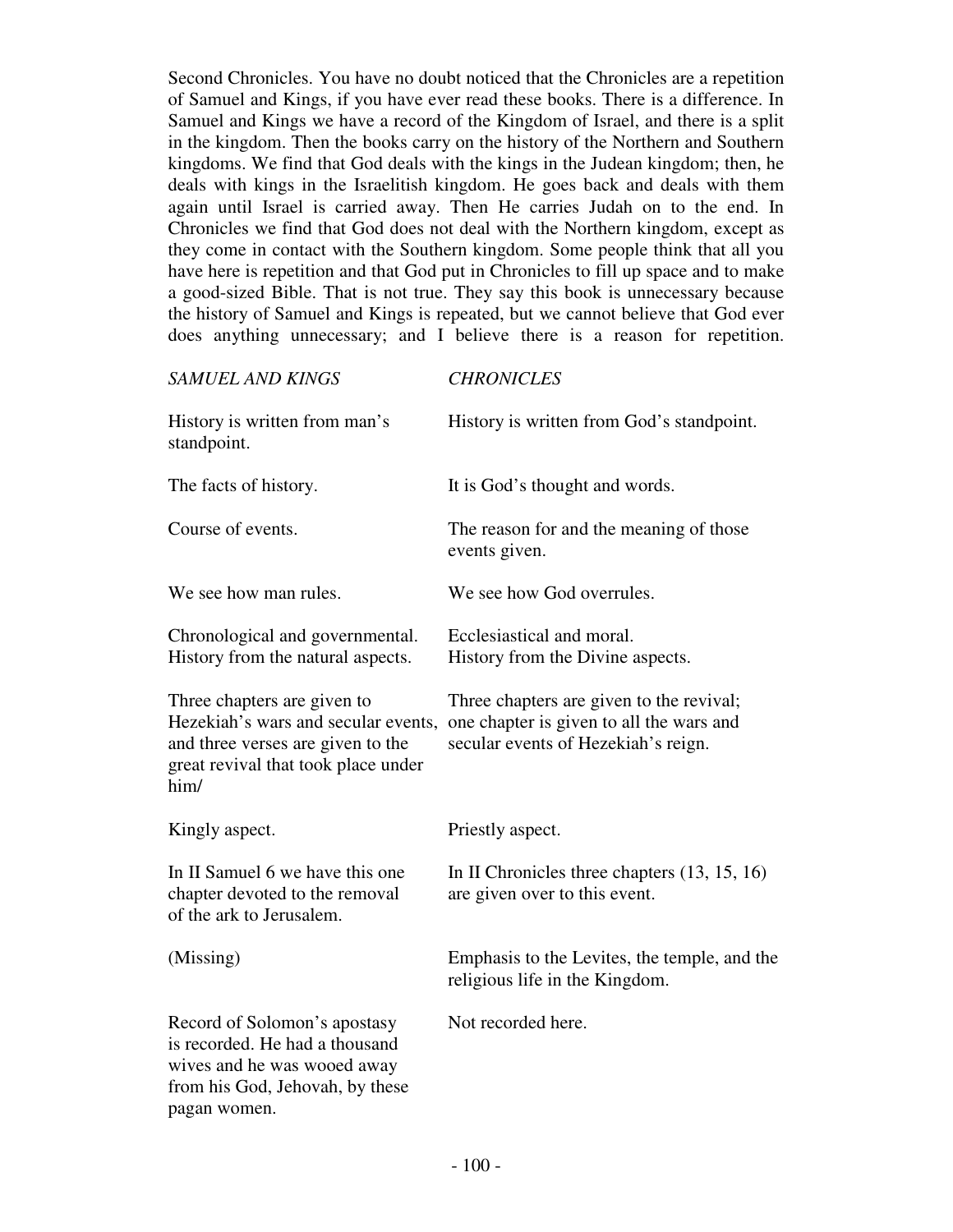Second Chronicles. You have no doubt noticed that the Chronicles are a repetition of Samuel and Kings, if you have ever read these books. There is a difference. In Samuel and Kings we have a record of the Kingdom of Israel, and there is a split in the kingdom. Then the books carry on the history of the Northern and Southern kingdoms. We find that God deals with the kings in the Judean kingdom; then, he deals with kings in the Israelitish kingdom. He goes back and deals with them again until Israel is carried away. Then He carries Judah on to the end. In Chronicles we find that God does not deal with the Northern kingdom, except as they come in contact with the Southern kingdom. Some people think that all you have here is repetition and that God put in Chronicles to fill up space and to make a good-sized Bible. That is not true. They say this book is unnecessary because the history of Samuel and Kings is repeated, but we cannot believe that God ever does anything unnecessary; and I believe there is a reason for repetition.

| *SAMUEL AND KINGS* | *CHRONICLES* |
|---|---|
| History is written from man's standpoint. | History is written from God's standpoint. |
| The facts of history. | It is God's thought and words. |
| Course of events. | The reason for and the meaning of those events given. |
| We see how man rules. | We see how God overrules. |
| Chronological and governmental. History from the natural aspects. | Ecclesiastical and moral. History from the Divine aspects. |
| Three chapters are given to Hezekiah's wars and secular events, and three verses are given to the great revival that took place under him/ | Three chapters are given to the revival; one chapter is given to all the wars and secular events of Hezekiah's reign. |
| Kingly aspect. | Priestly aspect. |
| In II Samuel 6 we have this one chapter devoted to the removal of the ark to Jerusalem. | In II Chronicles three chapters (13, 15, 16) are given over to this event. |
| (Missing) | Emphasis to the Levites, the temple, and the religious life in the Kingdom. |
| Record of Solomon's apostasy is recorded. He had a thousand wives and he was wooed away from his God, Jehovah, by these pagan women. | Not recorded here. |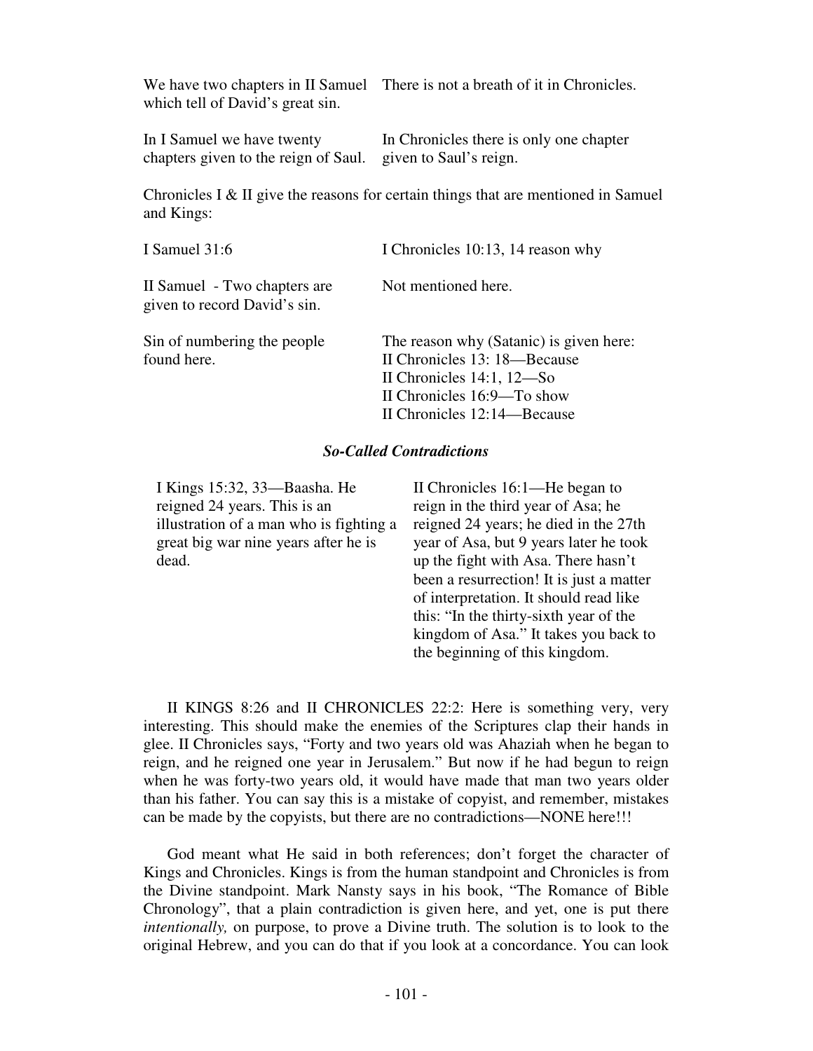| | |
|---|---|
| We have two chapters in II Samuel which tell of David's great sin. | There is not a breath of it in Chronicles. |
| In I Samuel we have twenty chapters given to the reign of Saul. | In Chronicles there is only one chapter given to Saul's reign. |

Chronicles I & II give the reasons for certain things that are mentioned in Samuel and Kings:

| | |
|---|---|
| I Samuel 31:6 | I Chronicles 10:13, 14 reason why |
| II Samuel - Two chapters are given to record David's sin. | Not mentioned here. |
| Sin of numbering the people found here. | The reason why (Satanic) is given here:<br>II Chronicles 13: 18—Because<br>II Chronicles 14:1, 12—So<br>II Chronicles 16:9—To show<br>II Chronicles 12:14—Because |

### *So-Called Contradictions*

| | |
|---|---|
| I Kings 15:32, 33—Baasha. He reigned 24 years. This is an illustration of a man who is fighting a great big war nine years after he is dead. | II Chronicles 16:1—He began to reign in the third year of Asa; he reigned 24 years; he died in the 27th year of Asa, but 9 years later he took up the fight with Asa. There hasn't been a resurrection! It is just a matter of interpretation. It should read like this: "In the thirty-sixth year of the kingdom of Asa." It takes you back to the beginning of this kingdom. |

II KINGS 8:26 and II CHRONICLES 22:2: Here is something very, very interesting. This should make the enemies of the Scriptures clap their hands in glee. II Chronicles says, "Forty and two years old was Ahaziah when he began to reign, and he reigned one year in Jerusalem." But now if he had begun to reign when he was forty-two years old, it would have made that man two years older than his father. You can say this is a mistake of copyist, and remember, mistakes can be made by the copyists, but there are no contradictions—NONE here!!!

God meant what He said in both references; don't forget the character of Kings and Chronicles. Kings is from the human standpoint and Chronicles is from the Divine standpoint. Mark Nansty says in his book, "The Romance of Bible Chronology", that a plain contradiction is given here, and yet, one is put there *intentionally,* on purpose, to prove a Divine truth. The solution is to look to the original Hebrew, and you can do that if you look at a concordance. You can look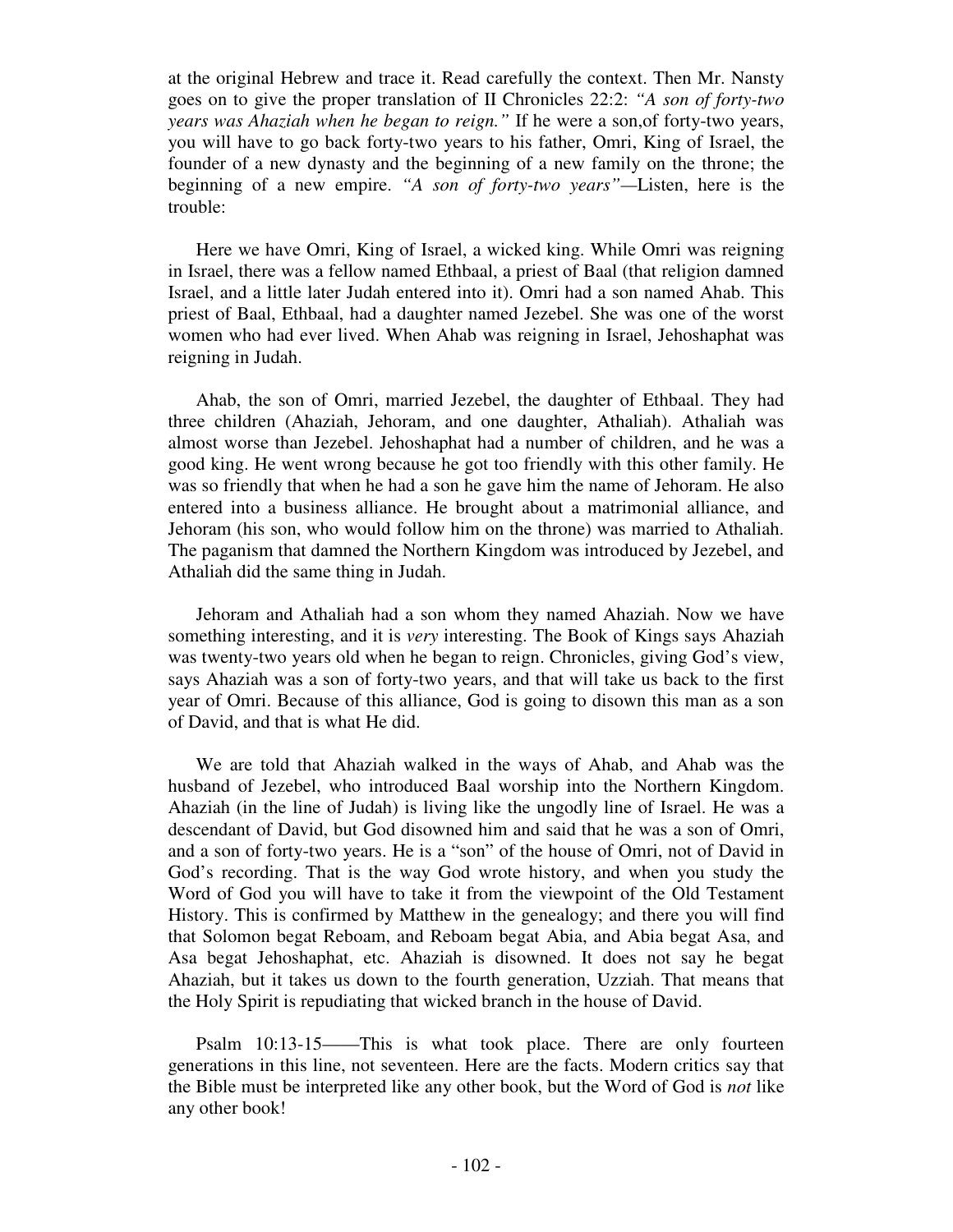at the original Hebrew and trace it. Read carefully the context. Then Mr. Nansty goes on to give the proper translation of II Chronicles 22:2: *"A son of forty-two years was Ahaziah when he began to reign."* If he were a son,of forty-two years, you will have to go back forty-two years to his father, Omri, King of Israel, the founder of a new dynasty and the beginning of a new family on the throne; the beginning of a new empire. *"A son of forty-two years"*—Listen, here is the trouble:

Here we have Omri, King of Israel, a wicked king. While Omri was reigning in Israel, there was a fellow named Ethbaal, a priest of Baal (that religion damned Israel, and a little later Judah entered into it). Omri had a son named Ahab. This priest of Baal, Ethbaal, had a daughter named Jezebel. She was one of the worst women who had ever lived. When Ahab was reigning in Israel, Jehoshaphat was reigning in Judah.

Ahab, the son of Omri, married Jezebel, the daughter of Ethbaal. They had three children (Ahaziah, Jehoram, and one daughter, Athaliah). Athaliah was almost worse than Jezebel. Jehoshaphat had a number of children, and he was a good king. He went wrong because he got too friendly with this other family. He was so friendly that when he had a son he gave him the name of Jehoram. He also entered into a business alliance. He brought about a matrimonial alliance, and Jehoram (his son, who would follow him on the throne) was married to Athaliah. The paganism that damned the Northern Kingdom was introduced by Jezebel, and Athaliah did the same thing in Judah.

Jehoram and Athaliah had a son whom they named Ahaziah. Now we have something interesting, and it is *very* interesting. The Book of Kings says Ahaziah was twenty-two years old when he began to reign. Chronicles, giving God's view, says Ahaziah was a son of forty-two years, and that will take us back to the first year of Omri. Because of this alliance, God is going to disown this man as a son of David, and that is what He did.

We are told that Ahaziah walked in the ways of Ahab, and Ahab was the husband of Jezebel, who introduced Baal worship into the Northern Kingdom. Ahaziah (in the line of Judah) is living like the ungodly line of Israel. He was a descendant of David, but God disowned him and said that he was a son of Omri, and a son of forty-two years. He is a "son" of the house of Omri, not of David in God's recording. That is the way God wrote history, and when you study the Word of God you will have to take it from the viewpoint of the Old Testament History. This is confirmed by Matthew in the genealogy; and there you will find that Solomon begat Reboam, and Reboam begat Abia, and Abia begat Asa, and Asa begat Jehoshaphat, etc. Ahaziah is disowned. It does not say he begat Ahaziah, but it takes us down to the fourth generation, Uzziah. That means that the Holy Spirit is repudiating that wicked branch in the house of David.

Psalm 10:13-15——This is what took place. There are only fourteen generations in this line, not seventeen. Here are the facts. Modern critics say that the Bible must be interpreted like any other book, but the Word of God is *not* like any other book!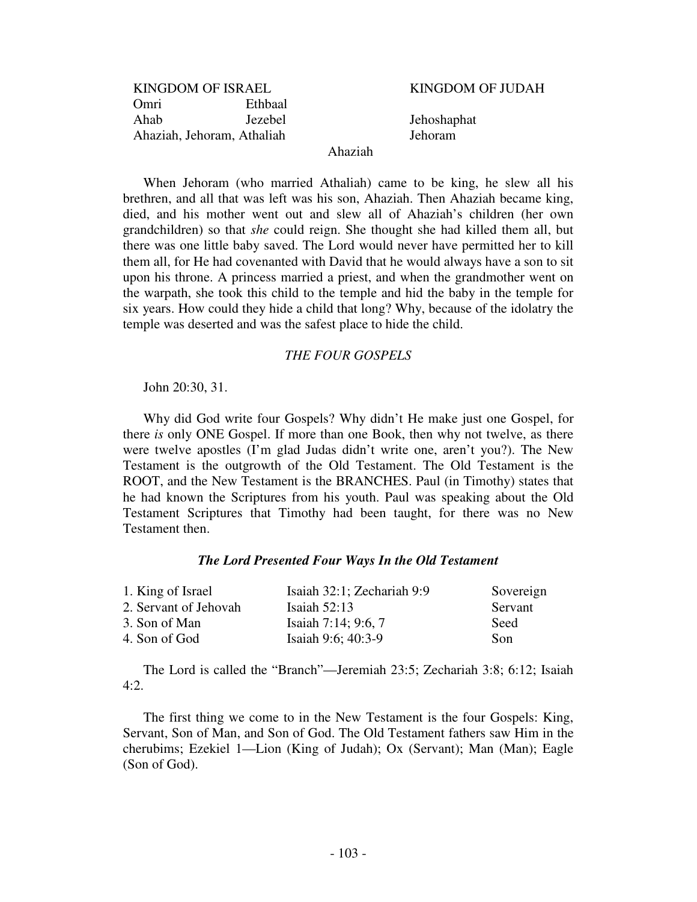| KINGDOM OF ISRAEL | | | KINGDOM OF JUDAH |
|---|---|---|---|
| Omri | Ethbaal | | |
| Ahab | Jezebel | | Jehoshaphat |
| Ahaziah, Jehoram, Athaliah | | | Jehoram |
| | | Ahaziah | |

When Jehoram (who married Athaliah) came to be king, he slew all his brethren, and all that was left was his son, Ahaziah. Then Ahaziah became king, died, and his mother went out and slew all of Ahaziah's children (her own grandchildren) so that *she* could reign. She thought she had killed them all, but there was one little baby saved. The Lord would never have permitted her to kill them all, for He had covenanted with David that he would always have a son to sit upon his throne. A princess married a priest, and when the grandmother went on the warpath, she took this child to the temple and hid the baby in the temple for six years. How could they hide a child that long? Why, because of the idolatry the temple was deserted and was the safest place to hide the child.

## *THE FOUR GOSPELS*

John 20:30, 31.

Why did God write four Gospels? Why didn't He make just one Gospel, for there *is* only ONE Gospel. If more than one Book, then why not twelve, as there were twelve apostles (I'm glad Judas didn't write one, aren't you?). The New Testament is the outgrowth of the Old Testament. The Old Testament is the ROOT, and the New Testament is the BRANCHES. Paul (in Timothy) states that he had known the Scriptures from his youth. Paul was speaking about the Old Testament Scriptures that Timothy had been taught, for there was no New Testament then.

### ***The Lord Presented Four Ways In the Old Testament***

| | | |
|---|---|---|
| 1. King of Israel | Isaiah 32:1; Zechariah 9:9 | Sovereign |
| 2. Servant of Jehovah | Isaiah 52:13 | Servant |
| 3. Son of Man | Isaiah 7:14; 9:6, 7 | Seed |
| 4. Son of God | Isaiah 9:6; 40:3-9 | Son |

The Lord is called the "Branch"—Jeremiah 23:5; Zechariah 3:8; 6:12; Isaiah 4:2.

The first thing we come to in the New Testament is the four Gospels: King, Servant, Son of Man, and Son of God. The Old Testament fathers saw Him in the cherubims; Ezekiel 1—Lion (King of Judah); Ox (Servant); Man (Man); Eagle (Son of God).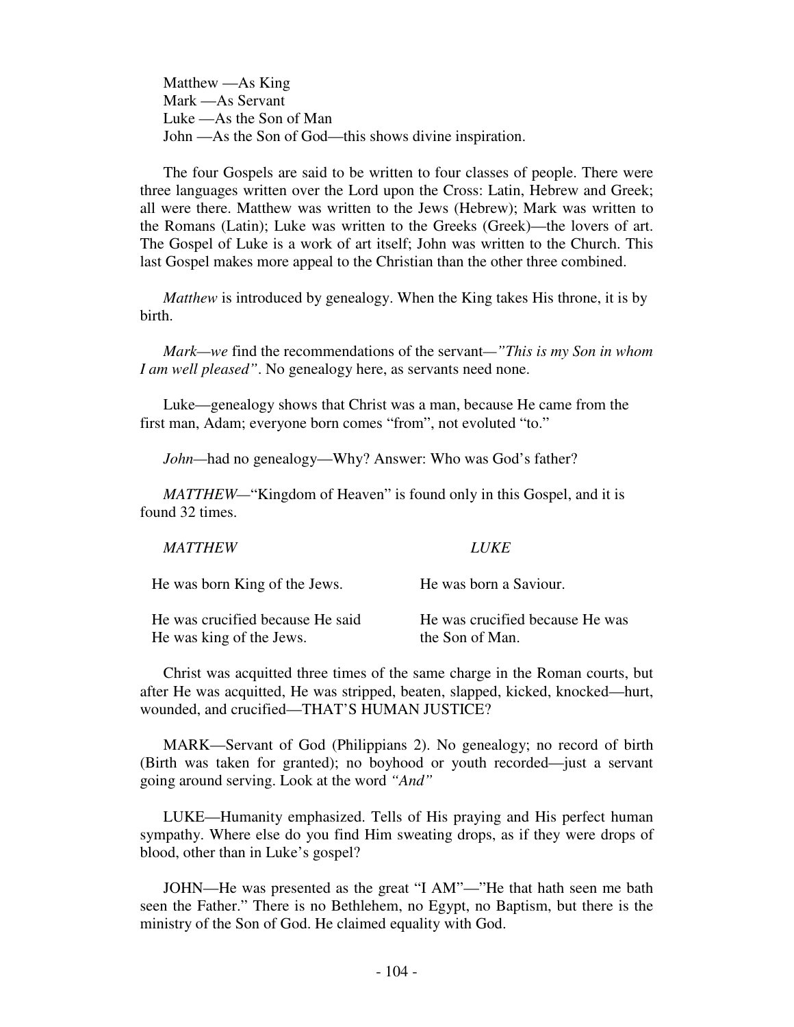Matthew —As King
Mark —As Servant
Luke —As the Son of Man
John —As the Son of God—this shows divine inspiration.

The four Gospels are said to be written to four classes of people. There were three languages written over the Lord upon the Cross: Latin, Hebrew and Greek; all were there. Matthew was written to the Jews (Hebrew); Mark was written to the Romans (Latin); Luke was written to the Greeks (Greek)—the lovers of art. The Gospel of Luke is a work of art itself; John was written to the Church. This last Gospel makes more appeal to the Christian than the other three combined.

*Matthew* is introduced by genealogy. When the King takes His throne, it is by birth.

*Mark—we* find the recommendations of the servant—*"This is my Son in whom I am well pleased"*. No genealogy here, as servants need none.

Luke—genealogy shows that Christ was a man, because He came from the first man, Adam; everyone born comes "from", not evoluted "to."

*John*—had no genealogy—Why? Answer: Who was God's father?

*MATTHEW*—"Kingdom of Heaven" is found only in this Gospel, and it is found 32 times.

| *MATTHEW* | *LUKE* |
|---|---|
| He was born King of the Jews. | He was born a Saviour. |
| He was crucified because He said He was king of the Jews. | He was crucified because He was the Son of Man. |

Christ was acquitted three times of the same charge in the Roman courts, but after He was acquitted, He was stripped, beaten, slapped, kicked, knocked—hurt, wounded, and crucified—THAT'S HUMAN JUSTICE?

MARK—Servant of God (Philippians 2). No genealogy; no record of birth (Birth was taken for granted); no boyhood or youth recorded—just a servant going around serving. Look at the word *"And"*

LUKE—Humanity emphasized. Tells of His praying and His perfect human sympathy. Where else do you find Him sweating drops, as if they were drops of blood, other than in Luke's gospel?

JOHN—He was presented as the great "I AM"—"He that hath seen me bath seen the Father." There is no Bethlehem, no Egypt, no Baptism, but there is the ministry of the Son of God. He claimed equality with God.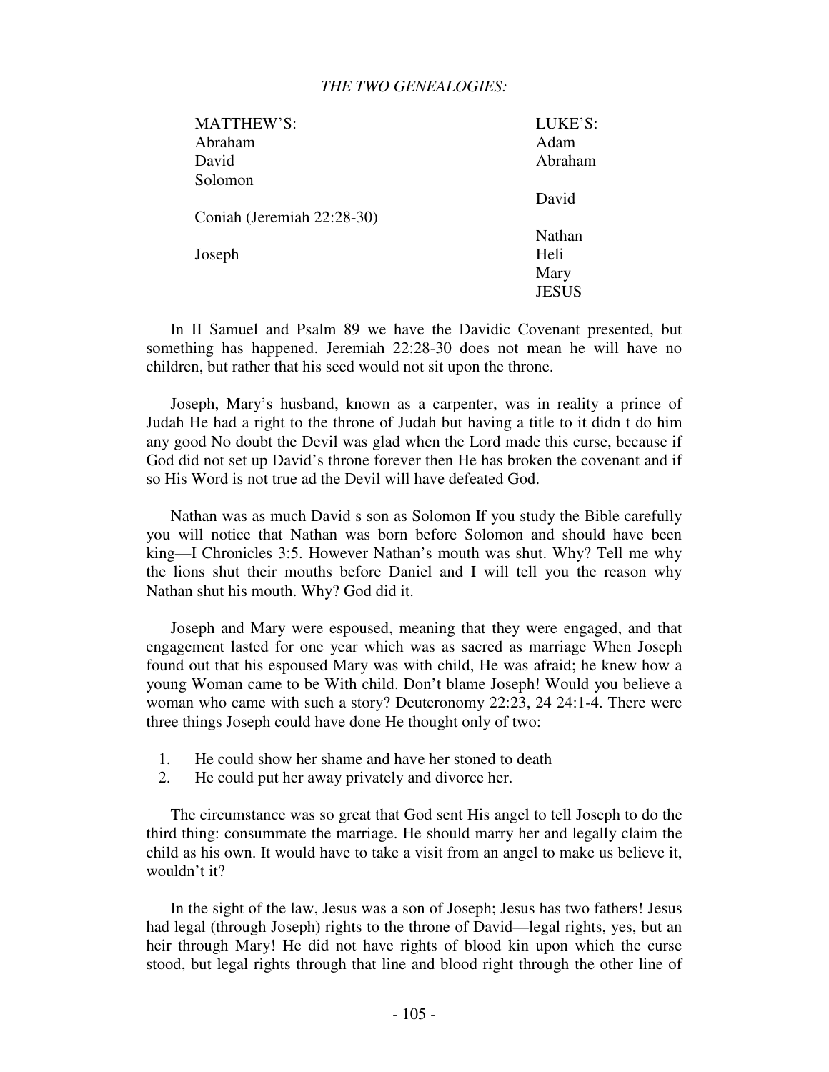*THE TWO GENEALOGIES:*

| MATTHEW'S: | LUKE'S: |
|---|---|
| Abraham | Adam |
| David | Abraham |
| Solomon | |
| | David |
| Coniah (Jeremiah 22:28-30) | |
| | Nathan |
| Joseph | Heli |
| | Mary |
| | JESUS |

In II Samuel and Psalm 89 we have the Davidic Covenant presented, but something has happened. Jeremiah 22:28-30 does not mean he will have no children, but rather that his seed would not sit upon the throne.

Joseph, Mary's husband, known as a carpenter, was in reality a prince of Judah He had a right to the throne of Judah but having a title to it didn t do him any good No doubt the Devil was glad when the Lord made this curse, because if God did not set up David's throne forever then He has broken the covenant and if so His Word is not true ad the Devil will have defeated God.

Nathan was as much David s son as Solomon If you study the Bible carefully you will notice that Nathan was born before Solomon and should have been king—I Chronicles 3:5. However Nathan's mouth was shut. Why? Tell me why the lions shut their mouths before Daniel and I will tell you the reason why Nathan shut his mouth. Why? God did it.

Joseph and Mary were espoused, meaning that they were engaged, and that engagement lasted for one year which was as sacred as marriage When Joseph found out that his espoused Mary was with child, He was afraid; he knew how a young Woman came to be With child. Don't blame Joseph! Would you believe a woman who came with such a story? Deuteronomy 22:23, 24 24:1-4. There were three things Joseph could have done He thought only of two:

1. He could show her shame and have her stoned to death
2. He could put her away privately and divorce her.

The circumstance was so great that God sent His angel to tell Joseph to do the third thing: consummate the marriage. He should marry her and legally claim the child as his own. It would have to take a visit from an angel to make us believe it, wouldn't it?

In the sight of the law, Jesus was a son of Joseph; Jesus has two fathers! Jesus had legal (through Joseph) rights to the throne of David—legal rights, yes, but an heir through Mary! He did not have rights of blood kin upon which the curse stood, but legal rights through that line and blood right through the other line of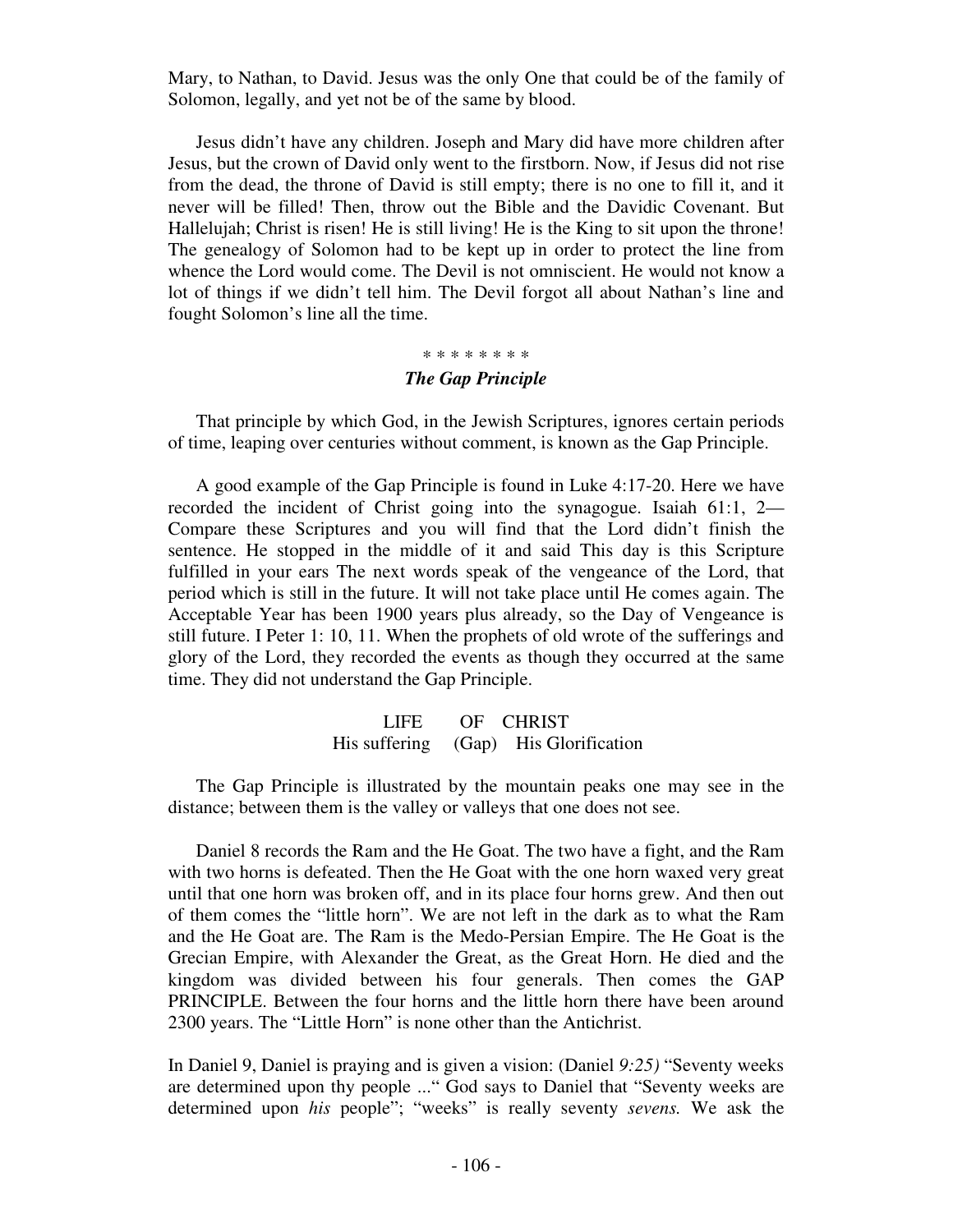Mary, to Nathan, to David. Jesus was the only One that could be of the family of Solomon, legally, and yet not be of the same by blood.

Jesus didn't have any children. Joseph and Mary did have more children after Jesus, but the crown of David only went to the firstborn. Now, if Jesus did not rise from the dead, the throne of David is still empty; there is no one to fill it, and it never will be filled! Then, throw out the Bible and the Davidic Covenant. But Hallelujah; Christ is risen! He is still living! He is the King to sit upon the throne! The genealogy of Solomon had to be kept up in order to protect the line from whence the Lord would come. The Devil is not omniscient. He would not know a lot of things if we didn't tell him. The Devil forgot all about Nathan's line and fought Solomon's line all the time.

\* \* \* \* \* \* \* \*

***The Gap Principle***

That principle by which God, in the Jewish Scriptures, ignores certain periods of time, leaping over centuries without comment, is known as the Gap Principle.

A good example of the Gap Principle is found in Luke 4:17-20. Here we have recorded the incident of Christ going into the synagogue. Isaiah 61:1, 2—Compare these Scriptures and you will find that the Lord didn't finish the sentence. He stopped in the middle of it and said This day is this Scripture fulfilled in your ears The next words speak of the vengeance of the Lord, that period which is still in the future. It will not take place until He comes again. The Acceptable Year has been 1900 years plus already, so the Day of Vengeance is still future. I Peter 1: 10, 11. When the prophets of old wrote of the sufferings and glory of the Lord, they recorded the events as though they occurred at the same time. They did not understand the Gap Principle.

LIFE OF CHRIST
His suffering (Gap) His Glorification

The Gap Principle is illustrated by the mountain peaks one may see in the distance; between them is the valley or valleys that one does not see.

Daniel 8 records the Ram and the He Goat. The two have a fight, and the Ram with two horns is defeated. Then the He Goat with the one horn waxed very great until that one horn was broken off, and in its place four horns grew. And then out of them comes the "little horn". We are not left in the dark as to what the Ram and the He Goat are. The Ram is the Medo-Persian Empire. The He Goat is the Grecian Empire, with Alexander the Great, as the Great Horn. He died and the kingdom was divided between his four generals. Then comes the GAP PRINCIPLE. Between the four horns and the little horn there have been around 2300 years. The "Little Horn" is none other than the Antichrist.

In Daniel 9, Daniel is praying and is given a vision: (Daniel *9:25)* "Seventy weeks are determined upon thy people ..." God says to Daniel that "Seventy weeks are determined upon *his* people"; "weeks" is really seventy *sevens.* We ask the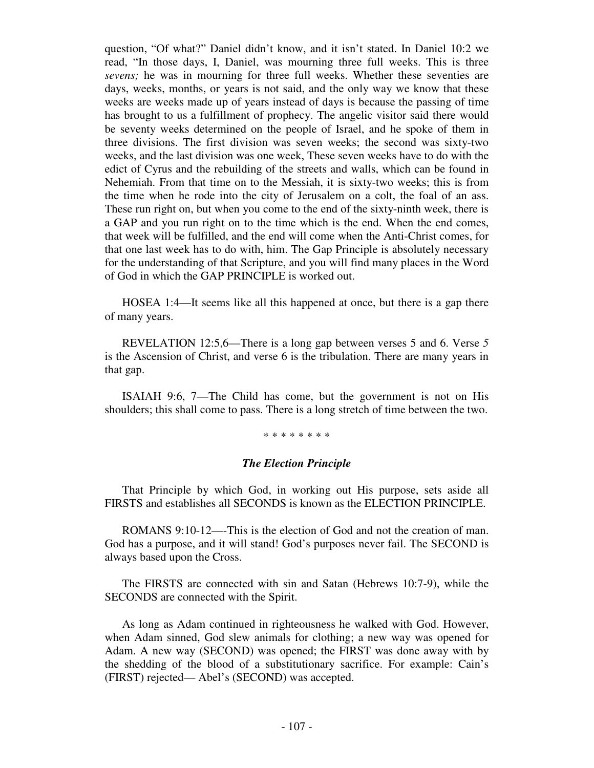question, "Of what?" Daniel didn't know, and it isn't stated. In Daniel 10:2 we read, "In those days, I, Daniel, was mourning three full weeks. This is three *sevens;* he was in mourning for three full weeks. Whether these seventies are days, weeks, months, or years is not said, and the only way we know that these weeks are weeks made up of years instead of days is because the passing of time has brought to us a fulfillment of prophecy. The angelic visitor said there would be seventy weeks determined on the people of Israel, and he spoke of them in three divisions. The first division was seven weeks; the second was sixty-two weeks, and the last division was one week, These seven weeks have to do with the edict of Cyrus and the rebuilding of the streets and walls, which can be found in Nehemiah. From that time on to the Messiah, it is sixty-two weeks; this is from the time when he rode into the city of Jerusalem on a colt, the foal of an ass. These run right on, but when you come to the end of the sixty-ninth week, there is a GAP and you run right on to the time which is the end. When the end comes, that week will be fulfilled, and the end will come when the Anti-Christ comes, for that one last week has to do with, him. The Gap Principle is absolutely necessary for the understanding of that Scripture, and you will find many places in the Word of God in which the GAP PRINCIPLE is worked out.

HOSEA 1:4—It seems like all this happened at once, but there is a gap there of many years.

REVELATION 12:5,6—There is a long gap between verses 5 and 6. Verse *5* is the Ascension of Christ, and verse 6 is the tribulation. There are many years in that gap.

ISAIAH 9:6, 7—The Child has come, but the government is not on His shoulders; this shall come to pass. There is a long stretch of time between the two.

* * * * * * * *

### *The Election Principle*

That Principle by which God, in working out His purpose, sets aside all FIRSTS and establishes all SECONDS is known as the ELECTION PRINCIPLE.

ROMANS 9:10-12—-This is the election of God and not the creation of man. God has a purpose, and it will stand! God's purposes never fail. The SECOND is always based upon the Cross.

The FIRSTS are connected with sin and Satan (Hebrews 10:7-9), while the SECONDS are connected with the Spirit.

As long as Adam continued in righteousness he walked with God. However, when Adam sinned, God slew animals for clothing; a new way was opened for Adam. A new way (SECOND) was opened; the FIRST was done away with by the shedding of the blood of a substitutionary sacrifice. For example: Cain's (FIRST) rejected— Abel's (SECOND) was accepted.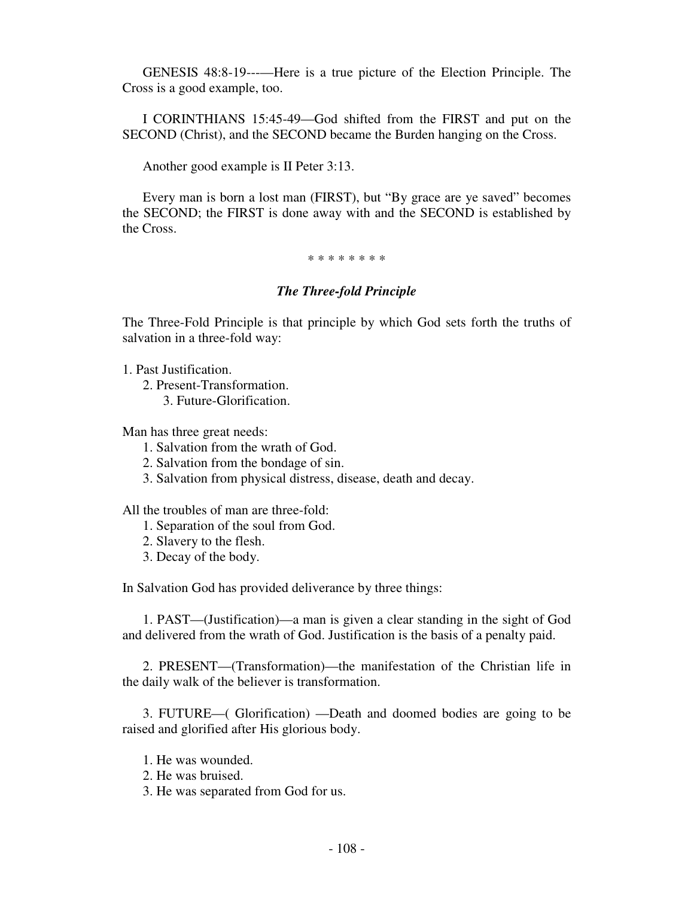GENESIS 48:8-19-----—Here is a true picture of the Election Principle. The Cross is a good example, too.

I CORINTHIANS 15:45-49—God shifted from the FIRST and put on the SECOND (Christ), and the SECOND became the Burden hanging on the Cross.

Another good example is II Peter 3:13.

Every man is born a lost man (FIRST), but "By grace are ye saved" becomes the SECOND; the FIRST is done away with and the SECOND is established by the Cross.

\* \* \* \* \* \* \* \*

### *The Three-fold Principle*

The Three-Fold Principle is that principle by which God sets forth the truths of salvation in a three-fold way:

1. Past Justification.
2. Present-Transformation.
3. Future-Glorification.

Man has three great needs:

1. Salvation from the wrath of God.
2. Salvation from the bondage of sin.
3. Salvation from physical distress, disease, death and decay.

All the troubles of man are three-fold:

1. Separation of the soul from God.
2. Slavery to the flesh.
3. Decay of the body.

In Salvation God has provided deliverance by three things:

1. PAST—(Justification)—a man is given a clear standing in the sight of God and delivered from the wrath of God. Justification is the basis of a penalty paid.

2. PRESENT—(Transformation)—the manifestation of the Christian life in the daily walk of the believer is transformation.

3. FUTURE—( Glorification) —Death and doomed bodies are going to be raised and glorified after His glorious body.

1. He was wounded.
2. He was bruised.
3. He was separated from God for us.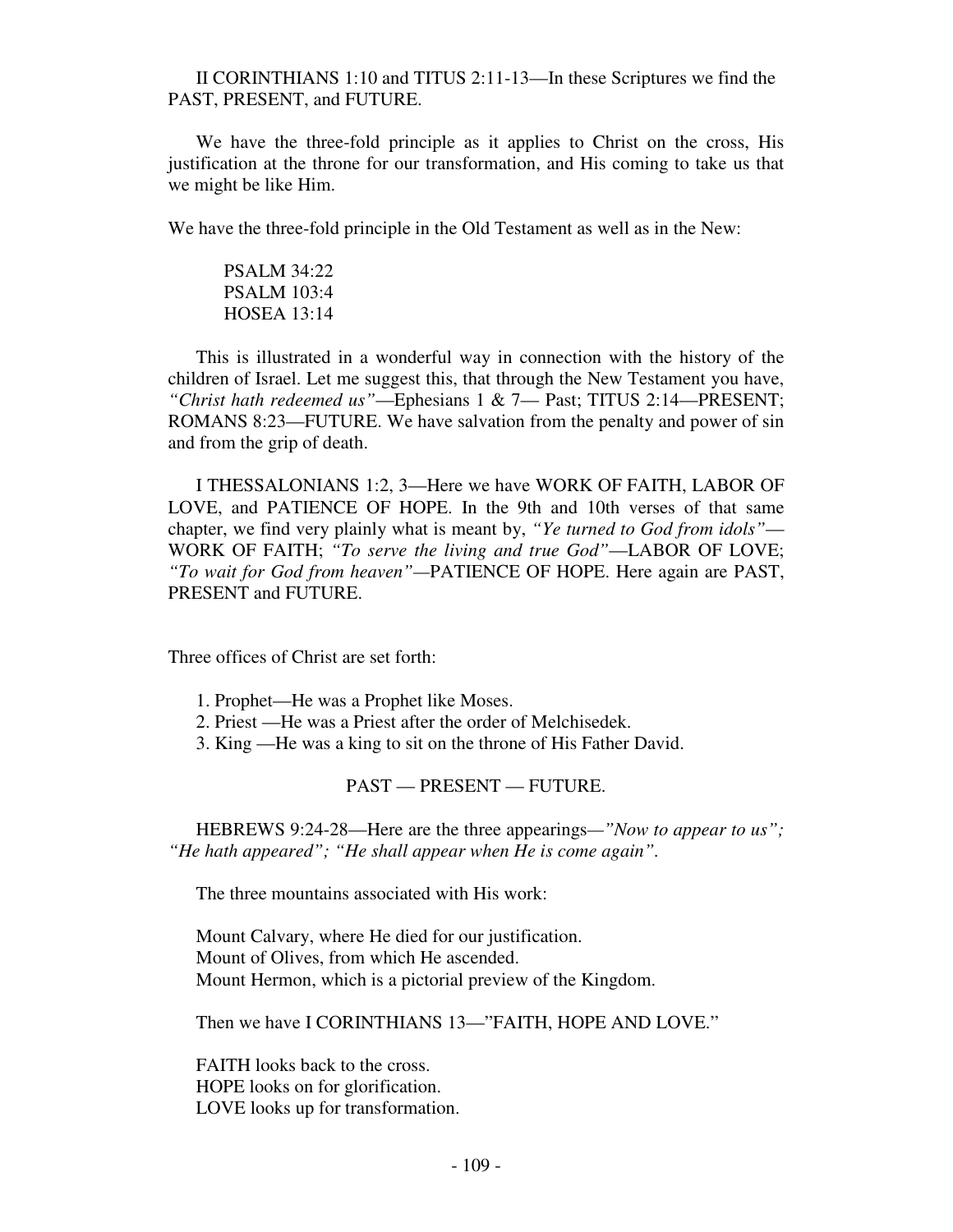II CORINTHIANS 1:10 and TITUS 2:11-13—In these Scriptures we find the PAST, PRESENT, and FUTURE.

We have the three-fold principle as it applies to Christ on the cross, His justification at the throne for our transformation, and His coming to take us that we might be like Him.

We have the three-fold principle in the Old Testament as well as in the New:

PSALM 34:22
PSALM 103:4
HOSEA 13:14

This is illustrated in a wonderful way in connection with the history of the children of Israel. Let me suggest this, that through the New Testament you have, *"Christ hath redeemed us"*—Ephesians 1 & 7— Past; TITUS 2:14—PRESENT; ROMANS 8:23—FUTURE. We have salvation from the penalty and power of sin and from the grip of death.

I THESSALONIANS 1:2, 3—Here we have WORK OF FAITH, LABOR OF LOVE, and PATIENCE OF HOPE. In the 9th and 10th verses of that same chapter, we find very plainly what is meant by, *"Ye turned to God from idols"*—WORK OF FAITH; *"To serve the living and true God"*—LABOR OF LOVE; *"To wait for God from heaven"*—PATIENCE OF HOPE. Here again are PAST, PRESENT and FUTURE.

Three offices of Christ are set forth:

1. Prophet—He was a Prophet like Moses.
2. Priest —He was a Priest after the order of Melchisedek.
3. King —He was a king to sit on the throne of His Father David.

PAST — PRESENT — FUTURE.

HEBREWS 9:24-28—Here are the three appearings—*"Now to appear to us"; "He hath appeared"; "He shall appear when He is come again"*.

The three mountains associated with His work:

Mount Calvary, where He died for our justification.
Mount of Olives, from which He ascended.
Mount Hermon, which is a pictorial preview of the Kingdom.

Then we have I CORINTHIANS 13—"FAITH, HOPE AND LOVE."

FAITH looks back to the cross.
HOPE looks on for glorification.
LOVE looks up for transformation.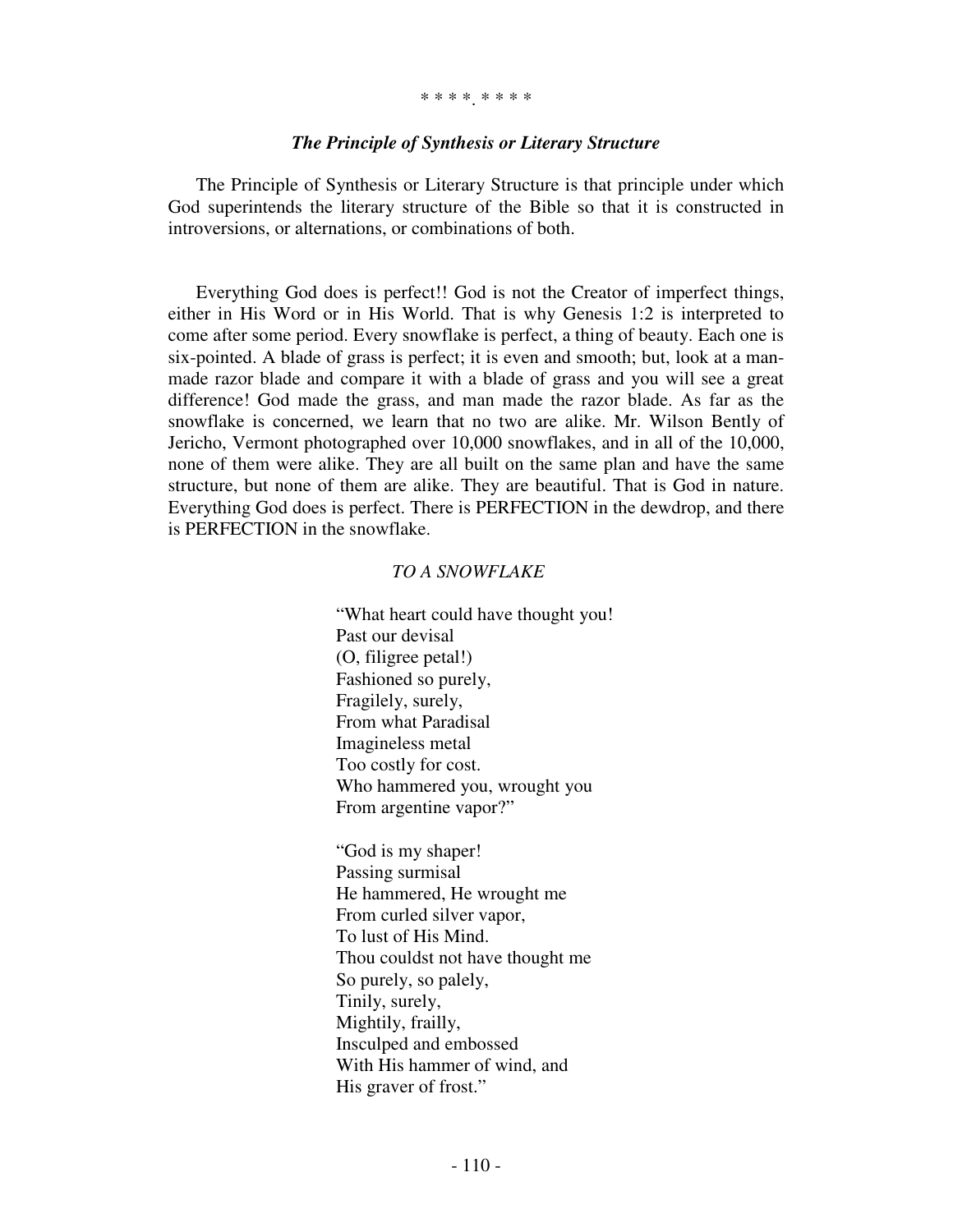\* \* \* \*. \* \* \* \*

### *The Principle of Synthesis or Literary Structure*

The Principle of Synthesis or Literary Structure is that principle under which God superintends the literary structure of the Bible so that it is constructed in introversions, or alternations, or combinations of both.

Everything God does is perfect!! God is not the Creator of imperfect things, either in His Word or in His World. That is why Genesis 1:2 is interpreted to come after some period. Every snowflake is perfect, a thing of beauty. Each one is six-pointed. A blade of grass is perfect; it is even and smooth; but, look at a man-made razor blade and compare it with a blade of grass and you will see a great difference! God made the grass, and man made the razor blade. As far as the snowflake is concerned, we learn that no two are alike. Mr. Wilson Bently of Jericho, Vermont photographed over 10,000 snowflakes, and in all of the 10,000, none of them were alike. They are all built on the same plan and have the same structure, but none of them are alike. They are beautiful. That is God in nature. Everything God does is perfect. There is PERFECTION in the dewdrop, and there is PERFECTION in the snowflake.

*TO A SNOWFLAKE*

"What heart could have thought you!  
Past our devisal  
(O, filigree petal!)  
Fashioned so purely,  
Fragilely, surely,  
From what Paradisal  
Imagineless metal  
Too costly for cost.  
Who hammered you, wrought you  
From argentine vapor?"

"God is my shaper!  
Passing surmisal  
He hammered, He wrought me  
From curled silver vapor,  
To lust of His Mind.  
Thou couldst not have thought me  
So purely, so palely,  
Tinily, surely,  
Mightily, frailly,  
Insculped and embossed  
With His hammer of wind, and  
His graver of frost."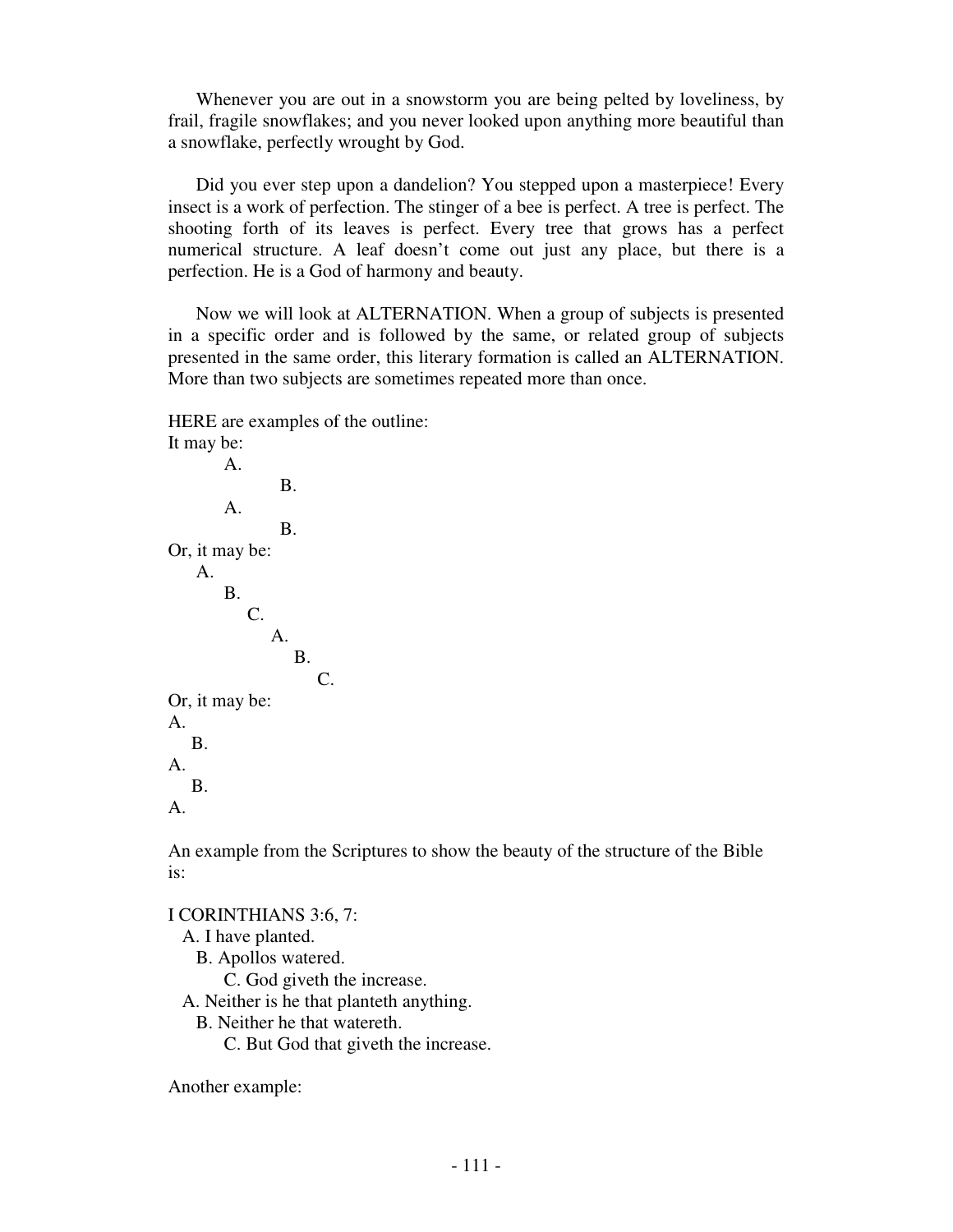Whenever you are out in a snowstorm you are being pelted by loveliness, by frail, fragile snowflakes; and you never looked upon anything more beautiful than a snowflake, perfectly wrought by God.

Did you ever step upon a dandelion? You stepped upon a masterpiece! Every insect is a work of perfection. The stinger of a bee is perfect. A tree is perfect. The shooting forth of its leaves is perfect. Every tree that grows has a perfect numerical structure. A leaf doesn't come out just any place, but there is a perfection. He is a God of harmony and beauty.

Now we will look at ALTERNATION. When a group of subjects is presented in a specific order and is followed by the same, or related group of subjects presented in the same order, this literary formation is called an ALTERNATION. More than two subjects are sometimes repeated more than once.

HERE are examples of the outline:

It may be:

```
    A.
         B.
    A.
         B.
```

Or, it may be:

```
  A.
    B.
      C.
        A.
          B.
            C.
```

Or, it may be:

```
A.
  B.
A.
  B.
A.
```

An example from the Scriptures to show the beauty of the structure of the Bible is:

I CORINTHIANS 3:6, 7:

```
A. I have planted.
  B. Apollos watered.
     C. God giveth the increase.
A. Neither is he that planteth anything.
  B. Neither he that watereth.
     C. But God that giveth the increase.
```

Another example: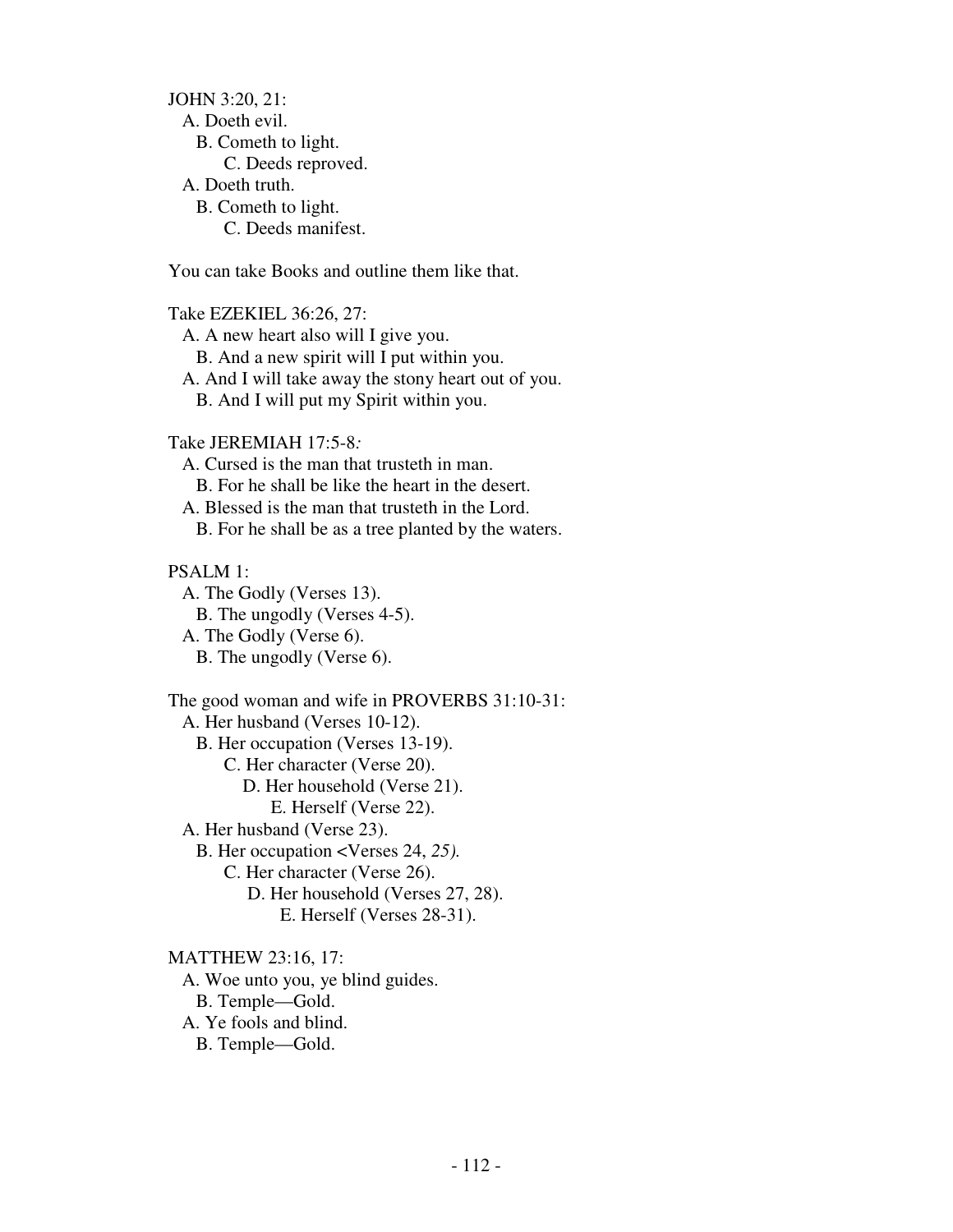JOHN 3:20, 21:

- A. Doeth evil.
    - B. Cometh to light.
        - C. Deeds reproved.
- A. Doeth truth.
    - B. Cometh to light.
        - C. Deeds manifest.

You can take Books and outline them like that.

Take EZEKIEL 36:26, 27:

- A. A new heart also will I give you.
    - B. And a new spirit will I put within you.
- A. And I will take away the stony heart out of you.
    - B. And I will put my Spirit within you.

Take JEREMIAH 17:5-8*:*

- A. Cursed is the man that trusteth in man.
    - B. For he shall be like the heart in the desert.
- A. Blessed is the man that trusteth in the Lord.
    - B. For he shall be as a tree planted by the waters.

PSALM 1:

- A. The Godly (Verses 13).
    - B. The ungodly (Verses 4-5).
- A. The Godly (Verse 6).
    - B. The ungodly (Verse 6).

The good woman and wife in PROVERBS 31:10-31:

- A. Her husband (Verses 10-12).
    - B. Her occupation (Verses 13-19).
        - C. Her character (Verse 20).
            - D. Her household (Verse 21).
                - E. Herself (Verse 22).
- A. Her husband (Verse 23).
    - B. Her occupation <Verses 24, *25).*
        - C. Her character (Verse 26).
            - D. Her household (Verses 27, 28).
                - E. Herself (Verses 28-31).

MATTHEW 23:16, 17:

- A. Woe unto you, ye blind guides.
    - B. Temple—Gold.
- A. Ye fools and blind.
    - B. Temple—Gold.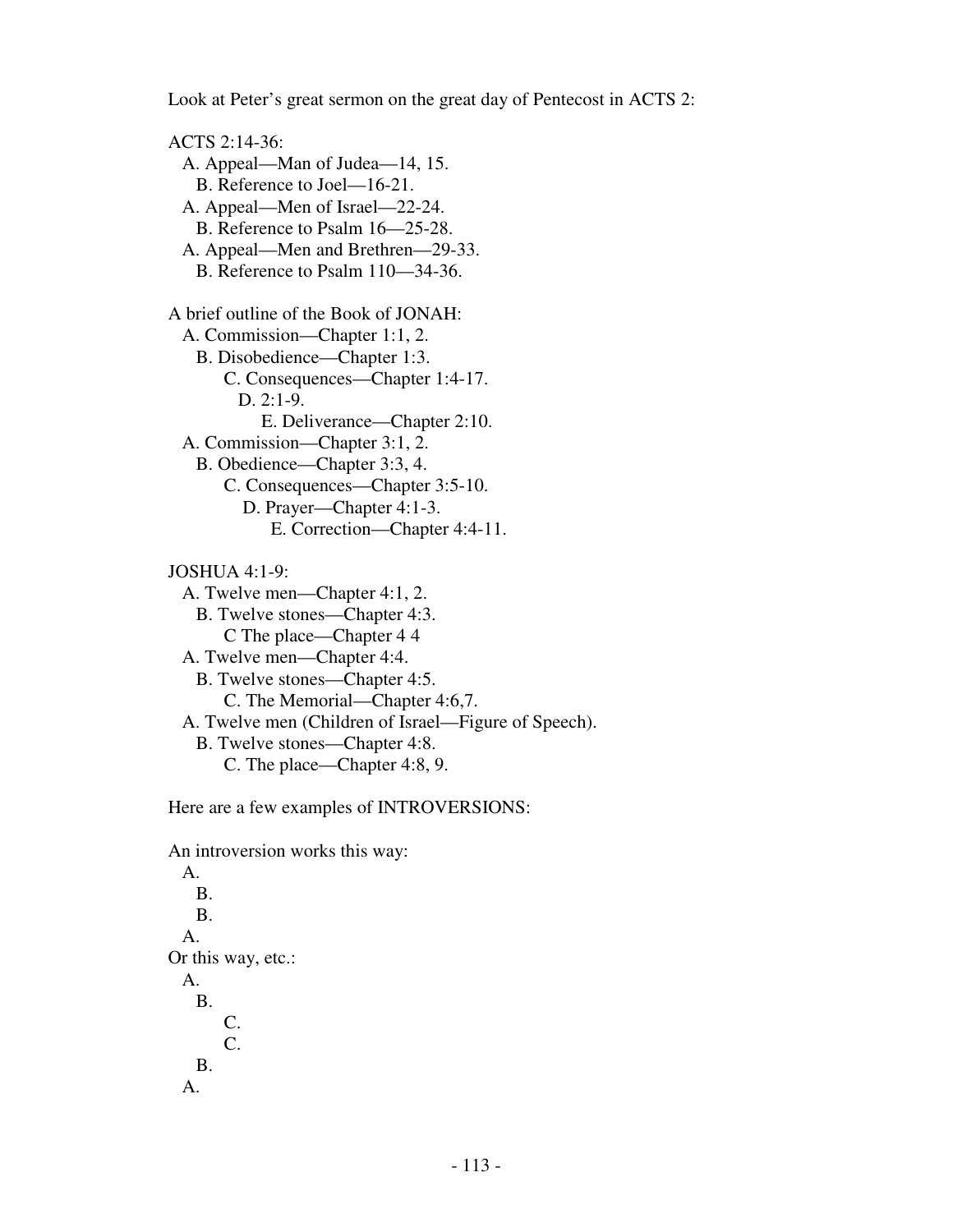Look at Peter's great sermon on the great day of Pentecost in ACTS 2:

ACTS 2:14-36:

- A. Appeal—Man of Judea—14, 15.
  - B. Reference to Joel—16-21.
- A. Appeal—Men of Israel—22-24.
  - B. Reference to Psalm 16—25-28.
- A. Appeal—Men and Brethren—29-33.
  - B. Reference to Psalm 110—34-36.

A brief outline of the Book of JONAH:

- A. Commission—Chapter 1:1, 2.
  - B. Disobedience—Chapter 1:3.
    - C. Consequences—Chapter 1:4-17.
      - D. 2:1-9.
        - E. Deliverance—Chapter 2:10.
- A. Commission—Chapter 3:1, 2.
  - B. Obedience—Chapter 3:3, 4.
    - C. Consequences—Chapter 3:5-10.
      - D. Prayer—Chapter 4:1-3.
        - E. Correction—Chapter 4:4-11.

JOSHUA 4:1-9:

- A. Twelve men—Chapter 4:1, 2.
  - B. Twelve stones—Chapter 4:3.
    - C The place—Chapter 4 4
- A. Twelve men—Chapter 4:4.
  - B. Twelve stones—Chapter 4:5.
    - C. The Memorial—Chapter 4:6,7.
- A. Twelve men (Children of Israel—Figure of Speech).
  - B. Twelve stones—Chapter 4:8.
    - C. The place—Chapter 4:8, 9.

Here are a few examples of INTROVERSIONS:

An introversion works this way:

- A.
  - B.
  - B.
- A.

Or this way, etc.:

- A.
  - B.
    - C.
    - C.
  - B.
- A.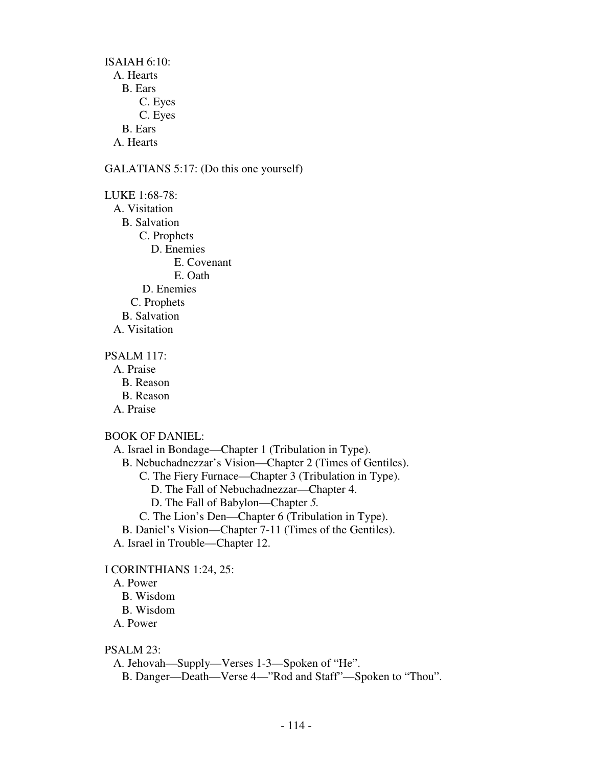ISAIAH 6:10:

- A. Hearts
  - B. Ears
    - C. Eyes
    - C. Eyes
  - B. Ears
- A. Hearts

GALATIANS 5:17: (Do this one yourself)

LUKE 1:68-78:

- A. Visitation
  - B. Salvation
    - C. Prophets
      - D. Enemies
        - E. Covenant
        - E. Oath
      - D. Enemies
    - C. Prophets
  - B. Salvation
- A. Visitation

PSALM 117:

- A. Praise
  - B. Reason
  - B. Reason
- A. Praise

BOOK OF DANIEL:

- A. Israel in Bondage—Chapter 1 (Tribulation in Type).
  - B. Nebuchadnezzar's Vision—Chapter 2 (Times of Gentiles).
    - C. The Fiery Furnace—Chapter 3 (Tribulation in Type).
      - D. The Fall of Nebuchadnezzar—Chapter 4.
      - D. The Fall of Babylon—Chapter *5.*
    - C. The Lion's Den—Chapter 6 (Tribulation in Type).
  - B. Daniel's Vision—Chapter 7-11 (Times of the Gentiles).
- A. Israel in Trouble—Chapter 12.

I CORINTHIANS 1:24, 25:

- A. Power
  - B. Wisdom
  - B. Wisdom
- A. Power

PSALM 23:

- A. Jehovah—Supply—Verses 1-3—Spoken of "He".
  - B. Danger—Death—Verse 4—"Rod and Staff"—Spoken to "Thou".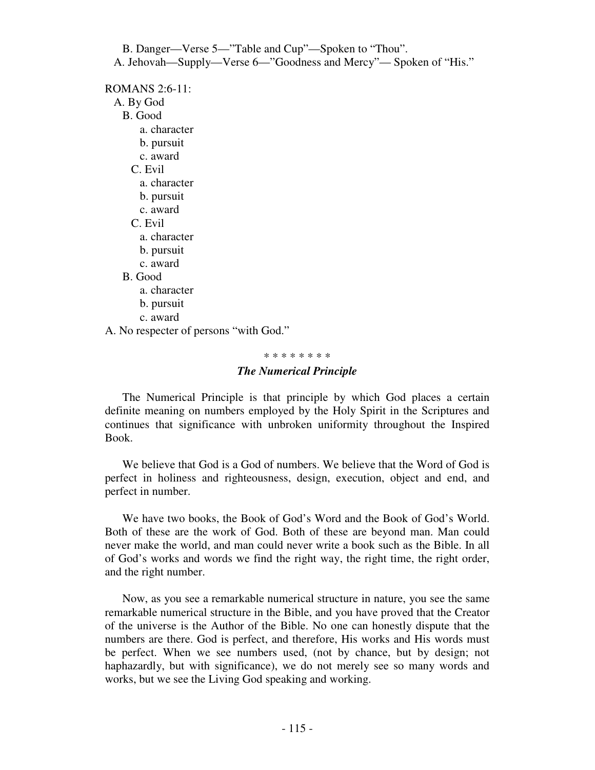B. Danger—Verse 5—"Table and Cup"—Spoken to "Thou".
A. Jehovah—Supply—Verse 6—"Goodness and Mercy"— Spoken of "His."

ROMANS 2:6-11:

- A. By God
  - B. Good
    - a. character
    - b. pursuit
    - c. award
    - C. Evil
      - a. character
      - b. pursuit
      - c. award
    - C. Evil
      - a. character
      - b. pursuit
      - c. award
  - B. Good
    - a. character
    - b. pursuit
    - c. award
- A. No respecter of persons "with God."

\* \* \* \* \* \* \* \*

### *The Numerical Principle*

The Numerical Principle is that principle by which God places a certain definite meaning on numbers employed by the Holy Spirit in the Scriptures and continues that significance with unbroken uniformity throughout the Inspired Book.

We believe that God is a God of numbers. We believe that the Word of God is perfect in holiness and righteousness, design, execution, object and end, and perfect in number.

We have two books, the Book of God's Word and the Book of God's World. Both of these are the work of God. Both of these are beyond man. Man could never make the world, and man could never write a book such as the Bible. In all of God's works and words we find the right way, the right time, the right order, and the right number.

Now, as you see a remarkable numerical structure in nature, you see the same remarkable numerical structure in the Bible, and you have proved that the Creator of the universe is the Author of the Bible. No one can honestly dispute that the numbers are there. God is perfect, and therefore, His works and His words must be perfect. When we see numbers used, (not by chance, but by design; not haphazardly, but with significance), we do not merely see so many words and works, but we see the Living God speaking and working.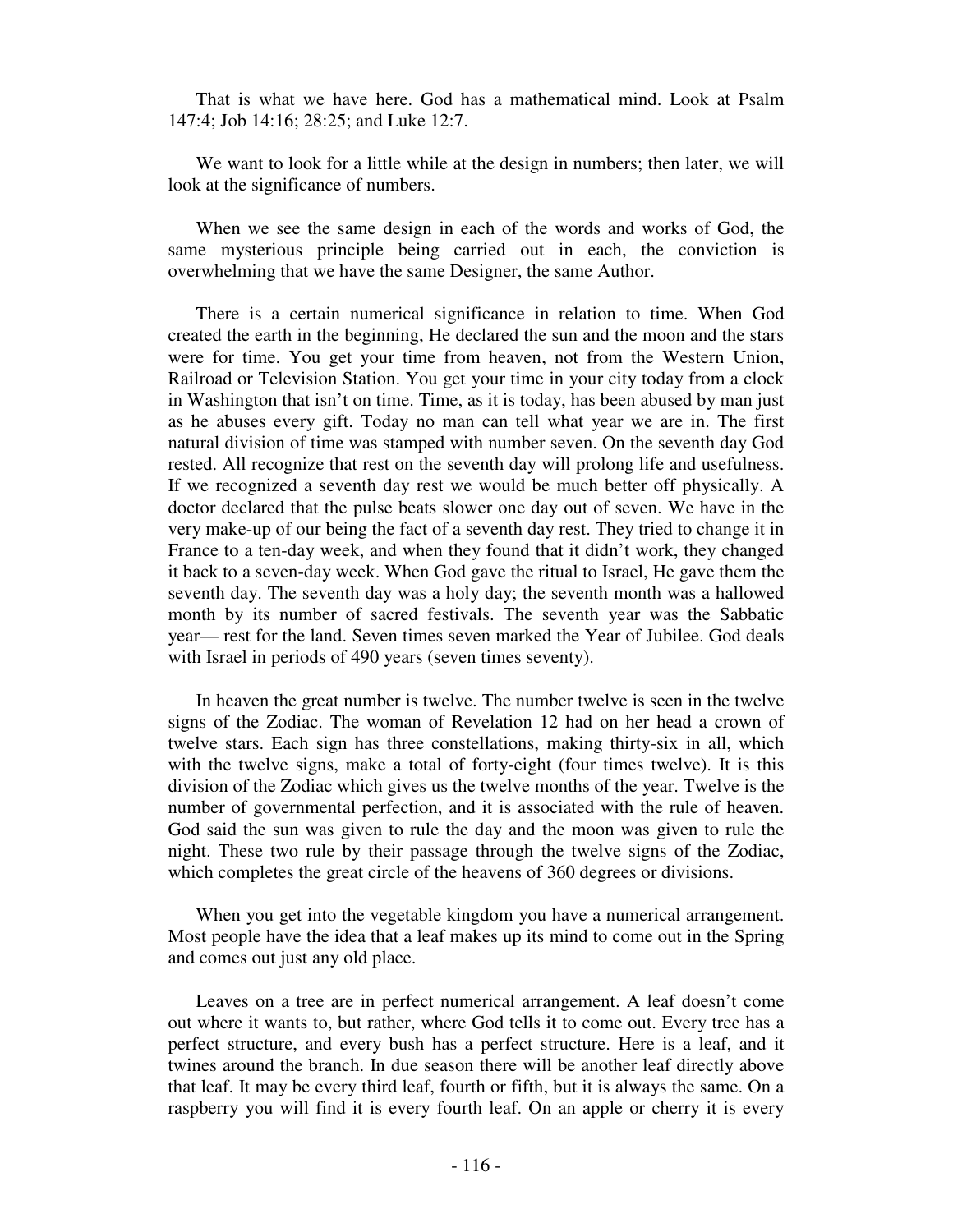That is what we have here. God has a mathematical mind. Look at Psalm 147:4; Job 14:16; 28:25; and Luke 12:7.

We want to look for a little while at the design in numbers; then later, we will look at the significance of numbers.

When we see the same design in each of the words and works of God, the same mysterious principle being carried out in each, the conviction is overwhelming that we have the same Designer, the same Author.

There is a certain numerical significance in relation to time. When God created the earth in the beginning, He declared the sun and the moon and the stars were for time. You get your time from heaven, not from the Western Union, Railroad or Television Station. You get your time in your city today from a clock in Washington that isn't on time. Time, as it is today, has been abused by man just as he abuses every gift. Today no man can tell what year we are in. The first natural division of time was stamped with number seven. On the seventh day God rested. All recognize that rest on the seventh day will prolong life and usefulness. If we recognized a seventh day rest we would be much better off physically. A doctor declared that the pulse beats slower one day out of seven. We have in the very make-up of our being the fact of a seventh day rest. They tried to change it in France to a ten-day week, and when they found that it didn't work, they changed it back to a seven-day week. When God gave the ritual to Israel, He gave them the seventh day. The seventh day was a holy day; the seventh month was a hallowed month by its number of sacred festivals. The seventh year was the Sabbatic year— rest for the land. Seven times seven marked the Year of Jubilee. God deals with Israel in periods of 490 years (seven times seventy).

In heaven the great number is twelve. The number twelve is seen in the twelve signs of the Zodiac. The woman of Revelation 12 had on her head a crown of twelve stars. Each sign has three constellations, making thirty-six in all, which with the twelve signs, make a total of forty-eight (four times twelve). It is this division of the Zodiac which gives us the twelve months of the year. Twelve is the number of governmental perfection, and it is associated with the rule of heaven. God said the sun was given to rule the day and the moon was given to rule the night. These two rule by their passage through the twelve signs of the Zodiac, which completes the great circle of the heavens of 360 degrees or divisions.

When you get into the vegetable kingdom you have a numerical arrangement. Most people have the idea that a leaf makes up its mind to come out in the Spring and comes out just any old place.

Leaves on a tree are in perfect numerical arrangement. A leaf doesn't come out where it wants to, but rather, where God tells it to come out. Every tree has a perfect structure, and every bush has a perfect structure. Here is a leaf, and it twines around the branch. In due season there will be another leaf directly above that leaf. It may be every third leaf, fourth or fifth, but it is always the same. On a raspberry you will find it is every fourth leaf. On an apple or cherry it is every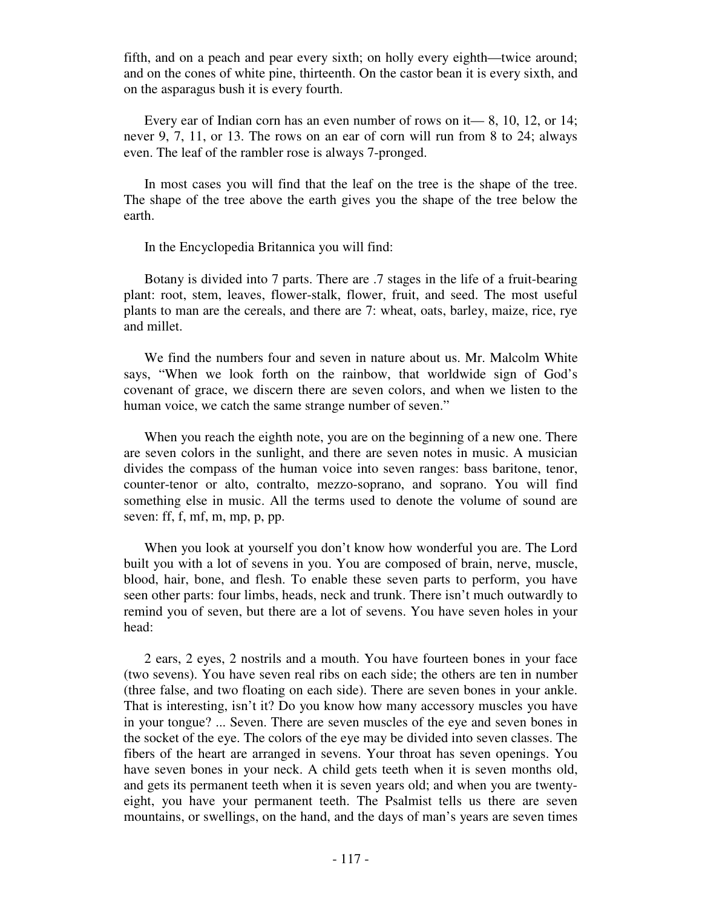fifth, and on a peach and pear every sixth; on holly every eighth—twice around; and on the cones of white pine, thirteenth. On the castor bean it is every sixth, and on the asparagus bush it is every fourth.

Every ear of Indian corn has an even number of rows on it— 8, 10, 12, or 14; never 9, 7, 11, or 13. The rows on an ear of corn will run from 8 to 24; always even. The leaf of the rambler rose is always 7-pronged.

In most cases you will find that the leaf on the tree is the shape of the tree. The shape of the tree above the earth gives you the shape of the tree below the earth.

In the Encyclopedia Britannica you will find:

Botany is divided into 7 parts. There are .7 stages in the life of a fruit-bearing plant: root, stem, leaves, flower-stalk, flower, fruit, and seed. The most useful plants to man are the cereals, and there are 7: wheat, oats, barley, maize, rice, rye and millet.

We find the numbers four and seven in nature about us. Mr. Malcolm White says, "When we look forth on the rainbow, that worldwide sign of God's covenant of grace, we discern there are seven colors, and when we listen to the human voice, we catch the same strange number of seven."

When you reach the eighth note, you are on the beginning of a new one. There are seven colors in the sunlight, and there are seven notes in music. A musician divides the compass of the human voice into seven ranges: bass baritone, tenor, counter-tenor or alto, contralto, mezzo-soprano, and soprano. You will find something else in music. All the terms used to denote the volume of sound are seven: ff, f, mf, m, mp, p, pp.

When you look at yourself you don't know how wonderful you are. The Lord built you with a lot of sevens in you. You are composed of brain, nerve, muscle, blood, hair, bone, and flesh. To enable these seven parts to perform, you have seen other parts: four limbs, heads, neck and trunk. There isn't much outwardly to remind you of seven, but there are a lot of sevens. You have seven holes in your head:

2 ears, 2 eyes, 2 nostrils and a mouth. You have fourteen bones in your face (two sevens). You have seven real ribs on each side; the others are ten in number (three false, and two floating on each side). There are seven bones in your ankle. That is interesting, isn't it? Do you know how many accessory muscles you have in your tongue? ... Seven. There are seven muscles of the eye and seven bones in the socket of the eye. The colors of the eye may be divided into seven classes. The fibers of the heart are arranged in sevens. Your throat has seven openings. You have seven bones in your neck. A child gets teeth when it is seven months old, and gets its permanent teeth when it is seven years old; and when you are twenty-eight, you have your permanent teeth. The Psalmist tells us there are seven mountains, or swellings, on the hand, and the days of man's years are seven times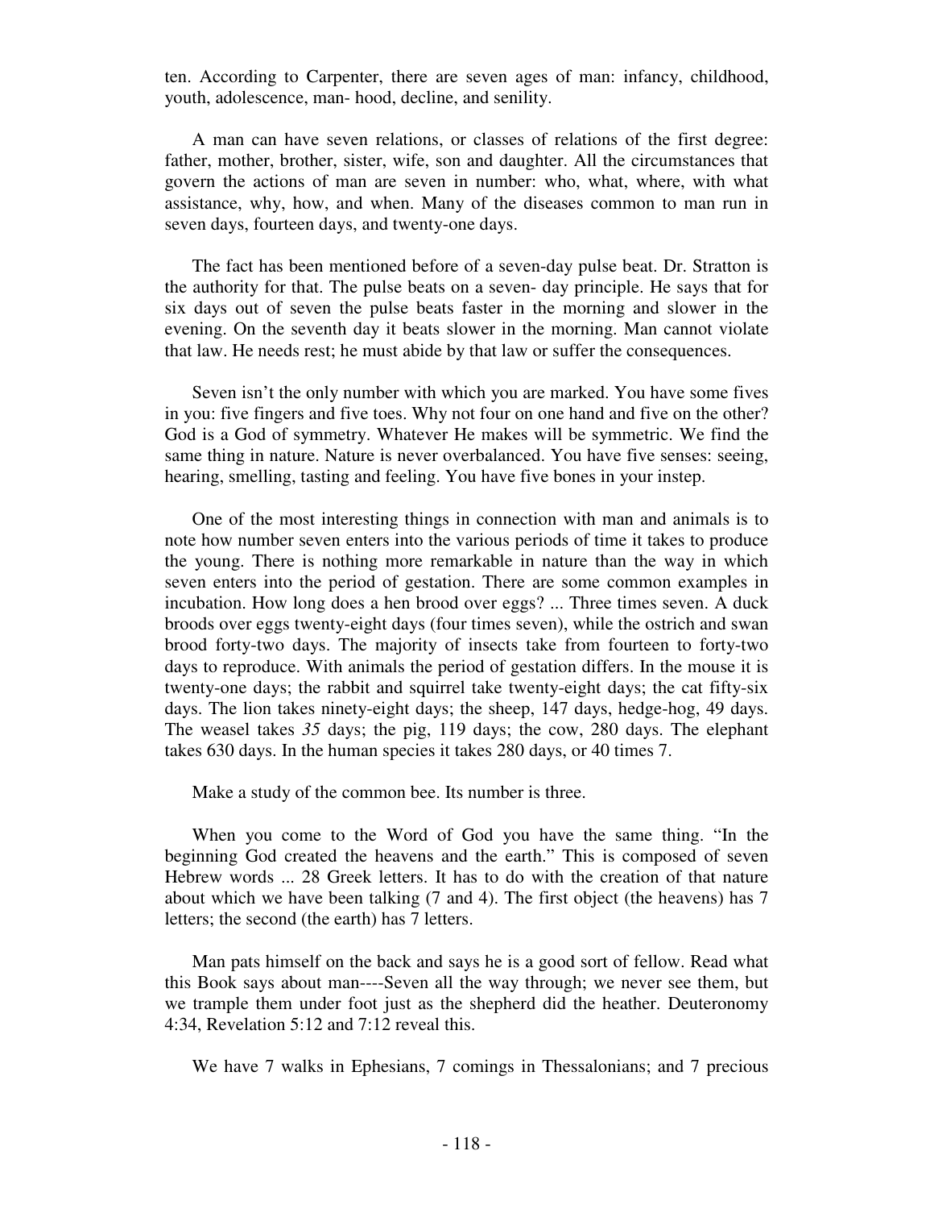ten. According to Carpenter, there are seven ages of man: infancy, childhood, youth, adolescence, man- hood, decline, and senility.

A man can have seven relations, or classes of relations of the first degree: father, mother, brother, sister, wife, son and daughter. All the circumstances that govern the actions of man are seven in number: who, what, where, with what assistance, why, how, and when. Many of the diseases common to man run in seven days, fourteen days, and twenty-one days.

The fact has been mentioned before of a seven-day pulse beat. Dr. Stratton is the authority for that. The pulse beats on a seven- day principle. He says that for six days out of seven the pulse beats faster in the morning and slower in the evening. On the seventh day it beats slower in the morning. Man cannot violate that law. He needs rest; he must abide by that law or suffer the consequences.

Seven isn't the only number with which you are marked. You have some fives in you: five fingers and five toes. Why not four on one hand and five on the other? God is a God of symmetry. Whatever He makes will be symmetric. We find the same thing in nature. Nature is never overbalanced. You have five senses: seeing, hearing, smelling, tasting and feeling. You have five bones in your instep.

One of the most interesting things in connection with man and animals is to note how number seven enters into the various periods of time it takes to produce the young. There is nothing more remarkable in nature than the way in which seven enters into the period of gestation. There are some common examples in incubation. How long does a hen brood over eggs? ... Three times seven. A duck broods over eggs twenty-eight days (four times seven), while the ostrich and swan brood forty-two days. The majority of insects take from fourteen to forty-two days to reproduce. With animals the period of gestation differs. In the mouse it is twenty-one days; the rabbit and squirrel take twenty-eight days; the cat fifty-six days. The lion takes ninety-eight days; the sheep, 147 days, hedge-hog, 49 days. The weasel takes *35* days; the pig, 119 days; the cow, 280 days. The elephant takes 630 days. In the human species it takes 280 days, or 40 times 7.

Make a study of the common bee. Its number is three.

When you come to the Word of God you have the same thing. "In the beginning God created the heavens and the earth." This is composed of seven Hebrew words ... 28 Greek letters. It has to do with the creation of that nature about which we have been talking (7 and 4). The first object (the heavens) has 7 letters; the second (the earth) has 7 letters.

Man pats himself on the back and says he is a good sort of fellow. Read what this Book says about man----Seven all the way through; we never see them, but we trample them under foot just as the shepherd did the heather. Deuteronomy 4:34, Revelation 5:12 and 7:12 reveal this.

We have 7 walks in Ephesians, 7 comings in Thessalonians; and 7 precious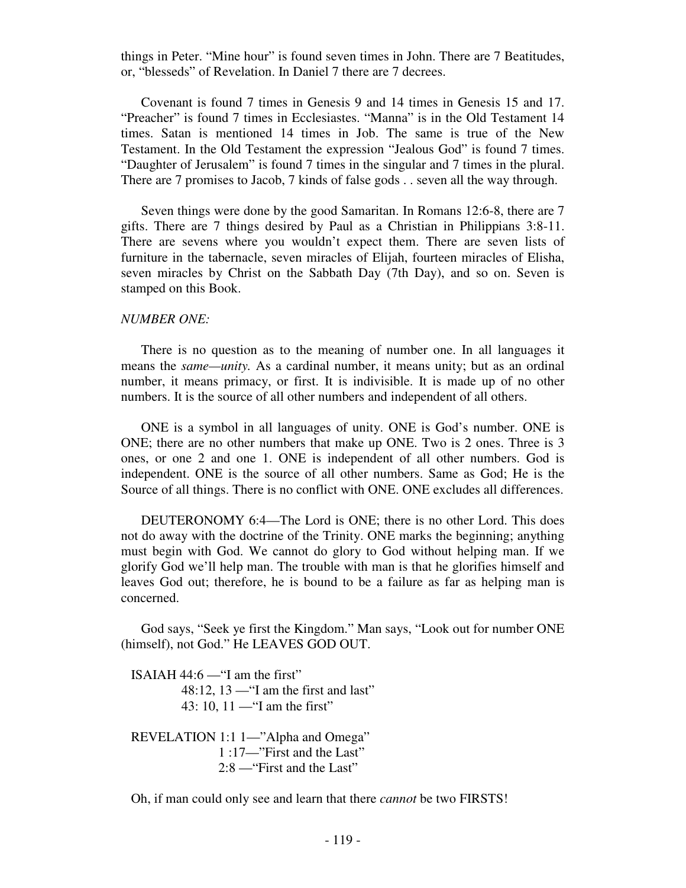things in Peter. "Mine hour" is found seven times in John. There are 7 Beatitudes, or, "blesseds" of Revelation. In Daniel 7 there are 7 decrees.

Covenant is found 7 times in Genesis 9 and 14 times in Genesis 15 and 17. "Preacher" is found 7 times in Ecclesiastes. "Manna" is in the Old Testament 14 times. Satan is mentioned 14 times in Job. The same is true of the New Testament. In the Old Testament the expression "Jealous God" is found 7 times. "Daughter of Jerusalem" is found 7 times in the singular and 7 times in the plural. There are 7 promises to Jacob, 7 kinds of false gods . . seven all the way through.

Seven things were done by the good Samaritan. In Romans 12:6-8, there are 7 gifts. There are 7 things desired by Paul as a Christian in Philippians 3:8-11. There are sevens where you wouldn't expect them. There are seven lists of furniture in the tabernacle, seven miracles of Elijah, fourteen miracles of Elisha, seven miracles by Christ on the Sabbath Day (7th Day), and so on. Seven is stamped on this Book.

*NUMBER ONE:*

There is no question as to the meaning of number one. In all languages it means the *same—unity.* As a cardinal number, it means unity; but as an ordinal number, it means primacy, or first. It is indivisible. It is made up of no other numbers. It is the source of all other numbers and independent of all others.

ONE is a symbol in all languages of unity. ONE is God's number. ONE is ONE; there are no other numbers that make up ONE. Two is 2 ones. Three is 3 ones, or one 2 and one 1. ONE is independent of all other numbers. God is independent. ONE is the source of all other numbers. Same as God; He is the Source of all things. There is no conflict with ONE. ONE excludes all differences.

DEUTERONOMY 6:4—The Lord is ONE; there is no other Lord. This does not do away with the doctrine of the Trinity. ONE marks the beginning; anything must begin with God. We cannot do glory to God without helping man. If we glorify God we'll help man. The trouble with man is that he glorifies himself and leaves God out; therefore, he is bound to be a failure as far as helping man is concerned.

God says, "Seek ye first the Kingdom." Man says, "Look out for number ONE (himself), not God." He LEAVES GOD OUT.

ISAIAH 44:6 —"I am the first"
48:12, 13 —"I am the first and last"
43: 10, 11 —"I am the first"

REVELATION 1:1 1—"Alpha and Omega"
1 :17—"First and the Last"
2:8 —"First and the Last"

Oh, if man could only see and learn that there *cannot* be two FIRSTS!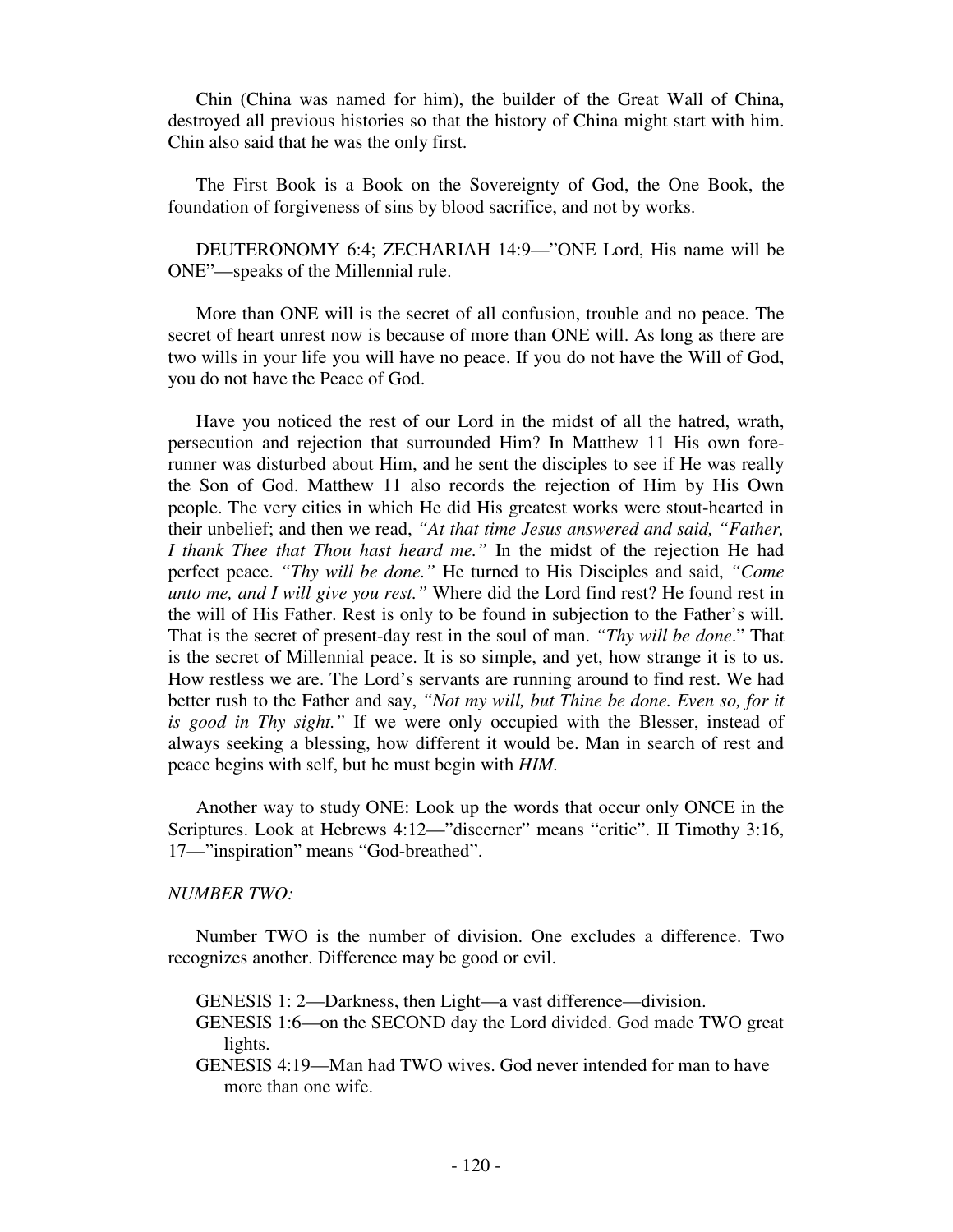Chin (China was named for him), the builder of the Great Wall of China, destroyed all previous histories so that the history of China might start with him. Chin also said that he was the only first.

The First Book is a Book on the Sovereignty of God, the One Book, the foundation of forgiveness of sins by blood sacrifice, and not by works.

DEUTERONOMY 6:4; ZECHARIAH 14:9—"ONE Lord, His name will be ONE"—speaks of the Millennial rule.

More than ONE will is the secret of all confusion, trouble and no peace. The secret of heart unrest now is because of more than ONE will. As long as there are two wills in your life you will have no peace. If you do not have the Will of God, you do not have the Peace of God.

Have you noticed the rest of our Lord in the midst of all the hatred, wrath, persecution and rejection that surrounded Him? In Matthew 11 His own fore-runner was disturbed about Him, and he sent the disciples to see if He was really the Son of God. Matthew 11 also records the rejection of Him by His Own people. The very cities in which He did His greatest works were stout-hearted in their unbelief; and then we read, *"At that time Jesus answered and said, "Father, I thank Thee that Thou hast heard me."* In the midst of the rejection He had perfect peace. *"Thy will be done."* He turned to His Disciples and said, *"Come unto me, and I will give you rest."* Where did the Lord find rest? He found rest in the will of His Father. Rest is only to be found in subjection to the Father's will. That is the secret of present-day rest in the soul of man. *"Thy will be done*." That is the secret of Millennial peace. It is so simple, and yet, how strange it is to us. How restless we are. The Lord's servants are running around to find rest. We had better rush to the Father and say, *"Not my will, but Thine be done. Even so, for it is good in Thy sight."* If we were only occupied with the Blesser, instead of always seeking a blessing, how different it would be. Man in search of rest and peace begins with self, but he must begin with *HIM.*

Another way to study ONE: Look up the words that occur only ONCE in the Scriptures. Look at Hebrews 4:12—"discerner" means "critic". II Timothy 3:16, 17—"inspiration" means "God-breathed".

*NUMBER TWO:*

Number TWO is the number of division. One excludes a difference. Two recognizes another. Difference may be good or evil.

GENESIS 1: 2—Darkness, then Light—a vast difference—division.
GENESIS 1:6—on the SECOND day the Lord divided. God made TWO great lights.
GENESIS 4:19—Man had TWO wives. God never intended for man to have more than one wife.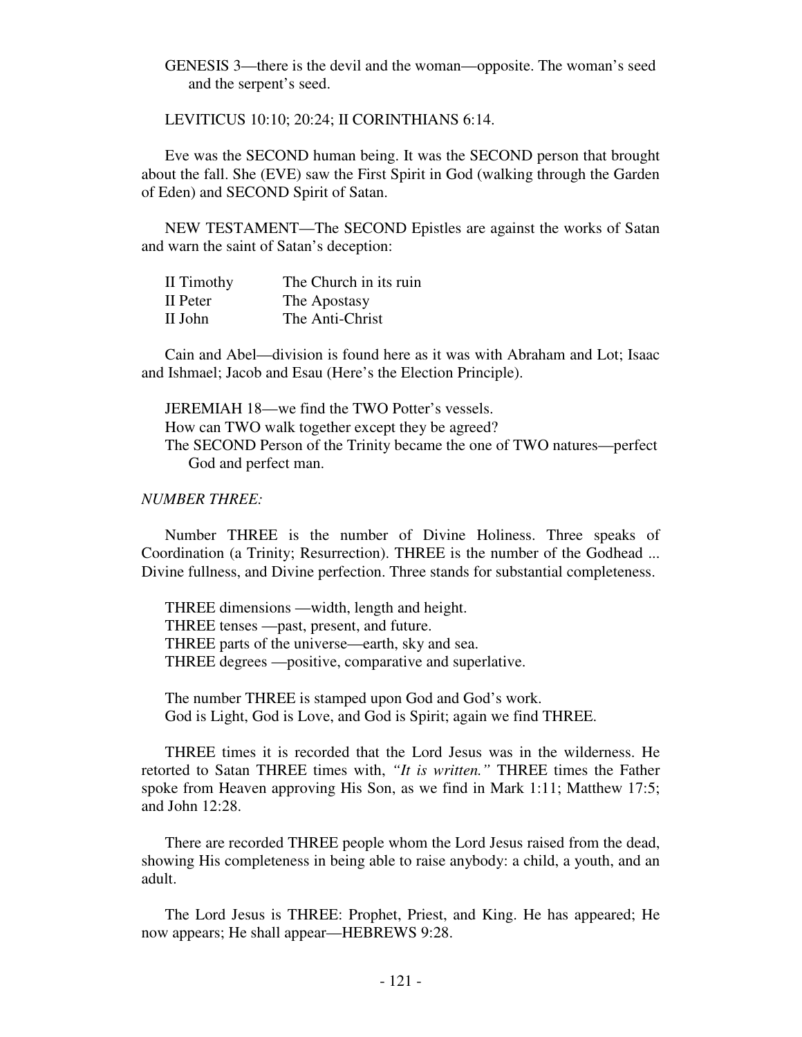GENESIS 3—there is the devil and the woman—opposite. The woman's seed and the serpent's seed.

LEVITICUS 10:10; 20:24; II CORINTHIANS 6:14.

Eve was the SECOND human being. It was the SECOND person that brought about the fall. She (EVE) saw the First Spirit in God (walking through the Garden of Eden) and SECOND Spirit of Satan.

NEW TESTAMENT—The SECOND Epistles are against the works of Satan and warn the saint of Satan's deception:

| | |
|---|---|
| II Timothy | The Church in its ruin |
| II Peter | The Apostasy |
| II John | The Anti-Christ |

Cain and Abel—division is found here as it was with Abraham and Lot; Isaac and Ishmael; Jacob and Esau (Here's the Election Principle).

JEREMIAH 18—we find the TWO Potter's vessels.
How can TWO walk together except they be agreed?
The SECOND Person of the Trinity became the one of TWO natures—perfect God and perfect man.

*NUMBER THREE:*

Number THREE is the number of Divine Holiness. Three speaks of Coordination (a Trinity; Resurrection). THREE is the number of the Godhead ... Divine fullness, and Divine perfection. Three stands for substantial completeness.

THREE dimensions —width, length and height.
THREE tenses —past, present, and future.
THREE parts of the universe—earth, sky and sea.
THREE degrees —positive, comparative and superlative.

The number THREE is stamped upon God and God's work.
God is Light, God is Love, and God is Spirit; again we find THREE.

THREE times it is recorded that the Lord Jesus was in the wilderness. He retorted to Satan THREE times with, *"It is written."* THREE times the Father spoke from Heaven approving His Son, as we find in Mark 1:11; Matthew 17:5; and John 12:28.

There are recorded THREE people whom the Lord Jesus raised from the dead, showing His completeness in being able to raise anybody: a child, a youth, and an adult.

The Lord Jesus is THREE: Prophet, Priest, and King. He has appeared; He now appears; He shall appear—HEBREWS 9:28.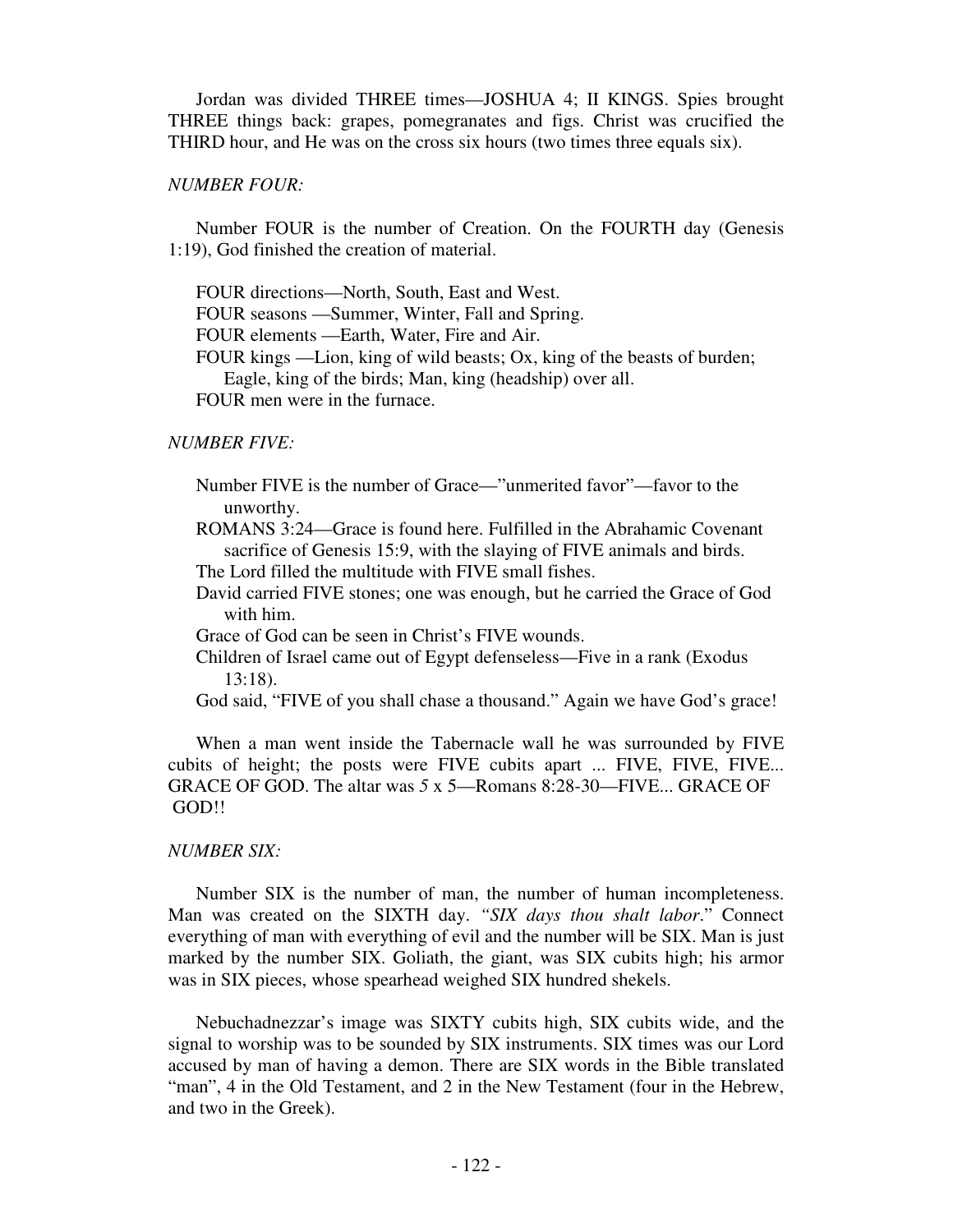Jordan was divided THREE times—JOSHUA 4; II KINGS. Spies brought THREE things back: grapes, pomegranates and figs. Christ was crucified the THIRD hour, and He was on the cross six hours (two times three equals six).

*NUMBER FOUR:*

Number FOUR is the number of Creation. On the FOURTH day (Genesis 1:19), God finished the creation of material.

FOUR directions—North, South, East and West.
FOUR seasons —Summer, Winter, Fall and Spring.
FOUR elements —Earth, Water, Fire and Air.
FOUR kings —Lion, king of wild beasts; Ox, king of the beasts of burden; Eagle, king of the birds; Man, king (headship) over all.
FOUR men were in the furnace.

*NUMBER FIVE:*

Number FIVE is the number of Grace—"unmerited favor"—favor to the unworthy.
ROMANS 3:24—Grace is found here. Fulfilled in the Abrahamic Covenant sacrifice of Genesis 15:9, with the slaying of FIVE animals and birds.
The Lord filled the multitude with FIVE small fishes.
David carried FIVE stones; one was enough, but he carried the Grace of God with him.
Grace of God can be seen in Christ's FIVE wounds.
Children of Israel came out of Egypt defenseless—Five in a rank (Exodus 13:18).
God said, "FIVE of you shall chase a thousand." Again we have God's grace!

When a man went inside the Tabernacle wall he was surrounded by FIVE cubits of height; the posts were FIVE cubits apart ... FIVE, FIVE, FIVE... GRACE OF GOD. The altar was 5 x 5—Romans 8:28-30—FIVE... GRACE OF GOD!!

*NUMBER SIX:*

Number SIX is the number of man, the number of human incompleteness. Man was created on the SIXTH day. *"SIX days thou shalt labor*." Connect everything of man with everything of evil and the number will be SIX. Man is just marked by the number SIX. Goliath, the giant, was SIX cubits high; his armor was in SIX pieces, whose spearhead weighed SIX hundred shekels.

Nebuchadnezzar's image was SIXTY cubits high, SIX cubits wide, and the signal to worship was to be sounded by SIX instruments. SIX times was our Lord accused by man of having a demon. There are SIX words in the Bible translated "man", 4 in the Old Testament, and 2 in the New Testament (four in the Hebrew, and two in the Greek).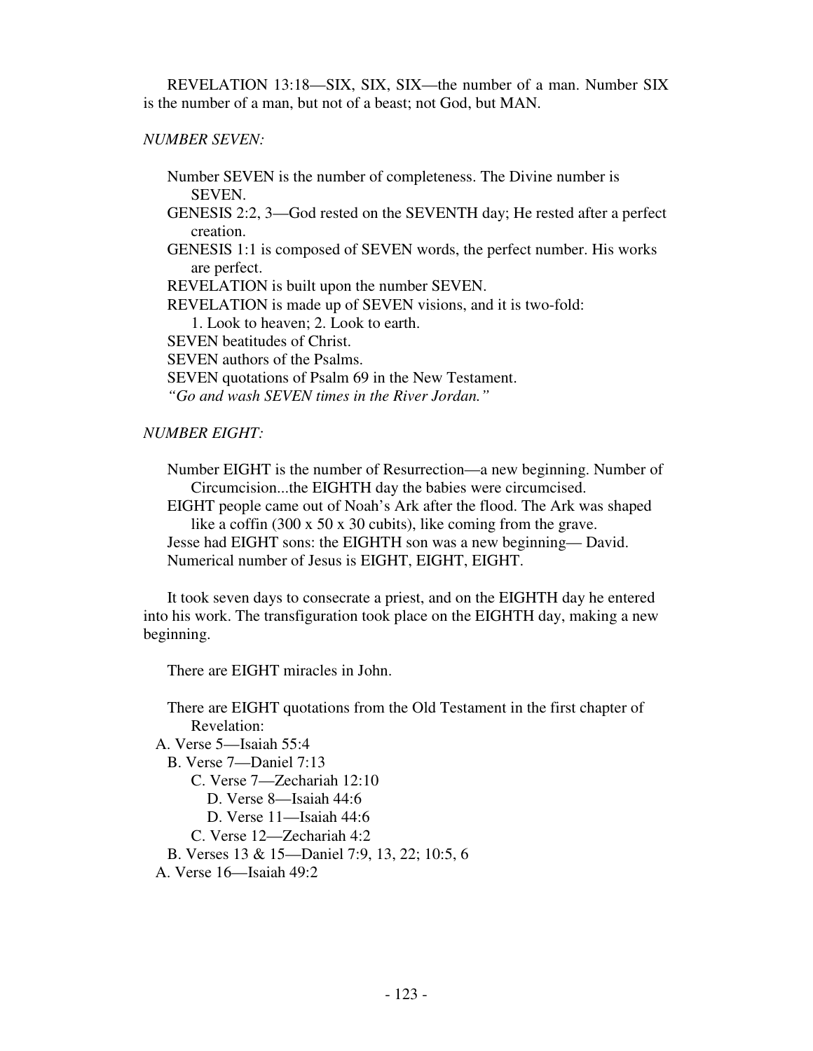REVELATION 13:18—SIX, SIX, SIX—the number of a man. Number SIX is the number of a man, but not of a beast; not God, but MAN.

*NUMBER SEVEN:*

Number SEVEN is the number of completeness. The Divine number is SEVEN.
GENESIS 2:2, 3—God rested on the SEVENTH day; He rested after a perfect creation.
GENESIS 1:1 is composed of SEVEN words, the perfect number. His works are perfect.
REVELATION is built upon the number SEVEN.
REVELATION is made up of SEVEN visions, and it is two-fold:
1. Look to heaven; 2. Look to earth.
SEVEN beatitudes of Christ.
SEVEN authors of the Psalms.
SEVEN quotations of Psalm 69 in the New Testament.
*"Go and wash SEVEN times in the River Jordan."*

*NUMBER EIGHT:*

Number EIGHT is the number of Resurrection—a new beginning. Number of Circumcision...the EIGHTH day the babies were circumcised.
EIGHT people came out of Noah's Ark after the flood. The Ark was shaped like a coffin (300 x 50 x 30 cubits), like coming from the grave.
Jesse had EIGHT sons: the EIGHTH son was a new beginning— David.
Numerical number of Jesus is EIGHT, EIGHT, EIGHT.

It took seven days to consecrate a priest, and on the EIGHTH day he entered into his work. The transfiguration took place on the EIGHTH day, making a new beginning.

There are EIGHT miracles in John.

There are EIGHT quotations from the Old Testament in the first chapter of Revelation:

A. Verse 5—Isaiah 55:4
  B. Verse 7—Daniel 7:13
    C. Verse 7—Zechariah 12:10
      D. Verse 8—Isaiah 44:6
      D. Verse 11—Isaiah 44:6
    C. Verse 12—Zechariah 4:2
  B. Verses 13 & 15—Daniel 7:9, 13, 22; 10:5, 6
A. Verse 16—Isaiah 49:2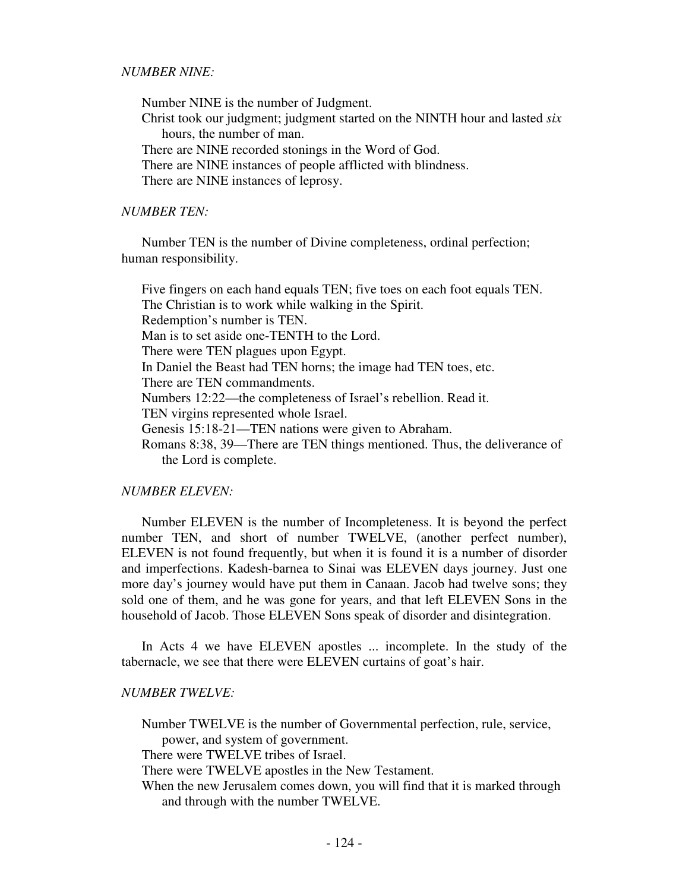*NUMBER NINE:*

Number NINE is the number of Judgment.

Christ took our judgment; judgment started on the NINTH hour and lasted *six* hours, the number of man.

There are NINE recorded stonings in the Word of God.

There are NINE instances of people afflicted with blindness.

There are NINE instances of leprosy.

*NUMBER TEN:*

Number TEN is the number of Divine completeness, ordinal perfection; human responsibility.

Five fingers on each hand equals TEN; five toes on each foot equals TEN.

The Christian is to work while walking in the Spirit.

Redemption's number is TEN.

Man is to set aside one-TENTH to the Lord.

There were TEN plagues upon Egypt.

In Daniel the Beast had TEN horns; the image had TEN toes, etc.

There are TEN commandments.

Numbers 12:22—the completeness of Israel's rebellion. Read it.

TEN virgins represented whole Israel.

Genesis 15:18-21—TEN nations were given to Abraham.

Romans 8:38, 39—There are TEN things mentioned. Thus, the deliverance of the Lord is complete.

*NUMBER ELEVEN:*

Number ELEVEN is the number of Incompleteness. It is beyond the perfect number TEN, and short of number TWELVE, (another perfect number), ELEVEN is not found frequently, but when it is found it is a number of disorder and imperfections. Kadesh-barnea to Sinai was ELEVEN days journey. Just one more day's journey would have put them in Canaan. Jacob had twelve sons; they sold one of them, and he was gone for years, and that left ELEVEN Sons in the household of Jacob. Those ELEVEN Sons speak of disorder and disintegration.

In Acts 4 we have ELEVEN apostles ... incomplete. In the study of the tabernacle, we see that there were ELEVEN curtains of goat's hair.

*NUMBER TWELVE:*

Number TWELVE is the number of Governmental perfection, rule, service, power, and system of government.

There were TWELVE tribes of Israel.

There were TWELVE apostles in the New Testament.

When the new Jerusalem comes down, you will find that it is marked through and through with the number TWELVE.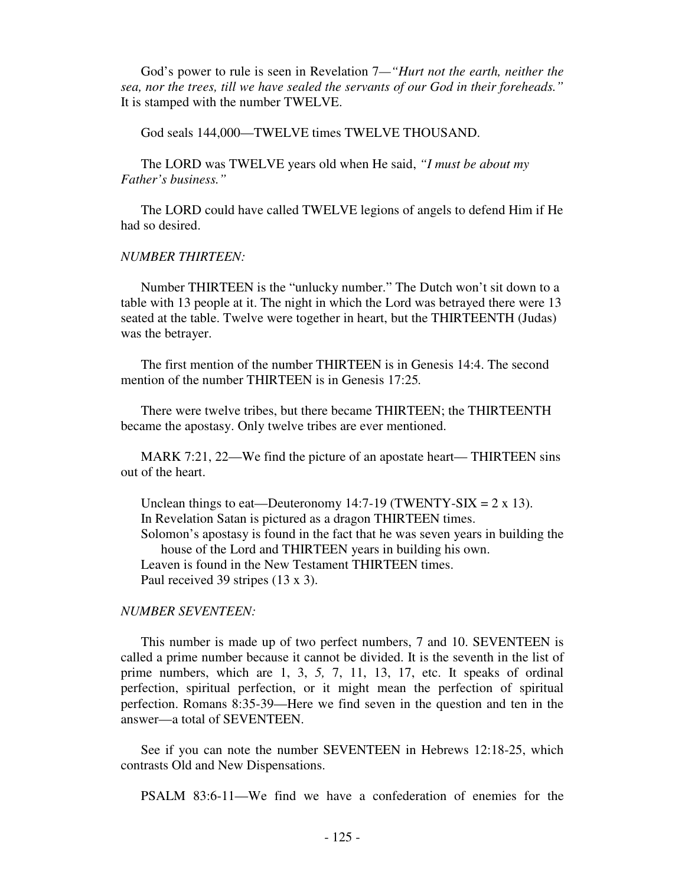God's power to rule is seen in Revelation 7—*"Hurt not the earth, neither the sea, nor the trees, till we have sealed the servants of our God in their foreheads."* It is stamped with the number TWELVE.

God seals 144,000—TWELVE times TWELVE THOUSAND.

The LORD was TWELVE years old when He said, *"I must be about my Father's business."*

The LORD could have called TWELVE legions of angels to defend Him if He had so desired.

*NUMBER THIRTEEN:*

Number THIRTEEN is the "unlucky number." The Dutch won't sit down to a table with 13 people at it. The night in which the Lord was betrayed there were 13 seated at the table. Twelve were together in heart, but the THIRTEENTH (Judas) was the betrayer.

The first mention of the number THIRTEEN is in Genesis 14:4. The second mention of the number THIRTEEN is in Genesis 17:25.

There were twelve tribes, but there became THIRTEEN; the THIRTEENTH became the apostasy. Only twelve tribes are ever mentioned.

MARK 7:21, 22—We find the picture of an apostate heart— THIRTEEN sins out of the heart.

Unclean things to eat—Deuteronomy 14:7-19 (TWENTY-SIX = 2 x 13).
In Revelation Satan is pictured as a dragon THIRTEEN times.
Solomon's apostasy is found in the fact that he was seven years in building the house of the Lord and THIRTEEN years in building his own.
Leaven is found in the New Testament THIRTEEN times.
Paul received 39 stripes (13 x 3).

*NUMBER SEVENTEEN:*

This number is made up of two perfect numbers, 7 and 10. SEVENTEEN is called a prime number because it cannot be divided. It is the seventh in the list of prime numbers, which are 1, 3, *5,* 7, 11, 13, 17, etc. It speaks of ordinal perfection, spiritual perfection, or it might mean the perfection of spiritual perfection. Romans 8:35-39—Here we find seven in the question and ten in the answer—a total of SEVENTEEN.

See if you can note the number SEVENTEEN in Hebrews 12:18-25, which contrasts Old and New Dispensations.

PSALM 83:6-11—We find we have a confederation of enemies for the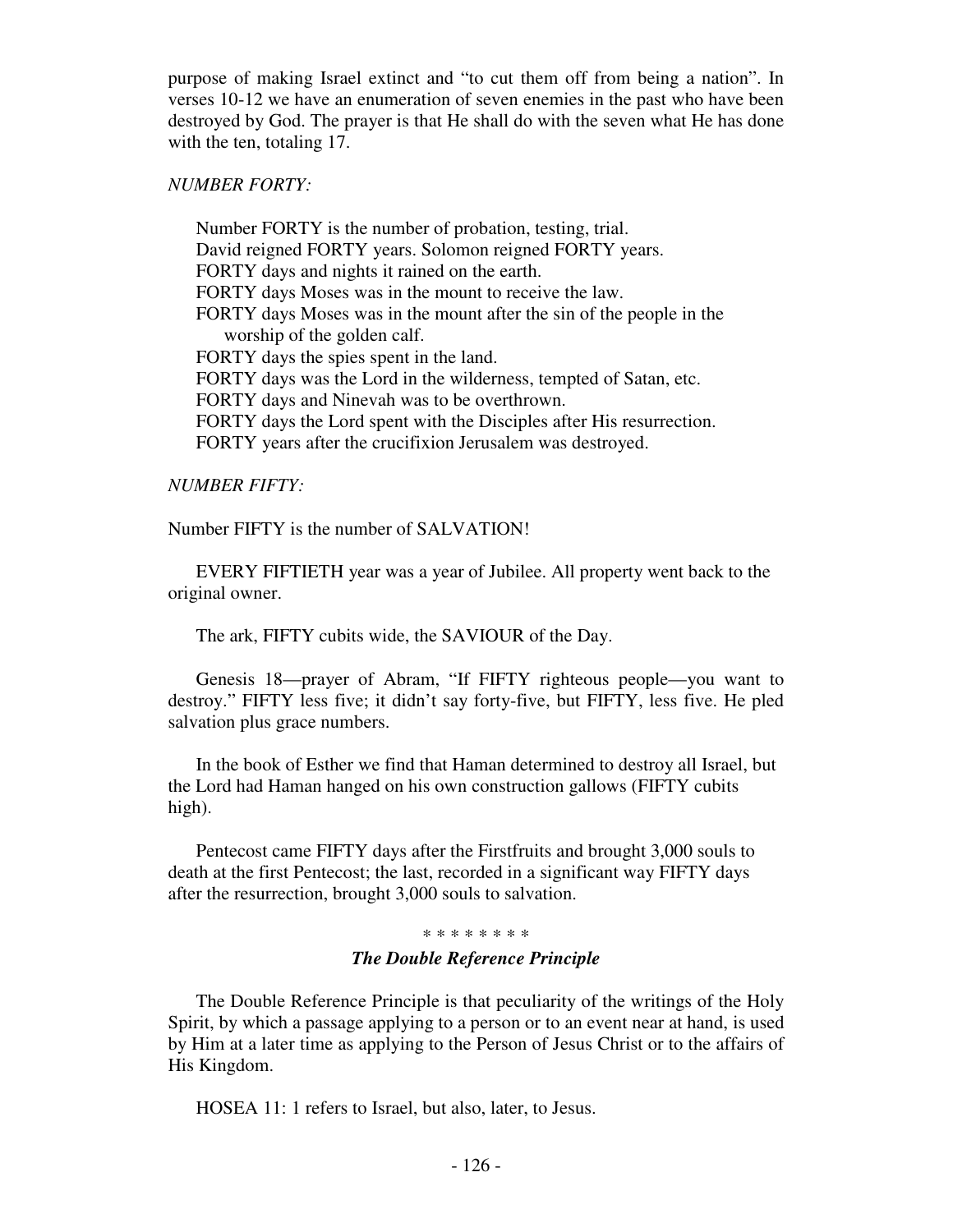purpose of making Israel extinct and "to cut them off from being a nation". In verses 10-12 we have an enumeration of seven enemies in the past who have been destroyed by God. The prayer is that He shall do with the seven what He has done with the ten, totaling 17.

*NUMBER FORTY:*

Number FORTY is the number of probation, testing, trial.
David reigned FORTY years. Solomon reigned FORTY years.
FORTY days and nights it rained on the earth.
FORTY days Moses was in the mount to receive the law.
FORTY days Moses was in the mount after the sin of the people in the worship of the golden calf.
FORTY days the spies spent in the land.
FORTY days was the Lord in the wilderness, tempted of Satan, etc.
FORTY days and Ninevah was to be overthrown.
FORTY days the Lord spent with the Disciples after His resurrection.
FORTY years after the crucifixion Jerusalem was destroyed.

*NUMBER FIFTY:*

Number FIFTY is the number of SALVATION!

EVERY FIFTIETH year was a year of Jubilee. All property went back to the original owner.

The ark, FIFTY cubits wide, the SAVIOUR of the Day.

Genesis 18—prayer of Abram, "If FIFTY righteous people—you want to destroy." FIFTY less five; it didn't say forty-five, but FIFTY, less five. He pled salvation plus grace numbers.

In the book of Esther we find that Haman determined to destroy all Israel, but the Lord had Haman hanged on his own construction gallows (FIFTY cubits high).

Pentecost came FIFTY days after the Firstfruits and brought 3,000 souls to death at the first Pentecost; the last, recorded in a significant way FIFTY days after the resurrection, brought 3,000 souls to salvation.

* * * * * * * *

### *The Double Reference Principle*

The Double Reference Principle is that peculiarity of the writings of the Holy Spirit, by which a passage applying to a person or to an event near at hand, is used by Him at a later time as applying to the Person of Jesus Christ or to the affairs of His Kingdom.

HOSEA 11: 1 refers to Israel, but also, later, to Jesus.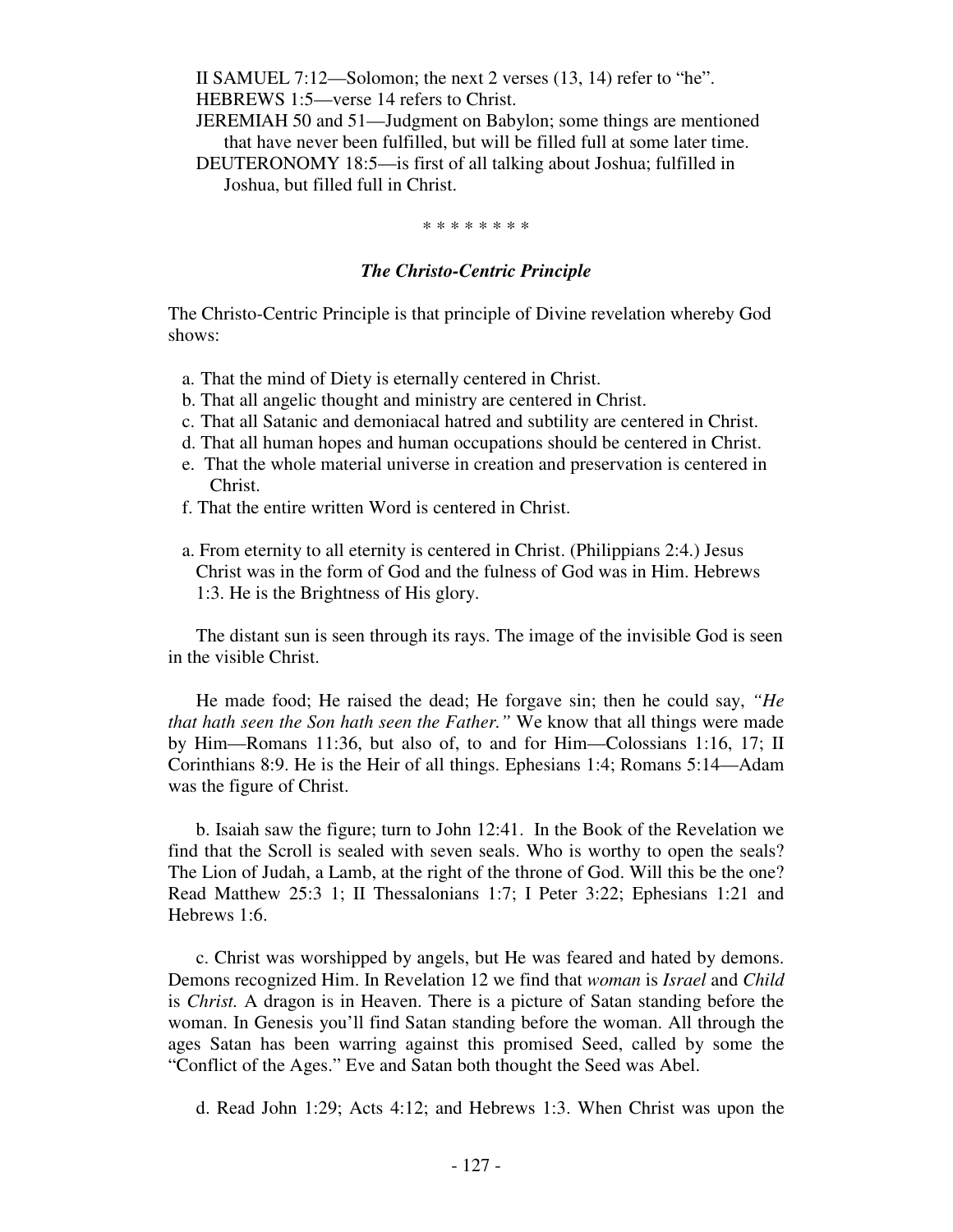II SAMUEL 7:12—Solomon; the next 2 verses (13, 14) refer to "he".
HEBREWS 1:5—verse 14 refers to Christ.
JEREMIAH 50 and 51—Judgment on Babylon; some things are mentioned that have never been fulfilled, but will be filled full at some later time.
DEUTERONOMY 18:5—is first of all talking about Joshua; fulfilled in Joshua, but filled full in Christ.

\* \* \* \* \* \* \* \*

### *The Christo-Centric Principle*

The Christo-Centric Principle is that principle of Divine revelation whereby God shows:

a. That the mind of Diety is eternally centered in Christ.
b. That all angelic thought and ministry are centered in Christ.
c. That all Satanic and demoniacal hatred and subtility are centered in Christ.
d. That all human hopes and human occupations should be centered in Christ.
e. That the whole material universe in creation and preservation is centered in Christ.
f. That the entire written Word is centered in Christ.

a. From eternity to all eternity is centered in Christ. (Philippians 2:4.) Jesus Christ was in the form of God and the fulness of God was in Him. Hebrews 1:3. He is the Brightness of His glory.

The distant sun is seen through its rays. The image of the invisible God is seen in the visible Christ.

He made food; He raised the dead; He forgave sin; then he could say, *"He that hath seen the Son hath seen the Father."* We know that all things were made by Him—Romans 11:36, but also of, to and for Him—Colossians 1:16, 17; II Corinthians 8:9. He is the Heir of all things. Ephesians 1:4; Romans 5:14—Adam was the figure of Christ.

b. Isaiah saw the figure; turn to John 12:41. In the Book of the Revelation we find that the Scroll is sealed with seven seals. Who is worthy to open the seals? The Lion of Judah, a Lamb, at the right of the throne of God. Will this be the one? Read Matthew 25:3 1; II Thessalonians 1:7; I Peter 3:22; Ephesians 1:21 and Hebrews 1:6.

c. Christ was worshipped by angels, but He was feared and hated by demons. Demons recognized Him. In Revelation 12 we find that *woman* is *Israel* and *Child* is *Christ.* A dragon is in Heaven. There is a picture of Satan standing before the woman. In Genesis you'll find Satan standing before the woman. All through the ages Satan has been warring against this promised Seed, called by some the "Conflict of the Ages." Eve and Satan both thought the Seed was Abel.

d. Read John 1:29; Acts 4:12; and Hebrews 1:3. When Christ was upon the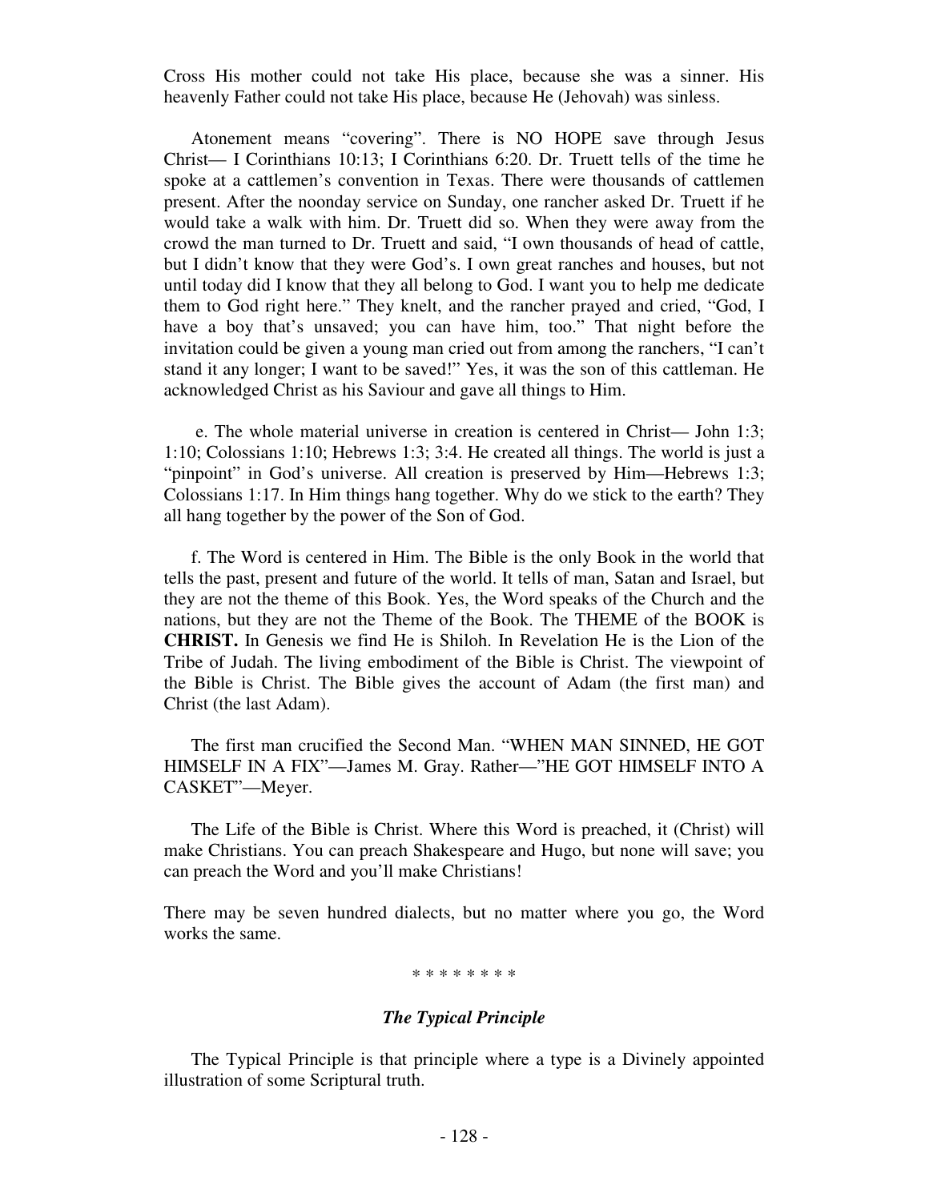Cross His mother could not take His place, because she was a sinner. His heavenly Father could not take His place, because He (Jehovah) was sinless.

Atonement means "covering". There is NO HOPE save through Jesus Christ— I Corinthians 10:13; I Corinthians 6:20. Dr. Truett tells of the time he spoke at a cattlemen's convention in Texas. There were thousands of cattlemen present. After the noonday service on Sunday, one rancher asked Dr. Truett if he would take a walk with him. Dr. Truett did so. When they were away from the crowd the man turned to Dr. Truett and said, "I own thousands of head of cattle, but I didn't know that they were God's. I own great ranches and houses, but not until today did I know that they all belong to God. I want you to help me dedicate them to God right here." They knelt, and the rancher prayed and cried, "God, I have a boy that's unsaved; you can have him, too." That night before the invitation could be given a young man cried out from among the ranchers, "I can't stand it any longer; I want to be saved!" Yes, it was the son of this cattleman. He acknowledged Christ as his Saviour and gave all things to Him.

e. The whole material universe in creation is centered in Christ— John 1:3; 1:10; Colossians 1:10; Hebrews 1:3; 3:4. He created all things. The world is just a "pinpoint" in God's universe. All creation is preserved by Him—Hebrews 1:3; Colossians 1:17. In Him things hang together. Why do we stick to the earth? They all hang together by the power of the Son of God.

f. The Word is centered in Him. The Bible is the only Book in the world that tells the past, present and future of the world. It tells of man, Satan and Israel, but they are not the theme of this Book. Yes, the Word speaks of the Church and the nations, but they are not the Theme of the Book. The THEME of the BOOK is **CHRIST.** In Genesis we find He is Shiloh. In Revelation He is the Lion of the Tribe of Judah. The living embodiment of the Bible is Christ. The viewpoint of the Bible is Christ. The Bible gives the account of Adam (the first man) and Christ (the last Adam).

The first man crucified the Second Man. "WHEN MAN SINNED, HE GOT HIMSELF IN A FIX"—James M. Gray. Rather—"HE GOT HIMSELF INTO A CASKET"—Meyer.

The Life of the Bible is Christ. Where this Word is preached, it (Christ) will make Christians. You can preach Shakespeare and Hugo, but none will save; you can preach the Word and you'll make Christians!

There may be seven hundred dialects, but no matter where you go, the Word works the same.

* * * * * * * *

### ***The Typical Principle***

The Typical Principle is that principle where a type is a Divinely appointed illustration of some Scriptural truth.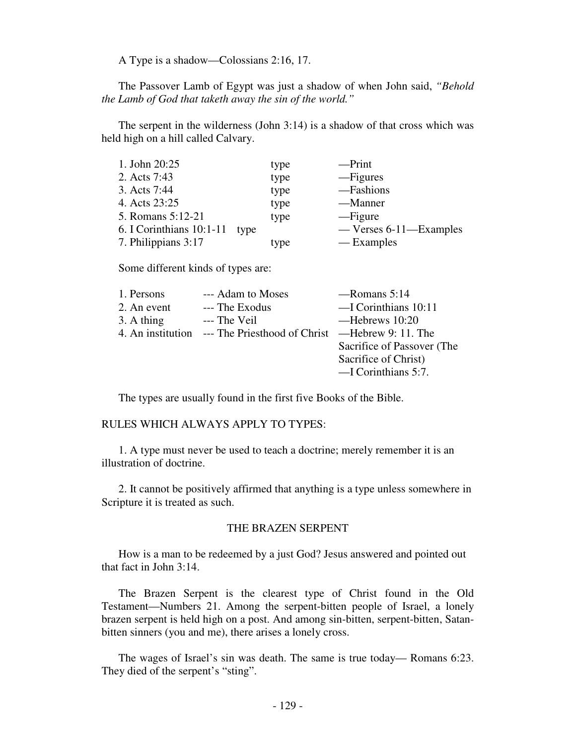A Type is a shadow—Colossians 2:16, 17.

The Passover Lamb of Egypt was just a shadow of when John said, *"Behold the Lamb of God that taketh away the sin of the world."*

The serpent in the wilderness (John 3:14) is a shadow of that cross which was held high on a hill called Calvary.

| | | |
|---|---|---|
| 1. John 20:25 | type | —Print |
| 2. Acts 7:43 | type | —Figures |
| 3. Acts 7:44 | type | —Fashions |
| 4. Acts 23:25 | type | —Manner |
| 5. Romans 5:12-21 | type | —Figure |
| 6. I Corinthians 10:1-11 type | | — Verses 6-11—Examples |
| 7. Philippians 3:17 | type | — Examples |

Some different kinds of types are:

| | | |
|---|---|---|
| 1. Persons | --- Adam to Moses | —Romans 5:14 |
| 2. An event | --- The Exodus | —I Corinthians 10:11 |
| 3. A thing | --- The Veil | —Hebrews 10:20 |
| 4. An institution | --- The Priesthood of Christ | —Hebrew 9: 11. The Sacrifice of Passover (The Sacrifice of Christ) —I Corinthians 5:7. |

The types are usually found in the first five Books of the Bible.

RULES WHICH ALWAYS APPLY TO TYPES:

1. A type must never be used to teach a doctrine; merely remember it is an illustration of doctrine.

2. It cannot be positively affirmed that anything is a type unless somewhere in Scripture it is treated as such.

## THE BRAZEN SERPENT

How is a man to be redeemed by a just God? Jesus answered and pointed out that fact in John 3:14.

The Brazen Serpent is the clearest type of Christ found in the Old Testament—Numbers 21. Among the serpent-bitten people of Israel, a lonely brazen serpent is held high on a post. And among sin-bitten, serpent-bitten, Satan-bitten sinners (you and me), there arises a lonely cross.

The wages of Israel's sin was death. The same is true today— Romans 6:23. They died of the serpent's "sting".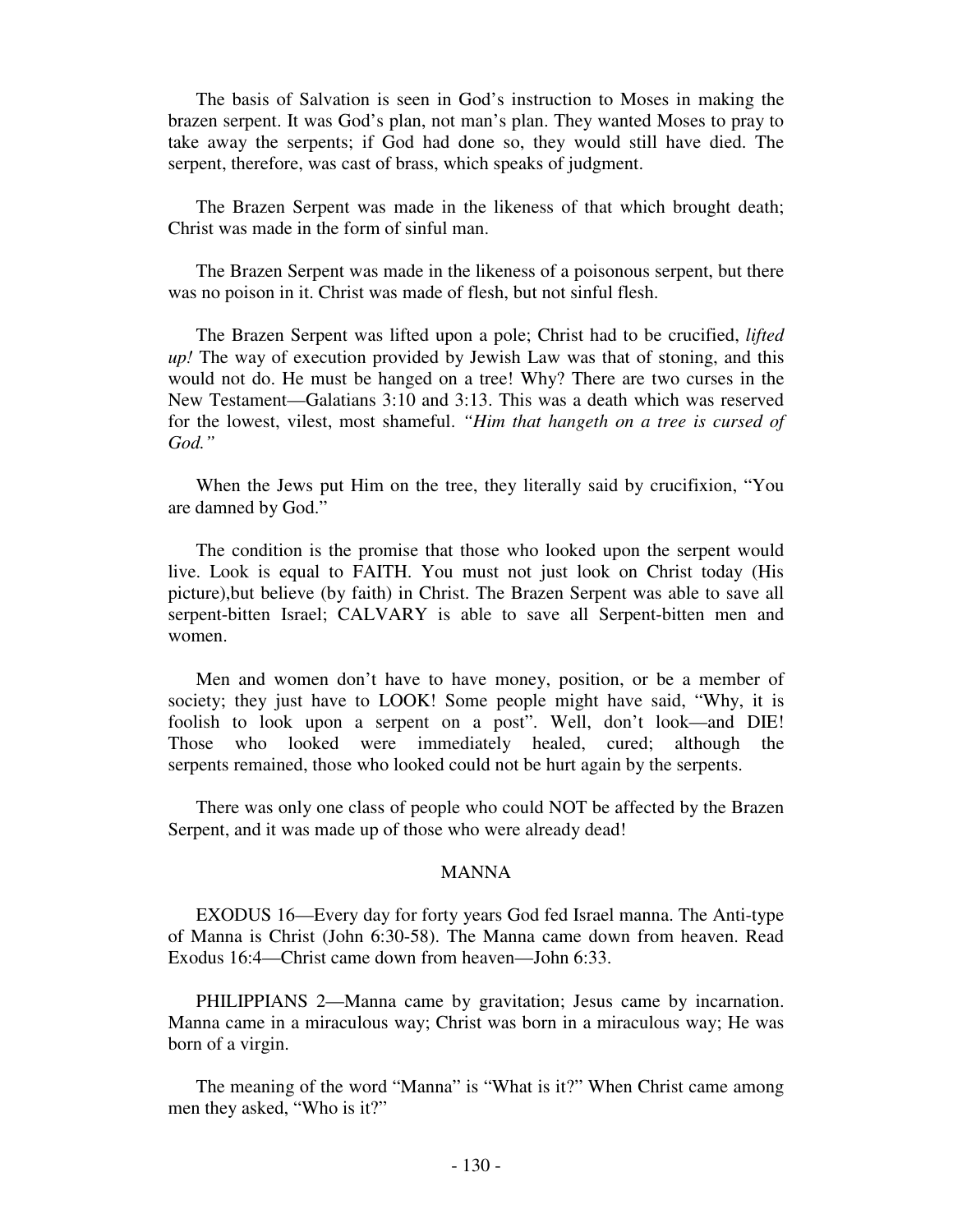The basis of Salvation is seen in God's instruction to Moses in making the brazen serpent. It was God's plan, not man's plan. They wanted Moses to pray to take away the serpents; if God had done so, they would still have died. The serpent, therefore, was cast of brass, which speaks of judgment.

The Brazen Serpent was made in the likeness of that which brought death; Christ was made in the form of sinful man.

The Brazen Serpent was made in the likeness of a poisonous serpent, but there was no poison in it. Christ was made of flesh, but not sinful flesh.

The Brazen Serpent was lifted upon a pole; Christ had to be crucified, *lifted up!* The way of execution provided by Jewish Law was that of stoning, and this would not do. He must be hanged on a tree! Why? There are two curses in the New Testament—Galatians 3:10 and 3:13. This was a death which was reserved for the lowest, vilest, most shameful. *"Him that hangeth on a tree is cursed of God."*

When the Jews put Him on the tree, they literally said by crucifixion, "You are damned by God."

The condition is the promise that those who looked upon the serpent would live. Look is equal to FAITH. You must not just look on Christ today (His picture),but believe (by faith) in Christ. The Brazen Serpent was able to save all serpent-bitten Israel; CALVARY is able to save all Serpent-bitten men and women.

Men and women don't have to have money, position, or be a member of society; they just have to LOOK! Some people might have said, "Why, it is foolish to look upon a serpent on a post". Well, don't look—and DIE! Those who looked were immediately healed, cured; although the serpents remained, those who looked could not be hurt again by the serpents.

There was only one class of people who could NOT be affected by the Brazen Serpent, and it was made up of those who were already dead!

## MANNA

EXODUS 16—Every day for forty years God fed Israel manna. The Anti-type of Manna is Christ (John 6:30-58). The Manna came down from heaven. Read Exodus 16:4—Christ came down from heaven—John 6:33.

PHILIPPIANS 2—Manna came by gravitation; Jesus came by incarnation. Manna came in a miraculous way; Christ was born in a miraculous way; He was born of a virgin.

The meaning of the word "Manna" is "What is it?" When Christ came among men they asked, "Who is it?"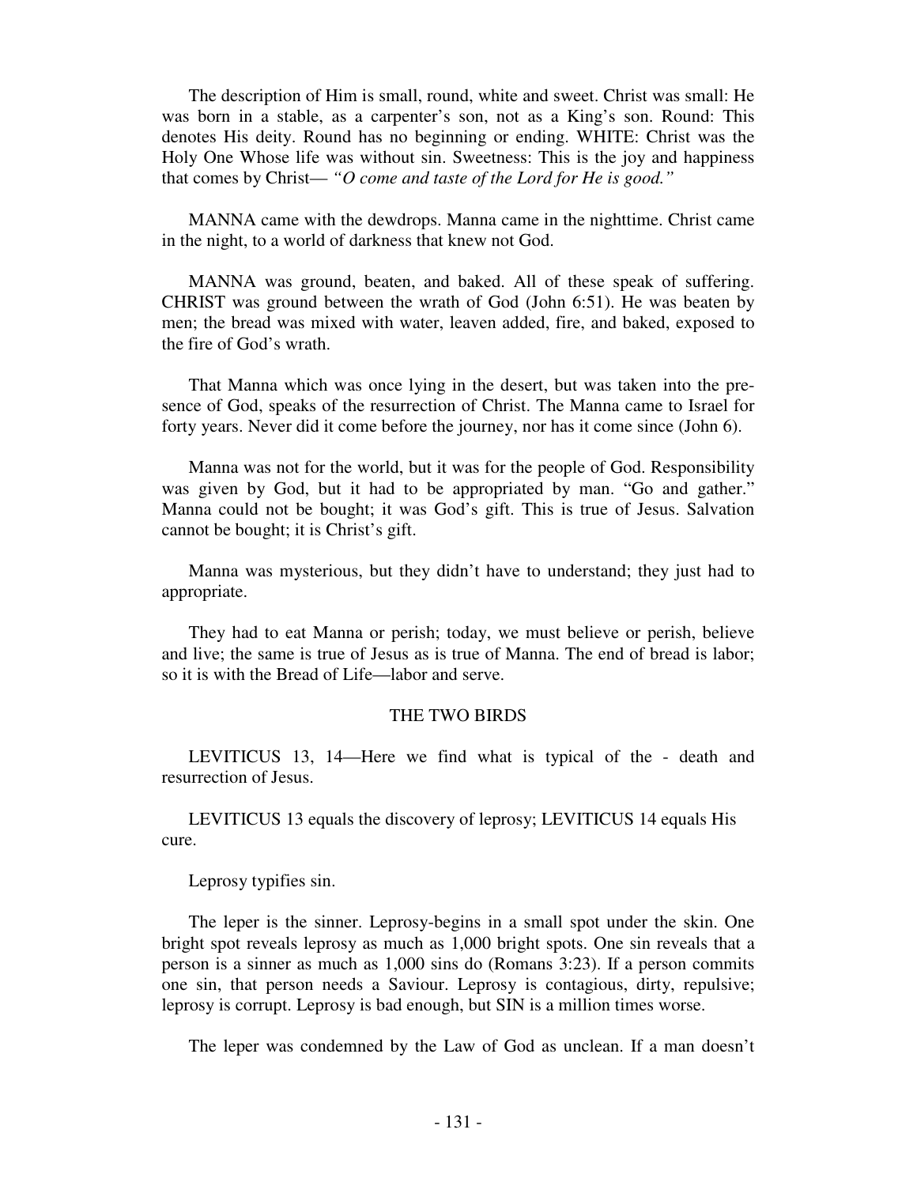The description of Him is small, round, white and sweet. Christ was small: He was born in a stable, as a carpenter's son, not as a King's son. Round: This denotes His deity. Round has no beginning or ending. WHITE: Christ was the Holy One Whose life was without sin. Sweetness: This is the joy and happiness that comes by Christ— *"O come and taste of the Lord for He is good."*

MANNA came with the dewdrops. Manna came in the nighttime. Christ came in the night, to a world of darkness that knew not God.

MANNA was ground, beaten, and baked. All of these speak of suffering. CHRIST was ground between the wrath of God (John 6:51). He was beaten by men; the bread was mixed with water, leaven added, fire, and baked, exposed to the fire of God's wrath.

That Manna which was once lying in the desert, but was taken into the presence of God, speaks of the resurrection of Christ. The Manna came to Israel for forty years. Never did it come before the journey, nor has it come since (John 6).

Manna was not for the world, but it was for the people of God. Responsibility was given by God, but it had to be appropriated by man. "Go and gather." Manna could not be bought; it was God's gift. This is true of Jesus. Salvation cannot be bought; it is Christ's gift.

Manna was mysterious, but they didn't have to understand; they just had to appropriate.

They had to eat Manna or perish; today, we must believe or perish, believe and live; the same is true of Jesus as is true of Manna. The end of bread is labor; so it is with the Bread of Life—labor and serve.

## THE TWO BIRDS

LEVITICUS 13, 14—Here we find what is typical of the - death and resurrection of Jesus.

LEVITICUS 13 equals the discovery of leprosy; LEVITICUS 14 equals His cure.

Leprosy typifies sin.

The leper is the sinner. Leprosy-begins in a small spot under the skin. One bright spot reveals leprosy as much as 1,000 bright spots. One sin reveals that a person is a sinner as much as 1,000 sins do (Romans 3:23). If a person commits one sin, that person needs a Saviour. Leprosy is contagious, dirty, repulsive; leprosy is corrupt. Leprosy is bad enough, but SIN is a million times worse.

The leper was condemned by the Law of God as unclean. If a man doesn't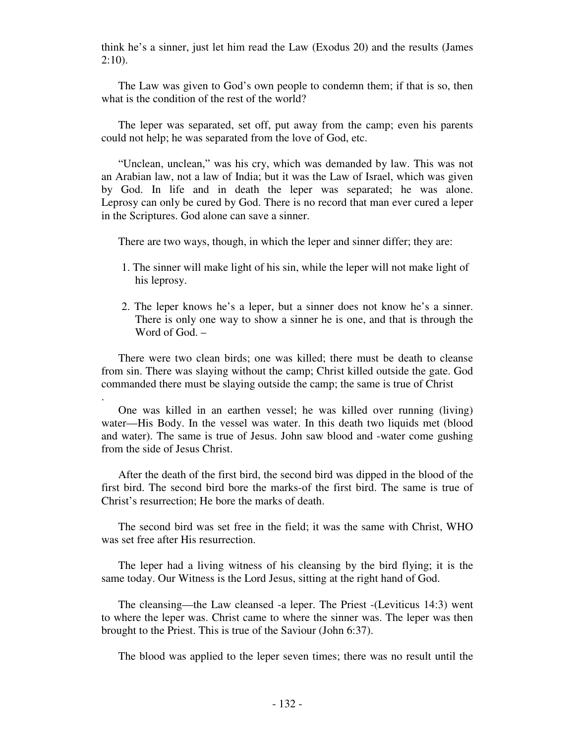think he's a sinner, just let him read the Law (Exodus 20) and the results (James 2:10).

The Law was given to God's own people to condemn them; if that is so, then what is the condition of the rest of the world?

The leper was separated, set off, put away from the camp; even his parents could not help; he was separated from the love of God, etc.

"Unclean, unclean," was his cry, which was demanded by law. This was not an Arabian law, not a law of India; but it was the Law of Israel, which was given by God. In life and in death the leper was separated; he was alone. Leprosy can only be cured by God. There is no record that man ever cured a leper in the Scriptures. God alone can save a sinner.

There are two ways, though, in which the leper and sinner differ; they are:

1. The sinner will make light of his sin, while the leper will not make light of his leprosy.

2. The leper knows he's a leper, but a sinner does not know he's a sinner. There is only one way to show a sinner he is one, and that is through the Word of God. –

There were two clean birds; one was killed; there must be death to cleanse from sin. There was slaying without the camp; Christ killed outside the gate. God commanded there must be slaying outside the camp; the same is true of Christ

.

One was killed in an earthen vessel; he was killed over running (living) water—His Body. In the vessel was water. In this death two liquids met (blood and water). The same is true of Jesus. John saw blood and -water come gushing from the side of Jesus Christ.

After the death of the first bird, the second bird was dipped in the blood of the first bird. The second bird bore the marks-of the first bird. The same is true of Christ's resurrection; He bore the marks of death.

The second bird was set free in the field; it was the same with Christ, WHO was set free after His resurrection.

The leper had a living witness of his cleansing by the bird flying; it is the same today. Our Witness is the Lord Jesus, sitting at the right hand of God.

The cleansing—the Law cleansed -a leper. The Priest -(Leviticus 14:3) went to where the leper was. Christ came to where the sinner was. The leper was then brought to the Priest. This is true of the Saviour (John 6:37).

The blood was applied to the leper seven times; there was no result until the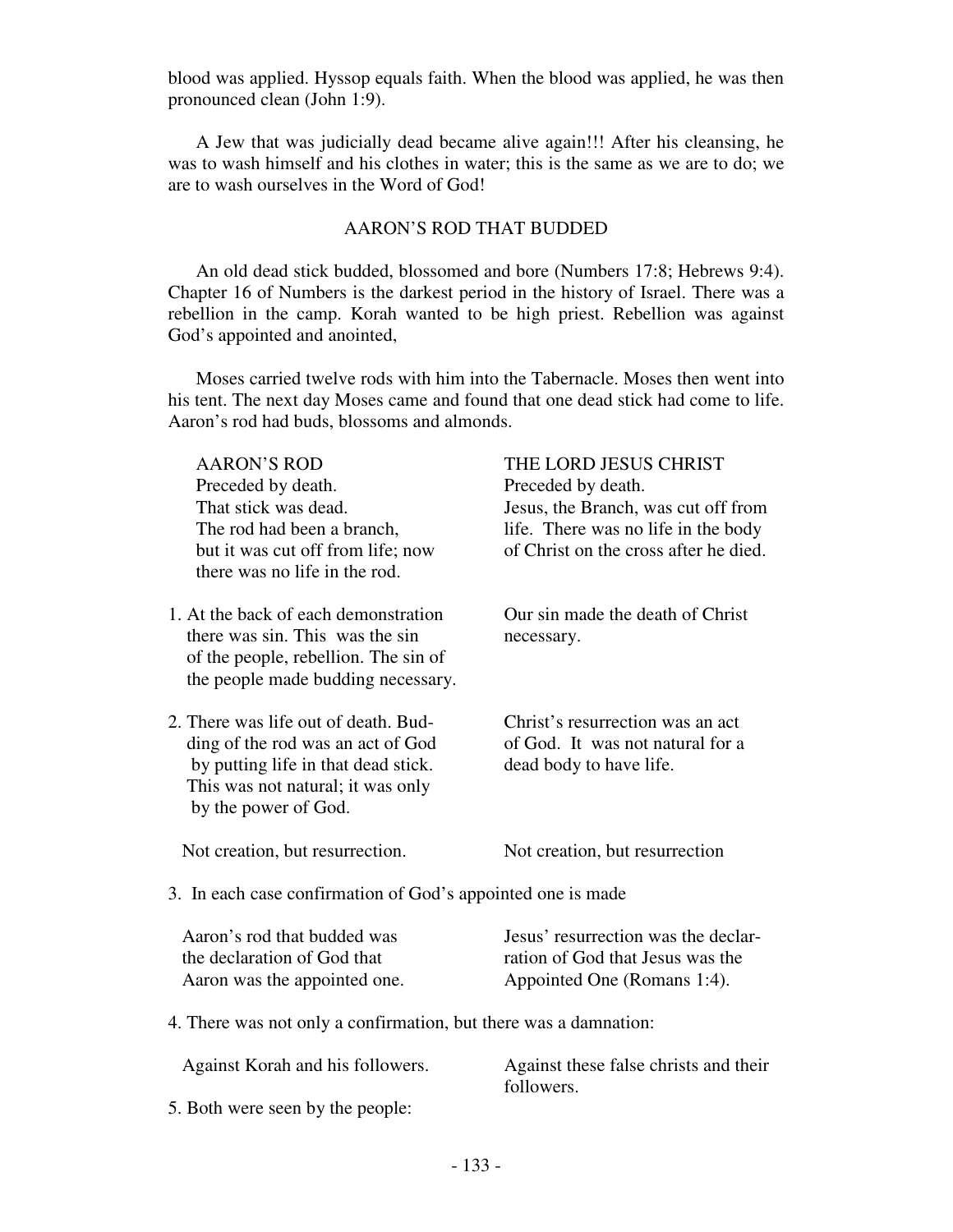blood was applied. Hyssop equals faith. When the blood was applied, he was then pronounced clean (John 1:9).

A Jew that was judicially dead became alive again!!! After his cleansing, he was to wash himself and his clothes in water; this is the same as we are to do; we are to wash ourselves in the Word of God!

## AARON'S ROD THAT BUDDED

An old dead stick budded, blossomed and bore (Numbers 17:8; Hebrews 9:4). Chapter 16 of Numbers is the darkest period in the history of Israel. There was a rebellion in the camp. Korah wanted to be high priest. Rebellion was against God's appointed and anointed,

Moses carried twelve rods with him into the Tabernacle. Moses then went into his tent. The next day Moses came and found that one dead stick had come to life. Aaron's rod had buds, blossoms and almonds.

| AARON'S ROD | THE LORD JESUS CHRIST |
|---|---|
| Preceded by death. | Preceded by death. |
| That stick was dead. The rod had been a branch, but it was cut off from life; now there was no life in the rod. | Jesus, the Branch, was cut off from life. There was no life in the body of Christ on the cross after he died. |
| 1. At the back of each demonstration there was sin. This was the sin of the people, rebellion. The sin of the people made budding necessary. | Our sin made the death of Christ necessary. |
| 2. There was life out of death. Budding of the rod was an act of God by putting life in that dead stick. This was not natural; it was only by the power of God. | Christ's resurrection was an act of God. It was not natural for a dead body to have life. |
| Not creation, but resurrection. | Not creation, but resurrection |

3. In each case confirmation of God's appointed one is made

| | |
|---|---|
| Aaron's rod that budded was the declaration of God that Aaron was the appointed one. | Jesus' resurrection was the declaration of God that Jesus was the Appointed One (Romans 1:4). |

4. There was not only a confirmation, but there was a damnation:

| | |
|---|---|
| Against Korah and his followers. | Against these false christs and their followers. |

5. Both were seen by the people: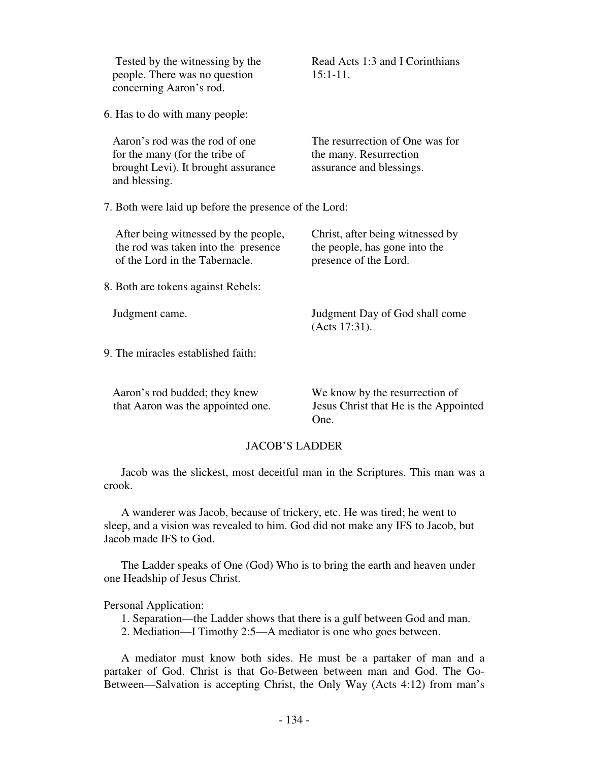| | |
|---|---|
| Tested by the witnessing by the people. There was no question concerning Aaron's rod. | Read Acts 1:3 and I Corinthians 15:1-11. |

6. Has to do with many people:

| | |
|---|---|
| Aaron's rod was the rod of one for the many (for the tribe of brought Levi). It brought assurance and blessing. | The resurrection of One was for the many. Resurrection assurance and blessings. |

7. Both were laid up before the presence of the Lord:

| | |
|---|---|
| After being witnessed by the people, the rod was taken into the presence of the Lord in the Tabernacle. | Christ, after being witnessed by the people, has gone into the presence of the Lord. |

8. Both are tokens against Rebels:

| | |
|---|---|
| Judgment came. | Judgment Day of God shall come (Acts 17:31). |

9. The miracles established faith:

| | |
|---|---|
| Aaron's rod budded; they knew that Aaron was the appointed one. | We know by the resurrection of Jesus Christ that He is the Appointed One. |

## JACOB'S LADDER

Jacob was the slickest, most deceitful man in the Scriptures. This man was a crook.

A wanderer was Jacob, because of trickery, etc. He was tired; he went to sleep, and a vision was revealed to him. God did not make any IFS to Jacob, but Jacob made IFS to God.

The Ladder speaks of One (God) Who is to bring the earth and heaven under one Headship of Jesus Christ.

Personal Application:

1. Separation—the Ladder shows that there is a gulf between God and man.
2. Mediation—I Timothy 2:5—A mediator is one who goes between.

A mediator must know both sides. He must be a partaker of man and a partaker of God. Christ is that Go-Between between man and God. The Go-Between—Salvation is accepting Christ, the Only Way (Acts 4:12) from man's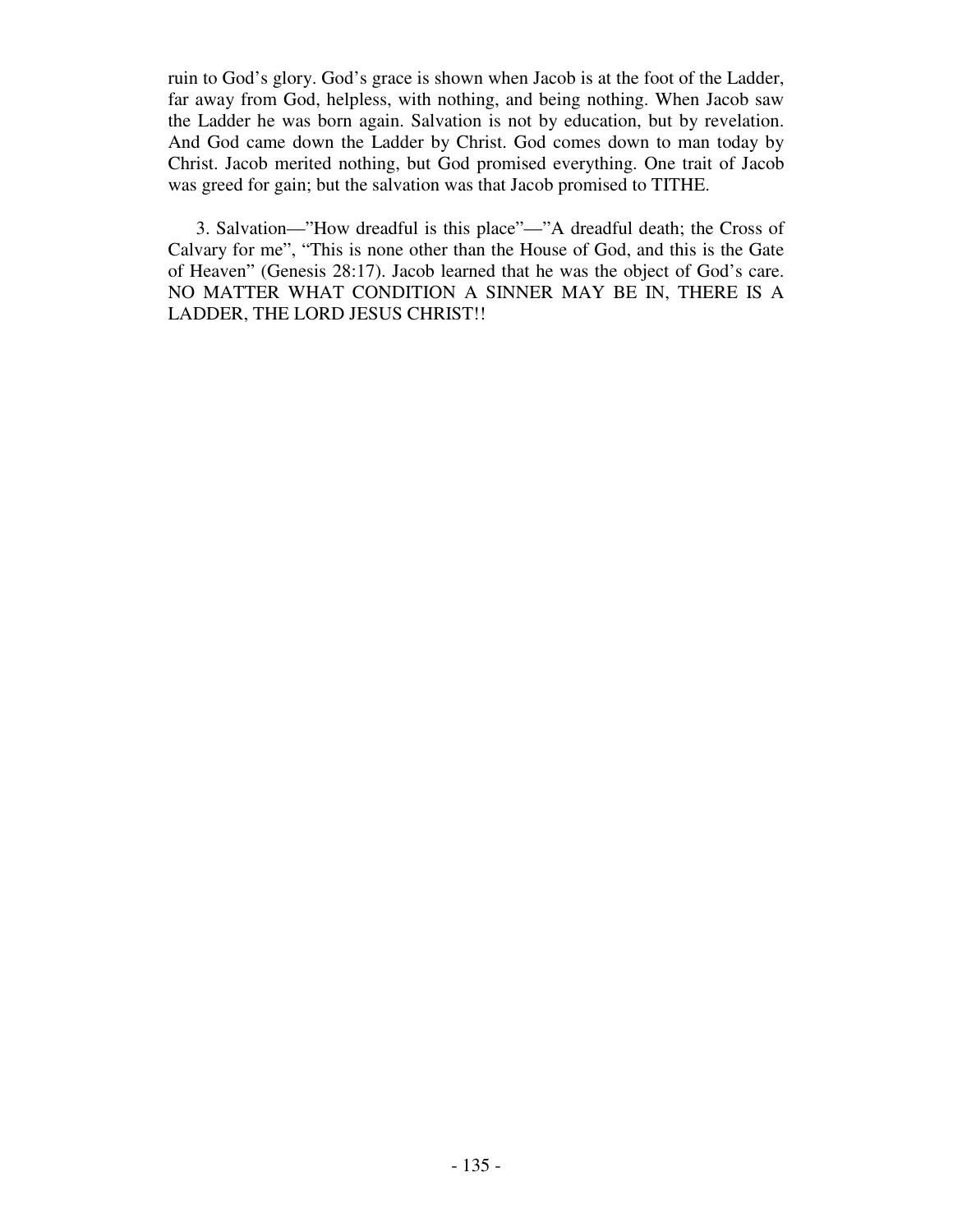ruin to God's glory. God's grace is shown when Jacob is at the foot of the Ladder, far away from God, helpless, with nothing, and being nothing. When Jacob saw the Ladder he was born again. Salvation is not by education, but by revelation. And God came down the Ladder by Christ. God comes down to man today by Christ. Jacob merited nothing, but God promised everything. One trait of Jacob was greed for gain; but the salvation was that Jacob promised to TITHE.

3. Salvation—"How dreadful is this place"—"A dreadful death; the Cross of Calvary for me", "This is none other than the House of God, and this is the Gate of Heaven" (Genesis 28:17). Jacob learned that he was the object of God's care. NO MATTER WHAT CONDITION A SINNER MAY BE IN, THERE IS A LADDER, THE LORD JESUS CHRIST!!